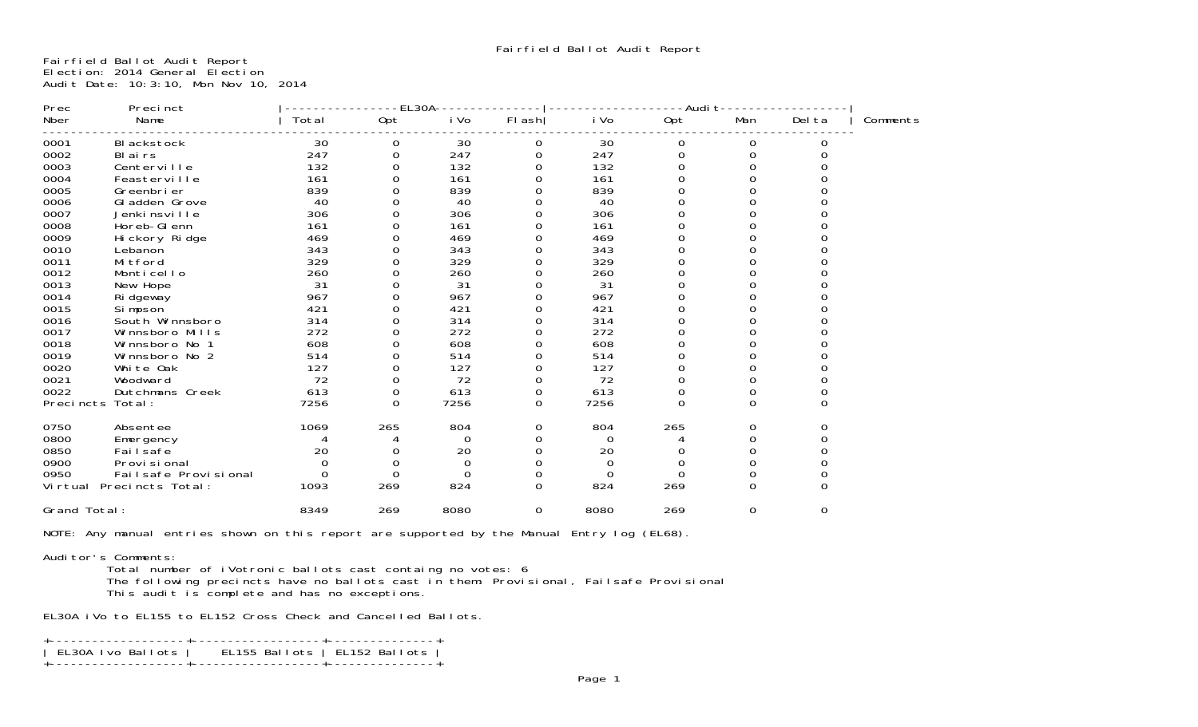Fairfield Ballot Audit Report

Fairfield Ballot Audit Report
Election: 2014 General Election
Audit Date: 10:3:10, Mon Nov 10, 2014

| Prec Nber | Precinct Name | EL30A Total | EL30A Opt | EL30A iVo | EL30A Flash | Audit iVo | Audit Opt | Audit Man | Audit Delta | Comments |
|---|---|---|---|---|---|---|---|---|---|---|
| 0001 | Blackstock | 30 | 0 | 30 | 0 | 30 | 0 | 0 | 0 | |
| 0002 | Blairs | 247 | 0 | 247 | 0 | 247 | 0 | 0 | 0 | |
| 0003 | Centerville | 132 | 0 | 132 | 0 | 132 | 0 | 0 | 0 | |
| 0004 | Feasterville | 161 | 0 | 161 | 0 | 161 | 0 | 0 | 0 | |
| 0005 | Greenbrier | 839 | 0 | 839 | 0 | 839 | 0 | 0 | 0 | |
| 0006 | Gladden Grove | 40 | 0 | 40 | 0 | 40 | 0 | 0 | 0 | |
| 0007 | Jenkinsville | 306 | 0 | 306 | 0 | 306 | 0 | 0 | 0 | |
| 0008 | Horeb-Glenn | 161 | 0 | 161 | 0 | 161 | 0 | 0 | 0 | |
| 0009 | Hickory Ridge | 469 | 0 | 469 | 0 | 469 | 0 | 0 | 0 | |
| 0010 | Lebanon | 343 | 0 | 343 | 0 | 343 | 0 | 0 | 0 | |
| 0011 | Mitford | 329 | 0 | 329 | 0 | 329 | 0 | 0 | 0 | |
| 0012 | Monticello | 260 | 0 | 260 | 0 | 260 | 0 | 0 | 0 | |
| 0013 | New Hope | 31 | 0 | 31 | 0 | 31 | 0 | 0 | 0 | |
| 0014 | Ridgeway | 967 | 0 | 967 | 0 | 967 | 0 | 0 | 0 | |
| 0015 | Simpson | 421 | 0 | 421 | 0 | 421 | 0 | 0 | 0 | |
| 0016 | South Winnsboro | 314 | 0 | 314 | 0 | 314 | 0 | 0 | 0 | |
| 0017 | Winnsboro Mills | 272 | 0 | 272 | 0 | 272 | 0 | 0 | 0 | |
| 0018 | Winnsboro No 1 | 608 | 0 | 608 | 0 | 608 | 0 | 0 | 0 | |
| 0019 | Winnsboro No 2 | 514 | 0 | 514 | 0 | 514 | 0 | 0 | 0 | |
| 0020 | White Oak | 127 | 0 | 127 | 0 | 127 | 0 | 0 | 0 | |
| 0021 | Woodward | 72 | 0 | 72 | 0 | 72 | 0 | 0 | 0 | |
| 0022 | Dutchmans Creek | 613 | 0 | 613 | 0 | 613 | 0 | 0 | 0 | |
| Precincts Total: | | 7256 | 0 | 7256 | 0 | 7256 | 0 | 0 | 0 | |
| 0750 | Absentee | 1069 | 265 | 804 | 0 | 804 | 265 | 0 | 0 | |
| 0800 | Emergency | 4 | 4 | 0 | 0 | 0 | 4 | 0 | 0 | |
| 0850 | Failsafe | 20 | 0 | 20 | 0 | 20 | 0 | 0 | 0 | |
| 0900 | Provisional | 0 | 0 | 0 | 0 | 0 | 0 | 0 | 0 | |
| 0950 | Failsafe Provisional | 0 | 0 | 0 | 0 | 0 | 0 | 0 | 0 | |
| Virtual Precincts Total: | | 1093 | 269 | 824 | 0 | 824 | 269 | 0 | 0 | |
| Grand Total: | | 8349 | 269 | 8080 | 0 | 8080 | 269 | 0 | 0 | |

NOTE: Any manual entries shown on this report are supported by the Manual Entry log (EL68).

Auditor's Comments:
Total number of iVotronic ballots cast containg no votes: 6
The following precincts have no ballots cast in them: Provisional, Failsafe Provisional
This audit is complete and has no exceptions.

EL30A iVo to EL155 to EL152 Cross Check and Cancelled Ballots.

| EL30A Ivo Ballots | EL155 Ballots | EL152 Ballots |
|---|---|---|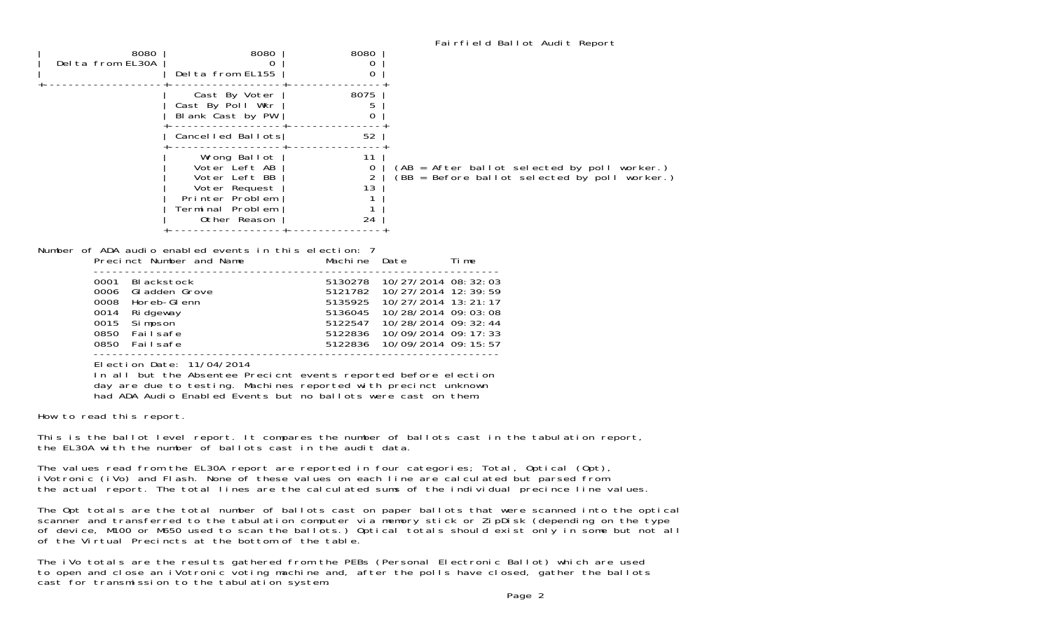Fairfield Ballot Audit Report

| | | |
|---|---|---|
| 8080 | 8080 | 8080 |
| Delta from EL30A | 0 | 0 |
| | Delta from EL155 | 0 |
| | Cast By Voter | 8075 |
| | Cast By Poll Wkr | 5 |
| | Blank Cast by PW | 0 |
| | Cancelled Ballots | 52 |
| | Wrong Ballot | 11 |
| | Voter Left AB | 0 |
| | Voter Left BB | 2 |
| | Voter Request | 13 |
| | Printer Problem | 1 |
| | Terminal Problem | 1 |
| | Other Reason | 24 |

(AB = After ballot selected by poll worker.)
(BB = Before ballot selected by poll worker.)

Number of ADA audio enabled events in this election: 7

| Precinct Number and Name | Machine | Date | Time |
|---|---|---|---|
| 0001 Blackstock | 5130278 | 10/27/2014 | 08:32:03 |
| 0006 Gladden Grove | 5121782 | 10/27/2014 | 12:39:59 |
| 0008 Horeb-Glenn | 5135925 | 10/27/2014 | 13:21:17 |
| 0014 Ridgeway | 5136045 | 10/28/2014 | 09:03:08 |
| 0015 Simpson | 5122547 | 10/28/2014 | 09:32:44 |
| 0850 Failsafe | 5122836 | 10/09/2014 | 09:17:33 |
| 0850 Failsafe | 5122836 | 10/09/2014 | 09:15:57 |

Election Date: 11/04/2014
In all but the Absentee Precicnt events reported before election day are due to testing. Machines reported with precinct unknown had ADA Audio Enabled Events but no ballots were cast on them.

How to read this report.

This is the ballot level report. It compares the number of ballots cast in the tabulation report, the EL30A with the number of ballots cast in the audit data.

The values read from the EL30A report are reported in four categories; Total, Optical (Opt), iVotronic (iVo) and Flash. None of these values on each line are calculated but parsed from the actual report. The total lines are the calculated sums of the individual precince line values.

The Opt totals are the total number of ballots cast on paper ballots that were scanned into the optical scanner and transferred to the tabulation computer via memory stick or ZipDisk (depending on the type of device, M100 or M650 used to scan the ballots.) Optical totals should exist only in some but not all of the Virtual Precincts at the bottom of the table.

The iVo totals are the results gathered from the PEBs (Personal Electronic Ballot) which are used to open and close an iVotronic voting machine and, after the polls have closed, gather the ballots cast for transmission to the tabulation system.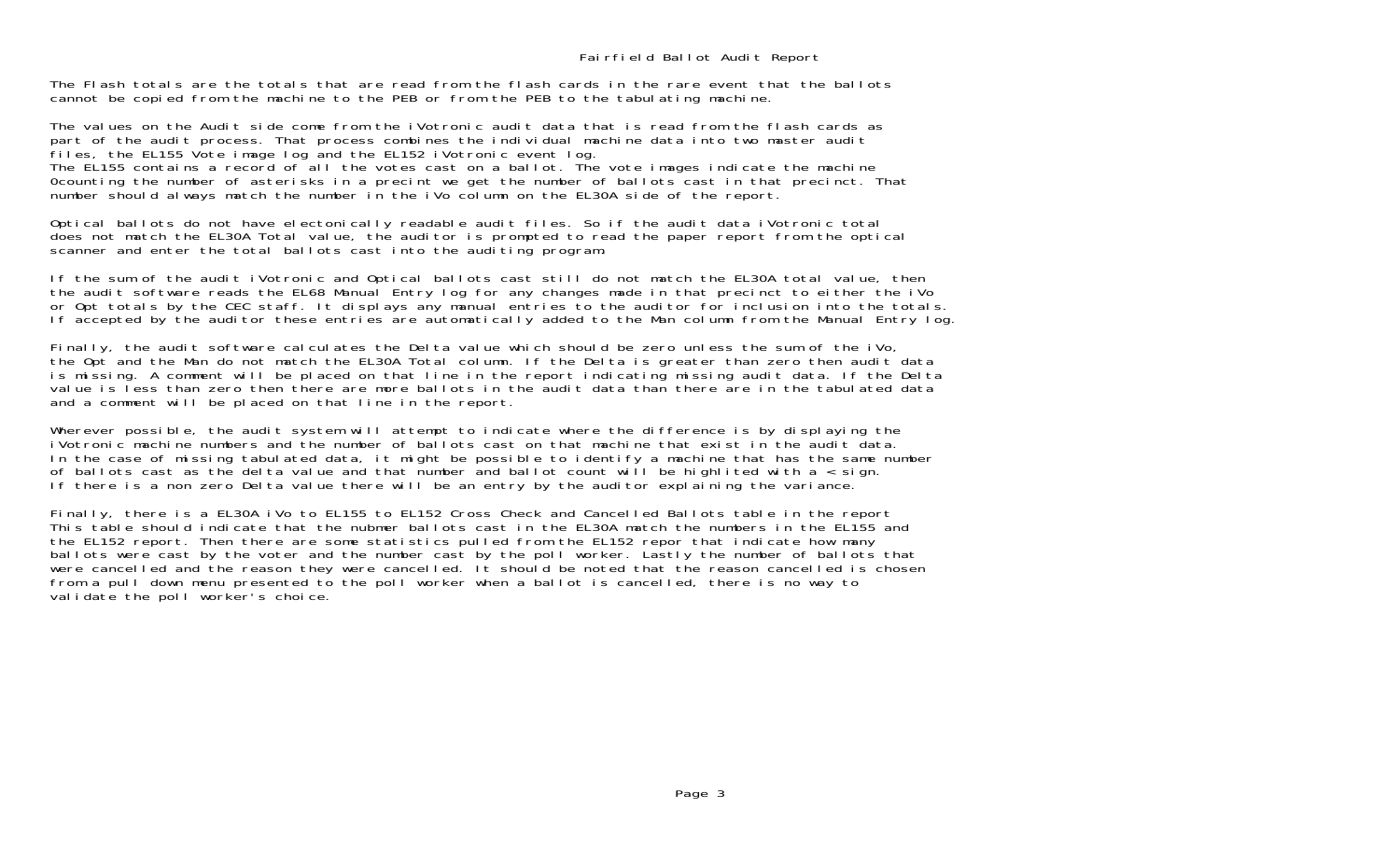# Fairfield Ballot Audit Report

The Flash totals are the totals that are read from the flash cards in the rare event that the ballots cannot be copied from the machine to the PEB or from the PEB to the tabulating machine.

The values on the Audit side come from the iVotronic audit data that is read from the flash cards as part of the audit process. That process combines the individual machine data into two master audit files, the EL155 Vote image log and the EL152 iVotronic event log.
The EL155 contains a record of all the votes cast on a ballot. The vote images indicate the machine 0counting the number of asterisks in a precint we get the number of ballots cast in that precinct. That number should always match the number in the iVo column on the EL30A side of the report.

Optical ballots do not have electonically readable audit files. So if the audit data iVotronic total does not match the EL30A Total value, the auditor is prompted to read the paper report from the optical scanner and enter the total ballots cast into the auditing program.

If the sum of the audit iVotronic and Optical ballots cast still do not match the EL30A total value, then the audit software reads the EL68 Manual Entry log for any changes made in that precinct to either the iVo or Opt totals by the CEC staff. It displays any manual entries to the auditor for inclusion into the totals. If accepted by the auditor these entries are automatically added to the Man column from the Manual Entry log.

Finally, the audit software calculates the Delta value which should be zero unless the sum of the iVo, the Opt and the Man do not match the EL30A Total column. If the Delta is greater than zero then audit data is missing. A comment will be placed on that line in the report indicating missing audit data. If the Delta value is less than zero then there are more ballots in the audit data than there are in the tabulated data and a comment will be placed on that line in the report.

Wherever possible, the audit system will attempt to indicate where the difference is by displaying the iVotronic machine numbers and the number of ballots cast on that machine that exist in the audit data. In the case of missing tabulated data, it might be possible to identify a machine that has the same number of ballots cast as the delta value and that number and ballot count will be highlited with a < sign. If there is a non zero Delta value there will be an entry by the auditor explaining the variance.

Finally, there is a EL30A iVo to EL155 to EL152 Cross Check and Cancelled Ballots table in the report This table should indicate that the nubmer ballots cast in the EL30A match the numbers in the EL155 and the EL152 report. Then there are some statistics pulled from the EL152 repor that indicate how many ballots were cast by the voter and the number cast by the poll worker. Lastly the number of ballots that were cancelled and the reason they were cancelled. It should be noted that the reason cancelled is chosen from a pull down menu presented to the poll worker when a ballot is cancelled, there is no way to validate the poll worker's choice.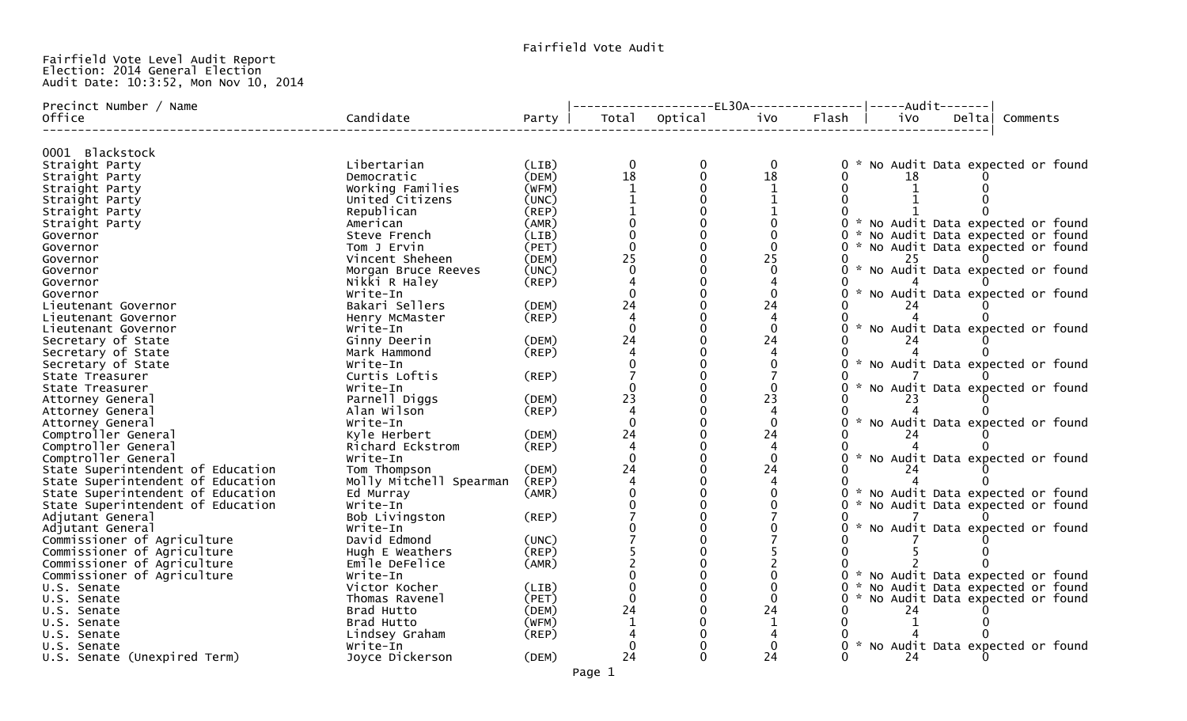Fairfield Vote Audit

Fairfield Vote Level Audit Report
Election: 2014 General Election
Audit Date: 10:3:52, Mon Nov 10, 2014

| Precinct Number / Name<br>Office | Candidate | Party | EL30A Total | EL30A Optical | EL30A iVo | EL30A Flash | Audit iVo | Audit Delta | Comments |
|---|---|---|---|---|---|---|---|---|---|
| **0001 Blackstock** | | | | | | | | | |
| Straight Party | Libertarian | (LIB) | 0 | 0 | 0 | 0 | | | * No Audit Data expected or found |
| Straight Party | Democratic | (DEM) | 18 | 0 | 18 | 0 | 18 | 0 | |
| Straight Party | Working Families | (WFM) | 1 | 0 | 1 | 0 | 1 | 0 | |
| Straight Party | United Citizens | (UNC) | 1 | 0 | 1 | 0 | 1 | 0 | |
| Straight Party | Republican | (REP) | 1 | 0 | 1 | 0 | 1 | 0 | |
| Straight Party | American | (AMR) | 0 | 0 | 0 | 0 | | | * No Audit Data expected or found |
| Governor | Steve French | (LIB) | 0 | 0 | 0 | 0 | | | * No Audit Data expected or found |
| Governor | Tom J Ervin | (PET) | 0 | 0 | 0 | 0 | | | * No Audit Data expected or found |
| Governor | Vincent Sheheen | (DEM) | 25 | 0 | 25 | 0 | 25 | 0 | |
| Governor | Morgan Bruce Reeves | (UNC) | 0 | 0 | 0 | 0 | | | * No Audit Data expected or found |
| Governor | Nikki R Haley | (REP) | 4 | 0 | 4 | 0 | 4 | 0 | |
| Governor | Write-In | | 0 | 0 | 0 | 0 | | | * No Audit Data expected or found |
| Lieutenant Governor | Bakari Sellers | (DEM) | 24 | 0 | 24 | 0 | 24 | 0 | |
| Lieutenant Governor | Henry McMaster | (REP) | 4 | 0 | 4 | 0 | 4 | 0 | |
| Lieutenant Governor | Write-In | | 0 | 0 | 0 | 0 | | | * No Audit Data expected or found |
| Secretary of State | Ginny Deerin | (DEM) | 24 | 0 | 24 | 0 | 24 | 0 | |
| Secretary of State | Mark Hammond | (REP) | 4 | 0 | 4 | 0 | 4 | 0 | |
| Secretary of State | Write-In | | 0 | 0 | 0 | 0 | | | * No Audit Data expected or found |
| State Treasurer | Curtis Loftis | (REP) | 7 | 0 | 7 | 0 | 7 | 0 | |
| State Treasurer | Write-In | | 0 | 0 | 0 | 0 | | | * No Audit Data expected or found |
| Attorney General | Parnell Diggs | (DEM) | 23 | 0 | 23 | 0 | 23 | 0 | |
| Attorney General | Alan Wilson | (REP) | 4 | 0 | 4 | 0 | 4 | 0 | |
| Attorney General | Write-In | | 0 | 0 | 0 | 0 | | | * No Audit Data expected or found |
| Comptroller General | Kyle Herbert | (DEM) | 24 | 0 | 24 | 0 | 24 | 0 | |
| Comptroller General | Richard Eckstrom | (REP) | 4 | 0 | 4 | 0 | 4 | 0 | |
| Comptroller General | Write-In | | 0 | 0 | 0 | 0 | | | * No Audit Data expected or found |
| State Superintendent of Education | Tom Thompson | (DEM) | 24 | 0 | 24 | 0 | 24 | 0 | |
| State Superintendent of Education | Molly Mitchell Spearman | (REP) | 4 | 0 | 4 | 0 | 4 | 0 | |
| State Superintendent of Education | Ed Murray | (AMR) | 0 | 0 | 0 | 0 | | | * No Audit Data expected or found |
| State Superintendent of Education | Write-In | | 0 | 0 | 0 | 0 | | | * No Audit Data expected or found |
| Adjutant General | Bob Livingston | (REP) | 7 | 0 | 7 | 0 | 7 | 0 | |
| Adjutant General | Write-In | | 0 | 0 | 0 | 0 | | | * No Audit Data expected or found |
| Commissioner of Agriculture | David Edmond | (UNC) | 7 | 0 | 7 | 0 | 7 | 0 | |
| Commissioner of Agriculture | Hugh E Weathers | (REP) | 5 | 0 | 5 | 0 | 5 | 0 | |
| Commissioner of Agriculture | Emile DeFelice | (AMR) | 2 | 0 | 2 | 0 | 2 | 0 | |
| Commissioner of Agriculture | Write-In | | 0 | 0 | 0 | 0 | | | * No Audit Data expected or found |
| U.S. Senate | Victor Kocher | (LIB) | 0 | 0 | 0 | 0 | | | * No Audit Data expected or found |
| U.S. Senate | Thomas Ravenel | (PET) | 0 | 0 | 0 | 0 | | | * No Audit Data expected or found |
| U.S. Senate | Brad Hutto | (DEM) | 24 | 0 | 24 | 0 | 24 | 0 | |
| U.S. Senate | Brad Hutto | (WFM) | 1 | 0 | 1 | 0 | 1 | 0 | |
| U.S. Senate | Lindsey Graham | (REP) | 4 | 0 | 4 | 0 | 4 | 0 | |
| U.S. Senate | Write-In | | 0 | 0 | 0 | 0 | | | * No Audit Data expected or found |
| U.S. Senate (Unexpired Term) | Joyce Dickerson | (DEM) | 24 | 0 | 24 | 0 | 24 | 0 | |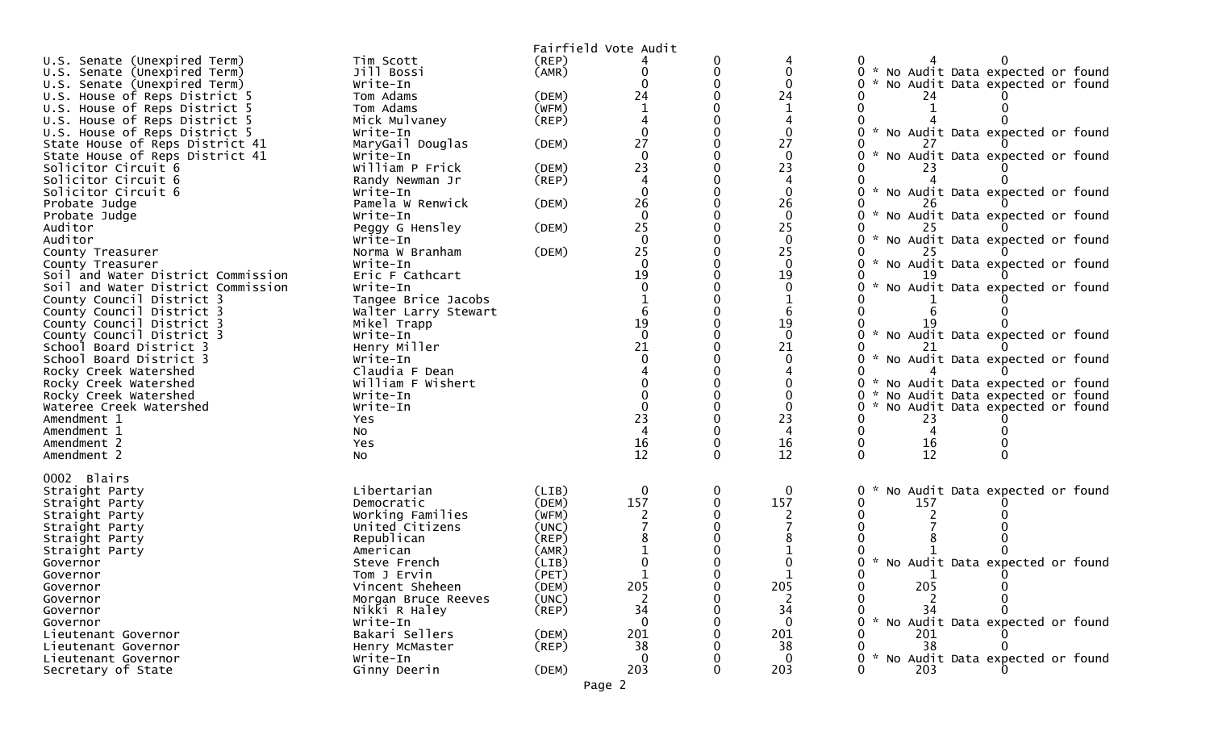Fairfield Vote Audit

| Contest | Candidate | Party | | | | | | | |
|---|---|---|---|---|---|---|---|---|---|
| U.S. Senate (Unexpired Term) | Tim Scott | (REP) | 4 | 0 | 4 | 0 | 4 | 0 | |
| U.S. Senate (Unexpired Term) | Jill Bossi | (AMR) | 0 | 0 | 0 | 0 | * No Audit Data expected or found | | |
| U.S. Senate (Unexpired Term) | Write-In | | 0 | 0 | 0 | 0 | * No Audit Data expected or found | | |
| U.S. House of Reps District 5 | Tom Adams | (DEM) | 24 | 0 | 24 | 0 | 24 | 0 | |
| U.S. House of Reps District 5 | Tom Adams | (WFM) | 1 | 0 | 1 | 0 | 1 | 0 | |
| U.S. House of Reps District 5 | Mick Mulvaney | (REP) | 4 | 0 | 4 | 0 | 4 | 0 | |
| U.S. House of Reps District 5 | Write-In | | 0 | 0 | 0 | 0 | * No Audit Data expected or found | | |
| State House of Reps District 41 | MaryGail Douglas | (DEM) | 27 | 0 | 27 | 0 | 27 | 0 | |
| State House of Reps District 41 | Write-In | | 0 | 0 | 0 | 0 | * No Audit Data expected or found | | |
| Solicitor Circuit 6 | William P Frick | (DEM) | 23 | 0 | 23 | 0 | 23 | 0 | |
| Solicitor Circuit 6 | Randy Newman Jr | (REP) | 4 | 0 | 4 | 0 | 4 | 0 | |
| Solicitor Circuit 6 | Write-In | | 0 | 0 | 0 | 0 | * No Audit Data expected or found | | |
| Probate Judge | Pamela W Renwick | (DEM) | 26 | 0 | 26 | 0 | 26 | 0 | |
| Probate Judge | Write-In | | 0 | 0 | 0 | 0 | * No Audit Data expected or found | | |
| Auditor | Peggy G Hensley | (DEM) | 25 | 0 | 25 | 0 | 25 | 0 | |
| Auditor | Write-In | | 0 | 0 | 0 | 0 | * No Audit Data expected or found | | |
| County Treasurer | Norma W Branham | (DEM) | 25 | 0 | 25 | 0 | 25 | 0 | |
| County Treasurer | Write-In | | 0 | 0 | 0 | 0 | * No Audit Data expected or found | | |
| Soil and Water District Commission | Eric F Cathcart | | 19 | 0 | 19 | 0 | 19 | 0 | |
| Soil and Water District Commission | Write-In | | 0 | 0 | 0 | 0 | * No Audit Data expected or found | | |
| County Council District 3 | Tangee Brice Jacobs | | 1 | 0 | 1 | 0 | 1 | 0 | |
| County Council District 3 | Walter Larry Stewart | | 6 | 0 | 6 | 0 | 6 | 0 | |
| County Council District 3 | Mikel Trapp | | 19 | 0 | 19 | 0 | 19 | 0 | |
| County Council District 3 | Write-In | | 0 | 0 | 0 | 0 | * No Audit Data expected or found | | |
| School Board District 3 | Henry Miller | | 21 | 0 | 21 | 0 | 21 | 0 | |
| School Board District 3 | Write-In | | 0 | 0 | 0 | 0 | * No Audit Data expected or found | | |
| Rocky Creek Watershed | Claudia F Dean | | 4 | 0 | 4 | 0 | 4 | 0 | |
| Rocky Creek Watershed | William F Wishert | | 0 | 0 | 0 | 0 | * No Audit Data expected or found | | |
| Rocky Creek Watershed | Write-In | | 0 | 0 | 0 | 0 | * No Audit Data expected or found | | |
| Wateree Creek Watershed | Write-In | | 0 | 0 | 0 | 0 | * No Audit Data expected or found | | |
| Amendment 1 | Yes | | 23 | 0 | 23 | 0 | 23 | 0 | |
| Amendment 1 | No | | 4 | 0 | 4 | 0 | 4 | 0 | |
| Amendment 2 | Yes | | 16 | 0 | 16 | 0 | 16 | 0 | |
| Amendment 2 | No | | 12 | 0 | 12 | 0 | 12 | 0 | |

0002 Blairs

| Contest | Candidate | Party | | | | | | | |
|---|---|---|---|---|---|---|---|---|---|
| Straight Party | Libertarian | (LIB) | 0 | 0 | 0 | 0 | * No Audit Data expected or found | | |
| Straight Party | Democratic | (DEM) | 157 | 0 | 157 | 0 | 157 | 0 | |
| Straight Party | Working Families | (WFM) | 2 | 0 | 2 | 0 | 2 | 0 | |
| Straight Party | United Citizens | (UNC) | 7 | 0 | 7 | 0 | 7 | 0 | |
| Straight Party | Republican | (REP) | 8 | 0 | 8 | 0 | 8 | 0 | |
| Straight Party | American | (AMR) | 1 | 0 | 1 | 0 | 1 | 0 | |
| Governor | Steve French | (LIB) | 0 | 0 | 0 | 0 | * No Audit Data expected or found | | |
| Governor | Tom J Ervin | (PET) | 1 | 0 | 1 | 0 | 1 | 0 | |
| Governor | Vincent Sheheen | (DEM) | 205 | 0 | 205 | 0 | 205 | 0 | |
| Governor | Morgan Bruce Reeves | (UNC) | 2 | 0 | 2 | 0 | 2 | 0 | |
| Governor | Nikki R Haley | (REP) | 34 | 0 | 34 | 0 | 34 | 0 | |
| Governor | Write-In | | 0 | 0 | 0 | 0 | * No Audit Data expected or found | | |
| Lieutenant Governor | Bakari Sellers | (DEM) | 201 | 0 | 201 | 0 | 201 | 0 | |
| Lieutenant Governor | Henry McMaster | (REP) | 38 | 0 | 38 | 0 | 38 | 0 | |
| Lieutenant Governor | Write-In | | 0 | 0 | 0 | 0 | * No Audit Data expected or found | | |
| Secretary of State | Ginny Deerin | (DEM) | 203 | 0 | 203 | 0 | 203 | 0 | |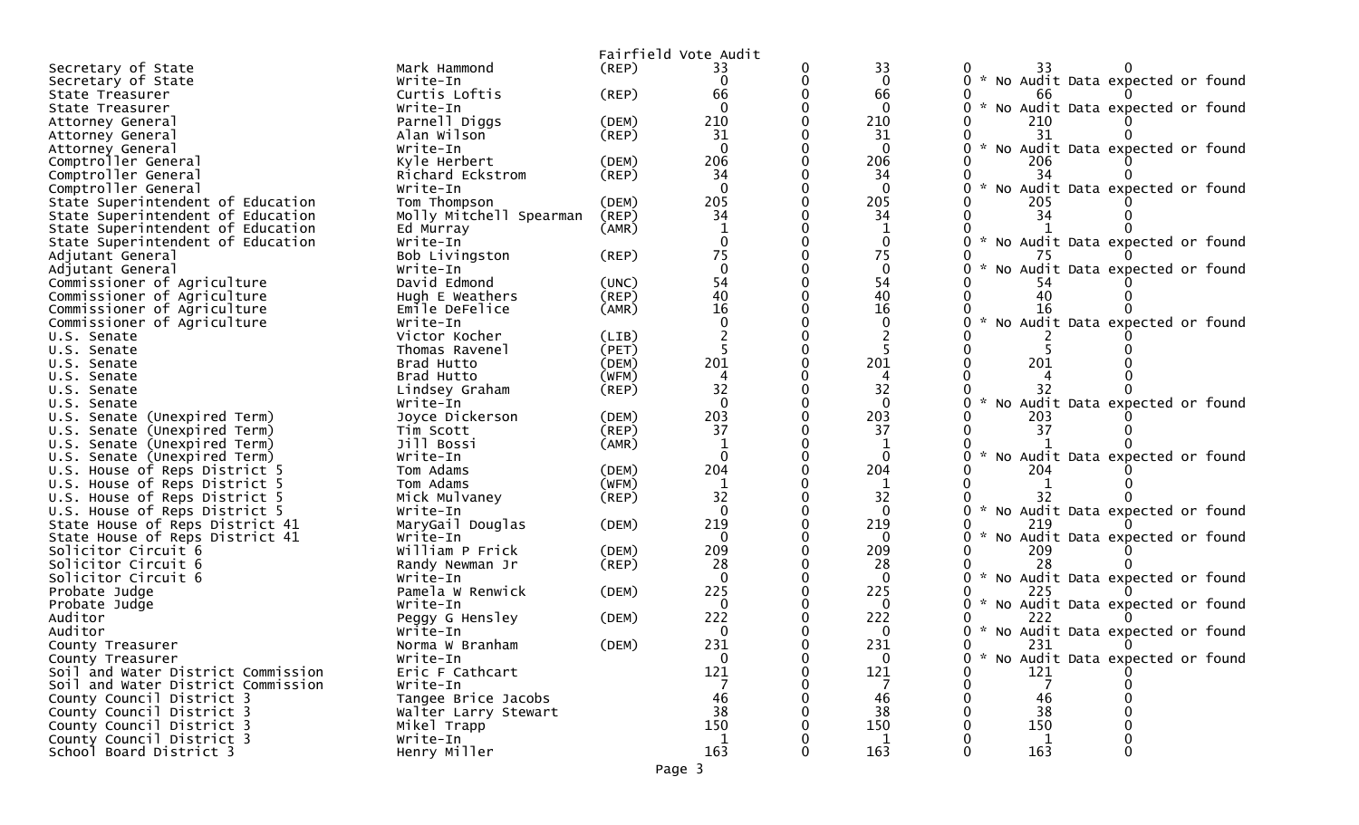Fairfield Vote Audit

| | | | | | | | | |
|---|---|---|---|---|---|---|---|---|
| Secretary of State | Mark Hammond | (REP) | 33 | 0 | 33 | 0 | 33 | 0 |
| Secretary of State | Write-In | | 0 | 0 | 0 | 0 | * No Audit Data expected or found | |
| State Treasurer | Curtis Loftis | (REP) | 66 | 0 | 66 | 0 | 66 | 0 |
| State Treasurer | Write-In | | 0 | 0 | 0 | 0 | * No Audit Data expected or found | |
| Attorney General | Parnell Diggs | (DEM) | 210 | 0 | 210 | 0 | 210 | 0 |
| Attorney General | Alan Wilson | (REP) | 31 | 0 | 31 | 0 | 31 | 0 |
| Attorney General | Write-In | | 0 | 0 | 0 | 0 | * No Audit Data expected or found | |
| Comptroller General | Kyle Herbert | (DEM) | 206 | 0 | 206 | 0 | 206 | 0 |
| Comptroller General | Richard Eckstrom | (REP) | 34 | 0 | 34 | 0 | 34 | 0 |
| Comptroller General | Write-In | | 0 | 0 | 0 | 0 | * No Audit Data expected or found | |
| State Superintendent of Education | Tom Thompson | (DEM) | 205 | 0 | 205 | 0 | 205 | 0 |
| State Superintendent of Education | Molly Mitchell Spearman | (REP) | 34 | 0 | 34 | 0 | 34 | 0 |
| State Superintendent of Education | Ed Murray | (AMR) | 1 | 0 | 1 | 0 | 1 | 0 |
| State Superintendent of Education | Write-In | | 0 | 0 | 0 | 0 | * No Audit Data expected or found | |
| Adjutant General | Bob Livingston | (REP) | 75 | 0 | 75 | 0 | 75 | 0 |
| Adjutant General | Write-In | | 0 | 0 | 0 | 0 | * No Audit Data expected or found | |
| Commissioner of Agriculture | David Edmond | (UNC) | 54 | 0 | 54 | 0 | 54 | 0 |
| Commissioner of Agriculture | Hugh E Weathers | (REP) | 40 | 0 | 40 | 0 | 40 | 0 |
| Commissioner of Agriculture | Emile DeFelice | (AMR) | 16 | 0 | 16 | 0 | 16 | 0 |
| Commissioner of Agriculture | Write-In | | 0 | 0 | 0 | 0 | * No Audit Data expected or found | |
| U.S. Senate | Victor Kocher | (LIB) | 2 | 0 | 2 | 0 | 2 | 0 |
| U.S. Senate | Thomas Ravenel | (PET) | 5 | 0 | 5 | 0 | 5 | 0 |
| U.S. Senate | Brad Hutto | (DEM) | 201 | 0 | 201 | 0 | 201 | 0 |
| U.S. Senate | Brad Hutto | (WFM) | 4 | 0 | 4 | 0 | 4 | 0 |
| U.S. Senate | Lindsey Graham | (REP) | 32 | 0 | 32 | 0 | 32 | 0 |
| U.S. Senate | Write-In | | 0 | 0 | 0 | 0 | * No Audit Data expected or found | |
| U.S. Senate (Unexpired Term) | Joyce Dickerson | (DEM) | 203 | 0 | 203 | 0 | 203 | 0 |
| U.S. Senate (Unexpired Term) | Tim Scott | (REP) | 37 | 0 | 37 | 0 | 37 | 0 |
| U.S. Senate (Unexpired Term) | Jill Bossi | (AMR) | 1 | 0 | 1 | 0 | 1 | 0 |
| U.S. Senate (Unexpired Term) | Write-In | | 0 | 0 | 0 | 0 | * No Audit Data expected or found | |
| U.S. House of Reps District 5 | Tom Adams | (DEM) | 204 | 0 | 204 | 0 | 204 | 0 |
| U.S. House of Reps District 5 | Tom Adams | (WFM) | 1 | 0 | 1 | 0 | 1 | 0 |
| U.S. House of Reps District 5 | Mick Mulvaney | (REP) | 32 | 0 | 32 | 0 | 32 | 0 |
| U.S. House of Reps District 5 | Write-In | | 0 | 0 | 0 | 0 | * No Audit Data expected or found | |
| State House of Reps District 41 | MaryGail Douglas | (DEM) | 219 | 0 | 219 | 0 | 219 | 0 |
| State House of Reps District 41 | Write-In | | 0 | 0 | 0 | 0 | * No Audit Data expected or found | |
| Solicitor Circuit 6 | William P Frick | (DEM) | 209 | 0 | 209 | 0 | 209 | 0 |
| Solicitor Circuit 6 | Randy Newman Jr | (REP) | 28 | 0 | 28 | 0 | 28 | 0 |
| Solicitor Circuit 6 | Write-In | | 0 | 0 | 0 | 0 | * No Audit Data expected or found | |
| Probate Judge | Pamela W Renwick | (DEM) | 225 | 0 | 225 | 0 | 225 | 0 |
| Probate Judge | Write-In | | 0 | 0 | 0 | 0 | * No Audit Data expected or found | |
| Auditor | Peggy G Hensley | (DEM) | 222 | 0 | 222 | 0 | 222 | 0 |
| Auditor | Write-In | | 0 | 0 | 0 | 0 | * No Audit Data expected or found | |
| County Treasurer | Norma W Branham | (DEM) | 231 | 0 | 231 | 0 | 231 | 0 |
| County Treasurer | Write-In | | 0 | 0 | 0 | 0 | * No Audit Data expected or found | |
| Soil and Water District Commission | Eric F Cathcart | | 121 | 0 | 121 | 0 | 121 | 0 |
| Soil and Water District Commission | Write-In | | 7 | 0 | 7 | 0 | 7 | 0 |
| County Council District 3 | Tangee Brice Jacobs | | 46 | 0 | 46 | 0 | 46 | 0 |
| County Council District 3 | Walter Larry Stewart | | 38 | 0 | 38 | 0 | 38 | 0 |
| County Council District 3 | Mikel Trapp | | 150 | 0 | 150 | 0 | 150 | 0 |
| County Council District 3 | Write-In | | 1 | 0 | 1 | 0 | 1 | 0 |
| School Board District 3 | Henry Miller | | 163 | 0 | 163 | 0 | 163 | 0 |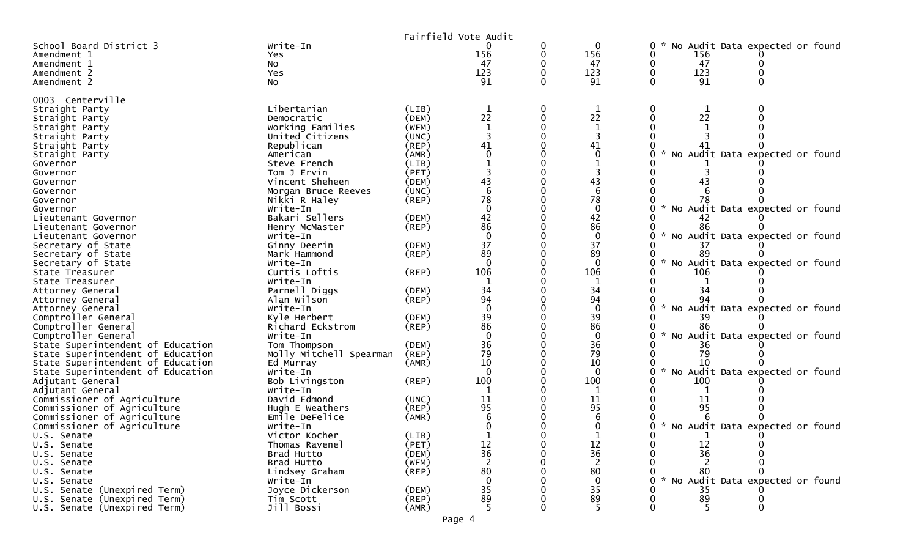Fairfield Vote Audit

| | | | | | | | | |
|---|---|---|---|---|---|---|---|---|
| School Board District 3 | Write-In | | 0 | 0 | 0 | 0 * No Audit Data expected or found | | |
| Amendment 1 | Yes | | 156 | 0 | 156 | 0 | 156 | 0 |
| Amendment 1 | No | | 47 | 0 | 47 | 0 | 47 | 0 |
| Amendment 2 | Yes | | 123 | 0 | 123 | 0 | 123 | 0 |
| Amendment 2 | No | | 91 | 0 | 91 | 0 | 91 | 0 |

0003 Centerville

| | | | | | | | | |
|---|---|---|---|---|---|---|---|---|
| Straight Party | Libertarian | (LIB) | 1 | 0 | 1 | 0 | 1 | 0 |
| Straight Party | Democratic | (DEM) | 22 | 0 | 22 | 0 | 22 | 0 |
| Straight Party | Working Families | (WFM) | 1 | 0 | 1 | 0 | 1 | 0 |
| Straight Party | United Citizens | (UNC) | 3 | 0 | 3 | 0 | 3 | 0 |
| Straight Party | Republican | (REP) | 41 | 0 | 41 | 0 | 41 | 0 |
| Straight Party | American | (AMR) | 0 | 0 | 0 | 0 * No Audit Data expected or found | | |
| Governor | Steve French | (LIB) | 1 | 0 | 1 | 0 | 1 | 0 |
| Governor | Tom J Ervin | (PET) | 3 | 0 | 3 | 0 | 3 | 0 |
| Governor | Vincent Sheheen | (DEM) | 43 | 0 | 43 | 0 | 43 | 0 |
| Governor | Morgan Bruce Reeves | (UNC) | 6 | 0 | 6 | 0 | 6 | 0 |
| Governor | Nikki R Haley | (REP) | 78 | 0 | 78 | 0 | 78 | 0 |
| Governor | Write-In | | 0 | 0 | 0 | 0 * No Audit Data expected or found | | |
| Lieutenant Governor | Bakari Sellers | (DEM) | 42 | 0 | 42 | 0 | 42 | 0 |
| Lieutenant Governor | Henry McMaster | (REP) | 86 | 0 | 86 | 0 | 86 | 0 |
| Lieutenant Governor | Write-In | | 0 | 0 | 0 | 0 * No Audit Data expected or found | | |
| Secretary of State | Ginny Deerin | (DEM) | 37 | 0 | 37 | 0 | 37 | 0 |
| Secretary of State | Mark Hammond | (REP) | 89 | 0 | 89 | 0 | 89 | 0 |
| Secretary of State | Write-In | | 0 | 0 | 0 | 0 * No Audit Data expected or found | | |
| State Treasurer | Curtis Loftis | (REP) | 106 | 0 | 106 | 0 | 106 | 0 |
| State Treasurer | Write-In | | 1 | 0 | 1 | 0 | 1 | 0 |
| Attorney General | Parnell Diggs | (DEM) | 34 | 0 | 34 | 0 | 34 | 0 |
| Attorney General | Alan Wilson | (REP) | 94 | 0 | 94 | 0 | 94 | 0 |
| Attorney General | Write-In | | 0 | 0 | 0 | 0 * No Audit Data expected or found | | |
| Comptroller General | Kyle Herbert | (DEM) | 39 | 0 | 39 | 0 | 39 | 0 |
| Comptroller General | Richard Eckstrom | (REP) | 86 | 0 | 86 | 0 | 86 | 0 |
| Comptroller General | Write-In | | 0 | 0 | 0 | 0 * No Audit Data expected or found | | |
| State Superintendent of Education | Tom Thompson | (DEM) | 36 | 0 | 36 | 0 | 36 | 0 |
| State Superintendent of Education | Molly Mitchell Spearman | (REP) | 79 | 0 | 79 | 0 | 79 | 0 |
| State Superintendent of Education | Ed Murray | (AMR) | 10 | 0 | 10 | 0 | 10 | 0 |
| State Superintendent of Education | Write-In | | 0 | 0 | 0 | 0 * No Audit Data expected or found | | |
| Adjutant General | Bob Livingston | (REP) | 100 | 0 | 100 | 0 | 100 | 0 |
| Adjutant General | Write-In | | 1 | 0 | 1 | 0 | 1 | 0 |
| Commissioner of Agriculture | David Edmond | (UNC) | 11 | 0 | 11 | 0 | 11 | 0 |
| Commissioner of Agriculture | Hugh E Weathers | (REP) | 95 | 0 | 95 | 0 | 95 | 0 |
| Commissioner of Agriculture | Emile DeFelice | (AMR) | 6 | 0 | 6 | 0 | 6 | 0 |
| Commissioner of Agriculture | Write-In | | 0 | 0 | 0 | 0 * No Audit Data expected or found | | |
| U.S. Senate | Victor Kocher | (LIB) | 1 | 0 | 1 | 0 | 1 | 0 |
| U.S. Senate | Thomas Ravenel | (PET) | 12 | 0 | 12 | 0 | 12 | 0 |
| U.S. Senate | Brad Hutto | (DEM) | 36 | 0 | 36 | 0 | 36 | 0 |
| U.S. Senate | Brad Hutto | (WFM) | 2 | 0 | 2 | 0 | 2 | 0 |
| U.S. Senate | Lindsey Graham | (REP) | 80 | 0 | 80 | 0 | 80 | 0 |
| U.S. Senate | Write-In | | 0 | 0 | 0 | 0 * No Audit Data expected or found | | |
| U.S. Senate (Unexpired Term) | Joyce Dickerson | (DEM) | 35 | 0 | 35 | 0 | 35 | 0 |
| U.S. Senate (Unexpired Term) | Tim Scott | (REP) | 89 | 0 | 89 | 0 | 89 | 0 |
| U.S. Senate (Unexpired Term) | Jill Bossi | (AMR) | 5 | 0 | 5 | 0 | 5 | 0 |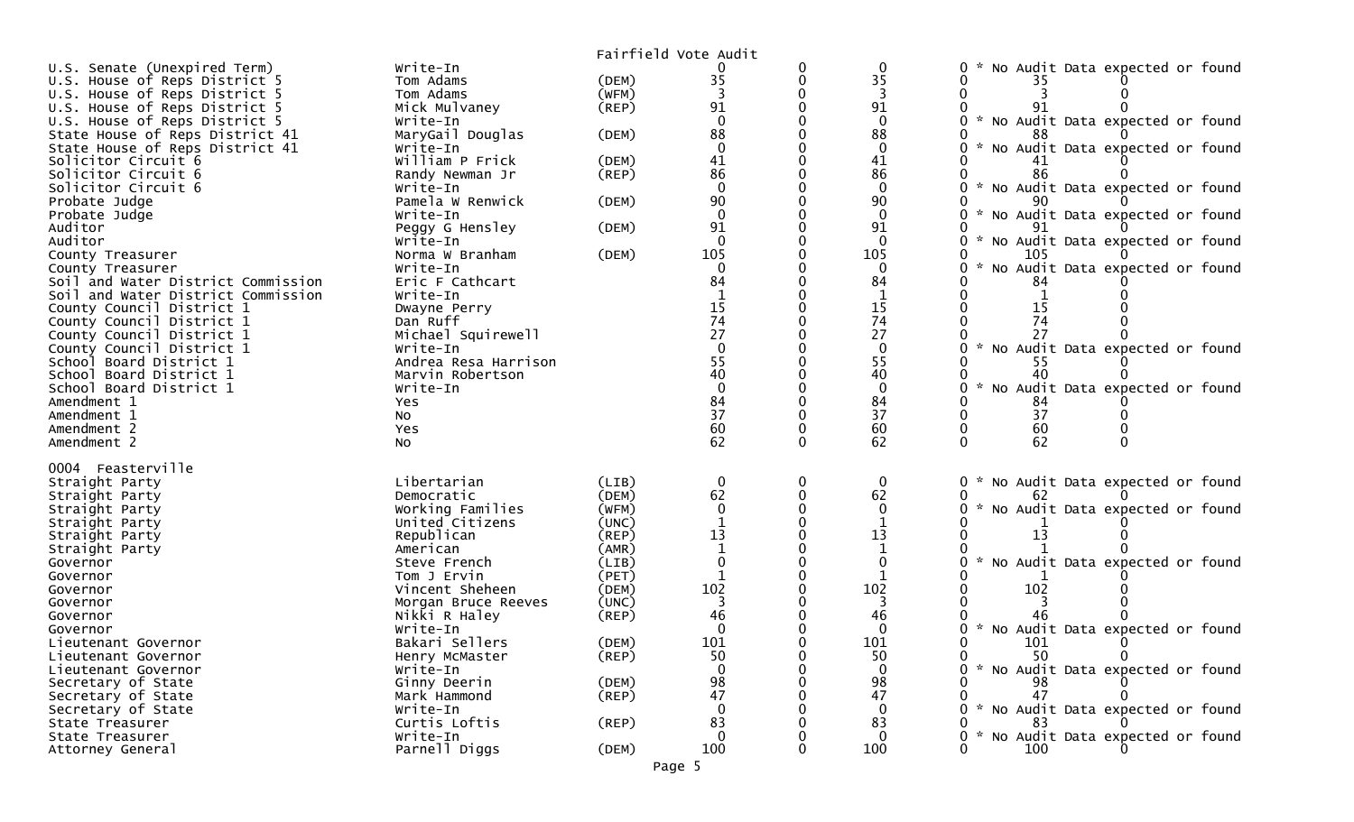Fairfield Vote Audit

| Contest | Candidate | Party | Votes | | | | | |
|---|---|---|---|---|---|---|---|---|
| U.S. Senate (Unexpired Term) | Write-In | | 0 | 0 | 0 | 0 * No Audit Data expected or found | | |
| U.S. House of Reps District 5 | Tom Adams | (DEM) | 35 | 0 | 35 | 0 | 35 | 0 |
| U.S. House of Reps District 5 | Tom Adams | (WFM) | 3 | 0 | 3 | 0 | 3 | 0 |
| U.S. House of Reps District 5 | Mick Mulvaney | (REP) | 91 | 0 | 91 | 0 | 91 | 0 |
| U.S. House of Reps District 5 | Write-In | | 0 | 0 | 0 | 0 * No Audit Data expected or found | | |
| State House of Reps District 41 | MaryGail Douglas | (DEM) | 88 | 0 | 88 | 0 | 88 | 0 |
| State House of Reps District 41 | Write-In | | 0 | 0 | 0 | 0 * No Audit Data expected or found | | |
| Solicitor Circuit 6 | William P Frick | (DEM) | 41 | 0 | 41 | 0 | 41 | 0 |
| Solicitor Circuit 6 | Randy Newman Jr | (REP) | 86 | 0 | 86 | 0 | 86 | 0 |
| Solicitor Circuit 6 | Write-In | | 0 | 0 | 0 | 0 * No Audit Data expected or found | | |
| Probate Judge | Pamela W Renwick | (DEM) | 90 | 0 | 90 | 0 | 90 | 0 |
| Probate Judge | Write-In | | 0 | 0 | 0 | 0 * No Audit Data expected or found | | |
| Auditor | Peggy G Hensley | (DEM) | 91 | 0 | 91 | 0 | 91 | 0 |
| Auditor | Write-In | | 0 | 0 | 0 | 0 * No Audit Data expected or found | | |
| County Treasurer | Norma W Branham | (DEM) | 105 | 0 | 105 | 0 | 105 | 0 |
| County Treasurer | Write-In | | 0 | 0 | 0 | 0 * No Audit Data expected or found | | |
| Soil and Water District Commission | Eric F Cathcart | | 84 | 0 | 84 | 0 | 84 | 0 |
| Soil and Water District Commission | Write-In | | 1 | 0 | 1 | 0 | 1 | 0 |
| County Council District 1 | Dwayne Perry | | 15 | 0 | 15 | 0 | 15 | 0 |
| County Council District 1 | Dan Ruff | | 74 | 0 | 74 | 0 | 74 | 0 |
| County Council District 1 | Michael Squirewell | | 27 | 0 | 27 | 0 | 27 | 0 |
| County Council District 1 | Write-In | | 0 | 0 | 0 | 0 * No Audit Data expected or found | | |
| School Board District 1 | Andrea Resa Harrison | | 55 | 0 | 55 | 0 | 55 | 0 |
| School Board District 1 | Marvin Robertson | | 40 | 0 | 40 | 0 | 40 | 0 |
| School Board District 1 | Write-In | | 0 | 0 | 0 | 0 * No Audit Data expected or found | | |
| Amendment 1 | Yes | | 84 | 0 | 84 | 0 | 84 | 0 |
| Amendment 1 | No | | 37 | 0 | 37 | 0 | 37 | 0 |
| Amendment 2 | Yes | | 60 | 0 | 60 | 0 | 60 | 0 |
| Amendment 2 | No | | 62 | 0 | 62 | 0 | 62 | 0 |

0004 Feasterville

| Contest | Candidate | Party | Votes | | | | | |
|---|---|---|---|---|---|---|---|---|
| Straight Party | Libertarian | (LIB) | 0 | 0 | 0 | 0 * No Audit Data expected or found | | |
| Straight Party | Democratic | (DEM) | 62 | 0 | 62 | 0 | 62 | 0 |
| Straight Party | Working Families | (WFM) | 0 | 0 | 0 | 0 * No Audit Data expected or found | | |
| Straight Party | United Citizens | (UNC) | 1 | 0 | 1 | 0 | 1 | 0 |
| Straight Party | Republican | (REP) | 13 | 0 | 13 | 0 | 13 | 0 |
| Straight Party | American | (AMR) | 1 | 0 | 1 | 0 | 1 | 0 |
| Governor | Steve French | (LIB) | 0 | 0 | 0 | 0 * No Audit Data expected or found | | |
| Governor | Tom J Ervin | (PET) | 1 | 0 | 1 | 0 | 1 | 0 |
| Governor | Vincent Sheheen | (DEM) | 102 | 0 | 102 | 0 | 102 | 0 |
| Governor | Morgan Bruce Reeves | (UNC) | 3 | 0 | 3 | 0 | 3 | 0 |
| Governor | Nikki R Haley | (REP) | 46 | 0 | 46 | 0 | 46 | 0 |
| Governor | Write-In | | 0 | 0 | 0 | 0 * No Audit Data expected or found | | |
| Lieutenant Governor | Bakari Sellers | (DEM) | 101 | 0 | 101 | 0 | 101 | 0 |
| Lieutenant Governor | Henry McMaster | (REP) | 50 | 0 | 50 | 0 | 50 | 0 |
| Lieutenant Governor | Write-In | | 0 | 0 | 0 | 0 * No Audit Data expected or found | | |
| Secretary of State | Ginny Deerin | (DEM) | 98 | 0 | 98 | 0 | 98 | 0 |
| Secretary of State | Mark Hammond | (REP) | 47 | 0 | 47 | 0 | 47 | 0 |
| Secretary of State | Write-In | | 0 | 0 | 0 | 0 * No Audit Data expected or found | | |
| State Treasurer | Curtis Loftis | (REP) | 83 | 0 | 83 | 0 | 83 | 0 |
| State Treasurer | Write-In | | 0 | 0 | 0 | 0 * No Audit Data expected or found | | |
| Attorney General | Parnell Diggs | (DEM) | 100 | 0 | 100 | 0 | 100 | 0 |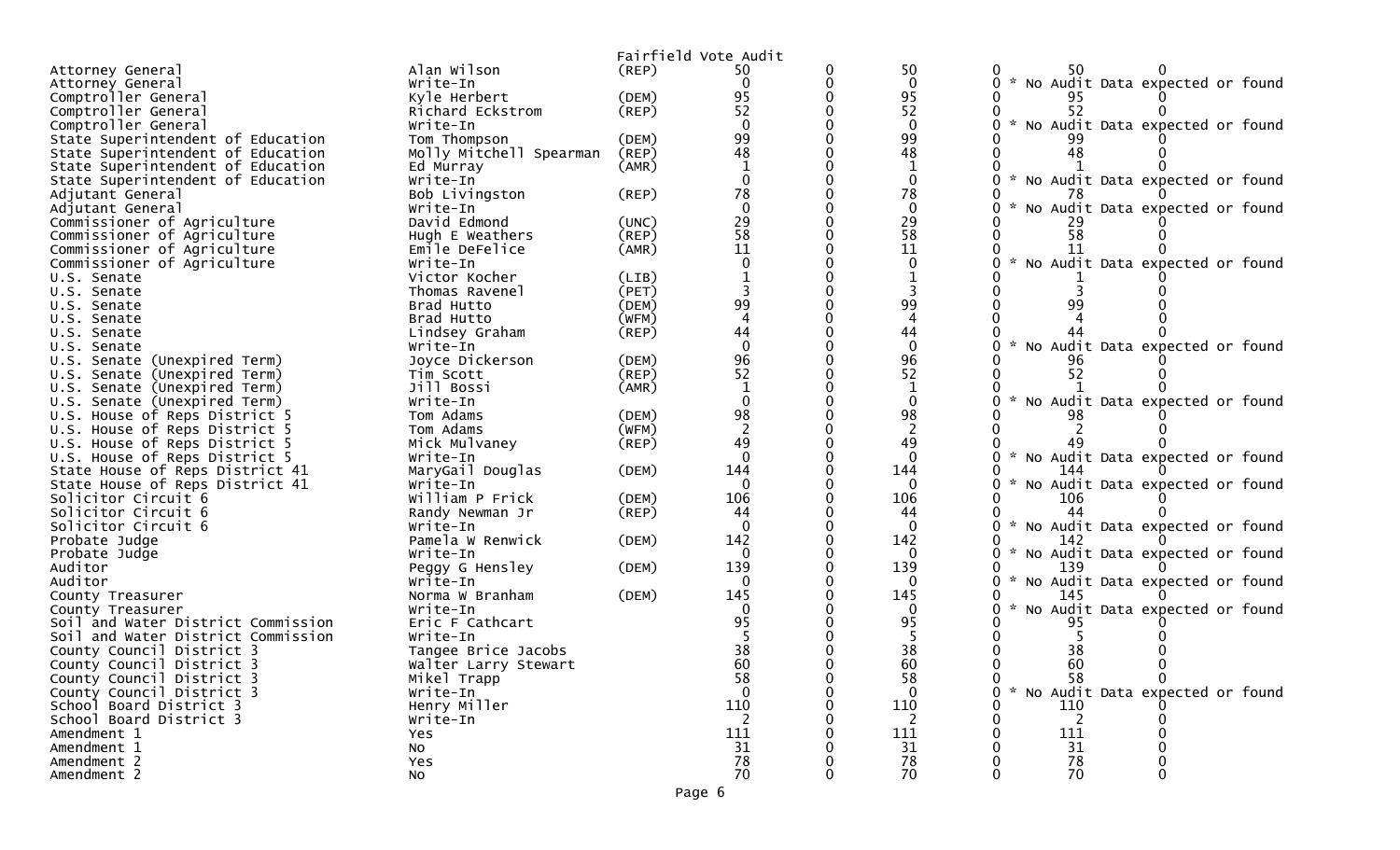Fairfield Vote Audit

| Contest | Candidate | Party | | | | | | |
|---|---|---|---|---|---|---|---|---|
| Attorney General | Alan Wilson | (REP) | 50 | 0 | 50 | 0 | 50 | 0 |
| Attorney General | Write-In | | 0 | 0 | 0 | 0 | * No Audit Data expected or found | |
| Comptroller General | Kyle Herbert | (DEM) | 95 | 0 | 95 | 0 | 95 | 0 |
| Comptroller General | Richard Eckstrom | (REP) | 52 | 0 | 52 | 0 | 52 | 0 |
| Comptroller General | Write-In | | 0 | 0 | 0 | 0 | * No Audit Data expected or found | |
| State Superintendent of Education | Tom Thompson | (DEM) | 99 | 0 | 99 | 0 | 99 | 0 |
| State Superintendent of Education | Molly Mitchell Spearman | (REP) | 48 | 0 | 48 | 0 | 48 | 0 |
| State Superintendent of Education | Ed Murray | (AMR) | 1 | 0 | 1 | 0 | 1 | 0 |
| State Superintendent of Education | Write-In | | 0 | 0 | 0 | 0 | * No Audit Data expected or found | |
| Adjutant General | Bob Livingston | (REP) | 78 | 0 | 78 | 0 | 78 | 0 |
| Adjutant General | Write-In | | 0 | 0 | 0 | 0 | * No Audit Data expected or found | |
| Commissioner of Agriculture | David Edmond | (UNC) | 29 | 0 | 29 | 0 | 29 | 0 |
| Commissioner of Agriculture | Hugh E Weathers | (REP) | 58 | 0 | 58 | 0 | 58 | 0 |
| Commissioner of Agriculture | Emile DeFelice | (AMR) | 11 | 0 | 11 | 0 | 11 | 0 |
| Commissioner of Agriculture | Write-In | | 0 | 0 | 0 | 0 | * No Audit Data expected or found | |
| U.S. Senate | Victor Kocher | (LIB) | 1 | 0 | 1 | 0 | 1 | 0 |
| U.S. Senate | Thomas Ravenel | (PET) | 3 | 0 | 3 | 0 | 3 | 0 |
| U.S. Senate | Brad Hutto | (DEM) | 99 | 0 | 99 | 0 | 99 | 0 |
| U.S. Senate | Brad Hutto | (WFM) | 4 | 0 | 4 | 0 | 4 | 0 |
| U.S. Senate | Lindsey Graham | (REP) | 44 | 0 | 44 | 0 | 44 | 0 |
| U.S. Senate | Write-In | | 0 | 0 | 0 | 0 | * No Audit Data expected or found | |
| U.S. Senate (Unexpired Term) | Joyce Dickerson | (DEM) | 96 | 0 | 96 | 0 | 96 | 0 |
| U.S. Senate (Unexpired Term) | Tim Scott | (REP) | 52 | 0 | 52 | 0 | 52 | 0 |
| U.S. Senate (Unexpired Term) | Jill Bossi | (AMR) | 1 | 0 | 1 | 0 | 1 | 0 |
| U.S. Senate (Unexpired Term) | Write-In | | 0 | 0 | 0 | 0 | * No Audit Data expected or found | |
| U.S. House of Reps District 5 | Tom Adams | (DEM) | 98 | 0 | 98 | 0 | 98 | 0 |
| U.S. House of Reps District 5 | Tom Adams | (WFM) | 2 | 0 | 2 | 0 | 2 | 0 |
| U.S. House of Reps District 5 | Mick Mulvaney | (REP) | 49 | 0 | 49 | 0 | 49 | 0 |
| U.S. House of Reps District 5 | Write-In | | 0 | 0 | 0 | 0 | * No Audit Data expected or found | |
| State House of Reps District 41 | MaryGail Douglas | (DEM) | 144 | 0 | 144 | 0 | 144 | 0 |
| State House of Reps District 41 | Write-In | | 0 | 0 | 0 | 0 | * No Audit Data expected or found | |
| Solicitor Circuit 6 | William P Frick | (DEM) | 106 | 0 | 106 | 0 | 106 | 0 |
| Solicitor Circuit 6 | Randy Newman Jr | (REP) | 44 | 0 | 44 | 0 | 44 | 0 |
| Solicitor Circuit 6 | Write-In | | 0 | 0 | 0 | 0 | * No Audit Data expected or found | |
| Probate Judge | Pamela W Renwick | (DEM) | 142 | 0 | 142 | 0 | 142 | 0 |
| Probate Judge | Write-In | | 0 | 0 | 0 | 0 | * No Audit Data expected or found | |
| Auditor | Peggy G Hensley | (DEM) | 139 | 0 | 139 | 0 | 139 | 0 |
| Auditor | Write-In | | 0 | 0 | 0 | 0 | * No Audit Data expected or found | |
| County Treasurer | Norma W Branham | (DEM) | 145 | 0 | 145 | 0 | 145 | 0 |
| County Treasurer | Write-In | | 0 | 0 | 0 | 0 | * No Audit Data expected or found | |
| Soil and Water District Commission | Eric F Cathcart | | 95 | 0 | 95 | 0 | 95 | 0 |
| Soil and Water District Commission | Write-In | | 5 | 0 | 5 | 0 | 5 | 0 |
| County Council District 3 | Tangee Brice Jacobs | | 38 | 0 | 38 | 0 | 38 | 0 |
| County Council District 3 | Walter Larry Stewart | | 60 | 0 | 60 | 0 | 60 | 0 |
| County Council District 3 | Mikel Trapp | | 58 | 0 | 58 | 0 | 58 | 0 |
| County Council District 3 | Write-In | | 0 | 0 | 0 | 0 | * No Audit Data expected or found | |
| School Board District 3 | Henry Miller | | 110 | 0 | 110 | 0 | 110 | 0 |
| School Board District 3 | Write-In | | 2 | 0 | 2 | 0 | 2 | 0 |
| Amendment 1 | Yes | | 111 | 0 | 111 | 0 | 111 | 0 |
| Amendment 1 | No | | 31 | 0 | 31 | 0 | 31 | 0 |
| Amendment 2 | Yes | | 78 | 0 | 78 | 0 | 78 | 0 |
| Amendment 2 | No | | 70 | 0 | 70 | 0 | 70 | 0 |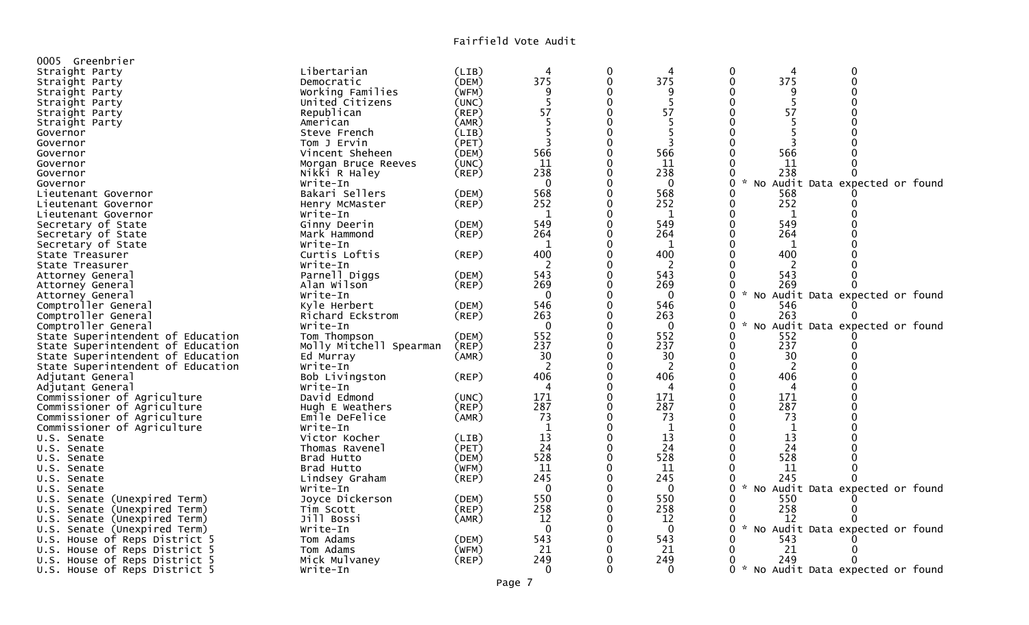# Fairfield Vote Audit

## 0005 Greenbrier

| Office | Candidate | Party | | | | | | |
|---|---|---|---|---|---|---|---|---|
| Straight Party | Libertarian | (LIB) | 4 | 0 | 4 | 0 | 4 | 0 |
| Straight Party | Democratic | (DEM) | 375 | 0 | 375 | 0 | 375 | 0 |
| Straight Party | Working Families | (WFM) | 9 | 0 | 9 | 0 | 9 | 0 |
| Straight Party | United Citizens | (UNC) | 5 | 0 | 5 | 0 | 5 | 0 |
| Straight Party | Republican | (REP) | 57 | 0 | 57 | 0 | 57 | 0 |
| Straight Party | American | (AMR) | 5 | 0 | 5 | 0 | 5 | 0 |
| Governor | Steve French | (LIB) | 5 | 0 | 5 | 0 | 5 | 0 |
| Governor | Tom J Ervin | (PET) | 3 | 0 | 3 | 0 | 3 | 0 |
| Governor | Vincent Sheheen | (DEM) | 566 | 0 | 566 | 0 | 566 | 0 |
| Governor | Morgan Bruce Reeves | (UNC) | 11 | 0 | 11 | 0 | 11 | 0 |
| Governor | Nikki R Haley | (REP) | 238 | 0 | 238 | 0 | 238 | 0 |
| Governor | Write-In | | 0 | 0 | 0 | 0 | * No Audit Data expected or found | |
| Lieutenant Governor | Bakari Sellers | (DEM) | 568 | 0 | 568 | 0 | 568 | 0 |
| Lieutenant Governor | Henry McMaster | (REP) | 252 | 0 | 252 | 0 | 252 | 0 |
| Lieutenant Governor | Write-In | | 1 | 0 | 1 | 0 | 1 | 0 |
| Secretary of State | Ginny Deerin | (DEM) | 549 | 0 | 549 | 0 | 549 | 0 |
| Secretary of State | Mark Hammond | (REP) | 264 | 0 | 264 | 0 | 264 | 0 |
| Secretary of State | Write-In | | 1 | 0 | 1 | 0 | 1 | 0 |
| State Treasurer | Curtis Loftis | (REP) | 400 | 0 | 400 | 0 | 400 | 0 |
| State Treasurer | Write-In | | 2 | 0 | 2 | 0 | 2 | 0 |
| Attorney General | Parnell Diggs | (DEM) | 543 | 0 | 543 | 0 | 543 | 0 |
| Attorney General | Alan Wilson | (REP) | 269 | 0 | 269 | 0 | 269 | 0 |
| Attorney General | Write-In | | 0 | 0 | 0 | 0 | * No Audit Data expected or found | |
| Comptroller General | Kyle Herbert | (DEM) | 546 | 0 | 546 | 0 | 546 | 0 |
| Comptroller General | Richard Eckstrom | (REP) | 263 | 0 | 263 | 0 | 263 | 0 |
| Comptroller General | Write-In | | 0 | 0 | 0 | 0 | * No Audit Data expected or found | |
| State Superintendent of Education | Tom Thompson | (DEM) | 552 | 0 | 552 | 0 | 552 | 0 |
| State Superintendent of Education | Molly Mitchell Spearman | (REP) | 237 | 0 | 237 | 0 | 237 | 0 |
| State Superintendent of Education | Ed Murray | (AMR) | 30 | 0 | 30 | 0 | 30 | 0 |
| State Superintendent of Education | Write-In | | 2 | 0 | 2 | 0 | 2 | 0 |
| Adjutant General | Bob Livingston | (REP) | 406 | 0 | 406 | 0 | 406 | 0 |
| Adjutant General | Write-In | | 4 | 0 | 4 | 0 | 4 | 0 |
| Commissioner of Agriculture | David Edmond | (UNC) | 171 | 0 | 171 | 0 | 171 | 0 |
| Commissioner of Agriculture | Hugh E Weathers | (REP) | 287 | 0 | 287 | 0 | 287 | 0 |
| Commissioner of Agriculture | Emile DeFelice | (AMR) | 73 | 0 | 73 | 0 | 73 | 0 |
| Commissioner of Agriculture | Write-In | | 1 | 0 | 1 | 0 | 1 | 0 |
| U.S. Senate | Victor Kocher | (LIB) | 13 | 0 | 13 | 0 | 13 | 0 |
| U.S. Senate | Thomas Ravenel | (PET) | 24 | 0 | 24 | 0 | 24 | 0 |
| U.S. Senate | Brad Hutto | (DEM) | 528 | 0 | 528 | 0 | 528 | 0 |
| U.S. Senate | Brad Hutto | (WFM) | 11 | 0 | 11 | 0 | 11 | 0 |
| U.S. Senate | Lindsey Graham | (REP) | 245 | 0 | 245 | 0 | 245 | 0 |
| U.S. Senate | Write-In | | 0 | 0 | 0 | 0 | * No Audit Data expected or found | |
| U.S. Senate (Unexpired Term) | Joyce Dickerson | (DEM) | 550 | 0 | 550 | 0 | 550 | 0 |
| U.S. Senate (Unexpired Term) | Tim Scott | (REP) | 258 | 0 | 258 | 0 | 258 | 0 |
| U.S. Senate (Unexpired Term) | Jill Bossi | (AMR) | 12 | 0 | 12 | 0 | 12 | 0 |
| U.S. Senate (Unexpired Term) | Write-In | | 0 | 0 | 0 | 0 | * No Audit Data expected or found | |
| U.S. House of Reps District 5 | Tom Adams | (DEM) | 543 | 0 | 543 | 0 | 543 | 0 |
| U.S. House of Reps District 5 | Tom Adams | (WFM) | 21 | 0 | 21 | 0 | 21 | 0 |
| U.S. House of Reps District 5 | Mick Mulvaney | (REP) | 249 | 0 | 249 | 0 | 249 | 0 |
| U.S. House of Reps District 5 | Write-In | | 0 | 0 | 0 | 0 | * No Audit Data expected or found | |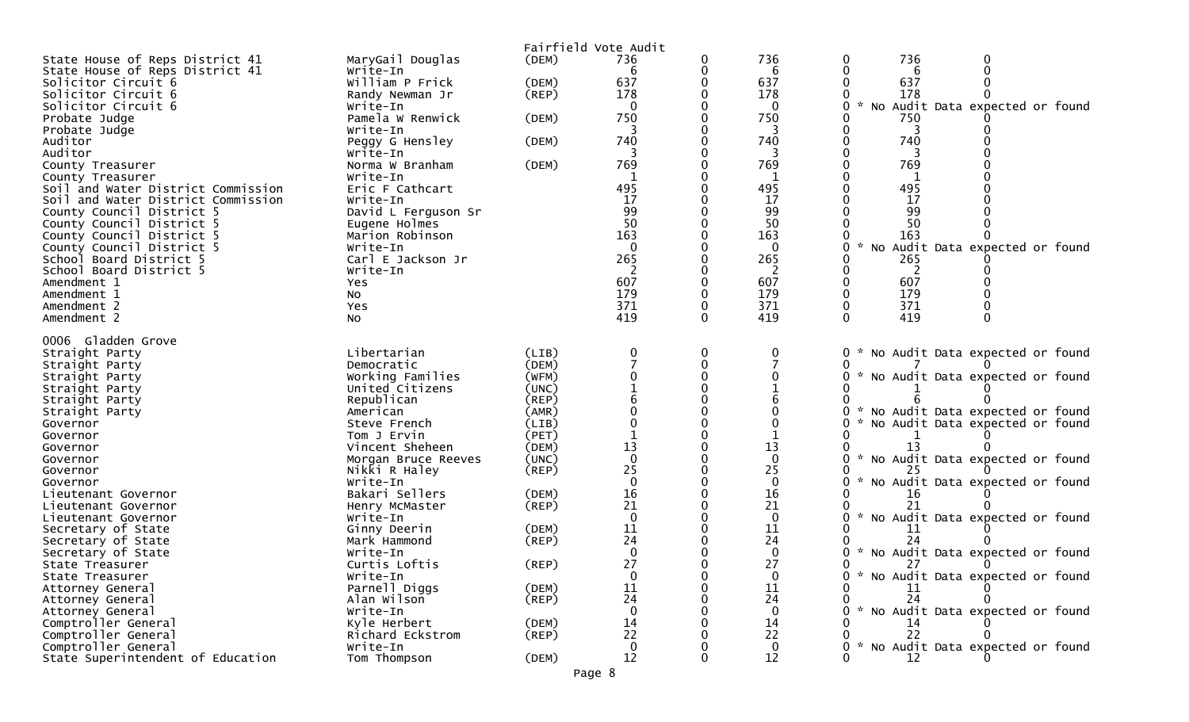Fairfield Vote Audit

| | | | | | | | | |
|---|---|---|---|---|---|---|---|---|
| State House of Reps District 41 | MaryGail Douglas | (DEM) | 736 | 0 | 736 | 0 | 736 | 0 |
| State House of Reps District 41 | Write-In | | 6 | 0 | 6 | 0 | 6 | 0 |
| Solicitor Circuit 6 | William P Frick | (DEM) | 637 | 0 | 637 | 0 | 637 | 0 |
| Solicitor Circuit 6 | Randy Newman Jr | (REP) | 178 | 0 | 178 | 0 | 178 | 0 |
| Solicitor Circuit 6 | Write-In | | 0 | 0 | 0 | 0 | * No Audit Data expected or found | |
| Probate Judge | Pamela W Renwick | (DEM) | 750 | 0 | 750 | 0 | 750 | 0 |
| Probate Judge | Write-In | | 3 | 0 | 3 | 0 | 3 | 0 |
| Auditor | Peggy G Hensley | (DEM) | 740 | 0 | 740 | 0 | 740 | 0 |
| Auditor | Write-In | | 3 | 0 | 3 | 0 | 3 | 0 |
| County Treasurer | Norma W Branham | (DEM) | 769 | 0 | 769 | 0 | 769 | 0 |
| County Treasurer | Write-In | | 1 | 0 | 1 | 0 | 1 | 0 |
| Soil and Water District Commission | Eric F Cathcart | | 495 | 0 | 495 | 0 | 495 | 0 |
| Soil and Water District Commission | Write-In | | 17 | 0 | 17 | 0 | 17 | 0 |
| County Council District 5 | David L Ferguson Sr | | 99 | 0 | 99 | 0 | 99 | 0 |
| County Council District 5 | Eugene Holmes | | 50 | 0 | 50 | 0 | 50 | 0 |
| County Council District 5 | Marion Robinson | | 163 | 0 | 163 | 0 | 163 | 0 |
| County Council District 5 | Write-In | | 0 | 0 | 0 | 0 | * No Audit Data expected or found | |
| School Board District 5 | Carl E Jackson Jr | | 265 | 0 | 265 | 0 | 265 | 0 |
| School Board District 5 | Write-In | | 2 | 0 | 2 | 0 | 2 | 0 |
| Amendment 1 | Yes | | 607 | 0 | 607 | 0 | 607 | 0 |
| Amendment 1 | No | | 179 | 0 | 179 | 0 | 179 | 0 |
| Amendment 2 | Yes | | 371 | 0 | 371 | 0 | 371 | 0 |
| Amendment 2 | No | | 419 | 0 | 419 | 0 | 419 | 0 |

0006 Gladden Grove

| | | | | | | | | |
|---|---|---|---|---|---|---|---|---|
| Straight Party | Libertarian | (LIB) | 0 | 0 | 0 | 0 | * No Audit Data expected or found | |
| Straight Party | Democratic | (DEM) | 7 | 0 | 7 | 0 | 7 | 0 |
| Straight Party | Working Families | (WFM) | 0 | 0 | 0 | 0 | * No Audit Data expected or found | |
| Straight Party | United Citizens | (UNC) | 1 | 0 | 1 | 0 | 1 | 0 |
| Straight Party | Republican | (REP) | 6 | 0 | 6 | 0 | 6 | 0 |
| Straight Party | American | (AMR) | 0 | 0 | 0 | 0 | * No Audit Data expected or found | |
| Governor | Steve French | (LIB) | 0 | 0 | 0 | 0 | * No Audit Data expected or found | |
| Governor | Tom J Ervin | (PET) | 1 | 0 | 1 | 0 | 1 | 0 |
| Governor | Vincent Sheheen | (DEM) | 13 | 0 | 13 | 0 | 13 | 0 |
| Governor | Morgan Bruce Reeves | (UNC) | 0 | 0 | 0 | 0 | * No Audit Data expected or found | |
| Governor | Nikki R Haley | (REP) | 25 | 0 | 25 | 0 | 25 | 0 |
| Governor | Write-In | | 0 | 0 | 0 | 0 | * No Audit Data expected or found | |
| Lieutenant Governor | Bakari Sellers | (DEM) | 16 | 0 | 16 | 0 | 16 | 0 |
| Lieutenant Governor | Henry McMaster | (REP) | 21 | 0 | 21 | 0 | 21 | 0 |
| Lieutenant Governor | Write-In | | 0 | 0 | 0 | 0 | * No Audit Data expected or found | |
| Secretary of State | Ginny Deerin | (DEM) | 11 | 0 | 11 | 0 | 11 | 0 |
| Secretary of State | Mark Hammond | (REP) | 24 | 0 | 24 | 0 | 24 | 0 |
| Secretary of State | Write-In | | 0 | 0 | 0 | 0 | * No Audit Data expected or found | |
| State Treasurer | Curtis Loftis | (REP) | 27 | 0 | 27 | 0 | 27 | 0 |
| State Treasurer | Write-In | | 0 | 0 | 0 | 0 | * No Audit Data expected or found | |
| Attorney General | Parnell Diggs | (DEM) | 11 | 0 | 11 | 0 | 11 | 0 |
| Attorney General | Alan Wilson | (REP) | 24 | 0 | 24 | 0 | 24 | 0 |
| Attorney General | Write-In | | 0 | 0 | 0 | 0 | * No Audit Data expected or found | |
| Comptroller General | Kyle Herbert | (DEM) | 14 | 0 | 14 | 0 | 14 | 0 |
| Comptroller General | Richard Eckstrom | (REP) | 22 | 0 | 22 | 0 | 22 | 0 |
| Comptroller General | Write-In | | 0 | 0 | 0 | 0 | * No Audit Data expected or found | |
| State Superintendent of Education | Tom Thompson | (DEM) | 12 | 0 | 12 | 0 | 12 | 0 |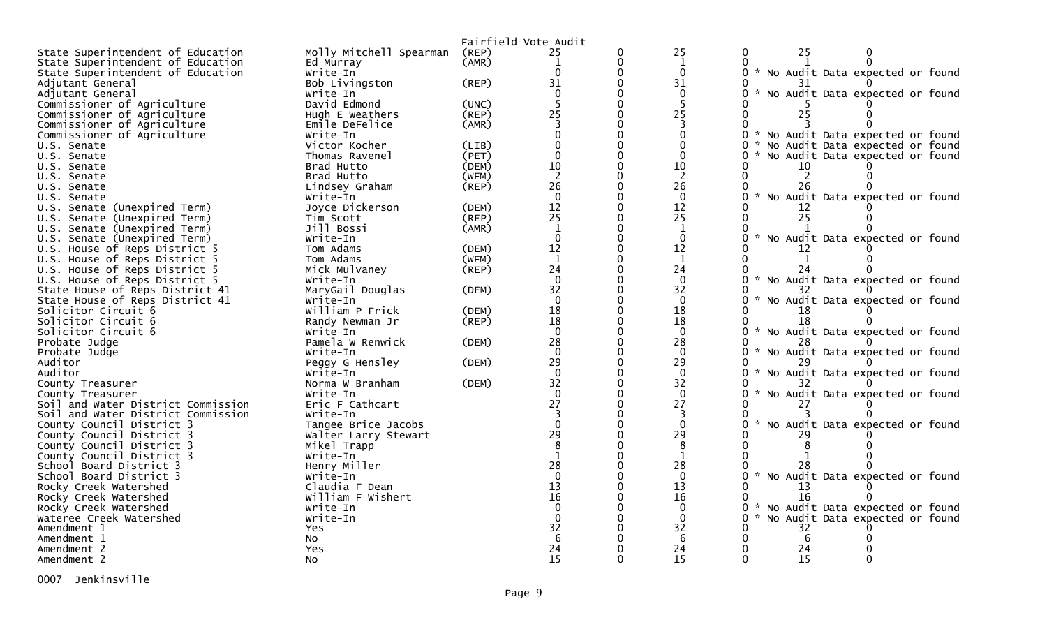Fairfield Vote Audit

| | | | | | | | | |
|---|---|---|---|---|---|---|---|---|
| State Superintendent of Education | Molly Mitchell Spearman | (REP) | 25 | 0 | 25 | 0 | 25 | 0 |
| State Superintendent of Education | Ed Murray | (AMR) | 1 | 0 | 1 | 0 | 1 | 0 |
| State Superintendent of Education | Write-In | | 0 | 0 | 0 | 0 | * No Audit Data expected or found | |
| Adjutant General | Bob Livingston | (REP) | 31 | 0 | 31 | 0 | 31 | 0 |
| Adjutant General | Write-In | | 0 | 0 | 0 | 0 | * No Audit Data expected or found | |
| Commissioner of Agriculture | David Edmond | (UNC) | 5 | 0 | 5 | 0 | 5 | 0 |
| Commissioner of Agriculture | Hugh E Weathers | (REP) | 25 | 0 | 25 | 0 | 25 | 0 |
| Commissioner of Agriculture | Emile DeFelice | (AMR) | 3 | 0 | 3 | 0 | 3 | 0 |
| Commissioner of Agriculture | Write-In | | 0 | 0 | 0 | 0 | * No Audit Data expected or found | |
| U.S. Senate | Victor Kocher | (LIB) | 0 | 0 | 0 | 0 | * No Audit Data expected or found | |
| U.S. Senate | Thomas Ravenel | (PET) | 0 | 0 | 0 | 0 | * No Audit Data expected or found | |
| U.S. Senate | Brad Hutto | (DEM) | 10 | 0 | 10 | 0 | 10 | 0 |
| U.S. Senate | Brad Hutto | (WFM) | 2 | 0 | 2 | 0 | 2 | 0 |
| U.S. Senate | Lindsey Graham | (REP) | 26 | 0 | 26 | 0 | 26 | 0 |
| U.S. Senate | Write-In | | 0 | 0 | 0 | 0 | * No Audit Data expected or found | |
| U.S. Senate (Unexpired Term) | Joyce Dickerson | (DEM) | 12 | 0 | 12 | 0 | 12 | 0 |
| U.S. Senate (Unexpired Term) | Tim Scott | (REP) | 25 | 0 | 25 | 0 | 25 | 0 |
| U.S. Senate (Unexpired Term) | Jill Bossi | (AMR) | 1 | 0 | 1 | 0 | 1 | 0 |
| U.S. Senate (Unexpired Term) | Write-In | | 0 | 0 | 0 | 0 | * No Audit Data expected or found | |
| U.S. House of Reps District 5 | Tom Adams | (DEM) | 12 | 0 | 12 | 0 | 12 | 0 |
| U.S. House of Reps District 5 | Tom Adams | (WFM) | 1 | 0 | 1 | 0 | 1 | 0 |
| U.S. House of Reps District 5 | Mick Mulvaney | (REP) | 24 | 0 | 24 | 0 | 24 | 0 |
| U.S. House of Reps District 5 | Write-In | | 0 | 0 | 0 | 0 | * No Audit Data expected or found | |
| State House of Reps District 41 | MaryGail Douglas | (DEM) | 32 | 0 | 32 | 0 | 32 | 0 |
| State House of Reps District 41 | Write-In | | 0 | 0 | 0 | 0 | * No Audit Data expected or found | |
| Solicitor Circuit 6 | William P Frick | (DEM) | 18 | 0 | 18 | 0 | 18 | 0 |
| Solicitor Circuit 6 | Randy Newman Jr | (REP) | 18 | 0 | 18 | 0 | 18 | 0 |
| Solicitor Circuit 6 | Write-In | | 0 | 0 | 0 | 0 | * No Audit Data expected or found | |
| Probate Judge | Pamela W Renwick | (DEM) | 28 | 0 | 28 | 0 | 28 | 0 |
| Probate Judge | Write-In | | 0 | 0 | 0 | 0 | * No Audit Data expected or found | |
| Auditor | Peggy G Hensley | (DEM) | 29 | 0 | 29 | 0 | 29 | 0 |
| Auditor | Write-In | | 0 | 0 | 0 | 0 | * No Audit Data expected or found | |
| County Treasurer | Norma W Branham | (DEM) | 32 | 0 | 32 | 0 | 32 | 0 |
| County Treasurer | Write-In | | 0 | 0 | 0 | 0 | * No Audit Data expected or found | |
| Soil and Water District Commission | Eric F Cathcart | | 27 | 0 | 27 | 0 | 27 | 0 |
| Soil and Water District Commission | Write-In | | 3 | 0 | 3 | 0 | 3 | 0 |
| County Council District 3 | Tangee Brice Jacobs | | 0 | 0 | 0 | 0 | * No Audit Data expected or found | |
| County Council District 3 | Walter Larry Stewart | | 29 | 0 | 29 | 0 | 29 | 0 |
| County Council District 3 | Mikel Trapp | | 8 | 0 | 8 | 0 | 8 | 0 |
| County Council District 3 | Write-In | | 1 | 0 | 1 | 0 | 1 | 0 |
| School Board District 3 | Henry Miller | | 28 | 0 | 28 | 0 | 28 | 0 |
| School Board District 3 | Write-In | | 0 | 0 | 0 | 0 | * No Audit Data expected or found | |
| Rocky Creek Watershed | Claudia F Dean | | 13 | 0 | 13 | 0 | 13 | 0 |
| Rocky Creek Watershed | William F Wishert | | 16 | 0 | 16 | 0 | 16 | 0 |
| Rocky Creek Watershed | Write-In | | 0 | 0 | 0 | 0 | * No Audit Data expected or found | |
| Wateree Creek Watershed | Write-In | | 0 | 0 | 0 | 0 | * No Audit Data expected or found | |
| Amendment 1 | Yes | | 32 | 0 | 32 | 0 | 32 | 0 |
| Amendment 1 | No | | 6 | 0 | 6 | 0 | 6 | 0 |
| Amendment 2 | Yes | | 24 | 0 | 24 | 0 | 24 | 0 |
| Amendment 2 | No | | 15 | 0 | 15 | 0 | 15 | 0 |

0007 Jenkinsville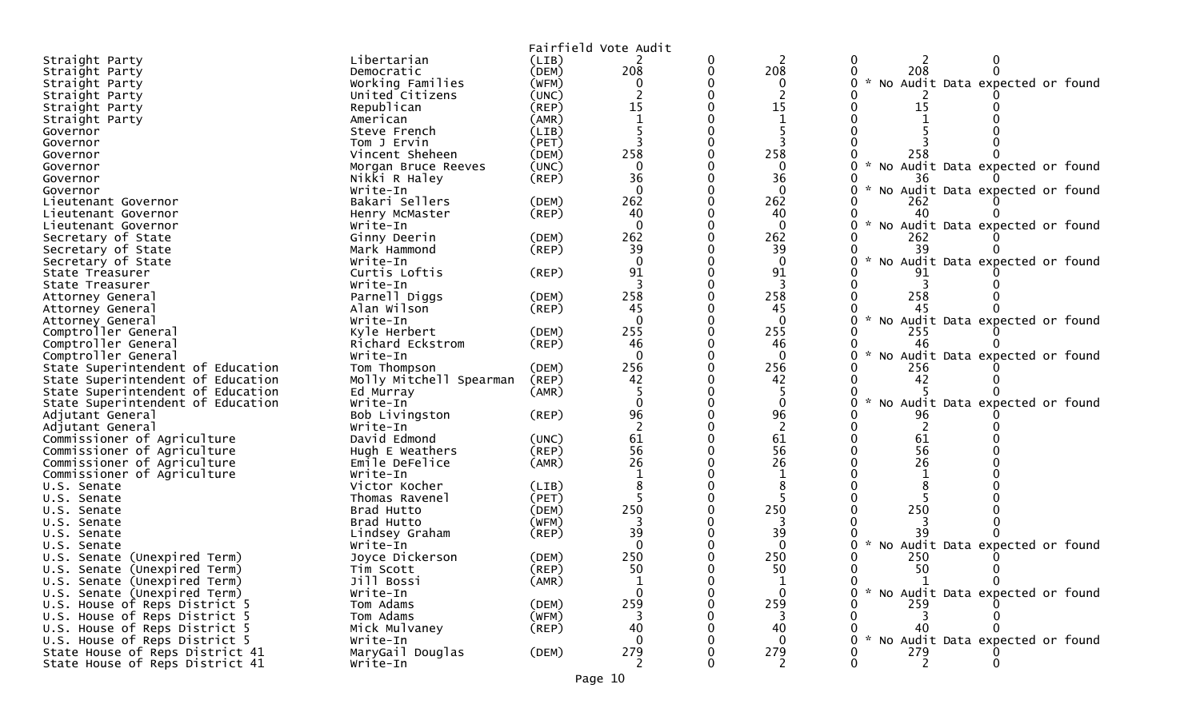Fairfield Vote Audit

| Office | Candidate | Party | | | | | | |
|---|---|---|---|---|---|---|---|---|
| Straight Party | Libertarian | (LIB) | 2 | 0 | 2 | 0 | 2 | 0 |
| Straight Party | Democratic | (DEM) | 208 | 0 | 208 | 0 | 208 | 0 |
| Straight Party | Working Families | (WFM) | 0 | 0 | 0 | 0 | * No Audit Data expected or found | |
| Straight Party | United Citizens | (UNC) | 2 | 0 | 2 | 0 | 2 | 0 |
| Straight Party | Republican | (REP) | 15 | 0 | 15 | 0 | 15 | 0 |
| Straight Party | American | (AMR) | 1 | 0 | 1 | 0 | 1 | 0 |
| Governor | Steve French | (LIB) | 5 | 0 | 5 | 0 | 5 | 0 |
| Governor | Tom J Ervin | (PET) | 3 | 0 | 3 | 0 | 3 | 0 |
| Governor | Vincent Sheheen | (DEM) | 258 | 0 | 258 | 0 | 258 | 0 |
| Governor | Morgan Bruce Reeves | (UNC) | 0 | 0 | 0 | 0 | * No Audit Data expected or found | |
| Governor | Nikki R Haley | (REP) | 36 | 0 | 36 | 0 | 36 | 0 |
| Governor | Write-In | | 0 | 0 | 0 | 0 | * No Audit Data expected or found | |
| Lieutenant Governor | Bakari Sellers | (DEM) | 262 | 0 | 262 | 0 | 262 | 0 |
| Lieutenant Governor | Henry McMaster | (REP) | 40 | 0 | 40 | 0 | 40 | 0 |
| Lieutenant Governor | Write-In | | 0 | 0 | 0 | 0 | * No Audit Data expected or found | |
| Secretary of State | Ginny Deerin | (DEM) | 262 | 0 | 262 | 0 | 262 | 0 |
| Secretary of State | Mark Hammond | (REP) | 39 | 0 | 39 | 0 | 39 | 0 |
| Secretary of State | Write-In | | 0 | 0 | 0 | 0 | * No Audit Data expected or found | |
| State Treasurer | Curtis Loftis | (REP) | 91 | 0 | 91 | 0 | 91 | 0 |
| State Treasurer | Write-In | | 3 | 0 | 3 | 0 | 3 | 0 |
| Attorney General | Parnell Diggs | (DEM) | 258 | 0 | 258 | 0 | 258 | 0 |
| Attorney General | Alan Wilson | (REP) | 45 | 0 | 45 | 0 | 45 | 0 |
| Attorney General | Write-In | | 0 | 0 | 0 | 0 | * No Audit Data expected or found | |
| Comptroller General | Kyle Herbert | (DEM) | 255 | 0 | 255 | 0 | 255 | 0 |
| Comptroller General | Richard Eckstrom | (REP) | 46 | 0 | 46 | 0 | 46 | 0 |
| Comptroller General | Write-In | | 0 | 0 | 0 | 0 | * No Audit Data expected or found | |
| State Superintendent of Education | Tom Thompson | (DEM) | 256 | 0 | 256 | 0 | 256 | 0 |
| State Superintendent of Education | Molly Mitchell Spearman | (REP) | 42 | 0 | 42 | 0 | 42 | 0 |
| State Superintendent of Education | Ed Murray | (AMR) | 5 | 0 | 5 | 0 | 5 | 0 |
| State Superintendent of Education | Write-In | | 0 | 0 | 0 | 0 | * No Audit Data expected or found | |
| Adjutant General | Bob Livingston | (REP) | 96 | 0 | 96 | 0 | 96 | 0 |
| Adjutant General | Write-In | | 2 | 0 | 2 | 0 | 2 | 0 |
| Commissioner of Agriculture | David Edmond | (UNC) | 61 | 0 | 61 | 0 | 61 | 0 |
| Commissioner of Agriculture | Hugh E Weathers | (REP) | 56 | 0 | 56 | 0 | 56 | 0 |
| Commissioner of Agriculture | Emile DeFelice | (AMR) | 26 | 0 | 26 | 0 | 26 | 0 |
| Commissioner of Agriculture | Write-In | | 1 | 0 | 1 | 0 | 1 | 0 |
| U.S. Senate | Victor Kocher | (LIB) | 8 | 0 | 8 | 0 | 8 | 0 |
| U.S. Senate | Thomas Ravenel | (PET) | 5 | 0 | 5 | 0 | 5 | 0 |
| U.S. Senate | Brad Hutto | (DEM) | 250 | 0 | 250 | 0 | 250 | 0 |
| U.S. Senate | Brad Hutto | (WFM) | 3 | 0 | 3 | 0 | 3 | 0 |
| U.S. Senate | Lindsey Graham | (REP) | 39 | 0 | 39 | 0 | 39 | 0 |
| U.S. Senate | Write-In | | 0 | 0 | 0 | 0 | * No Audit Data expected or found | |
| U.S. Senate (Unexpired Term) | Joyce Dickerson | (DEM) | 250 | 0 | 250 | 0 | 250 | 0 |
| U.S. Senate (Unexpired Term) | Tim Scott | (REP) | 50 | 0 | 50 | 0 | 50 | 0 |
| U.S. Senate (Unexpired Term) | Jill Bossi | (AMR) | 1 | 0 | 1 | 0 | 1 | 0 |
| U.S. Senate (Unexpired Term) | Write-In | | 0 | 0 | 0 | 0 | * No Audit Data expected or found | |
| U.S. House of Reps District 5 | Tom Adams | (DEM) | 259 | 0 | 259 | 0 | 259 | 0 |
| U.S. House of Reps District 5 | Tom Adams | (WFM) | 3 | 0 | 3 | 0 | 3 | 0 |
| U.S. House of Reps District 5 | Mick Mulvaney | (REP) | 40 | 0 | 40 | 0 | 40 | 0 |
| U.S. House of Reps District 5 | Write-In | | 0 | 0 | 0 | 0 | * No Audit Data expected or found | |
| State House of Reps District 41 | MaryGail Douglas | (DEM) | 279 | 0 | 279 | 0 | 279 | 0 |
| State House of Reps District 41 | Write-In | | 2 | 0 | 2 | 0 | 2 | 0 |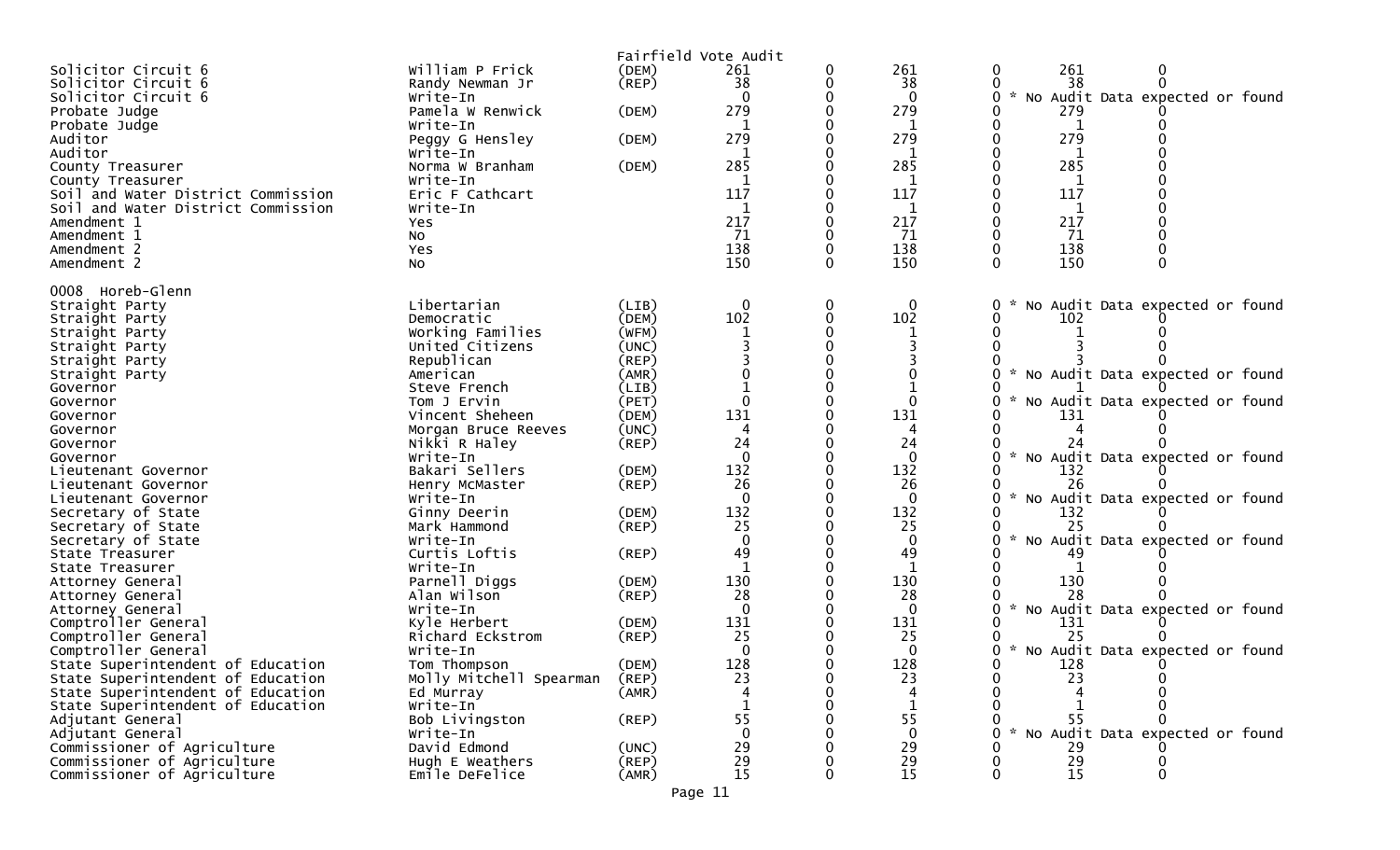Fairfield Vote Audit

| | | | | | | | | |
|---|---|---|---|---|---|---|---|---|
| Solicitor Circuit 6 | William P Frick | (DEM) | 261 | 0 | 261 | 0 | 261 | 0 |
| Solicitor Circuit 6 | Randy Newman Jr | (REP) | 38 | 0 | 38 | 0 | 38 | 0 |
| Solicitor Circuit 6 | Write-In | | 0 | 0 | 0 | 0 * No Audit Data expected or found | | |
| Probate Judge | Pamela W Renwick | (DEM) | 279 | 0 | 279 | 0 | 279 | 0 |
| Probate Judge | Write-In | | 1 | 0 | 1 | 0 | 1 | 0 |
| Auditor | Peggy G Hensley | (DEM) | 279 | 0 | 279 | 0 | 279 | 0 |
| Auditor | Write-In | | 1 | 0 | 1 | 0 | 1 | 0 |
| County Treasurer | Norma W Branham | (DEM) | 285 | 0 | 285 | 0 | 285 | 0 |
| County Treasurer | Write-In | | 1 | 0 | 1 | 0 | 1 | 0 |
| Soil and Water District Commission | Eric F Cathcart | | 117 | 0 | 117 | 0 | 117 | 0 |
| Soil and Water District Commission | Write-In | | 1 | 0 | 1 | 0 | 1 | 0 |
| Amendment 1 | Yes | | 217 | 0 | 217 | 0 | 217 | 0 |
| Amendment 1 | No | | 71 | 0 | 71 | 0 | 71 | 0 |
| Amendment 2 | Yes | | 138 | 0 | 138 | 0 | 138 | 0 |
| Amendment 2 | No | | 150 | 0 | 150 | 0 | 150 | 0 |

0008 Horeb-Glenn

| | | | | | | | | |
|---|---|---|---|---|---|---|---|---|
| Straight Party | Libertarian | (LIB) | 0 | 0 | 0 | 0 * No Audit Data expected or found | | |
| Straight Party | Democratic | (DEM) | 102 | 0 | 102 | 0 | 102 | 0 |
| Straight Party | Working Families | (WFM) | 1 | 0 | 1 | 0 | 1 | 0 |
| Straight Party | United Citizens | (UNC) | 3 | 0 | 3 | 0 | 3 | 0 |
| Straight Party | Republican | (REP) | 3 | 0 | 3 | 0 | 3 | 0 |
| Straight Party | American | (AMR) | 0 | 0 | 0 | 0 * No Audit Data expected or found | | |
| Governor | Steve French | (LIB) | 1 | 0 | 1 | 0 | 1 | 0 |
| Governor | Tom J Ervin | (PET) | 0 | 0 | 0 | 0 * No Audit Data expected or found | | |
| Governor | Vincent Sheheen | (DEM) | 131 | 0 | 131 | 0 | 131 | 0 |
| Governor | Morgan Bruce Reeves | (UNC) | 4 | 0 | 4 | 0 | 4 | 0 |
| Governor | Nikki R Haley | (REP) | 24 | 0 | 24 | 0 | 24 | 0 |
| Governor | Write-In | | 0 | 0 | 0 | 0 * No Audit Data expected or found | | |
| Lieutenant Governor | Bakari Sellers | (DEM) | 132 | 0 | 132 | 0 | 132 | 0 |
| Lieutenant Governor | Henry McMaster | (REP) | 26 | 0 | 26 | 0 | 26 | 0 |
| Lieutenant Governor | Write-In | | 0 | 0 | 0 | 0 * No Audit Data expected or found | | |
| Secretary of State | Ginny Deerin | (DEM) | 132 | 0 | 132 | 0 | 132 | 0 |
| Secretary of State | Mark Hammond | (REP) | 25 | 0 | 25 | 0 | 25 | 0 |
| Secretary of State | Write-In | | 0 | 0 | 0 | 0 * No Audit Data expected or found | | |
| State Treasurer | Curtis Loftis | (REP) | 49 | 0 | 49 | 0 | 49 | 0 |
| State Treasurer | Write-In | | 1 | 0 | 1 | 0 | 1 | 0 |
| Attorney General | Parnell Diggs | (DEM) | 130 | 0 | 130 | 0 | 130 | 0 |
| Attorney General | Alan Wilson | (REP) | 28 | 0 | 28 | 0 | 28 | 0 |
| Attorney General | Write-In | | 0 | 0 | 0 | 0 * No Audit Data expected or found | | |
| Comptroller General | Kyle Herbert | (DEM) | 131 | 0 | 131 | 0 | 131 | 0 |
| Comptroller General | Richard Eckstrom | (REP) | 25 | 0 | 25 | 0 | 25 | 0 |
| Comptroller General | Write-In | | 0 | 0 | 0 | 0 * No Audit Data expected or found | | |
| State Superintendent of Education | Tom Thompson | (DEM) | 128 | 0 | 128 | 0 | 128 | 0 |
| State Superintendent of Education | Molly Mitchell Spearman | (REP) | 23 | 0 | 23 | 0 | 23 | 0 |
| State Superintendent of Education | Ed Murray | (AMR) | 4 | 0 | 4 | 0 | 4 | 0 |
| State Superintendent of Education | Write-In | | 1 | 0 | 1 | 0 | 1 | 0 |
| Adjutant General | Bob Livingston | (REP) | 55 | 0 | 55 | 0 | 55 | 0 |
| Adjutant General | Write-In | | 0 | 0 | 0 | 0 * No Audit Data expected or found | | |
| Commissioner of Agriculture | David Edmond | (UNC) | 29 | 0 | 29 | 0 | 29 | 0 |
| Commissioner of Agriculture | Hugh E Weathers | (REP) | 29 | 0 | 29 | 0 | 29 | 0 |
| Commissioner of Agriculture | Emile DeFelice | (AMR) | 15 | 0 | 15 | 0 | 15 | 0 |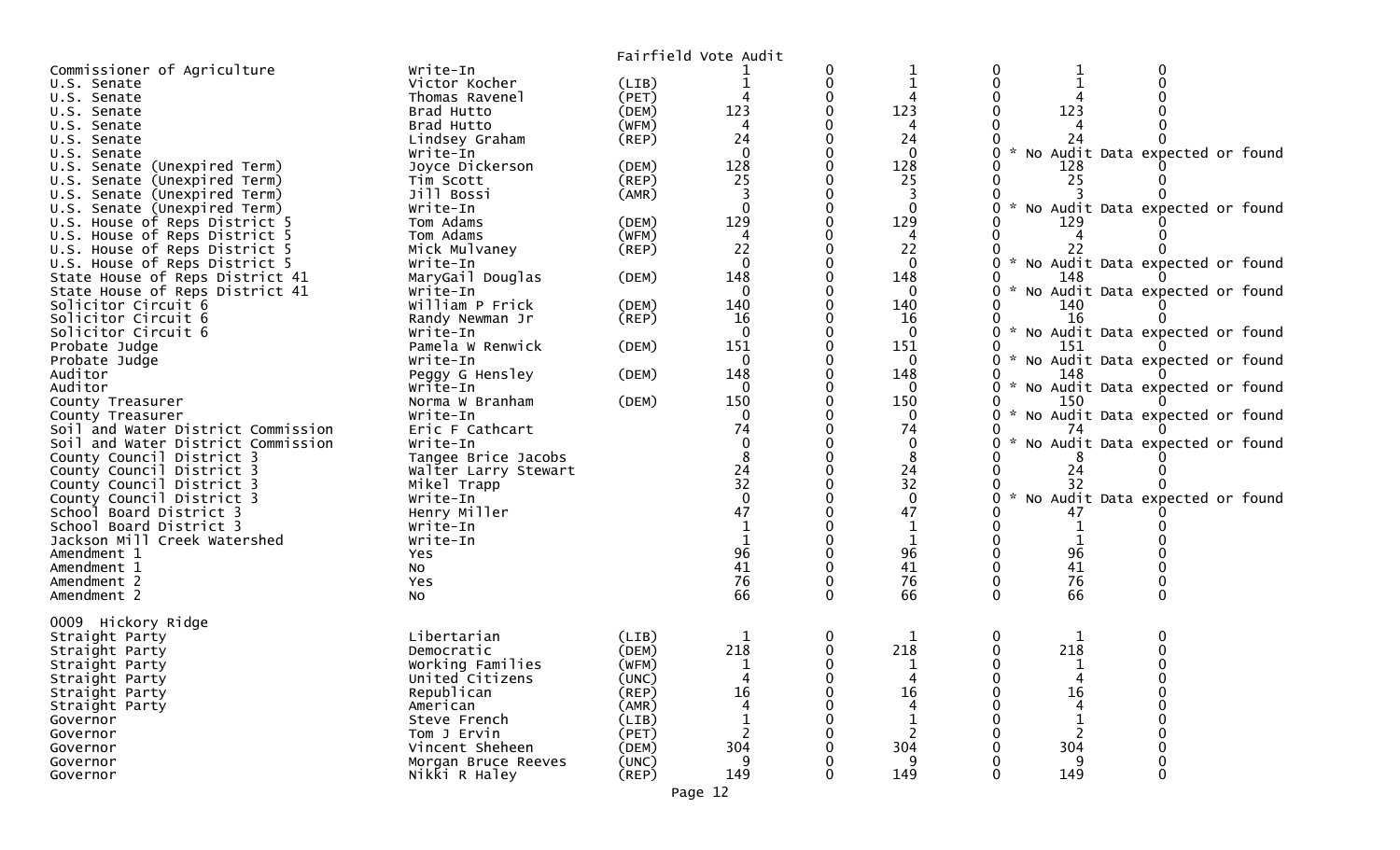Fairfield Vote Audit

| Contest | Candidate | Party | | | | | | |
|---|---|---|---|---|---|---|---|---|
| Commissioner of Agriculture | Write-In | | 1 | 0 | 1 | 0 | 1 | 0 |
| U.S. Senate | Victor Kocher | (LIB) | 1 | 0 | 1 | 0 | 1 | 0 |
| U.S. Senate | Thomas Ravenel | (PET) | 4 | 0 | 4 | 0 | 4 | 0 |
| U.S. Senate | Brad Hutto | (DEM) | 123 | 0 | 123 | 0 | 123 | 0 |
| U.S. Senate | Brad Hutto | (WFM) | 4 | 0 | 4 | 0 | 4 | 0 |
| U.S. Senate | Lindsey Graham | (REP) | 24 | 0 | 24 | 0 | 24 | 0 |
| U.S. Senate | Write-In | | 0 | 0 | 0 | 0 | * No Audit Data expected or found | |
| U.S. Senate (Unexpired Term) | Joyce Dickerson | (DEM) | 128 | 0 | 128 | 0 | 128 | 0 |
| U.S. Senate (Unexpired Term) | Tim Scott | (REP) | 25 | 0 | 25 | 0 | 25 | 0 |
| U.S. Senate (Unexpired Term) | Jill Bossi | (AMR) | 3 | 0 | 3 | 0 | 3 | 0 |
| U.S. Senate (Unexpired Term) | Write-In | | 0 | 0 | 0 | 0 | * No Audit Data expected or found | |
| U.S. House of Reps District 5 | Tom Adams | (DEM) | 129 | 0 | 129 | 0 | 129 | 0 |
| U.S. House of Reps District 5 | Tom Adams | (WFM) | 4 | 0 | 4 | 0 | 4 | 0 |
| U.S. House of Reps District 5 | Mick Mulvaney | (REP) | 22 | 0 | 22 | 0 | 22 | 0 |
| U.S. House of Reps District 5 | Write-In | | 0 | 0 | 0 | 0 | * No Audit Data expected or found | |
| State House of Reps District 41 | MaryGail Douglas | (DEM) | 148 | 0 | 148 | 0 | 148 | 0 |
| State House of Reps District 41 | Write-In | | 0 | 0 | 0 | 0 | * No Audit Data expected or found | |
| Solicitor Circuit 6 | William P Frick | (DEM) | 140 | 0 | 140 | 0 | 140 | 0 |
| Solicitor Circuit 6 | Randy Newman Jr | (REP) | 16 | 0 | 16 | 0 | 16 | 0 |
| Solicitor Circuit 6 | Write-In | | 0 | 0 | 0 | 0 | * No Audit Data expected or found | |
| Probate Judge | Pamela W Renwick | (DEM) | 151 | 0 | 151 | 0 | 151 | 0 |
| Probate Judge | Write-In | | 0 | 0 | 0 | 0 | * No Audit Data expected or found | |
| Auditor | Peggy G Hensley | (DEM) | 148 | 0 | 148 | 0 | 148 | 0 |
| Auditor | Write-In | | 0 | 0 | 0 | 0 | * No Audit Data expected or found | |
| County Treasurer | Norma W Branham | (DEM) | 150 | 0 | 150 | 0 | 150 | 0 |
| County Treasurer | Write-In | | 0 | 0 | 0 | 0 | * No Audit Data expected or found | |
| Soil and Water District Commission | Eric F Cathcart | | 74 | 0 | 74 | 0 | 74 | 0 |
| Soil and Water District Commission | Write-In | | 0 | 0 | 0 | 0 | * No Audit Data expected or found | |
| County Council District 3 | Tangee Brice Jacobs | | 8 | 0 | 8 | 0 | 8 | 0 |
| County Council District 3 | Walter Larry Stewart | | 24 | 0 | 24 | 0 | 24 | 0 |
| County Council District 3 | Mikel Trapp | | 32 | 0 | 32 | 0 | 32 | 0 |
| County Council District 3 | Write-In | | 0 | 0 | 0 | 0 | * No Audit Data expected or found | |
| School Board District 3 | Henry Miller | | 47 | 0 | 47 | 0 | 47 | 0 |
| School Board District 3 | Write-In | | 1 | 0 | 1 | 0 | 1 | 0 |
| Jackson Mill Creek Watershed | Write-In | | 1 | 0 | 1 | 0 | 1 | 0 |
| Amendment 1 | Yes | | 96 | 0 | 96 | 0 | 96 | 0 |
| Amendment 1 | No | | 41 | 0 | 41 | 0 | 41 | 0 |
| Amendment 2 | Yes | | 76 | 0 | 76 | 0 | 76 | 0 |
| Amendment 2 | No | | 66 | 0 | 66 | 0 | 66 | 0 |

0009 Hickory Ridge

| Contest | Candidate | Party | | | | | | |
|---|---|---|---|---|---|---|---|---|
| Straight Party | Libertarian | (LIB) | 1 | 0 | 1 | 0 | 1 | 0 |
| Straight Party | Democratic | (DEM) | 218 | 0 | 218 | 0 | 218 | 0 |
| Straight Party | Working Families | (WFM) | 1 | 0 | 1 | 0 | 1 | 0 |
| Straight Party | United Citizens | (UNC) | 4 | 0 | 4 | 0 | 4 | 0 |
| Straight Party | Republican | (REP) | 16 | 0 | 16 | 0 | 16 | 0 |
| Straight Party | American | (AMR) | 4 | 0 | 4 | 0 | 4 | 0 |
| Governor | Steve French | (LIB) | 1 | 0 | 1 | 0 | 1 | 0 |
| Governor | Tom J Ervin | (PET) | 2 | 0 | 2 | 0 | 2 | 0 |
| Governor | Vincent Sheheen | (DEM) | 304 | 0 | 304 | 0 | 304 | 0 |
| Governor | Morgan Bruce Reeves | (UNC) | 9 | 0 | 9 | 0 | 9 | 0 |
| Governor | Nikki R Haley | (REP) | 149 | 0 | 149 | 0 | 149 | 0 |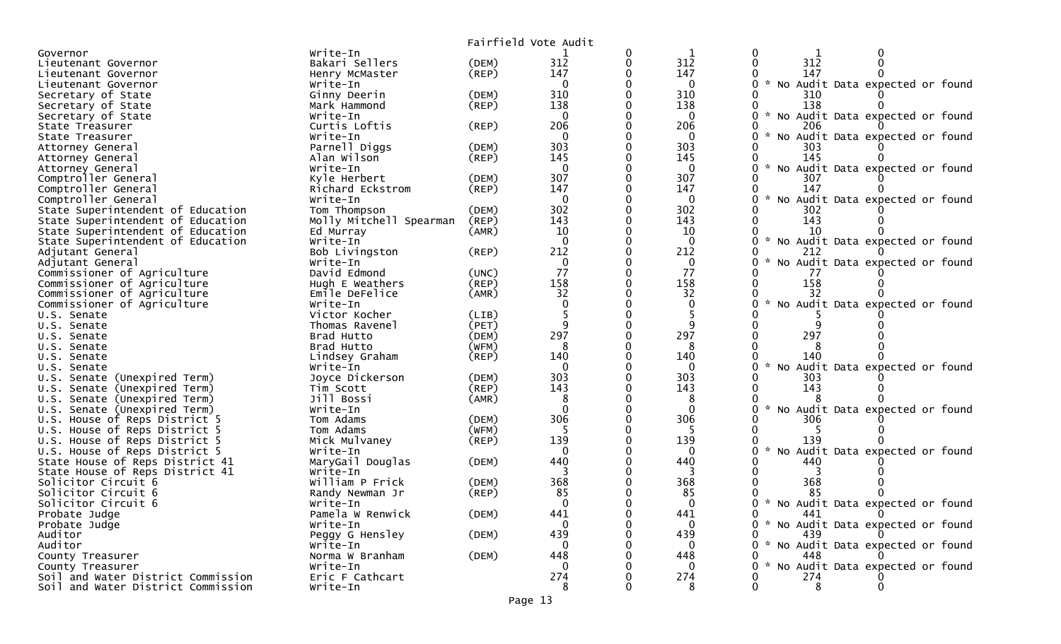Fairfield Vote Audit

| | | | | | | | | |
|---|---|---|---|---|---|---|---|---|
| Governor | Write-In | | 1 | 0 | 1 | 0 | 1 | 0 |
| Lieutenant Governor | Bakari Sellers | (DEM) | 312 | 0 | 312 | 0 | 312 | 0 |
| Lieutenant Governor | Henry McMaster | (REP) | 147 | 0 | 147 | 0 | 147 | 0 |
| Lieutenant Governor | Write-In | | 0 | 0 | 0 | 0 | * No Audit Data expected or found | |
| Secretary of State | Ginny Deerin | (DEM) | 310 | 0 | 310 | 0 | 310 | 0 |
| Secretary of State | Mark Hammond | (REP) | 138 | 0 | 138 | 0 | 138 | 0 |
| Secretary of State | Write-In | | 0 | 0 | 0 | 0 | * No Audit Data expected or found | |
| State Treasurer | Curtis Loftis | (REP) | 206 | 0 | 206 | 0 | 206 | 0 |
| State Treasurer | Write-In | | 0 | 0 | 0 | 0 | * No Audit Data expected or found | |
| Attorney General | Parnell Diggs | (DEM) | 303 | 0 | 303 | 0 | 303 | 0 |
| Attorney General | Alan Wilson | (REP) | 145 | 0 | 145 | 0 | 145 | 0 |
| Attorney General | Write-In | | 0 | 0 | 0 | 0 | * No Audit Data expected or found | |
| Comptroller General | Kyle Herbert | (DEM) | 307 | 0 | 307 | 0 | 307 | 0 |
| Comptroller General | Richard Eckstrom | (REP) | 147 | 0 | 147 | 0 | 147 | 0 |
| Comptroller General | Write-In | | 0 | 0 | 0 | 0 | * No Audit Data expected or found | |
| State Superintendent of Education | Tom Thompson | (DEM) | 302 | 0 | 302 | 0 | 302 | 0 |
| State Superintendent of Education | Molly Mitchell Spearman | (REP) | 143 | 0 | 143 | 0 | 143 | 0 |
| State Superintendent of Education | Ed Murray | (AMR) | 10 | 0 | 10 | 0 | 10 | 0 |
| State Superintendent of Education | Write-In | | 0 | 0 | 0 | 0 | * No Audit Data expected or found | |
| Adjutant General | Bob Livingston | (REP) | 212 | 0 | 212 | 0 | 212 | 0 |
| Adjutant General | Write-In | | 0 | 0 | 0 | 0 | * No Audit Data expected or found | |
| Commissioner of Agriculture | David Edmond | (UNC) | 77 | 0 | 77 | 0 | 77 | 0 |
| Commissioner of Agriculture | Hugh E Weathers | (REP) | 158 | 0 | 158 | 0 | 158 | 0 |
| Commissioner of Agriculture | Emile DeFelice | (AMR) | 32 | 0 | 32 | 0 | 32 | 0 |
| Commissioner of Agriculture | Write-In | | 0 | 0 | 0 | 0 | * No Audit Data expected or found | |
| U.S. Senate | Victor Kocher | (LIB) | 5 | 0 | 5 | 0 | 5 | 0 |
| U.S. Senate | Thomas Ravenel | (PET) | 9 | 0 | 9 | 0 | 9 | 0 |
| U.S. Senate | Brad Hutto | (DEM) | 297 | 0 | 297 | 0 | 297 | 0 |
| U.S. Senate | Brad Hutto | (WFM) | 8 | 0 | 8 | 0 | 8 | 0 |
| U.S. Senate | Lindsey Graham | (REP) | 140 | 0 | 140 | 0 | 140 | 0 |
| U.S. Senate | Write-In | | 0 | 0 | 0 | 0 | * No Audit Data expected or found | |
| U.S. Senate (Unexpired Term) | Joyce Dickerson | (DEM) | 303 | 0 | 303 | 0 | 303 | 0 |
| U.S. Senate (Unexpired Term) | Tim Scott | (REP) | 143 | 0 | 143 | 0 | 143 | 0 |
| U.S. Senate (Unexpired Term) | Jill Bossi | (AMR) | 8 | 0 | 8 | 0 | 8 | 0 |
| U.S. Senate (Unexpired Term) | Write-In | | 0 | 0 | 0 | 0 | * No Audit Data expected or found | |
| U.S. House of Reps District 5 | Tom Adams | (DEM) | 306 | 0 | 306 | 0 | 306 | 0 |
| U.S. House of Reps District 5 | Tom Adams | (WFM) | 5 | 0 | 5 | 0 | 5 | 0 |
| U.S. House of Reps District 5 | Mick Mulvaney | (REP) | 139 | 0 | 139 | 0 | 139 | 0 |
| U.S. House of Reps District 5 | Write-In | | 0 | 0 | 0 | 0 | * No Audit Data expected or found | |
| State House of Reps District 41 | MaryGail Douglas | (DEM) | 440 | 0 | 440 | 0 | 440 | 0 |
| State House of Reps District 41 | Write-In | | 3 | 0 | 3 | 0 | 3 | 0 |
| Solicitor Circuit 6 | William P Frick | (DEM) | 368 | 0 | 368 | 0 | 368 | 0 |
| Solicitor Circuit 6 | Randy Newman Jr | (REP) | 85 | 0 | 85 | 0 | 85 | 0 |
| Solicitor Circuit 6 | Write-In | | 0 | 0 | 0 | 0 | * No Audit Data expected or found | |
| Probate Judge | Pamela W Renwick | (DEM) | 441 | 0 | 441 | 0 | 441 | 0 |
| Probate Judge | Write-In | | 0 | 0 | 0 | 0 | * No Audit Data expected or found | |
| Auditor | Peggy G Hensley | (DEM) | 439 | 0 | 439 | 0 | 439 | 0 |
| Auditor | Write-In | | 0 | 0 | 0 | 0 | * No Audit Data expected or found | |
| County Treasurer | Norma W Branham | (DEM) | 448 | 0 | 448 | 0 | 448 | 0 |
| County Treasurer | Write-In | | 0 | 0 | 0 | 0 | * No Audit Data expected or found | |
| Soil and Water District Commission | Eric F Cathcart | | 274 | 0 | 274 | 0 | 274 | 0 |
| Soil and Water District Commission | Write-In | | 8 | 0 | 8 | 0 | 8 | 0 |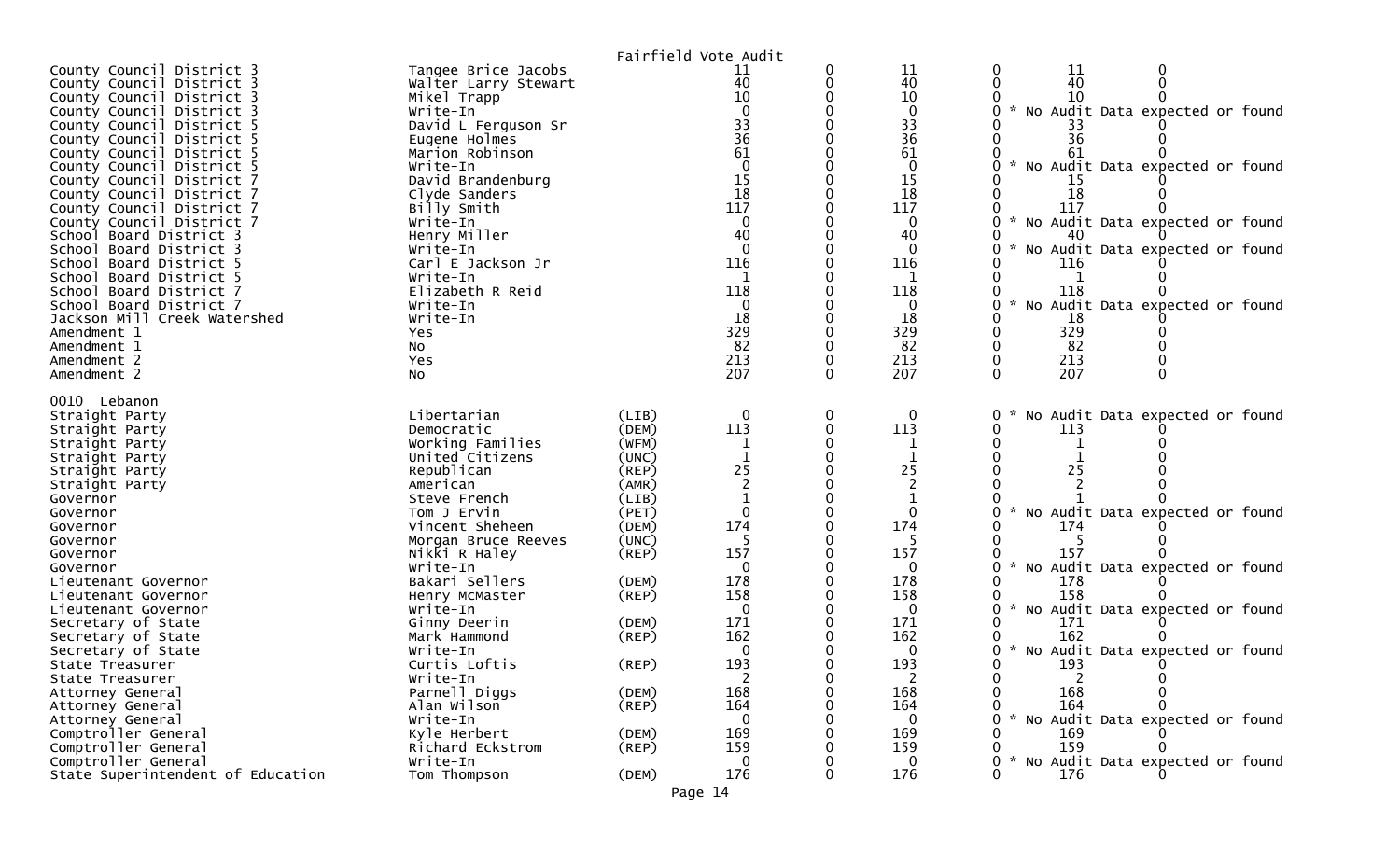Fairfield Vote Audit

| Contest | Candidate | Party | | | | | | |
|---|---|---|---|---|---|---|---|---|
| County Council District 3 | Tangee Brice Jacobs | | 11 | 0 | 11 | 0 | 11 | 0 |
| County Council District 3 | Walter Larry Stewart | | 40 | 0 | 40 | 0 | 40 | 0 |
| County Council District 3 | Mikel Trapp | | 10 | 0 | 10 | 0 | 10 | 0 |
| County Council District 3 | Write-In | | 0 | 0 | 0 | 0 | * No Audit Data expected or found | |
| County Council District 5 | David L Ferguson Sr | | 33 | 0 | 33 | 0 | 33 | 0 |
| County Council District 5 | Eugene Holmes | | 36 | 0 | 36 | 0 | 36 | 0 |
| County Council District 5 | Marion Robinson | | 61 | 0 | 61 | 0 | 61 | 0 |
| County Council District 5 | Write-In | | 0 | 0 | 0 | 0 | * No Audit Data expected or found | |
| County Council District 7 | David Brandenburg | | 15 | 0 | 15 | 0 | 15 | 0 |
| County Council District 7 | Clyde Sanders | | 18 | 0 | 18 | 0 | 18 | 0 |
| County Council District 7 | Billy Smith | | 117 | 0 | 117 | 0 | 117 | 0 |
| County Council District 7 | Write-In | | 0 | 0 | 0 | 0 | * No Audit Data expected or found | |
| School Board District 3 | Henry Miller | | 40 | 0 | 40 | 0 | 40 | 0 |
| School Board District 3 | Write-In | | 0 | 0 | 0 | 0 | * No Audit Data expected or found | |
| School Board District 5 | Carl E Jackson Jr | | 116 | 0 | 116 | 0 | 116 | 0 |
| School Board District 5 | Write-In | | 1 | 0 | 1 | 0 | 1 | 0 |
| School Board District 7 | Elizabeth R Reid | | 118 | 0 | 118 | 0 | 118 | 0 |
| School Board District 7 | Write-In | | 0 | 0 | 0 | 0 | * No Audit Data expected or found | |
| Jackson Mill Creek Watershed | Write-In | | 18 | 0 | 18 | 0 | 18 | 0 |
| Amendment 1 | Yes | | 329 | 0 | 329 | 0 | 329 | 0 |
| Amendment 1 | No | | 82 | 0 | 82 | 0 | 82 | 0 |
| Amendment 2 | Yes | | 213 | 0 | 213 | 0 | 213 | 0 |
| Amendment 2 | No | | 207 | 0 | 207 | 0 | 207 | 0 |

0010 Lebanon

| Contest | Candidate | Party | | | | | | |
|---|---|---|---|---|---|---|---|---|
| Straight Party | Libertarian | (LIB) | 0 | 0 | 0 | 0 | * No Audit Data expected or found | |
| Straight Party | Democratic | (DEM) | 113 | 0 | 113 | 0 | 113 | 0 |
| Straight Party | Working Families | (WFM) | 1 | 0 | 1 | 0 | 1 | 0 |
| Straight Party | United Citizens | (UNC) | 1 | 0 | 1 | 0 | 1 | 0 |
| Straight Party | Republican | (REP) | 25 | 0 | 25 | 0 | 25 | 0 |
| Straight Party | American | (AMR) | 2 | 0 | 2 | 0 | 2 | 0 |
| Governor | Steve French | (LIB) | 1 | 0 | 1 | 0 | 1 | 0 |
| Governor | Tom J Ervin | (PET) | 0 | 0 | 0 | 0 | * No Audit Data expected or found | |
| Governor | Vincent Sheheen | (DEM) | 174 | 0 | 174 | 0 | 174 | 0 |
| Governor | Morgan Bruce Reeves | (UNC) | 5 | 0 | 5 | 0 | 5 | 0 |
| Governor | Nikki R Haley | (REP) | 157 | 0 | 157 | 0 | 157 | 0 |
| Governor | Write-In | | 0 | 0 | 0 | 0 | * No Audit Data expected or found | |
| Lieutenant Governor | Bakari Sellers | (DEM) | 178 | 0 | 178 | 0 | 178 | 0 |
| Lieutenant Governor | Henry McMaster | (REP) | 158 | 0 | 158 | 0 | 158 | 0 |
| Lieutenant Governor | Write-In | | 0 | 0 | 0 | 0 | * No Audit Data expected or found | |
| Secretary of State | Ginny Deerin | (DEM) | 171 | 0 | 171 | 0 | 171 | 0 |
| Secretary of State | Mark Hammond | (REP) | 162 | 0 | 162 | 0 | 162 | 0 |
| Secretary of State | Write-In | | 0 | 0 | 0 | 0 | * No Audit Data expected or found | |
| State Treasurer | Curtis Loftis | (REP) | 193 | 0 | 193 | 0 | 193 | 0 |
| State Treasurer | Write-In | | 2 | 0 | 2 | 0 | 2 | 0 |
| Attorney General | Parnell Diggs | (DEM) | 168 | 0 | 168 | 0 | 168 | 0 |
| Attorney General | Alan Wilson | (REP) | 164 | 0 | 164 | 0 | 164 | 0 |
| Attorney General | Write-In | | 0 | 0 | 0 | 0 | * No Audit Data expected or found | |
| Comptroller General | Kyle Herbert | (DEM) | 169 | 0 | 169 | 0 | 169 | 0 |
| Comptroller General | Richard Eckstrom | (REP) | 159 | 0 | 159 | 0 | 159 | 0 |
| Comptroller General | Write-In | | 0 | 0 | 0 | 0 | * No Audit Data expected or found | |
| State Superintendent of Education | Tom Thompson | (DEM) | 176 | 0 | 176 | 0 | 176 | 0 |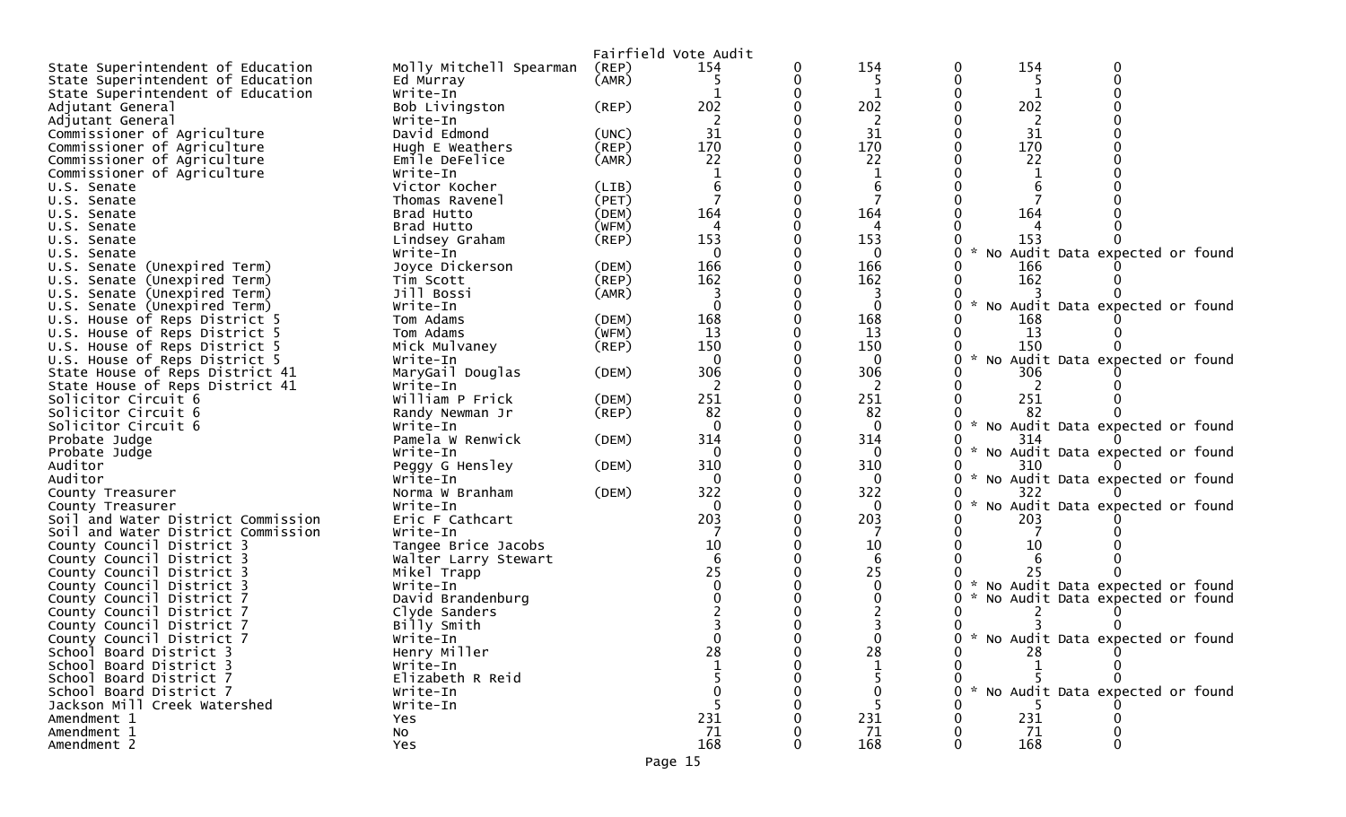Fairfield Vote Audit

| | | | | | | | | |
|---|---|---|---|---|---|---|---|---|
| State Superintendent of Education | Molly Mitchell Spearman | (REP) | 154 | 0 | 154 | 0 | 154 | 0 |
| State Superintendent of Education | Ed Murray | (AMR) | 5 | 0 | 5 | 0 | 5 | 0 |
| State Superintendent of Education | Write-In | | 1 | 0 | 1 | 0 | 1 | 0 |
| Adjutant General | Bob Livingston | (REP) | 202 | 0 | 202 | 0 | 202 | 0 |
| Adjutant General | Write-In | | 2 | 0 | 2 | 0 | 2 | 0 |
| Commissioner of Agriculture | David Edmond | (UNC) | 31 | 0 | 31 | 0 | 31 | 0 |
| Commissioner of Agriculture | Hugh E Weathers | (REP) | 170 | 0 | 170 | 0 | 170 | 0 |
| Commissioner of Agriculture | Emile DeFelice | (AMR) | 22 | 0 | 22 | 0 | 22 | 0 |
| Commissioner of Agriculture | Write-In | | 1 | 0 | 1 | 0 | 1 | 0 |
| U.S. Senate | Victor Kocher | (LIB) | 6 | 0 | 6 | 0 | 6 | 0 |
| U.S. Senate | Thomas Ravenel | (PET) | 7 | 0 | 7 | 0 | 7 | 0 |
| U.S. Senate | Brad Hutto | (DEM) | 164 | 0 | 164 | 0 | 164 | 0 |
| U.S. Senate | Brad Hutto | (WFM) | 4 | 0 | 4 | 0 | 4 | 0 |
| U.S. Senate | Lindsey Graham | (REP) | 153 | 0 | 153 | 0 | 153 | 0 |
| U.S. Senate | Write-In | | 0 | 0 | 0 | 0 * No Audit Data expected or found | | |
| U.S. Senate (Unexpired Term) | Joyce Dickerson | (DEM) | 166 | 0 | 166 | 0 | 166 | 0 |
| U.S. Senate (Unexpired Term) | Tim Scott | (REP) | 162 | 0 | 162 | 0 | 162 | 0 |
| U.S. Senate (Unexpired Term) | Jill Bossi | (AMR) | 3 | 0 | 3 | 0 | 3 | 0 |
| U.S. Senate (Unexpired Term) | Write-In | | 0 | 0 | 0 | 0 * No Audit Data expected or found | | |
| U.S. House of Reps District 5 | Tom Adams | (DEM) | 168 | 0 | 168 | 0 | 168 | 0 |
| U.S. House of Reps District 5 | Tom Adams | (WFM) | 13 | 0 | 13 | 0 | 13 | 0 |
| U.S. House of Reps District 5 | Mick Mulvaney | (REP) | 150 | 0 | 150 | 0 | 150 | 0 |
| U.S. House of Reps District 5 | Write-In | | 0 | 0 | 0 | 0 * No Audit Data expected or found | | |
| State House of Reps District 41 | MaryGail Douglas | (DEM) | 306 | 0 | 306 | 0 | 306 | 0 |
| State House of Reps District 41 | Write-In | | 2 | 0 | 2 | 0 | 2 | 0 |
| Solicitor Circuit 6 | William P Frick | (DEM) | 251 | 0 | 251 | 0 | 251 | 0 |
| Solicitor Circuit 6 | Randy Newman Jr | (REP) | 82 | 0 | 82 | 0 | 82 | 0 |
| Solicitor Circuit 6 | Write-In | | 0 | 0 | 0 | 0 * No Audit Data expected or found | | |
| Probate Judge | Pamela W Renwick | (DEM) | 314 | 0 | 314 | 0 | 314 | 0 |
| Probate Judge | Write-In | | 0 | 0 | 0 | 0 * No Audit Data expected or found | | |
| Auditor | Peggy G Hensley | (DEM) | 310 | 0 | 310 | 0 | 310 | 0 |
| Auditor | Write-In | | 0 | 0 | 0 | 0 * No Audit Data expected or found | | |
| County Treasurer | Norma W Branham | (DEM) | 322 | 0 | 322 | 0 | 322 | 0 |
| County Treasurer | Write-In | | 0 | 0 | 0 | 0 * No Audit Data expected or found | | |
| Soil and Water District Commission | Eric F Cathcart | | 203 | 0 | 203 | 0 | 203 | 0 |
| Soil and Water District Commission | Write-In | | 7 | 0 | 7 | 0 | 7 | 0 |
| County Council District 3 | Tangee Brice Jacobs | | 10 | 0 | 10 | 0 | 10 | 0 |
| County Council District 3 | Walter Larry Stewart | | 6 | 0 | 6 | 0 | 6 | 0 |
| County Council District 3 | Mikel Trapp | | 25 | 0 | 25 | 0 | 25 | 0 |
| County Council District 3 | Write-In | | 0 | 0 | 0 | 0 * No Audit Data expected or found | | |
| County Council District 7 | David Brandenburg | | 0 | 0 | 0 | 0 * No Audit Data expected or found | | |
| County Council District 7 | Clyde Sanders | | 2 | 0 | 2 | 0 | 2 | 0 |
| County Council District 7 | Billy Smith | | 3 | 0 | 3 | 0 | 3 | 0 |
| County Council District 7 | Write-In | | 0 | 0 | 0 | 0 * No Audit Data expected or found | | |
| School Board District 3 | Henry Miller | | 28 | 0 | 28 | 0 | 28 | 0 |
| School Board District 3 | Write-In | | 1 | 0 | 1 | 0 | 1 | 0 |
| School Board District 7 | Elizabeth R Reid | | 5 | 0 | 5 | 0 | 5 | 0 |
| School Board District 7 | Write-In | | 0 | 0 | 0 | 0 * No Audit Data expected or found | | |
| Jackson Mill Creek Watershed | Write-In | | 5 | 0 | 5 | 0 | 5 | 0 |
| Amendment 1 | Yes | | 231 | 0 | 231 | 0 | 231 | 0 |
| Amendment 1 | No | | 71 | 0 | 71 | 0 | 71 | 0 |
| Amendment 2 | Yes | | 168 | 0 | 168 | 0 | 168 | 0 |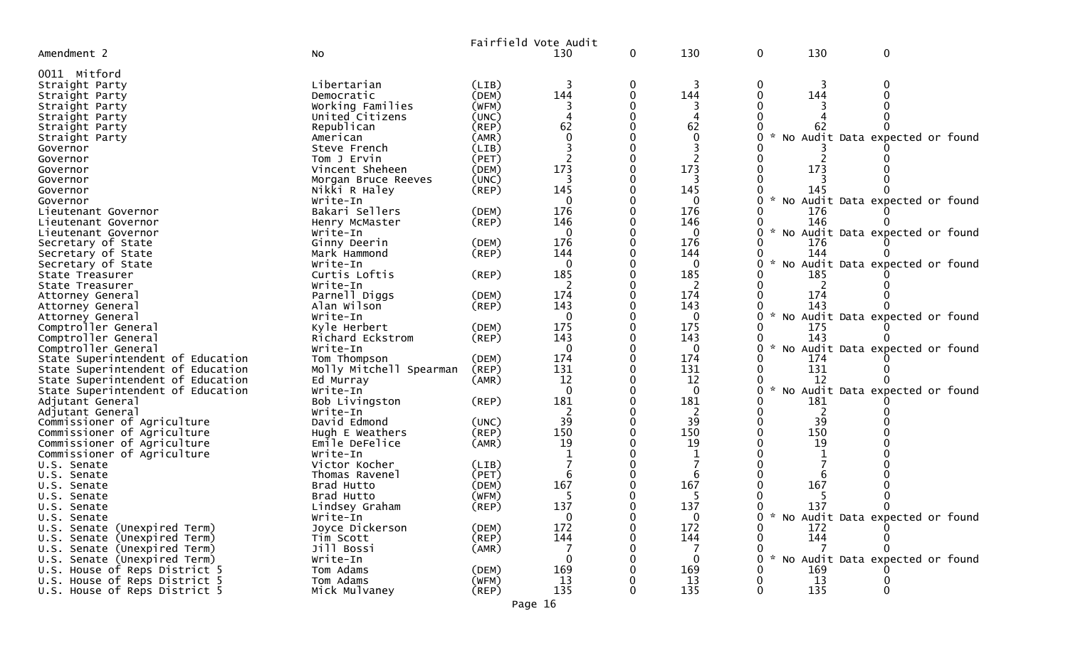Fairfield Vote Audit

| Contest | Candidate | Party | | | | | | |
|---|---|---|---|---|---|---|---|---|
| Amendment 2 | No | | 130 | 0 | 130 | 0 | 130 | 0 |
| 0011 Mitford | | | | | | | | |
| Straight Party | Libertarian | (LIB) | 3 | 0 | 3 | 0 | 3 | 0 |
| Straight Party | Democratic | (DEM) | 144 | 0 | 144 | 0 | 144 | 0 |
| Straight Party | Working Families | (WFM) | 3 | 0 | 3 | 0 | 3 | 0 |
| Straight Party | United Citizens | (UNC) | 4 | 0 | 4 | 0 | 4 | 0 |
| Straight Party | Republican | (REP) | 62 | 0 | 62 | 0 | 62 | 0 |
| Straight Party | American | (AMR) | 0 | 0 | 0 | 0 | * No Audit Data expected or found | |
| Governor | Steve French | (LIB) | 3 | 0 | 3 | 0 | 3 | 0 |
| Governor | Tom J Ervin | (PET) | 2 | 0 | 2 | 0 | 2 | 0 |
| Governor | Vincent Sheheen | (DEM) | 173 | 0 | 173 | 0 | 173 | 0 |
| Governor | Morgan Bruce Reeves | (UNC) | 3 | 0 | 3 | 0 | 3 | 0 |
| Governor | Nikki R Haley | (REP) | 145 | 0 | 145 | 0 | 145 | 0 |
| Governor | Write-In | | 0 | 0 | 0 | 0 | * No Audit Data expected or found | |
| Lieutenant Governor | Bakari Sellers | (DEM) | 176 | 0 | 176 | 0 | 176 | 0 |
| Lieutenant Governor | Henry McMaster | (REP) | 146 | 0 | 146 | 0 | 146 | 0 |
| Lieutenant Governor | Write-In | | 0 | 0 | 0 | 0 | * No Audit Data expected or found | |
| Secretary of State | Ginny Deerin | (DEM) | 176 | 0 | 176 | 0 | 176 | 0 |
| Secretary of State | Mark Hammond | (REP) | 144 | 0 | 144 | 0 | 144 | 0 |
| Secretary of State | Write-In | | 0 | 0 | 0 | 0 | * No Audit Data expected or found | |
| State Treasurer | Curtis Loftis | (REP) | 185 | 0 | 185 | 0 | 185 | 0 |
| State Treasurer | Write-In | | 2 | 0 | 2 | 0 | 2 | 0 |
| Attorney General | Parnell Diggs | (DEM) | 174 | 0 | 174 | 0 | 174 | 0 |
| Attorney General | Alan Wilson | (REP) | 143 | 0 | 143 | 0 | 143 | 0 |
| Attorney General | Write-In | | 0 | 0 | 0 | 0 | * No Audit Data expected or found | |
| Comptroller General | Kyle Herbert | (DEM) | 175 | 0 | 175 | 0 | 175 | 0 |
| Comptroller General | Richard Eckstrom | (REP) | 143 | 0 | 143 | 0 | 143 | 0 |
| Comptroller General | Write-In | | 0 | 0 | 0 | 0 | * No Audit Data expected or found | |
| State Superintendent of Education | Tom Thompson | (DEM) | 174 | 0 | 174 | 0 | 174 | 0 |
| State Superintendent of Education | Molly Mitchell Spearman | (REP) | 131 | 0 | 131 | 0 | 131 | 0 |
| State Superintendent of Education | Ed Murray | (AMR) | 12 | 0 | 12 | 0 | 12 | 0 |
| State Superintendent of Education | Write-In | | 0 | 0 | 0 | 0 | * No Audit Data expected or found | |
| Adjutant General | Bob Livingston | (REP) | 181 | 0 | 181 | 0 | 181 | 0 |
| Adjutant General | Write-In | | 2 | 0 | 2 | 0 | 2 | 0 |
| Commissioner of Agriculture | David Edmond | (UNC) | 39 | 0 | 39 | 0 | 39 | 0 |
| Commissioner of Agriculture | Hugh E Weathers | (REP) | 150 | 0 | 150 | 0 | 150 | 0 |
| Commissioner of Agriculture | Emile DeFelice | (AMR) | 19 | 0 | 19 | 0 | 19 | 0 |
| Commissioner of Agriculture | Write-In | | 1 | 0 | 1 | 0 | 1 | 0 |
| U.S. Senate | Victor Kocher | (LIB) | 7 | 0 | 7 | 0 | 7 | 0 |
| U.S. Senate | Thomas Ravenel | (PET) | 6 | 0 | 6 | 0 | 6 | 0 |
| U.S. Senate | Brad Hutto | (DEM) | 167 | 0 | 167 | 0 | 167 | 0 |
| U.S. Senate | Brad Hutto | (WFM) | 5 | 0 | 5 | 0 | 5 | 0 |
| U.S. Senate | Lindsey Graham | (REP) | 137 | 0 | 137 | 0 | 137 | 0 |
| U.S. Senate | Write-In | | 0 | 0 | 0 | 0 | * No Audit Data expected or found | |
| U.S. Senate (Unexpired Term) | Joyce Dickerson | (DEM) | 172 | 0 | 172 | 0 | 172 | 0 |
| U.S. Senate (Unexpired Term) | Tim Scott | (REP) | 144 | 0 | 144 | 0 | 144 | 0 |
| U.S. Senate (Unexpired Term) | Jill Bossi | (AMR) | 7 | 0 | 7 | 0 | 7 | 0 |
| U.S. Senate (Unexpired Term) | Write-In | | 0 | 0 | 0 | 0 | * No Audit Data expected or found | |
| U.S. House of Reps District 5 | Tom Adams | (DEM) | 169 | 0 | 169 | 0 | 169 | 0 |
| U.S. House of Reps District 5 | Tom Adams | (WFM) | 13 | 0 | 13 | 0 | 13 | 0 |
| U.S. House of Reps District 5 | Mick Mulvaney | (REP) | 135 | 0 | 135 | 0 | 135 | 0 |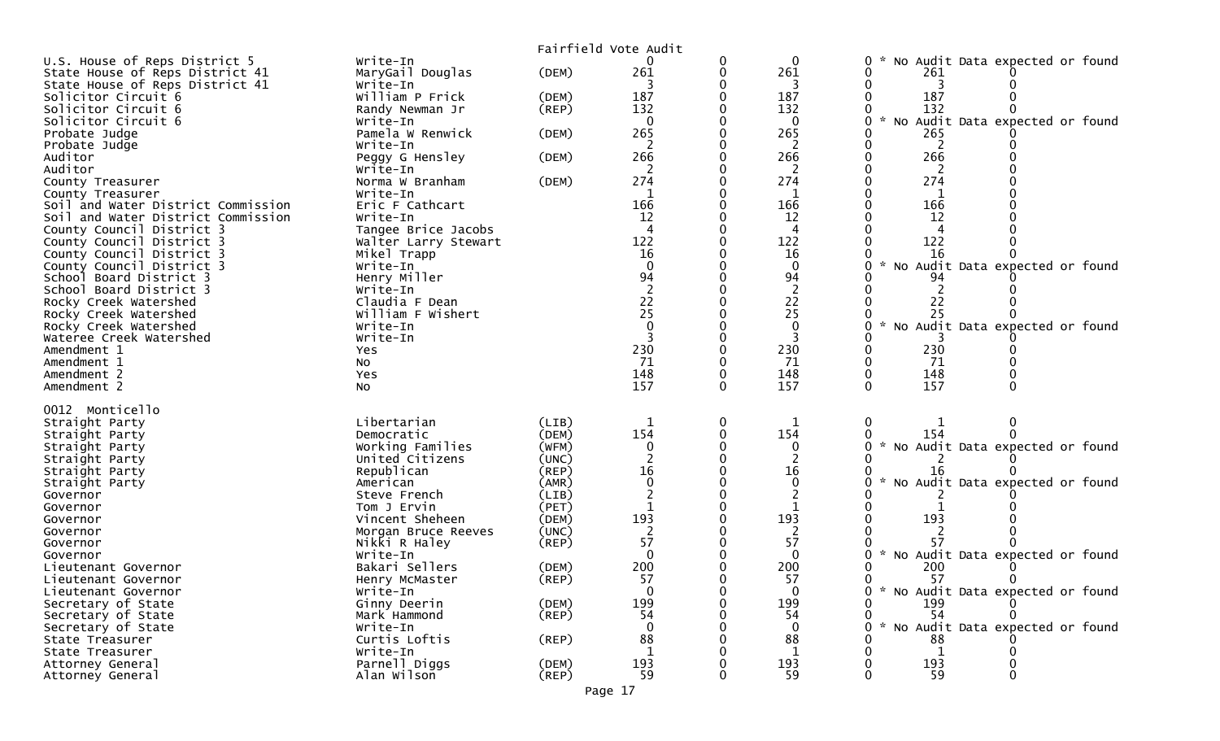Fairfield Vote Audit

| | | | | | | | | | |
|---|---|---|---|---|---|---|---|---|---|
| U.S. House of Reps District 5 | Write-In | | 0 | 0 | 0 | 0 | * No Audit Data expected or found | | |
| State House of Reps District 41 | MaryGail Douglas | (DEM) | 261 | 0 | 261 | 0 | 261 | 0 | |
| State House of Reps District 41 | Write-In | | 3 | 0 | 3 | 0 | 3 | 0 | |
| Solicitor Circuit 6 | William P Frick | (DEM) | 187 | 0 | 187 | 0 | 187 | 0 | |
| Solicitor Circuit 6 | Randy Newman Jr | (REP) | 132 | 0 | 132 | 0 | 132 | 0 | |
| Solicitor Circuit 6 | Write-In | | 0 | 0 | 0 | 0 | * No Audit Data expected or found | | |
| Probate Judge | Pamela W Renwick | (DEM) | 265 | 0 | 265 | 0 | 265 | 0 | |
| Probate Judge | Write-In | | 2 | 0 | 2 | 0 | 2 | 0 | |
| Auditor | Peggy G Hensley | (DEM) | 266 | 0 | 266 | 0 | 266 | 0 | |
| Auditor | Write-In | | 2 | 0 | 2 | 0 | 2 | 0 | |
| County Treasurer | Norma W Branham | (DEM) | 274 | 0 | 274 | 0 | 274 | 0 | |
| County Treasurer | Write-In | | 1 | 0 | 1 | 0 | 1 | 0 | |
| Soil and Water District Commission | Eric F Cathcart | | 166 | 0 | 166 | 0 | 166 | 0 | |
| Soil and Water District Commission | Write-In | | 12 | 0 | 12 | 0 | 12 | 0 | |
| County Council District 3 | Tangee Brice Jacobs | | 4 | 0 | 4 | 0 | 4 | 0 | |
| County Council District 3 | Walter Larry Stewart | | 122 | 0 | 122 | 0 | 122 | 0 | |
| County Council District 3 | Mikel Trapp | | 16 | 0 | 16 | 0 | 16 | 0 | |
| County Council District 3 | Write-In | | 0 | 0 | 0 | 0 | * No Audit Data expected or found | | |
| School Board District 3 | Henry Miller | | 94 | 0 | 94 | 0 | 94 | 0 | |
| School Board District 3 | Write-In | | 2 | 0 | 2 | 0 | 2 | 0 | |
| Rocky Creek Watershed | Claudia F Dean | | 22 | 0 | 22 | 0 | 22 | 0 | |
| Rocky Creek Watershed | William F Wishert | | 25 | 0 | 25 | 0 | 25 | 0 | |
| Rocky Creek Watershed | Write-In | | 0 | 0 | 0 | 0 | * No Audit Data expected or found | | |
| Wateree Creek Watershed | Write-In | | 3 | 0 | 3 | 0 | 3 | 0 | |
| Amendment 1 | Yes | | 230 | 0 | 230 | 0 | 230 | 0 | |
| Amendment 1 | No | | 71 | 0 | 71 | 0 | 71 | 0 | |
| Amendment 2 | Yes | | 148 | 0 | 148 | 0 | 148 | 0 | |
| Amendment 2 | No | | 157 | 0 | 157 | 0 | 157 | 0 | |

0012 Monticello

| | | | | | | | | | |
|---|---|---|---|---|---|---|---|---|---|
| Straight Party | Libertarian | (LIB) | 1 | 0 | 1 | 0 | 1 | 0 | |
| Straight Party | Democratic | (DEM) | 154 | 0 | 154 | 0 | 154 | 0 | |
| Straight Party | Working Families | (WFM) | 0 | 0 | 0 | 0 | * No Audit Data expected or found | | |
| Straight Party | United Citizens | (UNC) | 2 | 0 | 2 | 0 | 2 | 0 | |
| Straight Party | Republican | (REP) | 16 | 0 | 16 | 0 | 16 | 0 | |
| Straight Party | American | (AMR) | 0 | 0 | 0 | 0 | * No Audit Data expected or found | | |
| Governor | Steve French | (LIB) | 2 | 0 | 2 | 0 | 2 | 0 | |
| Governor | Tom J Ervin | (PET) | 1 | 0 | 1 | 0 | 1 | 0 | |
| Governor | Vincent Sheheen | (DEM) | 193 | 0 | 193 | 0 | 193 | 0 | |
| Governor | Morgan Bruce Reeves | (UNC) | 2 | 0 | 2 | 0 | 2 | 0 | |
| Governor | Nikki R Haley | (REP) | 57 | 0 | 57 | 0 | 57 | 0 | |
| Governor | Write-In | | 0 | 0 | 0 | 0 | * No Audit Data expected or found | | |
| Lieutenant Governor | Bakari Sellers | (DEM) | 200 | 0 | 200 | 0 | 200 | 0 | |
| Lieutenant Governor | Henry McMaster | (REP) | 57 | 0 | 57 | 0 | 57 | 0 | |
| Lieutenant Governor | Write-In | | 0 | 0 | 0 | 0 | * No Audit Data expected or found | | |
| Secretary of State | Ginny Deerin | (DEM) | 199 | 0 | 199 | 0 | 199 | 0 | |
| Secretary of State | Mark Hammond | (REP) | 54 | 0 | 54 | 0 | 54 | 0 | |
| Secretary of State | Write-In | | 0 | 0 | 0 | 0 | * No Audit Data expected or found | | |
| State Treasurer | Curtis Loftis | (REP) | 88 | 0 | 88 | 0 | 88 | 0 | |
| State Treasurer | Write-In | | 1 | 0 | 1 | 0 | 1 | 0 | |
| Attorney General | Parnell Diggs | (DEM) | 193 | 0 | 193 | 0 | 193 | 0 | |
| Attorney General | Alan Wilson | (REP) | 59 | 0 | 59 | 0 | 59 | 0 | |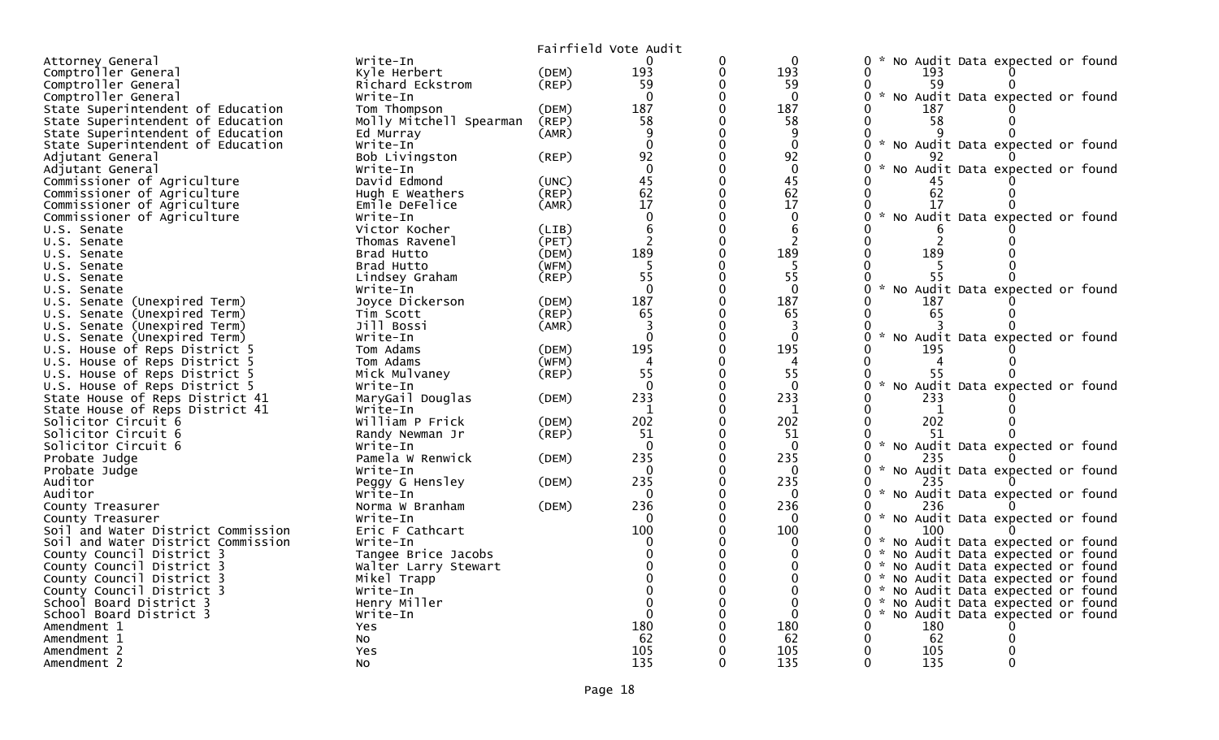Fairfield Vote Audit

| Contest | Candidate | Party | | | | | | | |
|---|---|---|---|---|---|---|---|---|---|
| Attorney General | Write-In | | 0 | 0 | 0 | 0 | * No Audit Data expected or found | | |
| Comptroller General | Kyle Herbert | (DEM) | 193 | 0 | 193 | 0 | 193 | 0 | |
| Comptroller General | Richard Eckstrom | (REP) | 59 | 0 | 59 | 0 | 59 | 0 | |
| Comptroller General | Write-In | | 0 | 0 | 0 | 0 | * No Audit Data expected or found | | |
| State Superintendent of Education | Tom Thompson | (DEM) | 187 | 0 | 187 | 0 | 187 | 0 | |
| State Superintendent of Education | Molly Mitchell Spearman | (REP) | 58 | 0 | 58 | 0 | 58 | 0 | |
| State Superintendent of Education | Ed Murray | (AMR) | 9 | 0 | 9 | 0 | 9 | 0 | |
| State Superintendent of Education | Write-In | | 0 | 0 | 0 | 0 | * No Audit Data expected or found | | |
| Adjutant General | Bob Livingston | (REP) | 92 | 0 | 92 | 0 | 92 | 0 | |
| Adjutant General | Write-In | | 0 | 0 | 0 | 0 | * No Audit Data expected or found | | |
| Commissioner of Agriculture | David Edmond | (UNC) | 45 | 0 | 45 | 0 | 45 | 0 | |
| Commissioner of Agriculture | Hugh E Weathers | (REP) | 62 | 0 | 62 | 0 | 62 | 0 | |
| Commissioner of Agriculture | Emile DeFelice | (AMR) | 17 | 0 | 17 | 0 | 17 | 0 | |
| Commissioner of Agriculture | Write-In | | 0 | 0 | 0 | 0 | * No Audit Data expected or found | | |
| U.S. Senate | Victor Kocher | (LIB) | 6 | 0 | 6 | 0 | 6 | 0 | |
| U.S. Senate | Thomas Ravenel | (PET) | 2 | 0 | 2 | 0 | 2 | 0 | |
| U.S. Senate | Brad Hutto | (DEM) | 189 | 0 | 189 | 0 | 189 | 0 | |
| U.S. Senate | Brad Hutto | (WFM) | 5 | 0 | 5 | 0 | 5 | 0 | |
| U.S. Senate | Lindsey Graham | (REP) | 55 | 0 | 55 | 0 | 55 | 0 | |
| U.S. Senate | Write-In | | 0 | 0 | 0 | 0 | * No Audit Data expected or found | | |
| U.S. Senate (Unexpired Term) | Joyce Dickerson | (DEM) | 187 | 0 | 187 | 0 | 187 | 0 | |
| U.S. Senate (Unexpired Term) | Tim Scott | (REP) | 65 | 0 | 65 | 0 | 65 | 0 | |
| U.S. Senate (Unexpired Term) | Jill Bossi | (AMR) | 3 | 0 | 3 | 0 | 3 | 0 | |
| U.S. Senate (Unexpired Term) | Write-In | | 0 | 0 | 0 | 0 | * No Audit Data expected or found | | |
| U.S. House of Reps District 5 | Tom Adams | (DEM) | 195 | 0 | 195 | 0 | 195 | 0 | |
| U.S. House of Reps District 5 | Tom Adams | (WFM) | 4 | 0 | 4 | 0 | 4 | 0 | |
| U.S. House of Reps District 5 | Mick Mulvaney | (REP) | 55 | 0 | 55 | 0 | 55 | 0 | |
| U.S. House of Reps District 5 | Write-In | | 0 | 0 | 0 | 0 | * No Audit Data expected or found | | |
| State House of Reps District 41 | MaryGail Douglas | (DEM) | 233 | 0 | 233 | 0 | 233 | 0 | |
| State House of Reps District 41 | Write-In | | 1 | 0 | 1 | 0 | 1 | 0 | |
| Solicitor Circuit 6 | William P Frick | (DEM) | 202 | 0 | 202 | 0 | 202 | 0 | |
| Solicitor Circuit 6 | Randy Newman Jr | (REP) | 51 | 0 | 51 | 0 | 51 | 0 | |
| Solicitor Circuit 6 | Write-In | | 0 | 0 | 0 | 0 | * No Audit Data expected or found | | |
| Probate Judge | Pamela W Renwick | (DEM) | 235 | 0 | 235 | 0 | 235 | 0 | |
| Probate Judge | Write-In | | 0 | 0 | 0 | 0 | * No Audit Data expected or found | | |
| Auditor | Peggy G Hensley | (DEM) | 235 | 0 | 235 | 0 | 235 | 0 | |
| Auditor | Write-In | | 0 | 0 | 0 | 0 | * No Audit Data expected or found | | |
| County Treasurer | Norma W Branham | (DEM) | 236 | 0 | 236 | 0 | 236 | 0 | |
| County Treasurer | Write-In | | 0 | 0 | 0 | 0 | * No Audit Data expected or found | | |
| Soil and Water District Commission | Eric F Cathcart | | 100 | 0 | 100 | 0 | 100 | 0 | |
| Soil and Water District Commission | Write-In | | 0 | 0 | 0 | 0 | * No Audit Data expected or found | | |
| County Council District 3 | Tangee Brice Jacobs | | 0 | 0 | 0 | 0 | * No Audit Data expected or found | | |
| County Council District 3 | Walter Larry Stewart | | 0 | 0 | 0 | 0 | * No Audit Data expected or found | | |
| County Council District 3 | Mikel Trapp | | 0 | 0 | 0 | 0 | * No Audit Data expected or found | | |
| County Council District 3 | Write-In | | 0 | 0 | 0 | 0 | * No Audit Data expected or found | | |
| School Board District 3 | Henry Miller | | 0 | 0 | 0 | 0 | * No Audit Data expected or found | | |
| School Board District 3 | Write-In | | 0 | 0 | 0 | 0 | * No Audit Data expected or found | | |
| Amendment 1 | Yes | | 180 | 0 | 180 | 0 | 180 | 0 | |
| Amendment 1 | No | | 62 | 0 | 62 | 0 | 62 | 0 | |
| Amendment 2 | Yes | | 105 | 0 | 105 | 0 | 105 | 0 | |
| Amendment 2 | No | | 135 | 0 | 135 | 0 | 135 | 0 | |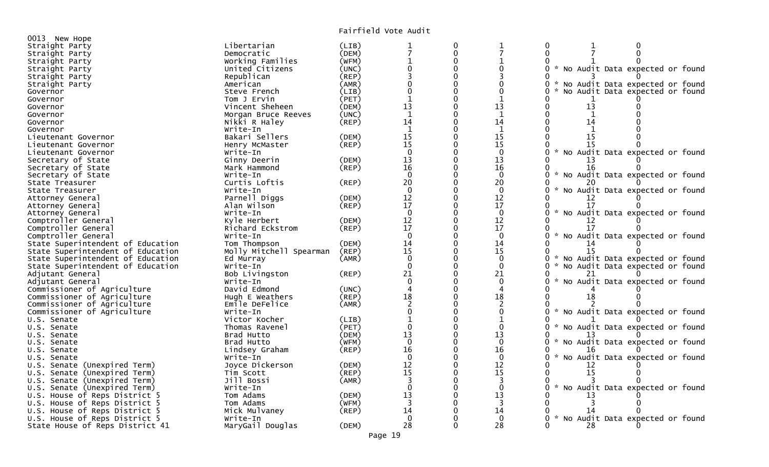# Fairfield Vote Audit

0013 New Hope

| Office | Candidate | Party | | | | | | |
|---|---|---|---|---|---|---|---|---|
| Straight Party | Libertarian | (LIB) | 1 | 0 | 1 | 0 | 1 | 0 |
| Straight Party | Democratic | (DEM) | 7 | 0 | 7 | 0 | 7 | 0 |
| Straight Party | Working Families | (WFM) | 1 | 0 | 1 | 0 | 1 | 0 |
| Straight Party | United Citizens | (UNC) | 0 | 0 | 0 | 0 | * No Audit Data expected or found | |
| Straight Party | Republican | (REP) | 3 | 0 | 3 | 0 | 3 | 0 |
| Straight Party | American | (AMR) | 0 | 0 | 0 | 0 | * No Audit Data expected or found | |
| Governor | Steve French | (LIB) | 0 | 0 | 0 | 0 | * No Audit Data expected or found | |
| Governor | Tom J Ervin | (PET) | 1 | 0 | 1 | 0 | 1 | 0 |
| Governor | Vincent Sheheen | (DEM) | 13 | 0 | 13 | 0 | 13 | 0 |
| Governor | Morgan Bruce Reeves | (UNC) | 1 | 0 | 1 | 0 | 1 | 0 |
| Governor | Nikki R Haley | (REP) | 14 | 0 | 14 | 0 | 14 | 0 |
| Governor | Write-In | | 1 | 0 | 1 | 0 | 1 | 0 |
| Lieutenant Governor | Bakari Sellers | (DEM) | 15 | 0 | 15 | 0 | 15 | 0 |
| Lieutenant Governor | Henry McMaster | (REP) | 15 | 0 | 15 | 0 | 15 | 0 |
| Lieutenant Governor | Write-In | | 0 | 0 | 0 | 0 | * No Audit Data expected or found | |
| Secretary of State | Ginny Deerin | (DEM) | 13 | 0 | 13 | 0 | 13 | 0 |
| Secretary of State | Mark Hammond | (REP) | 16 | 0 | 16 | 0 | 16 | 0 |
| Secretary of State | Write-In | | 0 | 0 | 0 | 0 | * No Audit Data expected or found | |
| State Treasurer | Curtis Loftis | (REP) | 20 | 0 | 20 | 0 | 20 | 0 |
| State Treasurer | Write-In | | 0 | 0 | 0 | 0 | * No Audit Data expected or found | |
| Attorney General | Parnell Diggs | (DEM) | 12 | 0 | 12 | 0 | 12 | 0 |
| Attorney General | Alan Wilson | (REP) | 17 | 0 | 17 | 0 | 17 | 0 |
| Attorney General | Write-In | | 0 | 0 | 0 | 0 | * No Audit Data expected or found | |
| Comptroller General | Kyle Herbert | (DEM) | 12 | 0 | 12 | 0 | 12 | 0 |
| Comptroller General | Richard Eckstrom | (REP) | 17 | 0 | 17 | 0 | 17 | 0 |
| Comptroller General | Write-In | | 0 | 0 | 0 | 0 | * No Audit Data expected or found | |
| State Superintendent of Education | Tom Thompson | (DEM) | 14 | 0 | 14 | 0 | 14 | 0 |
| State Superintendent of Education | Molly Mitchell Spearman | (REP) | 15 | 0 | 15 | 0 | 15 | 0 |
| State Superintendent of Education | Ed Murray | (AMR) | 0 | 0 | 0 | 0 | * No Audit Data expected or found | |
| State Superintendent of Education | Write-In | | 0 | 0 | 0 | 0 | * No Audit Data expected or found | |
| Adjutant General | Bob Livingston | (REP) | 21 | 0 | 21 | 0 | 21 | 0 |
| Adjutant General | Write-In | | 0 | 0 | 0 | 0 | * No Audit Data expected or found | |
| Commissioner of Agriculture | David Edmond | (UNC) | 4 | 0 | 4 | 0 | 4 | 0 |
| Commissioner of Agriculture | Hugh E Weathers | (REP) | 18 | 0 | 18 | 0 | 18 | 0 |
| Commissioner of Agriculture | Emile DeFelice | (AMR) | 2 | 0 | 2 | 0 | 2 | 0 |
| Commissioner of Agriculture | Write-In | | 0 | 0 | 0 | 0 | * No Audit Data expected or found | |
| U.S. Senate | Victor Kocher | (LIB) | 1 | 0 | 1 | 0 | 1 | 0 |
| U.S. Senate | Thomas Ravenel | (PET) | 0 | 0 | 0 | 0 | * No Audit Data expected or found | |
| U.S. Senate | Brad Hutto | (DEM) | 13 | 0 | 13 | 0 | 13 | 0 |
| U.S. Senate | Brad Hutto | (WFM) | 0 | 0 | 0 | 0 | * No Audit Data expected or found | |
| U.S. Senate | Lindsey Graham | (REP) | 16 | 0 | 16 | 0 | 16 | 0 |
| U.S. Senate | Write-In | | 0 | 0 | 0 | 0 | * No Audit Data expected or found | |
| U.S. Senate (Unexpired Term) | Joyce Dickerson | (DEM) | 12 | 0 | 12 | 0 | 12 | 0 |
| U.S. Senate (Unexpired Term) | Tim Scott | (REP) | 15 | 0 | 15 | 0 | 15 | 0 |
| U.S. Senate (Unexpired Term) | Jill Bossi | (AMR) | 3 | 0 | 3 | 0 | 3 | 0 |
| U.S. Senate (Unexpired Term) | Write-In | | 0 | 0 | 0 | 0 | * No Audit Data expected or found | |
| U.S. House of Reps District 5 | Tom Adams | (DEM) | 13 | 0 | 13 | 0 | 13 | 0 |
| U.S. House of Reps District 5 | Tom Adams | (WFM) | 3 | 0 | 3 | 0 | 3 | 0 |
| U.S. House of Reps District 5 | Mick Mulvaney | (REP) | 14 | 0 | 14 | 0 | 14 | 0 |
| U.S. House of Reps District 5 | Write-In | | 0 | 0 | 0 | 0 | * No Audit Data expected or found | |
| State House of Reps District 41 | MaryGail Douglas | (DEM) | 28 | 0 | 28 | 0 | 28 | 0 |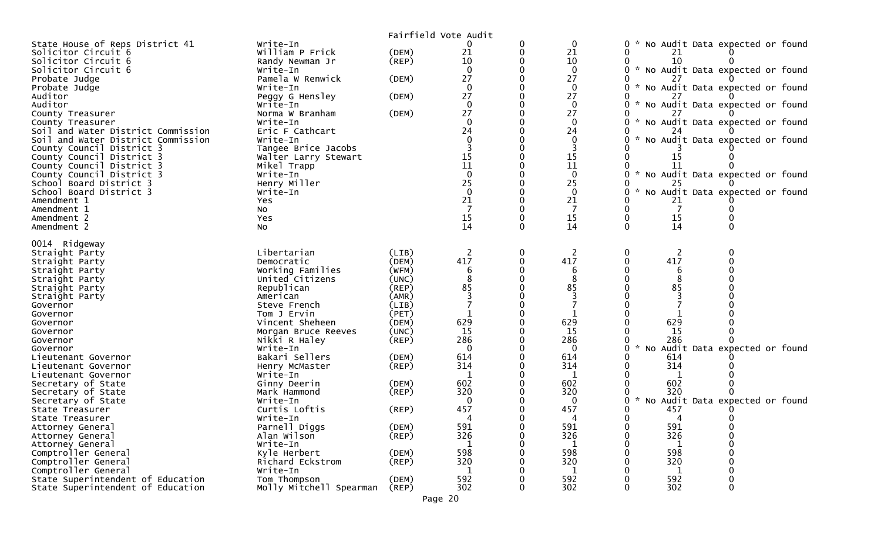Fairfield Vote Audit

| Contest | Candidate | Party | | | | | | |
|---|---|---|---|---|---|---|---|---|
| State House of Reps District 41 | Write-In | | 0 | 0 | 0 | 0 | * No Audit Data expected or found | |
| Solicitor Circuit 6 | William P Frick | (DEM) | 21 | 0 | 21 | 0 | 21 | 0 |
| Solicitor Circuit 6 | Randy Newman Jr | (REP) | 10 | 0 | 10 | 0 | 10 | 0 |
| Solicitor Circuit 6 | Write-In | | 0 | 0 | 0 | 0 | * No Audit Data expected or found | |
| Probate Judge | Pamela W Renwick | (DEM) | 27 | 0 | 27 | 0 | 27 | 0 |
| Probate Judge | Write-In | | 0 | 0 | 0 | 0 | * No Audit Data expected or found | |
| Auditor | Peggy G Hensley | (DEM) | 27 | 0 | 27 | 0 | 27 | 0 |
| Auditor | Write-In | | 0 | 0 | 0 | 0 | * No Audit Data expected or found | |
| County Treasurer | Norma W Branham | (DEM) | 27 | 0 | 27 | 0 | 27 | 0 |
| County Treasurer | Write-In | | 0 | 0 | 0 | 0 | * No Audit Data expected or found | |
| Soil and Water District Commission | Eric F Cathcart | | 24 | 0 | 24 | 0 | 24 | 0 |
| Soil and Water District Commission | Write-In | | 0 | 0 | 0 | 0 | * No Audit Data expected or found | |
| County Council District 3 | Tangee Brice Jacobs | | 3 | 0 | 3 | 0 | 3 | 0 |
| County Council District 3 | Walter Larry Stewart | | 15 | 0 | 15 | 0 | 15 | 0 |
| County Council District 3 | Mikel Trapp | | 11 | 0 | 11 | 0 | 11 | 0 |
| County Council District 3 | Write-In | | 0 | 0 | 0 | 0 | * No Audit Data expected or found | |
| School Board District 3 | Henry Miller | | 25 | 0 | 25 | 0 | 25 | 0 |
| School Board District 3 | Write-In | | 0 | 0 | 0 | 0 | * No Audit Data expected or found | |
| Amendment 1 | Yes | | 21 | 0 | 21 | 0 | 21 | 0 |
| Amendment 1 | No | | 7 | 0 | 7 | 0 | 7 | 0 |
| Amendment 2 | Yes | | 15 | 0 | 15 | 0 | 15 | 0 |
| Amendment 2 | No | | 14 | 0 | 14 | 0 | 14 | 0 |

0014 Ridgeway

| Contest | Candidate | Party | | | | | | |
|---|---|---|---|---|---|---|---|---|
| Straight Party | Libertarian | (LIB) | 2 | 0 | 2 | 0 | 2 | 0 |
| Straight Party | Democratic | (DEM) | 417 | 0 | 417 | 0 | 417 | 0 |
| Straight Party | Working Families | (WFM) | 6 | 0 | 6 | 0 | 6 | 0 |
| Straight Party | United Citizens | (UNC) | 8 | 0 | 8 | 0 | 8 | 0 |
| Straight Party | Republican | (REP) | 85 | 0 | 85 | 0 | 85 | 0 |
| Straight Party | American | (AMR) | 3 | 0 | 3 | 0 | 3 | 0 |
| Governor | Steve French | (LIB) | 7 | 0 | 7 | 0 | 7 | 0 |
| Governor | Tom J Ervin | (PET) | 1 | 0 | 1 | 0 | 1 | 0 |
| Governor | Vincent Sheheen | (DEM) | 629 | 0 | 629 | 0 | 629 | 0 |
| Governor | Morgan Bruce Reeves | (UNC) | 15 | 0 | 15 | 0 | 15 | 0 |
| Governor | Nikki R Haley | (REP) | 286 | 0 | 286 | 0 | 286 | 0 |
| Governor | Write-In | | 0 | 0 | 0 | 0 | * No Audit Data expected or found | |
| Lieutenant Governor | Bakari Sellers | (DEM) | 614 | 0 | 614 | 0 | 614 | 0 |
| Lieutenant Governor | Henry McMaster | (REP) | 314 | 0 | 314 | 0 | 314 | 0 |
| Lieutenant Governor | Write-In | | 1 | 0 | 1 | 0 | 1 | 0 |
| Secretary of State | Ginny Deerin | (DEM) | 602 | 0 | 602 | 0 | 602 | 0 |
| Secretary of State | Mark Hammond | (REP) | 320 | 0 | 320 | 0 | 320 | 0 |
| Secretary of State | Write-In | | 0 | 0 | 0 | 0 | * No Audit Data expected or found | |
| State Treasurer | Curtis Loftis | (REP) | 457 | 0 | 457 | 0 | 457 | 0 |
| State Treasurer | Write-In | | 4 | 0 | 4 | 0 | 4 | 0 |
| Attorney General | Parnell Diggs | (DEM) | 591 | 0 | 591 | 0 | 591 | 0 |
| Attorney General | Alan Wilson | (REP) | 326 | 0 | 326 | 0 | 326 | 0 |
| Attorney General | Write-In | | 1 | 0 | 1 | 0 | 1 | 0 |
| Comptroller General | Kyle Herbert | (DEM) | 598 | 0 | 598 | 0 | 598 | 0 |
| Comptroller General | Richard Eckstrom | (REP) | 320 | 0 | 320 | 0 | 320 | 0 |
| Comptroller General | Write-In | | 1 | 0 | 1 | 0 | 1 | 0 |
| State Superintendent of Education | Tom Thompson | (DEM) | 592 | 0 | 592 | 0 | 592 | 0 |
| State Superintendent of Education | Molly Mitchell Spearman | (REP) | 302 | 0 | 302 | 0 | 302 | 0 |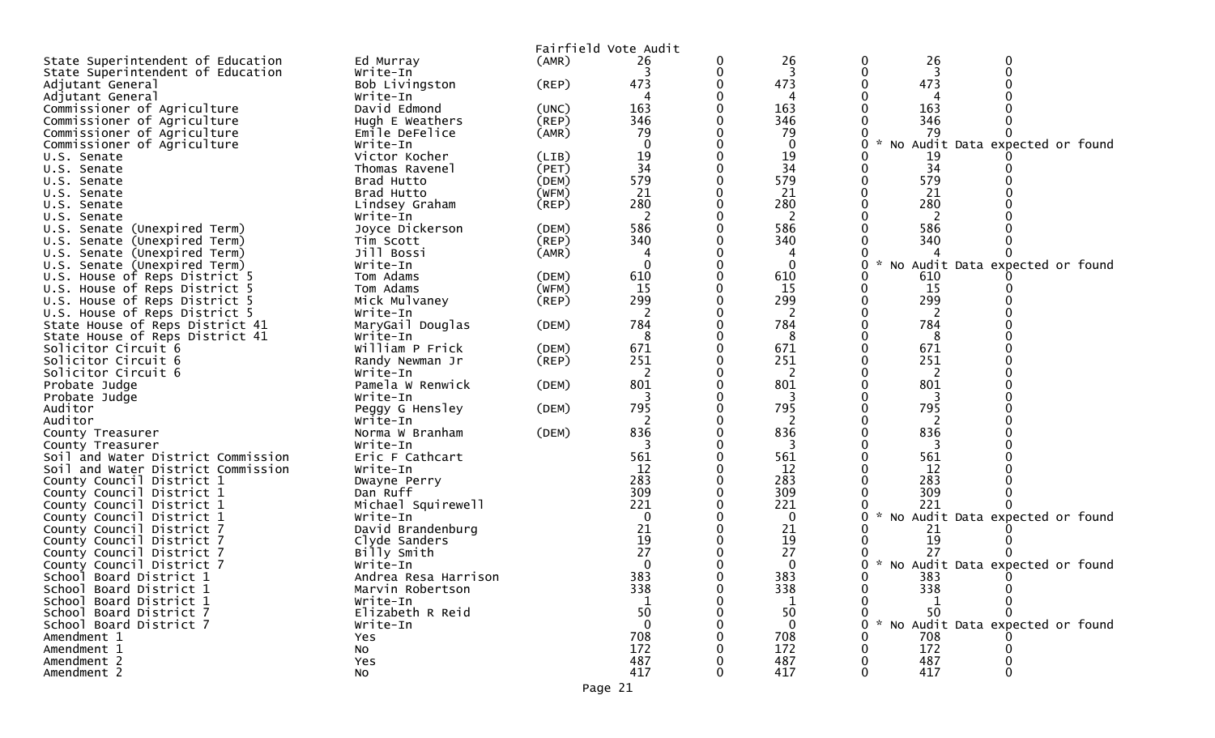Fairfield Vote Audit

| | | | | | | | | |
|---|---|---|---|---|---|---|---|---|
| State Superintendent of Education | Ed Murray | (AMR) | 26 | 0 | 26 | 0 | 26 | 0 |
| State Superintendent of Education | Write-In | | 3 | 0 | 3 | 0 | 3 | 0 |
| Adjutant General | Bob Livingston | (REP) | 473 | 0 | 473 | 0 | 473 | 0 |
| Adjutant General | Write-In | | 4 | 0 | 4 | 0 | 4 | 0 |
| Commissioner of Agriculture | David Edmond | (UNC) | 163 | 0 | 163 | 0 | 163 | 0 |
| Commissioner of Agriculture | Hugh E Weathers | (REP) | 346 | 0 | 346 | 0 | 346 | 0 |
| Commissioner of Agriculture | Emile DeFelice | (AMR) | 79 | 0 | 79 | 0 | 79 | 0 |
| Commissioner of Agriculture | Write-In | | 0 | 0 | 0 | 0 | * No Audit Data expected or found | |
| U.S. Senate | Victor Kocher | (LIB) | 19 | 0 | 19 | 0 | 19 | 0 |
| U.S. Senate | Thomas Ravenel | (PET) | 34 | 0 | 34 | 0 | 34 | 0 |
| U.S. Senate | Brad Hutto | (DEM) | 579 | 0 | 579 | 0 | 579 | 0 |
| U.S. Senate | Brad Hutto | (WFM) | 21 | 0 | 21 | 0 | 21 | 0 |
| U.S. Senate | Lindsey Graham | (REP) | 280 | 0 | 280 | 0 | 280 | 0 |
| U.S. Senate | Write-In | | 2 | 0 | 2 | 0 | 2 | 0 |
| U.S. Senate (Unexpired Term) | Joyce Dickerson | (DEM) | 586 | 0 | 586 | 0 | 586 | 0 |
| U.S. Senate (Unexpired Term) | Tim Scott | (REP) | 340 | 0 | 340 | 0 | 340 | 0 |
| U.S. Senate (Unexpired Term) | Jill Bossi | (AMR) | 4 | 0 | 4 | 0 | 4 | 0 |
| U.S. Senate (Unexpired Term) | Write-In | | 0 | 0 | 0 | 0 | * No Audit Data expected or found | |
| U.S. House of Reps District 5 | Tom Adams | (DEM) | 610 | 0 | 610 | 0 | 610 | 0 |
| U.S. House of Reps District 5 | Tom Adams | (WFM) | 15 | 0 | 15 | 0 | 15 | 0 |
| U.S. House of Reps District 5 | Mick Mulvaney | (REP) | 299 | 0 | 299 | 0 | 299 | 0 |
| U.S. House of Reps District 5 | Write-In | | 2 | 0 | 2 | 0 | 2 | 0 |
| State House of Reps District 41 | MaryGail Douglas | (DEM) | 784 | 0 | 784 | 0 | 784 | 0 |
| State House of Reps District 41 | Write-In | | 8 | 0 | 8 | 0 | 8 | 0 |
| Solicitor Circuit 6 | William P Frick | (DEM) | 671 | 0 | 671 | 0 | 671 | 0 |
| Solicitor Circuit 6 | Randy Newman Jr | (REP) | 251 | 0 | 251 | 0 | 251 | 0 |
| Solicitor Circuit 6 | Write-In | | 2 | 0 | 2 | 0 | 2 | 0 |
| Probate Judge | Pamela W Renwick | (DEM) | 801 | 0 | 801 | 0 | 801 | 0 |
| Probate Judge | Write-In | | 3 | 0 | 3 | 0 | 3 | 0 |
| Auditor | Peggy G Hensley | (DEM) | 795 | 0 | 795 | 0 | 795 | 0 |
| Auditor | Write-In | | 2 | 0 | 2 | 0 | 2 | 0 |
| County Treasurer | Norma W Branham | (DEM) | 836 | 0 | 836 | 0 | 836 | 0 |
| County Treasurer | Write-In | | 3 | 0 | 3 | 0 | 3 | 0 |
| Soil and Water District Commission | Eric F Cathcart | | 561 | 0 | 561 | 0 | 561 | 0 |
| Soil and Water District Commission | Write-In | | 12 | 0 | 12 | 0 | 12 | 0 |
| County Council District 1 | Dwayne Perry | | 283 | 0 | 283 | 0 | 283 | 0 |
| County Council District 1 | Dan Ruff | | 309 | 0 | 309 | 0 | 309 | 0 |
| County Council District 1 | Michael Squirewell | | 221 | 0 | 221 | 0 | 221 | 0 |
| County Council District 1 | Write-In | | 0 | 0 | 0 | 0 | * No Audit Data expected or found | |
| County Council District 7 | David Brandenburg | | 21 | 0 | 21 | 0 | 21 | 0 |
| County Council District 7 | Clyde Sanders | | 19 | 0 | 19 | 0 | 19 | 0 |
| County Council District 7 | Billy Smith | | 27 | 0 | 27 | 0 | 27 | 0 |
| County Council District 7 | Write-In | | 0 | 0 | 0 | 0 | * No Audit Data expected or found | |
| School Board District 1 | Andrea Resa Harrison | | 383 | 0 | 383 | 0 | 383 | 0 |
| School Board District 1 | Marvin Robertson | | 338 | 0 | 338 | 0 | 338 | 0 |
| School Board District 1 | Write-In | | 1 | 0 | 1 | 0 | 1 | 0 |
| School Board District 7 | Elizabeth R Reid | | 50 | 0 | 50 | 0 | 50 | 0 |
| School Board District 7 | Write-In | | 0 | 0 | 0 | 0 | * No Audit Data expected or found | |
| Amendment 1 | Yes | | 708 | 0 | 708 | 0 | 708 | 0 |
| Amendment 1 | No | | 172 | 0 | 172 | 0 | 172 | 0 |
| Amendment 2 | Yes | | 487 | 0 | 487 | 0 | 487 | 0 |
| Amendment 2 | No | | 417 | 0 | 417 | 0 | 417 | 0 |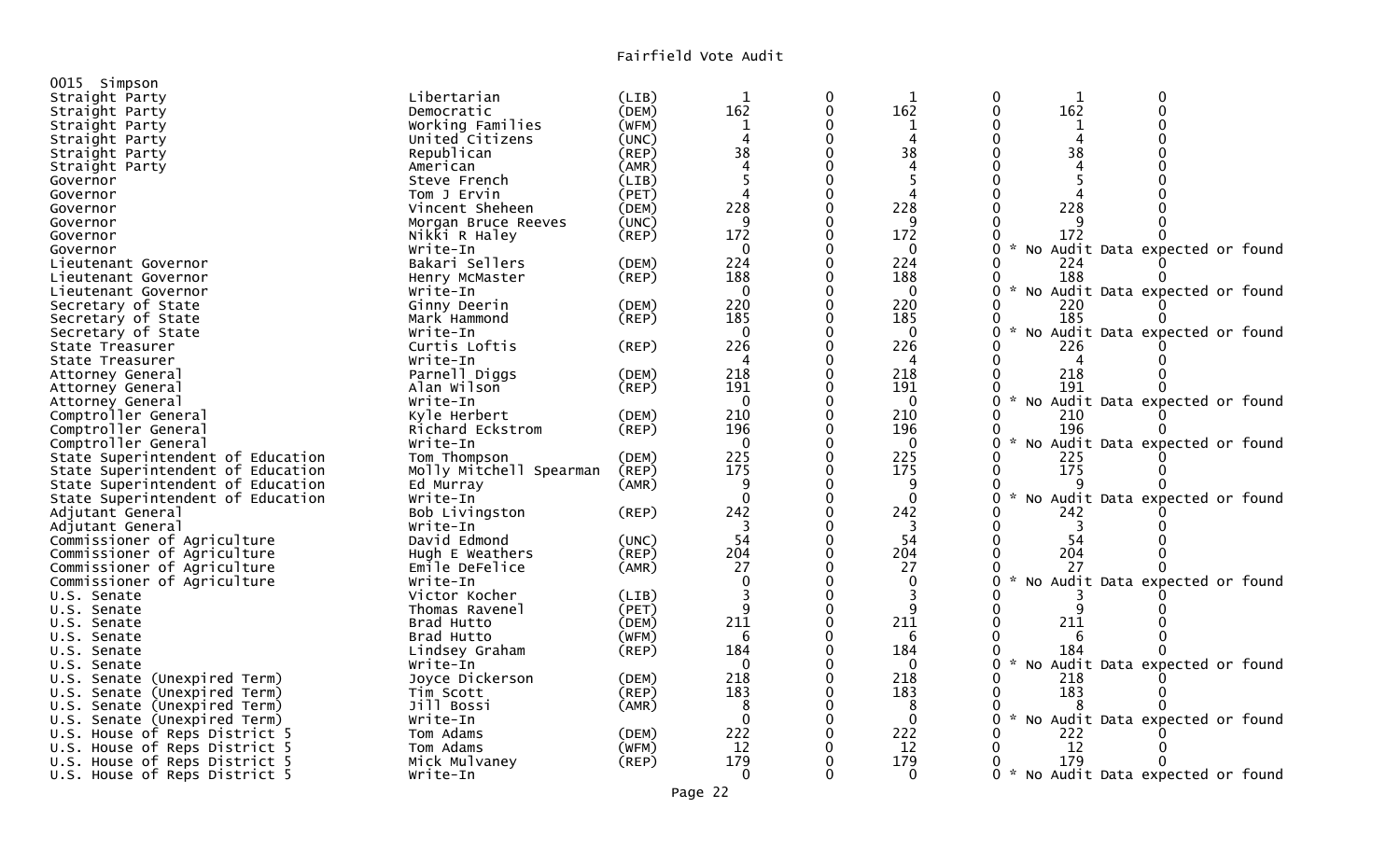# Fairfield Vote Audit

0015 Simpson

| Office | Candidate | Party | | | | | | |
|---|---|---|---|---|---|---|---|---|
| Straight Party | Libertarian | (LIB) | 1 | 0 | 1 | 0 | 1 | 0 |
| Straight Party | Democratic | (DEM) | 162 | 0 | 162 | 0 | 162 | 0 |
| Straight Party | Working Families | (WFM) | 1 | 0 | 1 | 0 | 1 | 0 |
| Straight Party | United Citizens | (UNC) | 4 | 0 | 4 | 0 | 4 | 0 |
| Straight Party | Republican | (REP) | 38 | 0 | 38 | 0 | 38 | 0 |
| Straight Party | American | (AMR) | 4 | 0 | 4 | 0 | 4 | 0 |
| Governor | Steve French | (LIB) | 5 | 0 | 5 | 0 | 5 | 0 |
| Governor | Tom J Ervin | (PET) | 4 | 0 | 4 | 0 | 4 | 0 |
| Governor | Vincent Sheheen | (DEM) | 228 | 0 | 228 | 0 | 228 | 0 |
| Governor | Morgan Bruce Reeves | (UNC) | 9 | 0 | 9 | 0 | 9 | 0 |
| Governor | Nikki R Haley | (REP) | 172 | 0 | 172 | 0 | 172 | 0 |
| Governor | Write-In | | 0 | 0 | 0 | 0 | * No Audit Data expected or found | |
| Lieutenant Governor | Bakari Sellers | (DEM) | 224 | 0 | 224 | 0 | 224 | 0 |
| Lieutenant Governor | Henry McMaster | (REP) | 188 | 0 | 188 | 0 | 188 | 0 |
| Lieutenant Governor | Write-In | | 0 | 0 | 0 | 0 | * No Audit Data expected or found | |
| Secretary of State | Ginny Deerin | (DEM) | 220 | 0 | 220 | 0 | 220 | 0 |
| Secretary of State | Mark Hammond | (REP) | 185 | 0 | 185 | 0 | 185 | 0 |
| Secretary of State | Write-In | | 0 | 0 | 0 | 0 | * No Audit Data expected or found | |
| State Treasurer | Curtis Loftis | (REP) | 226 | 0 | 226 | 0 | 226 | 0 |
| State Treasurer | Write-In | | 4 | 0 | 4 | 0 | 4 | 0 |
| Attorney General | Parnell Diggs | (DEM) | 218 | 0 | 218 | 0 | 218 | 0 |
| Attorney General | Alan Wilson | (REP) | 191 | 0 | 191 | 0 | 191 | 0 |
| Attorney General | Write-In | | 0 | 0 | 0 | 0 | * No Audit Data expected or found | |
| Comptroller General | Kyle Herbert | (DEM) | 210 | 0 | 210 | 0 | 210 | 0 |
| Comptroller General | Richard Eckstrom | (REP) | 196 | 0 | 196 | 0 | 196 | 0 |
| Comptroller General | Write-In | | 0 | 0 | 0 | 0 | * No Audit Data expected or found | |
| State Superintendent of Education | Tom Thompson | (DEM) | 225 | 0 | 225 | 0 | 225 | 0 |
| State Superintendent of Education | Molly Mitchell Spearman | (REP) | 175 | 0 | 175 | 0 | 175 | 0 |
| State Superintendent of Education | Ed Murray | (AMR) | 9 | 0 | 9 | 0 | 9 | 0 |
| State Superintendent of Education | Write-In | | 0 | 0 | 0 | 0 | * No Audit Data expected or found | |
| Adjutant General | Bob Livingston | (REP) | 242 | 0 | 242 | 0 | 242 | 0 |
| Adjutant General | Write-In | | 3 | 0 | 3 | 0 | 3 | 0 |
| Commissioner of Agriculture | David Edmond | (UNC) | 54 | 0 | 54 | 0 | 54 | 0 |
| Commissioner of Agriculture | Hugh E Weathers | (REP) | 204 | 0 | 204 | 0 | 204 | 0 |
| Commissioner of Agriculture | Emile DeFelice | (AMR) | 27 | 0 | 27 | 0 | 27 | 0 |
| Commissioner of Agriculture | Write-In | | 0 | 0 | 0 | 0 | * No Audit Data expected or found | |
| U.S. Senate | Victor Kocher | (LIB) | 3 | 0 | 3 | 0 | 3 | 0 |
| U.S. Senate | Thomas Ravenel | (PET) | 9 | 0 | 9 | 0 | 9 | 0 |
| U.S. Senate | Brad Hutto | (DEM) | 211 | 0 | 211 | 0 | 211 | 0 |
| U.S. Senate | Brad Hutto | (WFM) | 6 | 0 | 6 | 0 | 6 | 0 |
| U.S. Senate | Lindsey Graham | (REP) | 184 | 0 | 184 | 0 | 184 | 0 |
| U.S. Senate | Write-In | | 0 | 0 | 0 | 0 | * No Audit Data expected or found | |
| U.S. Senate (Unexpired Term) | Joyce Dickerson | (DEM) | 218 | 0 | 218 | 0 | 218 | 0 |
| U.S. Senate (Unexpired Term) | Tim Scott | (REP) | 183 | 0 | 183 | 0 | 183 | 0 |
| U.S. Senate (Unexpired Term) | Jill Bossi | (AMR) | 8 | 0 | 8 | 0 | 8 | 0 |
| U.S. Senate (Unexpired Term) | Write-In | | 0 | 0 | 0 | 0 | * No Audit Data expected or found | |
| U.S. House of Reps District 5 | Tom Adams | (DEM) | 222 | 0 | 222 | 0 | 222 | 0 |
| U.S. House of Reps District 5 | Tom Adams | (WFM) | 12 | 0 | 12 | 0 | 12 | 0 |
| U.S. House of Reps District 5 | Mick Mulvaney | (REP) | 179 | 0 | 179 | 0 | 179 | 0 |
| U.S. House of Reps District 5 | Write-In | | 0 | 0 | 0 | 0 | * No Audit Data expected or found | |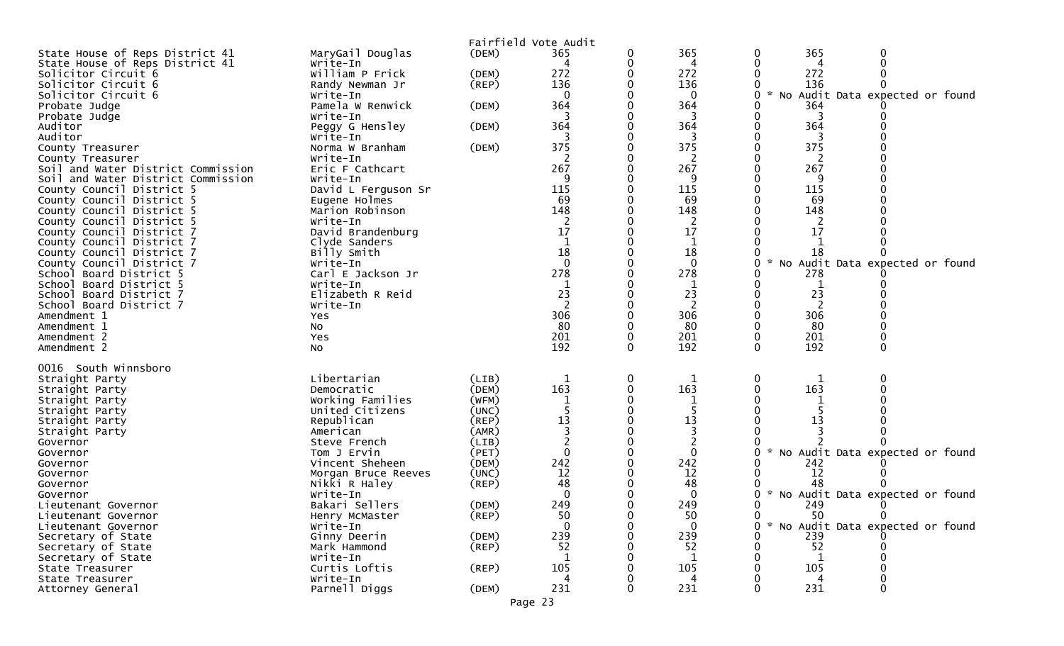Fairfield Vote Audit

| | | | | | | | | |
|---|---|---|---|---|---|---|---|---|
| State House of Reps District 41 | MaryGail Douglas | (DEM) | 365 | 0 | 365 | 0 | 365 | 0 |
| State House of Reps District 41 | Write-In | | 4 | 0 | 4 | 0 | 4 | 0 |
| Solicitor Circuit 6 | William P Frick | (DEM) | 272 | 0 | 272 | 0 | 272 | 0 |
| Solicitor Circuit 6 | Randy Newman Jr | (REP) | 136 | 0 | 136 | 0 | 136 | 0 |
| Solicitor Circuit 6 | Write-In | | 0 | 0 | 0 | 0 | * No Audit Data expected or found | |
| Probate Judge | Pamela W Renwick | (DEM) | 364 | 0 | 364 | 0 | 364 | 0 |
| Probate Judge | Write-In | | 3 | 0 | 3 | 0 | 3 | 0 |
| Auditor | Peggy G Hensley | (DEM) | 364 | 0 | 364 | 0 | 364 | 0 |
| Auditor | Write-In | | 3 | 0 | 3 | 0 | 3 | 0 |
| County Treasurer | Norma W Branham | (DEM) | 375 | 0 | 375 | 0 | 375 | 0 |
| County Treasurer | Write-In | | 2 | 0 | 2 | 0 | 2 | 0 |
| Soil and Water District Commission | Eric F Cathcart | | 267 | 0 | 267 | 0 | 267 | 0 |
| Soil and Water District Commission | Write-In | | 9 | 0 | 9 | 0 | 9 | 0 |
| County Council District 5 | David L Ferguson Sr | | 115 | 0 | 115 | 0 | 115 | 0 |
| County Council District 5 | Eugene Holmes | | 69 | 0 | 69 | 0 | 69 | 0 |
| County Council District 5 | Marion Robinson | | 148 | 0 | 148 | 0 | 148 | 0 |
| County Council District 5 | Write-In | | 2 | 0 | 2 | 0 | 2 | 0 |
| County Council District 7 | David Brandenburg | | 17 | 0 | 17 | 0 | 17 | 0 |
| County Council District 7 | Clyde Sanders | | 1 | 0 | 1 | 0 | 1 | 0 |
| County Council District 7 | Billy Smith | | 18 | 0 | 18 | 0 | 18 | 0 |
| County Council District 7 | Write-In | | 0 | 0 | 0 | 0 | * No Audit Data expected or found | |
| School Board District 5 | Carl E Jackson Jr | | 278 | 0 | 278 | 0 | 278 | 0 |
| School Board District 5 | Write-In | | 1 | 0 | 1 | 0 | 1 | 0 |
| School Board District 7 | Elizabeth R Reid | | 23 | 0 | 23 | 0 | 23 | 0 |
| School Board District 7 | Write-In | | 2 | 0 | 2 | 0 | 2 | 0 |
| Amendment 1 | Yes | | 306 | 0 | 306 | 0 | 306 | 0 |
| Amendment 1 | No | | 80 | 0 | 80 | 0 | 80 | 0 |
| Amendment 2 | Yes | | 201 | 0 | 201 | 0 | 201 | 0 |
| Amendment 2 | No | | 192 | 0 | 192 | 0 | 192 | 0 |

0016 South Winnsboro

| | | | | | | | | |
|---|---|---|---|---|---|---|---|---|
| Straight Party | Libertarian | (LIB) | 1 | 0 | 1 | 0 | 1 | 0 |
| Straight Party | Democratic | (DEM) | 163 | 0 | 163 | 0 | 163 | 0 |
| Straight Party | Working Families | (WFM) | 1 | 0 | 1 | 0 | 1 | 0 |
| Straight Party | United Citizens | (UNC) | 5 | 0 | 5 | 0 | 5 | 0 |
| Straight Party | Republican | (REP) | 13 | 0 | 13 | 0 | 13 | 0 |
| Straight Party | American | (AMR) | 3 | 0 | 3 | 0 | 3 | 0 |
| Governor | Steve French | (LIB) | 2 | 0 | 2 | 0 | 2 | 0 |
| Governor | Tom J Ervin | (PET) | 0 | 0 | 0 | 0 | * No Audit Data expected or found | |
| Governor | Vincent Sheheen | (DEM) | 242 | 0 | 242 | 0 | 242 | 0 |
| Governor | Morgan Bruce Reeves | (UNC) | 12 | 0 | 12 | 0 | 12 | 0 |
| Governor | Nikki R Haley | (REP) | 48 | 0 | 48 | 0 | 48 | 0 |
| Governor | Write-In | | 0 | 0 | 0 | 0 | * No Audit Data expected or found | |
| Lieutenant Governor | Bakari Sellers | (DEM) | 249 | 0 | 249 | 0 | 249 | 0 |
| Lieutenant Governor | Henry McMaster | (REP) | 50 | 0 | 50 | 0 | 50 | 0 |
| Lieutenant Governor | Write-In | | 0 | 0 | 0 | 0 | * No Audit Data expected or found | |
| Secretary of State | Ginny Deerin | (DEM) | 239 | 0 | 239 | 0 | 239 | 0 |
| Secretary of State | Mark Hammond | (REP) | 52 | 0 | 52 | 0 | 52 | 0 |
| Secretary of State | Write-In | | 1 | 0 | 1 | 0 | 1 | 0 |
| State Treasurer | Curtis Loftis | (REP) | 105 | 0 | 105 | 0 | 105 | 0 |
| State Treasurer | Write-In | | 4 | 0 | 4 | 0 | 4 | 0 |
| Attorney General | Parnell Diggs | (DEM) | 231 | 0 | 231 | 0 | 231 | 0 |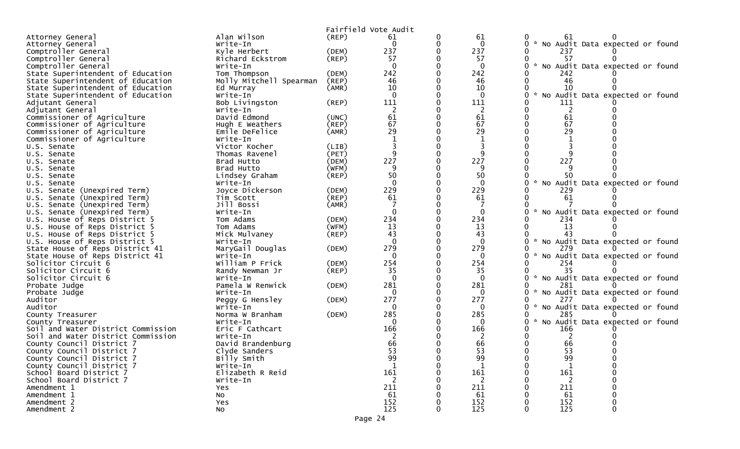Fairfield Vote Audit

| Contest | Candidate | Party | | | | | | |
|---|---|---|---|---|---|---|---|---|
| Attorney General | Alan Wilson | (REP) | 61 | 0 | 61 | 0 | 61 | 0 |
| Attorney General | Write-In | | 0 | 0 | 0 | 0 | * No Audit Data expected or found | |
| Comptroller General | Kyle Herbert | (DEM) | 237 | 0 | 237 | 0 | 237 | 0 |
| Comptroller General | Richard Eckstrom | (REP) | 57 | 0 | 57 | 0 | 57 | 0 |
| Comptroller General | Write-In | | 0 | 0 | 0 | 0 | * No Audit Data expected or found | |
| State Superintendent of Education | Tom Thompson | (DEM) | 242 | 0 | 242 | 0 | 242 | 0 |
| State Superintendent of Education | Molly Mitchell Spearman | (REP) | 46 | 0 | 46 | 0 | 46 | 0 |
| State Superintendent of Education | Ed Murray | (AMR) | 10 | 0 | 10 | 0 | 10 | 0 |
| State Superintendent of Education | Write-In | | 0 | 0 | 0 | 0 | * No Audit Data expected or found | |
| Adjutant General | Bob Livingston | (REP) | 111 | 0 | 111 | 0 | 111 | 0 |
| Adjutant General | Write-In | | 2 | 0 | 2 | 0 | 2 | 0 |
| Commissioner of Agriculture | David Edmond | (UNC) | 61 | 0 | 61 | 0 | 61 | 0 |
| Commissioner of Agriculture | Hugh E Weathers | (REP) | 67 | 0 | 67 | 0 | 67 | 0 |
| Commissioner of Agriculture | Emile DeFelice | (AMR) | 29 | 0 | 29 | 0 | 29 | 0 |
| Commissioner of Agriculture | Write-In | | 1 | 0 | 1 | 0 | 1 | 0 |
| U.S. Senate | Victor Kocher | (LIB) | 3 | 0 | 3 | 0 | 3 | 0 |
| U.S. Senate | Thomas Ravenel | (PET) | 9 | 0 | 9 | 0 | 9 | 0 |
| U.S. Senate | Brad Hutto | (DEM) | 227 | 0 | 227 | 0 | 227 | 0 |
| U.S. Senate | Brad Hutto | (WFM) | 9 | 0 | 9 | 0 | 9 | 0 |
| U.S. Senate | Lindsey Graham | (REP) | 50 | 0 | 50 | 0 | 50 | 0 |
| U.S. Senate | Write-In | | 0 | 0 | 0 | 0 | * No Audit Data expected or found | |
| U.S. Senate (Unexpired Term) | Joyce Dickerson | (DEM) | 229 | 0 | 229 | 0 | 229 | 0 |
| U.S. Senate (Unexpired Term) | Tim Scott | (REP) | 61 | 0 | 61 | 0 | 61 | 0 |
| U.S. Senate (Unexpired Term) | Jill Bossi | (AMR) | 7 | 0 | 7 | 0 | 7 | 0 |
| U.S. Senate (Unexpired Term) | Write-In | | 0 | 0 | 0 | 0 | * No Audit Data expected or found | |
| U.S. House of Reps District 5 | Tom Adams | (DEM) | 234 | 0 | 234 | 0 | 234 | 0 |
| U.S. House of Reps District 5 | Tom Adams | (WFM) | 13 | 0 | 13 | 0 | 13 | 0 |
| U.S. House of Reps District 5 | Mick Mulvaney | (REP) | 43 | 0 | 43 | 0 | 43 | 0 |
| U.S. House of Reps District 5 | Write-In | | 0 | 0 | 0 | 0 | * No Audit Data expected or found | |
| State House of Reps District 41 | MaryGail Douglas | (DEM) | 279 | 0 | 279 | 0 | 279 | 0 |
| State House of Reps District 41 | Write-In | | 0 | 0 | 0 | 0 | * No Audit Data expected or found | |
| Solicitor Circuit 6 | William P Frick | (DEM) | 254 | 0 | 254 | 0 | 254 | 0 |
| Solicitor Circuit 6 | Randy Newman Jr | (REP) | 35 | 0 | 35 | 0 | 35 | 0 |
| Solicitor Circuit 6 | Write-In | | 0 | 0 | 0 | 0 | * No Audit Data expected or found | |
| Probate Judge | Pamela W Renwick | (DEM) | 281 | 0 | 281 | 0 | 281 | 0 |
| Probate Judge | Write-In | | 0 | 0 | 0 | 0 | * No Audit Data expected or found | |
| Auditor | Peggy G Hensley | (DEM) | 277 | 0 | 277 | 0 | 277 | 0 |
| Auditor | Write-In | | 0 | 0 | 0 | 0 | * No Audit Data expected or found | |
| County Treasurer | Norma W Branham | (DEM) | 285 | 0 | 285 | 0 | 285 | 0 |
| County Treasurer | Write-In | | 0 | 0 | 0 | 0 | * No Audit Data expected or found | |
| Soil and Water District Commission | Eric F Cathcart | | 166 | 0 | 166 | 0 | 166 | 0 |
| Soil and Water District Commission | Write-In | | 2 | 0 | 2 | 0 | 2 | 0 |
| County Council District 7 | David Brandenburg | | 66 | 0 | 66 | 0 | 66 | 0 |
| County Council District 7 | Clyde Sanders | | 53 | 0 | 53 | 0 | 53 | 0 |
| County Council District 7 | Billy Smith | | 99 | 0 | 99 | 0 | 99 | 0 |
| County Council District 7 | Write-In | | 1 | 0 | 1 | 0 | 1 | 0 |
| School Board District 7 | Elizabeth R Reid | | 161 | 0 | 161 | 0 | 161 | 0 |
| School Board District 7 | Write-In | | 2 | 0 | 2 | 0 | 2 | 0 |
| Amendment 1 | Yes | | 211 | 0 | 211 | 0 | 211 | 0 |
| Amendment 1 | No | | 61 | 0 | 61 | 0 | 61 | 0 |
| Amendment 2 | Yes | | 152 | 0 | 152 | 0 | 152 | 0 |
| Amendment 2 | No | | 125 | 0 | 125 | 0 | 125 | 0 |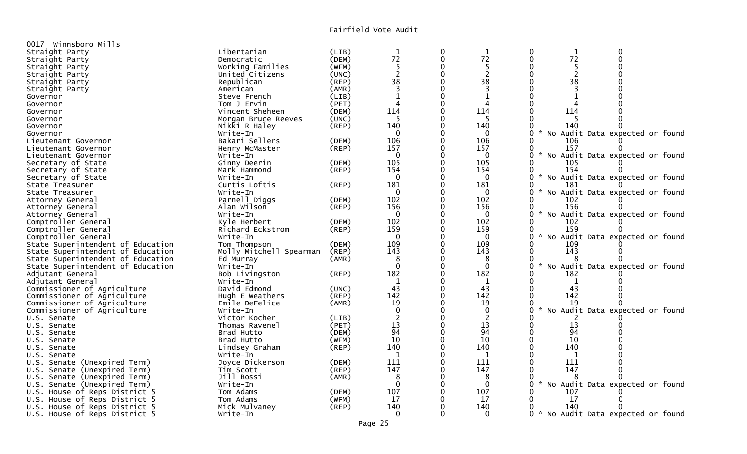# Fairfield Vote Audit

0017 Winnsboro Mills

| Contest | Candidate | Party | | | | | | |
|---|---|---|---|---|---|---|---|---|
| Straight Party | Libertarian | (LIB) | 1 | 0 | 1 | 0 | 1 | 0 |
| Straight Party | Democratic | (DEM) | 72 | 0 | 72 | 0 | 72 | 0 |
| Straight Party | Working Families | (WFM) | 5 | 0 | 5 | 0 | 5 | 0 |
| Straight Party | United Citizens | (UNC) | 2 | 0 | 2 | 0 | 2 | 0 |
| Straight Party | Republican | (REP) | 38 | 0 | 38 | 0 | 38 | 0 |
| Straight Party | American | (AMR) | 3 | 0 | 3 | 0 | 3 | 0 |
| Governor | Steve French | (LIB) | 1 | 0 | 1 | 0 | 1 | 0 |
| Governor | Tom J Ervin | (PET) | 4 | 0 | 4 | 0 | 4 | 0 |
| Governor | Vincent Sheheen | (DEM) | 114 | 0 | 114 | 0 | 114 | 0 |
| Governor | Morgan Bruce Reeves | (UNC) | 5 | 0 | 5 | 0 | 5 | 0 |
| Governor | Nikki R Haley | (REP) | 140 | 0 | 140 | 0 | 140 | 0 |
| Governor | Write-In | | 0 | 0 | 0 | 0 | * No Audit Data expected or found | |
| Lieutenant Governor | Bakari Sellers | (DEM) | 106 | 0 | 106 | 0 | 106 | 0 |
| Lieutenant Governor | Henry McMaster | (REP) | 157 | 0 | 157 | 0 | 157 | 0 |
| Lieutenant Governor | Write-In | | 0 | 0 | 0 | 0 | * No Audit Data expected or found | |
| Secretary of State | Ginny Deerin | (DEM) | 105 | 0 | 105 | 0 | 105 | 0 |
| Secretary of State | Mark Hammond | (REP) | 154 | 0 | 154 | 0 | 154 | 0 |
| Secretary of State | Write-In | | 0 | 0 | 0 | 0 | * No Audit Data expected or found | |
| State Treasurer | Curtis Loftis | (REP) | 181 | 0 | 181 | 0 | 181 | 0 |
| State Treasurer | Write-In | | 0 | 0 | 0 | 0 | * No Audit Data expected or found | |
| Attorney General | Parnell Diggs | (DEM) | 102 | 0 | 102 | 0 | 102 | 0 |
| Attorney General | Alan Wilson | (REP) | 156 | 0 | 156 | 0 | 156 | 0 |
| Attorney General | Write-In | | 0 | 0 | 0 | 0 | * No Audit Data expected or found | |
| Comptroller General | Kyle Herbert | (DEM) | 102 | 0 | 102 | 0 | 102 | 0 |
| Comptroller General | Richard Eckstrom | (REP) | 159 | 0 | 159 | 0 | 159 | 0 |
| Comptroller General | Write-In | | 0 | 0 | 0 | 0 | * No Audit Data expected or found | |
| State Superintendent of Education | Tom Thompson | (DEM) | 109 | 0 | 109 | 0 | 109 | 0 |
| State Superintendent of Education | Molly Mitchell Spearman | (REP) | 143 | 0 | 143 | 0 | 143 | 0 |
| State Superintendent of Education | Ed Murray | (AMR) | 8 | 0 | 8 | 0 | 8 | 0 |
| State Superintendent of Education | Write-In | | 0 | 0 | 0 | 0 | * No Audit Data expected or found | |
| Adjutant General | Bob Livingston | (REP) | 182 | 0 | 182 | 0 | 182 | 0 |
| Adjutant General | Write-In | | 1 | 0 | 1 | 0 | 1 | 0 |
| Commissioner of Agriculture | David Edmond | (UNC) | 43 | 0 | 43 | 0 | 43 | 0 |
| Commissioner of Agriculture | Hugh E Weathers | (REP) | 142 | 0 | 142 | 0 | 142 | 0 |
| Commissioner of Agriculture | Emile DeFelice | (AMR) | 19 | 0 | 19 | 0 | 19 | 0 |
| Commissioner of Agriculture | Write-In | | 0 | 0 | 0 | 0 | * No Audit Data expected or found | |
| U.S. Senate | Victor Kocher | (LIB) | 2 | 0 | 2 | 0 | 2 | 0 |
| U.S. Senate | Thomas Ravenel | (PET) | 13 | 0 | 13 | 0 | 13 | 0 |
| U.S. Senate | Brad Hutto | (DEM) | 94 | 0 | 94 | 0 | 94 | 0 |
| U.S. Senate | Brad Hutto | (WFM) | 10 | 0 | 10 | 0 | 10 | 0 |
| U.S. Senate | Lindsey Graham | (REP) | 140 | 0 | 140 | 0 | 140 | 0 |
| U.S. Senate | Write-In | | 1 | 0 | 1 | 0 | 1 | 0 |
| U.S. Senate (Unexpired Term) | Joyce Dickerson | (DEM) | 111 | 0 | 111 | 0 | 111 | 0 |
| U.S. Senate (Unexpired Term) | Tim Scott | (REP) | 147 | 0 | 147 | 0 | 147 | 0 |
| U.S. Senate (Unexpired Term) | Jill Bossi | (AMR) | 8 | 0 | 8 | 0 | 8 | 0 |
| U.S. Senate (Unexpired Term) | Write-In | | 0 | 0 | 0 | 0 | * No Audit Data expected or found | |
| U.S. House of Reps District 5 | Tom Adams | (DEM) | 107 | 0 | 107 | 0 | 107 | 0 |
| U.S. House of Reps District 5 | Tom Adams | (WFM) | 17 | 0 | 17 | 0 | 17 | 0 |
| U.S. House of Reps District 5 | Mick Mulvaney | (REP) | 140 | 0 | 140 | 0 | 140 | 0 |
| U.S. House of Reps District 5 | Write-In | | 0 | 0 | 0 | 0 | * No Audit Data expected or found | |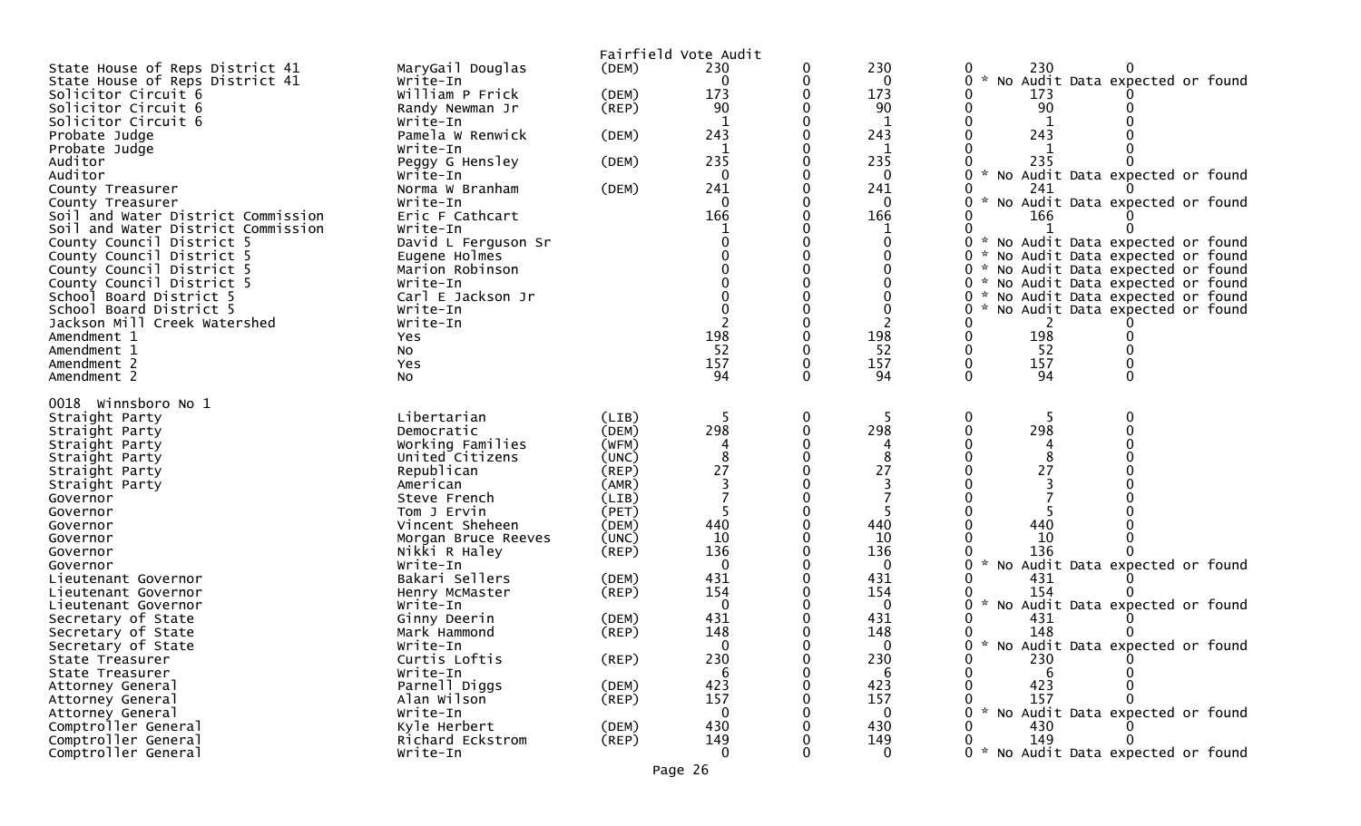Fairfield Vote Audit

| | | | | | | | | |
|---|---|---|---|---|---|---|---|---|
| State House of Reps District 41 | MaryGail Douglas | (DEM) | 230 | 0 | 230 | 0 | 230 | 0 |
| State House of Reps District 41 | Write-In | | 0 | 0 | 0 | 0 | * No Audit Data expected or found | |
| Solicitor Circuit 6 | William P Frick | (DEM) | 173 | 0 | 173 | 0 | 173 | 0 |
| Solicitor Circuit 6 | Randy Newman Jr | (REP) | 90 | 0 | 90 | 0 | 90 | 0 |
| Solicitor Circuit 6 | Write-In | | 1 | 0 | 1 | 0 | 1 | 0 |
| Probate Judge | Pamela W Renwick | (DEM) | 243 | 0 | 243 | 0 | 243 | 0 |
| Probate Judge | Write-In | | 1 | 0 | 1 | 0 | 1 | 0 |
| Auditor | Peggy G Hensley | (DEM) | 235 | 0 | 235 | 0 | 235 | 0 |
| Auditor | Write-In | | 0 | 0 | 0 | 0 | * No Audit Data expected or found | |
| County Treasurer | Norma W Branham | (DEM) | 241 | 0 | 241 | 0 | 241 | 0 |
| County Treasurer | Write-In | | 0 | 0 | 0 | 0 | * No Audit Data expected or found | |
| Soil and Water District Commission | Eric F Cathcart | | 166 | 0 | 166 | 0 | 166 | 0 |
| Soil and Water District Commission | Write-In | | 1 | 0 | 1 | 0 | 1 | 0 |
| County Council District 5 | David L Ferguson Sr | | 0 | 0 | 0 | 0 | * No Audit Data expected or found | |
| County Council District 5 | Eugene Holmes | | 0 | 0 | 0 | 0 | * No Audit Data expected or found | |
| County Council District 5 | Marion Robinson | | 0 | 0 | 0 | 0 | * No Audit Data expected or found | |
| County Council District 5 | Write-In | | 0 | 0 | 0 | 0 | * No Audit Data expected or found | |
| School Board District 5 | Carl E Jackson Jr | | 0 | 0 | 0 | 0 | * No Audit Data expected or found | |
| School Board District 5 | Write-In | | 0 | 0 | 0 | 0 | * No Audit Data expected or found | |
| Jackson Mill Creek Watershed | Write-In | | 2 | 0 | 2 | 0 | 2 | 0 |
| Amendment 1 | Yes | | 198 | 0 | 198 | 0 | 198 | 0 |
| Amendment 1 | No | | 52 | 0 | 52 | 0 | 52 | 0 |
| Amendment 2 | Yes | | 157 | 0 | 157 | 0 | 157 | 0 |
| Amendment 2 | No | | 94 | 0 | 94 | 0 | 94 | 0 |

0018 Winnsboro No 1

| | | | | | | | | |
|---|---|---|---|---|---|---|---|---|
| Straight Party | Libertarian | (LIB) | 5 | 0 | 5 | 0 | 5 | 0 |
| Straight Party | Democratic | (DEM) | 298 | 0 | 298 | 0 | 298 | 0 |
| Straight Party | Working Families | (WFM) | 4 | 0 | 4 | 0 | 4 | 0 |
| Straight Party | United Citizens | (UNC) | 8 | 0 | 8 | 0 | 8 | 0 |
| Straight Party | Republican | (REP) | 27 | 0 | 27 | 0 | 27 | 0 |
| Straight Party | American | (AMR) | 3 | 0 | 3 | 0 | 3 | 0 |
| Governor | Steve French | (LIB) | 7 | 0 | 7 | 0 | 7 | 0 |
| Governor | Tom J Ervin | (PET) | 5 | 0 | 5 | 0 | 5 | 0 |
| Governor | Vincent Sheheen | (DEM) | 440 | 0 | 440 | 0 | 440 | 0 |
| Governor | Morgan Bruce Reeves | (UNC) | 10 | 0 | 10 | 0 | 10 | 0 |
| Governor | Nikki R Haley | (REP) | 136 | 0 | 136 | 0 | 136 | 0 |
| Governor | Write-In | | 0 | 0 | 0 | 0 | * No Audit Data expected or found | |
| Lieutenant Governor | Bakari Sellers | (DEM) | 431 | 0 | 431 | 0 | 431 | 0 |
| Lieutenant Governor | Henry McMaster | (REP) | 154 | 0 | 154 | 0 | 154 | 0 |
| Lieutenant Governor | Write-In | | 0 | 0 | 0 | 0 | * No Audit Data expected or found | |
| Secretary of State | Ginny Deerin | (DEM) | 431 | 0 | 431 | 0 | 431 | 0 |
| Secretary of State | Mark Hammond | (REP) | 148 | 0 | 148 | 0 | 148 | 0 |
| Secretary of State | Write-In | | 0 | 0 | 0 | 0 | * No Audit Data expected or found | |
| State Treasurer | Curtis Loftis | (REP) | 230 | 0 | 230 | 0 | 230 | 0 |
| State Treasurer | Write-In | | 6 | 0 | 6 | 0 | 6 | 0 |
| Attorney General | Parnell Diggs | (DEM) | 423 | 0 | 423 | 0 | 423 | 0 |
| Attorney General | Alan Wilson | (REP) | 157 | 0 | 157 | 0 | 157 | 0 |
| Attorney General | Write-In | | 0 | 0 | 0 | 0 | * No Audit Data expected or found | |
| Comptroller General | Kyle Herbert | (DEM) | 430 | 0 | 430 | 0 | 430 | 0 |
| Comptroller General | Richard Eckstrom | (REP) | 149 | 0 | 149 | 0 | 149 | 0 |
| Comptroller General | Write-In | | 0 | 0 | 0 | 0 | * No Audit Data expected or found | |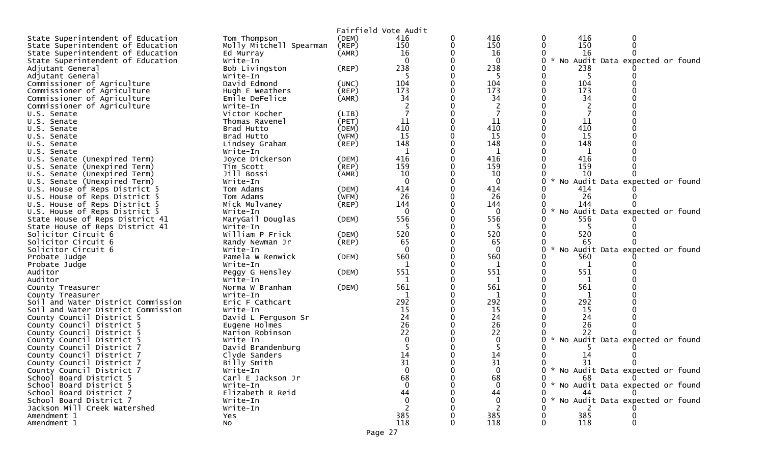Fairfield Vote Audit

| | | | | | | | | |
|---|---|---|---|---|---|---|---|---|
| State Superintendent of Education | Tom Thompson | (DEM) | 416 | 0 | 416 | 0 | 416 | 0 |
| State Superintendent of Education | Molly Mitchell Spearman | (REP) | 150 | 0 | 150 | 0 | 150 | 0 |
| State Superintendent of Education | Ed Murray | (AMR) | 16 | 0 | 16 | 0 | 16 | 0 |
| State Superintendent of Education | Write-In | | 0 | 0 | 0 | 0 | * No Audit Data expected or found | |
| Adjutant General | Bob Livingston | (REP) | 238 | 0 | 238 | 0 | 238 | 0 |
| Adjutant General | Write-In | | 5 | 0 | 5 | 0 | 5 | 0 |
| Commissioner of Agriculture | David Edmond | (UNC) | 104 | 0 | 104 | 0 | 104 | 0 |
| Commissioner of Agriculture | Hugh E Weathers | (REP) | 173 | 0 | 173 | 0 | 173 | 0 |
| Commissioner of Agriculture | Emile DeFelice | (AMR) | 34 | 0 | 34 | 0 | 34 | 0 |
| Commissioner of Agriculture | Write-In | | 2 | 0 | 2 | 0 | 2 | 0 |
| U.S. Senate | Victor Kocher | (LIB) | 7 | 0 | 7 | 0 | 7 | 0 |
| U.S. Senate | Thomas Ravenel | (PET) | 11 | 0 | 11 | 0 | 11 | 0 |
| U.S. Senate | Brad Hutto | (DEM) | 410 | 0 | 410 | 0 | 410 | 0 |
| U.S. Senate | Brad Hutto | (WFM) | 15 | 0 | 15 | 0 | 15 | 0 |
| U.S. Senate | Lindsey Graham | (REP) | 148 | 0 | 148 | 0 | 148 | 0 |
| U.S. Senate | Write-In | | 1 | 0 | 1 | 0 | 1 | 0 |
| U.S. Senate (Unexpired Term) | Joyce Dickerson | (DEM) | 416 | 0 | 416 | 0 | 416 | 0 |
| U.S. Senate (Unexpired Term) | Tim Scott | (REP) | 159 | 0 | 159 | 0 | 159 | 0 |
| U.S. Senate (Unexpired Term) | Jill Bossi | (AMR) | 10 | 0 | 10 | 0 | 10 | 0 |
| U.S. Senate (Unexpired Term) | Write-In | | 0 | 0 | 0 | 0 | * No Audit Data expected or found | |
| U.S. House of Reps District 5 | Tom Adams | (DEM) | 414 | 0 | 414 | 0 | 414 | 0 |
| U.S. House of Reps District 5 | Tom Adams | (WFM) | 26 | 0 | 26 | 0 | 26 | 0 |
| U.S. House of Reps District 5 | Mick Mulvaney | (REP) | 144 | 0 | 144 | 0 | 144 | 0 |
| U.S. House of Reps District 5 | Write-In | | 0 | 0 | 0 | 0 | * No Audit Data expected or found | |
| State House of Reps District 41 | MaryGail Douglas | (DEM) | 556 | 0 | 556 | 0 | 556 | 0 |
| State House of Reps District 41 | Write-In | | 5 | 0 | 5 | 0 | 5 | 0 |
| Solicitor Circuit 6 | William P Frick | (DEM) | 520 | 0 | 520 | 0 | 520 | 0 |
| Solicitor Circuit 6 | Randy Newman Jr | (REP) | 65 | 0 | 65 | 0 | 65 | 0 |
| Solicitor Circuit 6 | Write-In | | 0 | 0 | 0 | 0 | * No Audit Data expected or found | |
| Probate Judge | Pamela W Renwick | (DEM) | 560 | 0 | 560 | 0 | 560 | 0 |
| Probate Judge | Write-In | | 1 | 0 | 1 | 0 | 1 | 0 |
| Auditor | Peggy G Hensley | (DEM) | 551 | 0 | 551 | 0 | 551 | 0 |
| Auditor | Write-In | | 1 | 0 | 1 | 0 | 1 | 0 |
| County Treasurer | Norma W Branham | (DEM) | 561 | 0 | 561 | 0 | 561 | 0 |
| County Treasurer | Write-In | | 1 | 0 | 1 | 0 | 1 | 0 |
| Soil and Water District Commission | Eric F Cathcart | | 292 | 0 | 292 | 0 | 292 | 0 |
| Soil and Water District Commission | Write-In | | 15 | 0 | 15 | 0 | 15 | 0 |
| County Council District 5 | David L Ferguson Sr | | 24 | 0 | 24 | 0 | 24 | 0 |
| County Council District 5 | Eugene Holmes | | 26 | 0 | 26 | 0 | 26 | 0 |
| County Council District 5 | Marion Robinson | | 22 | 0 | 22 | 0 | 22 | 0 |
| County Council District 5 | Write-In | | 0 | 0 | 0 | 0 | * No Audit Data expected or found | |
| County Council District 7 | David Brandenburg | | 5 | 0 | 5 | 0 | 5 | 0 |
| County Council District 7 | Clyde Sanders | | 14 | 0 | 14 | 0 | 14 | 0 |
| County Council District 7 | Billy Smith | | 31 | 0 | 31 | 0 | 31 | 0 |
| County Council District 7 | Write-In | | 0 | 0 | 0 | 0 | * No Audit Data expected or found | |
| School Board District 5 | Carl E Jackson Jr | | 68 | 0 | 68 | 0 | 68 | 0 |
| School Board District 5 | Write-In | | 0 | 0 | 0 | 0 | * No Audit Data expected or found | |
| School Board District 7 | Elizabeth R Reid | | 44 | 0 | 44 | 0 | 44 | 0 |
| School Board District 7 | Write-In | | 0 | 0 | 0 | 0 | * No Audit Data expected or found | |
| Jackson Mill Creek Watershed | Write-In | | 2 | 0 | 2 | 0 | 2 | 0 |
| Amendment 1 | Yes | | 385 | 0 | 385 | 0 | 385 | 0 |
| Amendment 1 | No | | 118 | 0 | 118 | 0 | 118 | 0 |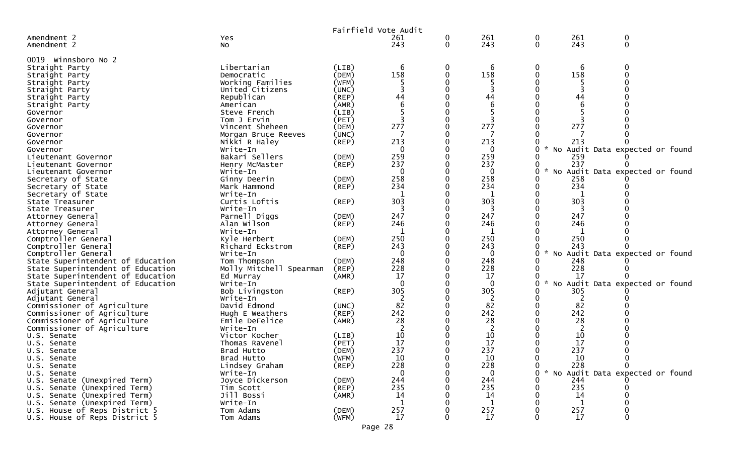Fairfield Vote Audit

| | | | | | | | | |
|---|---|---|---|---|---|---|---|---|
| Amendment 2 | Yes | | 261 | 0 | 261 | 0 | 261 | 0 |
| Amendment 2 | No | | 243 | 0 | 243 | 0 | 243 | 0 |

0019 Winnsboro No 2

| | | | | | | | | |
|---|---|---|---|---|---|---|---|---|
| Straight Party | Libertarian | (LIB) | 6 | 0 | 6 | 0 | 6 | 0 |
| Straight Party | Democratic | (DEM) | 158 | 0 | 158 | 0 | 158 | 0 |
| Straight Party | Working Families | (WFM) | 5 | 0 | 5 | 0 | 5 | 0 |
| Straight Party | United Citizens | (UNC) | 3 | 0 | 3 | 0 | 3 | 0 |
| Straight Party | Republican | (REP) | 44 | 0 | 44 | 0 | 44 | 0 |
| Straight Party | American | (AMR) | 6 | 0 | 6 | 0 | 6 | 0 |
| Governor | Steve French | (LIB) | 5 | 0 | 5 | 0 | 5 | 0 |
| Governor | Tom J Ervin | (PET) | 3 | 0 | 3 | 0 | 3 | 0 |
| Governor | Vincent Sheheen | (DEM) | 277 | 0 | 277 | 0 | 277 | 0 |
| Governor | Morgan Bruce Reeves | (UNC) | 7 | 0 | 7 | 0 | 7 | 0 |
| Governor | Nikki R Haley | (REP) | 213 | 0 | 213 | 0 | 213 | 0 |
| Governor | Write-In | | 0 | 0 | 0 | 0 * No Audit Data expected or found | | |
| Lieutenant Governor | Bakari Sellers | (DEM) | 259 | 0 | 259 | 0 | 259 | 0 |
| Lieutenant Governor | Henry McMaster | (REP) | 237 | 0 | 237 | 0 | 237 | 0 |
| Lieutenant Governor | Write-In | | 0 | 0 | 0 | 0 * No Audit Data expected or found | | |
| Secretary of State | Ginny Deerin | (DEM) | 258 | 0 | 258 | 0 | 258 | 0 |
| Secretary of State | Mark Hammond | (REP) | 234 | 0 | 234 | 0 | 234 | 0 |
| Secretary of State | Write-In | | 1 | 0 | 1 | 0 | 1 | 0 |
| State Treasurer | Curtis Loftis | (REP) | 303 | 0 | 303 | 0 | 303 | 0 |
| State Treasurer | Write-In | | 3 | 0 | 3 | 0 | 3 | 0 |
| Attorney General | Parnell Diggs | (DEM) | 247 | 0 | 247 | 0 | 247 | 0 |
| Attorney General | Alan Wilson | (REP) | 246 | 0 | 246 | 0 | 246 | 0 |
| Attorney General | Write-In | | 1 | 0 | 1 | 0 | 1 | 0 |
| Comptroller General | Kyle Herbert | (DEM) | 250 | 0 | 250 | 0 | 250 | 0 |
| Comptroller General | Richard Eckstrom | (REP) | 243 | 0 | 243 | 0 | 243 | 0 |
| Comptroller General | Write-In | | 0 | 0 | 0 | 0 * No Audit Data expected or found | | |
| State Superintendent of Education | Tom Thompson | (DEM) | 248 | 0 | 248 | 0 | 248 | 0 |
| State Superintendent of Education | Molly Mitchell Spearman | (REP) | 228 | 0 | 228 | 0 | 228 | 0 |
| State Superintendent of Education | Ed Murray | (AMR) | 17 | 0 | 17 | 0 | 17 | 0 |
| State Superintendent of Education | Write-In | | 0 | 0 | 0 | 0 * No Audit Data expected or found | | |
| Adjutant General | Bob Livingston | (REP) | 305 | 0 | 305 | 0 | 305 | 0 |
| Adjutant General | Write-In | | 2 | 0 | 2 | 0 | 2 | 0 |
| Commissioner of Agriculture | David Edmond | (UNC) | 82 | 0 | 82 | 0 | 82 | 0 |
| Commissioner of Agriculture | Hugh E Weathers | (REP) | 242 | 0 | 242 | 0 | 242 | 0 |
| Commissioner of Agriculture | Emile DeFelice | (AMR) | 28 | 0 | 28 | 0 | 28 | 0 |
| Commissioner of Agriculture | Write-In | | 2 | 0 | 2 | 0 | 2 | 0 |
| U.S. Senate | Victor Kocher | (LIB) | 10 | 0 | 10 | 0 | 10 | 0 |
| U.S. Senate | Thomas Ravenel | (PET) | 17 | 0 | 17 | 0 | 17 | 0 |
| U.S. Senate | Brad Hutto | (DEM) | 237 | 0 | 237 | 0 | 237 | 0 |
| U.S. Senate | Brad Hutto | (WFM) | 10 | 0 | 10 | 0 | 10 | 0 |
| U.S. Senate | Lindsey Graham | (REP) | 228 | 0 | 228 | 0 | 228 | 0 |
| U.S. Senate | Write-In | | 0 | 0 | 0 | 0 * No Audit Data expected or found | | |
| U.S. Senate (Unexpired Term) | Joyce Dickerson | (DEM) | 244 | 0 | 244 | 0 | 244 | 0 |
| U.S. Senate (Unexpired Term) | Tim Scott | (REP) | 235 | 0 | 235 | 0 | 235 | 0 |
| U.S. Senate (Unexpired Term) | Jill Bossi | (AMR) | 14 | 0 | 14 | 0 | 14 | 0 |
| U.S. Senate (Unexpired Term) | Write-In | | 1 | 0 | 1 | 0 | 1 | 0 |
| U.S. House of Reps District 5 | Tom Adams | (DEM) | 257 | 0 | 257 | 0 | 257 | 0 |
| U.S. House of Reps District 5 | Tom Adams | (WFM) | 17 | 0 | 17 | 0 | 17 | 0 |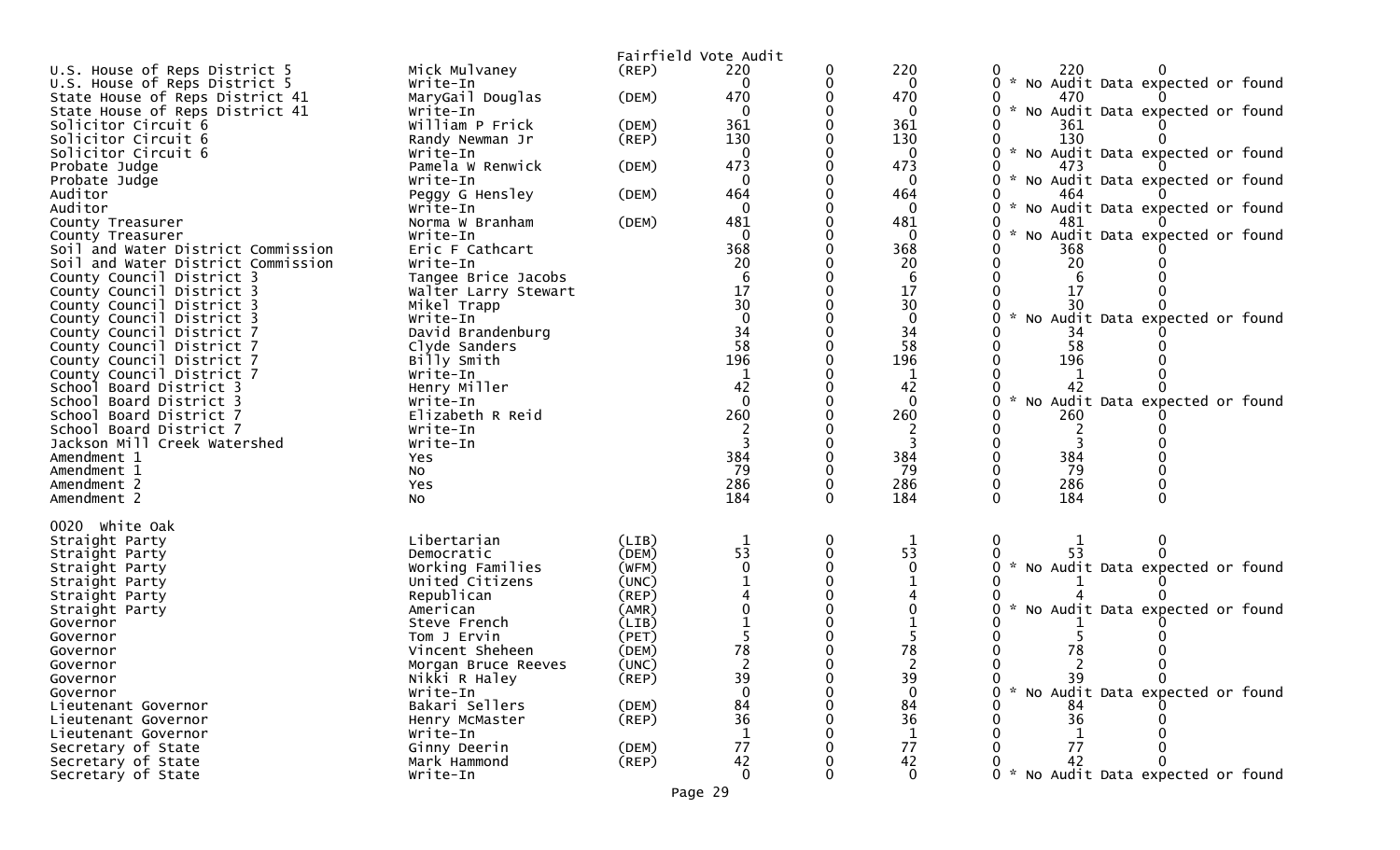Fairfield Vote Audit

| Contest | Candidate | Party | | | | | | |
|---|---|---|---|---|---|---|---|---|
| U.S. House of Reps District 5 | Mick Mulvaney | (REP) | 220 | 0 | 220 | 0 | 220 | 0 |
| U.S. House of Reps District 5 | Write-In | | 0 | 0 | 0 | 0 | * No Audit Data expected or found | |
| State House of Reps District 41 | MaryGail Douglas | (DEM) | 470 | 0 | 470 | 0 | 470 | 0 |
| State House of Reps District 41 | Write-In | | 0 | 0 | 0 | 0 | * No Audit Data expected or found | |
| Solicitor Circuit 6 | William P Frick | (DEM) | 361 | 0 | 361 | 0 | 361 | 0 |
| Solicitor Circuit 6 | Randy Newman Jr | (REP) | 130 | 0 | 130 | 0 | 130 | 0 |
| Solicitor Circuit 6 | Write-In | | 0 | 0 | 0 | 0 | * No Audit Data expected or found | |
| Probate Judge | Pamela W Renwick | (DEM) | 473 | 0 | 473 | 0 | 473 | 0 |
| Probate Judge | Write-In | | 0 | 0 | 0 | 0 | * No Audit Data expected or found | |
| Auditor | Peggy G Hensley | (DEM) | 464 | 0 | 464 | 0 | 464 | 0 |
| Auditor | Write-In | | 0 | 0 | 0 | 0 | * No Audit Data expected or found | |
| County Treasurer | Norma W Branham | (DEM) | 481 | 0 | 481 | 0 | 481 | 0 |
| County Treasurer | Write-In | | 0 | 0 | 0 | 0 | * No Audit Data expected or found | |
| Soil and Water District Commission | Eric F Cathcart | | 368 | 0 | 368 | 0 | 368 | 0 |
| Soil and Water District Commission | Write-In | | 20 | 0 | 20 | 0 | 20 | 0 |
| County Council District 3 | Tangee Brice Jacobs | | 6 | 0 | 6 | 0 | 6 | 0 |
| County Council District 3 | Walter Larry Stewart | | 17 | 0 | 17 | 0 | 17 | 0 |
| County Council District 3 | Mikel Trapp | | 30 | 0 | 30 | 0 | 30 | 0 |
| County Council District 3 | Write-In | | 0 | 0 | 0 | 0 | * No Audit Data expected or found | |
| County Council District 7 | David Brandenburg | | 34 | 0 | 34 | 0 | 34 | 0 |
| County Council District 7 | Clyde Sanders | | 58 | 0 | 58 | 0 | 58 | 0 |
| County Council District 7 | Billy Smith | | 196 | 0 | 196 | 0 | 196 | 0 |
| County Council District 7 | Write-In | | 1 | 0 | 1 | 0 | 1 | 0 |
| School Board District 3 | Henry Miller | | 42 | 0 | 42 | 0 | 42 | 0 |
| School Board District 3 | Write-In | | 0 | 0 | 0 | 0 | * No Audit Data expected or found | |
| School Board District 7 | Elizabeth R Reid | | 260 | 0 | 260 | 0 | 260 | 0 |
| School Board District 7 | Write-In | | 2 | 0 | 2 | 0 | 2 | 0 |
| Jackson Mill Creek Watershed | Write-In | | 3 | 0 | 3 | 0 | 3 | 0 |
| Amendment 1 | Yes | | 384 | 0 | 384 | 0 | 384 | 0 |
| Amendment 1 | No | | 79 | 0 | 79 | 0 | 79 | 0 |
| Amendment 2 | Yes | | 286 | 0 | 286 | 0 | 286 | 0 |
| Amendment 2 | No | | 184 | 0 | 184 | 0 | 184 | 0 |

0020 White Oak

| Contest | Candidate | Party | | | | | | |
|---|---|---|---|---|---|---|---|---|
| Straight Party | Libertarian | (LIB) | 1 | 0 | 1 | 0 | 1 | 0 |
| Straight Party | Democratic | (DEM) | 53 | 0 | 53 | 0 | 53 | 0 |
| Straight Party | Working Families | (WFM) | 0 | 0 | 0 | 0 | * No Audit Data expected or found | |
| Straight Party | United Citizens | (UNC) | 1 | 0 | 1 | 0 | 1 | 0 |
| Straight Party | Republican | (REP) | 4 | 0 | 4 | 0 | 4 | 0 |
| Straight Party | American | (AMR) | 0 | 0 | 0 | 0 | * No Audit Data expected or found | |
| Governor | Steve French | (LIB) | 1 | 0 | 1 | 0 | 1 | 0 |
| Governor | Tom J Ervin | (PET) | 5 | 0 | 5 | 0 | 5 | 0 |
| Governor | Vincent Sheheen | (DEM) | 78 | 0 | 78 | 0 | 78 | 0 |
| Governor | Morgan Bruce Reeves | (UNC) | 2 | 0 | 2 | 0 | 2 | 0 |
| Governor | Nikki R Haley | (REP) | 39 | 0 | 39 | 0 | 39 | 0 |
| Governor | Write-In | | 0 | 0 | 0 | 0 | * No Audit Data expected or found | |
| Lieutenant Governor | Bakari Sellers | (DEM) | 84 | 0 | 84 | 0 | 84 | 0 |
| Lieutenant Governor | Henry McMaster | (REP) | 36 | 0 | 36 | 0 | 36 | 0 |
| Lieutenant Governor | Write-In | | 1 | 0 | 1 | 0 | 1 | 0 |
| Secretary of State | Ginny Deerin | (DEM) | 77 | 0 | 77 | 0 | 77 | 0 |
| Secretary of State | Mark Hammond | (REP) | 42 | 0 | 42 | 0 | 42 | 0 |
| Secretary of State | Write-In | | 0 | 0 | 0 | 0 | * No Audit Data expected or found | |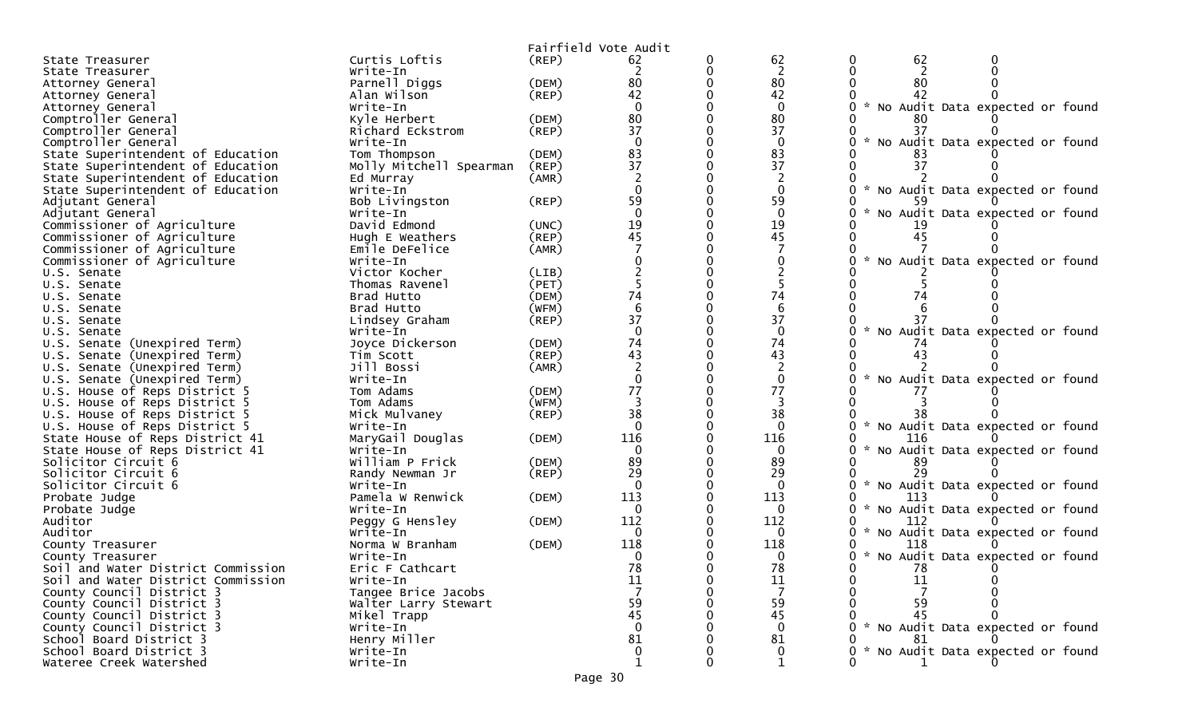Fairfield Vote Audit

| Office | Candidate | Party | | | | | | |
|---|---|---|---|---|---|---|---|---|
| State Treasurer | Curtis Loftis | (REP) | 62 | 0 | 62 | 0 | 62 | 0 |
| State Treasurer | Write-In | | 2 | 0 | 2 | 0 | 2 | 0 |
| Attorney General | Parnell Diggs | (DEM) | 80 | 0 | 80 | 0 | 80 | 0 |
| Attorney General | Alan Wilson | (REP) | 42 | 0 | 42 | 0 | 42 | 0 |
| Attorney General | Write-In | | 0 | 0 | 0 | 0 | * No Audit Data expected or found | |
| Comptroller General | Kyle Herbert | (DEM) | 80 | 0 | 80 | 0 | 80 | 0 |
| Comptroller General | Richard Eckstrom | (REP) | 37 | 0 | 37 | 0 | 37 | 0 |
| Comptroller General | Write-In | | 0 | 0 | 0 | 0 | * No Audit Data expected or found | |
| State Superintendent of Education | Tom Thompson | (DEM) | 83 | 0 | 83 | 0 | 83 | 0 |
| State Superintendent of Education | Molly Mitchell Spearman | (REP) | 37 | 0 | 37 | 0 | 37 | 0 |
| State Superintendent of Education | Ed Murray | (AMR) | 2 | 0 | 2 | 0 | 2 | 0 |
| State Superintendent of Education | Write-In | | 0 | 0 | 0 | 0 | * No Audit Data expected or found | |
| Adjutant General | Bob Livingston | (REP) | 59 | 0 | 59 | 0 | 59 | 0 |
| Adjutant General | Write-In | | 0 | 0 | 0 | 0 | * No Audit Data expected or found | |
| Commissioner of Agriculture | David Edmond | (UNC) | 19 | 0 | 19 | 0 | 19 | 0 |
| Commissioner of Agriculture | Hugh E Weathers | (REP) | 45 | 0 | 45 | 0 | 45 | 0 |
| Commissioner of Agriculture | Emile DeFelice | (AMR) | 7 | 0 | 7 | 0 | 7 | 0 |
| Commissioner of Agriculture | Write-In | | 0 | 0 | 0 | 0 | * No Audit Data expected or found | |
| U.S. Senate | Victor Kocher | (LIB) | 2 | 0 | 2 | 0 | 2 | 0 |
| U.S. Senate | Thomas Ravenel | (PET) | 5 | 0 | 5 | 0 | 5 | 0 |
| U.S. Senate | Brad Hutto | (DEM) | 74 | 0 | 74 | 0 | 74 | 0 |
| U.S. Senate | Brad Hutto | (WFM) | 6 | 0 | 6 | 0 | 6 | 0 |
| U.S. Senate | Lindsey Graham | (REP) | 37 | 0 | 37 | 0 | 37 | 0 |
| U.S. Senate | Write-In | | 0 | 0 | 0 | 0 | * No Audit Data expected or found | |
| U.S. Senate (Unexpired Term) | Joyce Dickerson | (DEM) | 74 | 0 | 74 | 0 | 74 | 0 |
| U.S. Senate (Unexpired Term) | Tim Scott | (REP) | 43 | 0 | 43 | 0 | 43 | 0 |
| U.S. Senate (Unexpired Term) | Jill Bossi | (AMR) | 2 | 0 | 2 | 0 | 2 | 0 |
| U.S. Senate (Unexpired Term) | Write-In | | 0 | 0 | 0 | 0 | * No Audit Data expected or found | |
| U.S. House of Reps District 5 | Tom Adams | (DEM) | 77 | 0 | 77 | 0 | 77 | 0 |
| U.S. House of Reps District 5 | Tom Adams | (WFM) | 3 | 0 | 3 | 0 | 3 | 0 |
| U.S. House of Reps District 5 | Mick Mulvaney | (REP) | 38 | 0 | 38 | 0 | 38 | 0 |
| U.S. House of Reps District 5 | Write-In | | 0 | 0 | 0 | 0 | * No Audit Data expected or found | |
| State House of Reps District 41 | MaryGail Douglas | (DEM) | 116 | 0 | 116 | 0 | 116 | 0 |
| State House of Reps District 41 | Write-In | | 0 | 0 | 0 | 0 | * No Audit Data expected or found | |
| Solicitor Circuit 6 | William P Frick | (DEM) | 89 | 0 | 89 | 0 | 89 | 0 |
| Solicitor Circuit 6 | Randy Newman Jr | (REP) | 29 | 0 | 29 | 0 | 29 | 0 |
| Solicitor Circuit 6 | Write-In | | 0 | 0 | 0 | 0 | * No Audit Data expected or found | |
| Probate Judge | Pamela W Renwick | (DEM) | 113 | 0 | 113 | 0 | 113 | 0 |
| Probate Judge | Write-In | | 0 | 0 | 0 | 0 | * No Audit Data expected or found | |
| Auditor | Peggy G Hensley | (DEM) | 112 | 0 | 112 | 0 | 112 | 0 |
| Auditor | Write-In | | 0 | 0 | 0 | 0 | * No Audit Data expected or found | |
| County Treasurer | Norma W Branham | (DEM) | 118 | 0 | 118 | 0 | 118 | 0 |
| County Treasurer | Write-In | | 0 | 0 | 0 | 0 | * No Audit Data expected or found | |
| Soil and Water District Commission | Eric F Cathcart | | 78 | 0 | 78 | 0 | 78 | 0 |
| Soil and Water District Commission | Write-In | | 11 | 0 | 11 | 0 | 11 | 0 |
| County Council District 3 | Tangee Brice Jacobs | | 7 | 0 | 7 | 0 | 7 | 0 |
| County Council District 3 | Walter Larry Stewart | | 59 | 0 | 59 | 0 | 59 | 0 |
| County Council District 3 | Mikel Trapp | | 45 | 0 | 45 | 0 | 45 | 0 |
| County Council District 3 | Write-In | | 0 | 0 | 0 | 0 | * No Audit Data expected or found | |
| School Board District 3 | Henry Miller | | 81 | 0 | 81 | 0 | 81 | 0 |
| School Board District 3 | Write-In | | 0 | 0 | 0 | 0 | * No Audit Data expected or found | |
| Wateree Creek Watershed | Write-In | | 1 | 0 | 1 | 0 | 1 | 0 |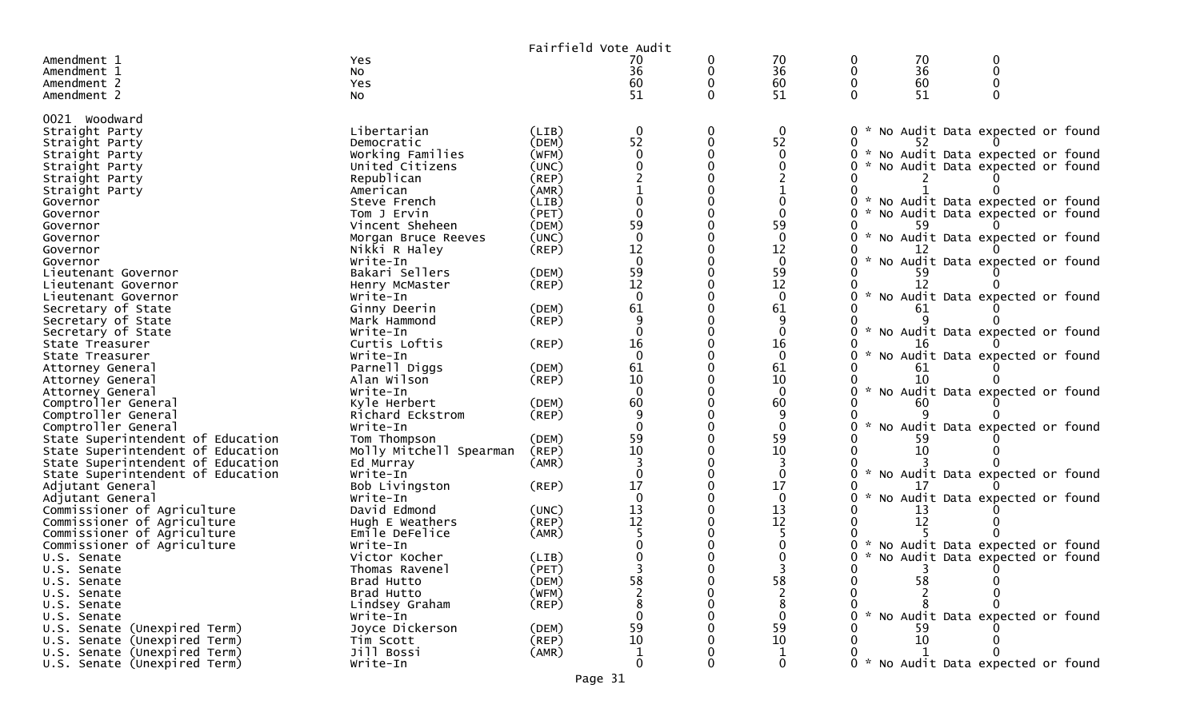Fairfield Vote Audit

| | | | | | | | | |
|---|---|---|---|---|---|---|---|---|
| Amendment 1 | Yes | | 70 | 0 | 70 | 0 | 70 | 0 |
| Amendment 1 | No | | 36 | 0 | 36 | 0 | 36 | 0 |
| Amendment 2 | Yes | | 60 | 0 | 60 | 0 | 60 | 0 |
| Amendment 2 | No | | 51 | 0 | 51 | 0 | 51 | 0 |

0021 Woodward

| | | | | | | | | |
|---|---|---|---|---|---|---|---|---|
| Straight Party | Libertarian | (LIB) | 0 | 0 | 0 | 0 * No Audit Data expected or found | | |
| Straight Party | Democratic | (DEM) | 52 | 0 | 52 | 0 | 52 | 0 |
| Straight Party | Working Families | (WFM) | 0 | 0 | 0 | 0 * No Audit Data expected or found | | |
| Straight Party | United Citizens | (UNC) | 0 | 0 | 0 | 0 * No Audit Data expected or found | | |
| Straight Party | Republican | (REP) | 2 | 0 | 2 | 0 | 2 | 0 |
| Straight Party | American | (AMR) | 1 | 0 | 1 | 0 | 1 | 0 |
| Governor | Steve French | (LIB) | 0 | 0 | 0 | 0 * No Audit Data expected or found | | |
| Governor | Tom J Ervin | (PET) | 0 | 0 | 0 | 0 * No Audit Data expected or found | | |
| Governor | Vincent Sheheen | (DEM) | 59 | 0 | 59 | 0 | 59 | 0 |
| Governor | Morgan Bruce Reeves | (UNC) | 0 | 0 | 0 | 0 * No Audit Data expected or found | | |
| Governor | Nikki R Haley | (REP) | 12 | 0 | 12 | 0 | 12 | 0 |
| Governor | Write-In | | 0 | 0 | 0 | 0 * No Audit Data expected or found | | |
| Lieutenant Governor | Bakari Sellers | (DEM) | 59 | 0 | 59 | 0 | 59 | 0 |
| Lieutenant Governor | Henry McMaster | (REP) | 12 | 0 | 12 | 0 | 12 | 0 |
| Lieutenant Governor | Write-In | | 0 | 0 | 0 | 0 * No Audit Data expected or found | | |
| Secretary of State | Ginny Deerin | (DEM) | 61 | 0 | 61 | 0 | 61 | 0 |
| Secretary of State | Mark Hammond | (REP) | 9 | 0 | 9 | 0 | 9 | 0 |
| Secretary of State | Write-In | | 0 | 0 | 0 | 0 * No Audit Data expected or found | | |
| State Treasurer | Curtis Loftis | (REP) | 16 | 0 | 16 | 0 | 16 | 0 |
| State Treasurer | Write-In | | 0 | 0 | 0 | 0 * No Audit Data expected or found | | |
| Attorney General | Parnell Diggs | (DEM) | 61 | 0 | 61 | 0 | 61 | 0 |
| Attorney General | Alan Wilson | (REP) | 10 | 0 | 10 | 0 | 10 | 0 |
| Attorney General | Write-In | | 0 | 0 | 0 | 0 * No Audit Data expected or found | | |
| Comptroller General | Kyle Herbert | (DEM) | 60 | 0 | 60 | 0 | 60 | 0 |
| Comptroller General | Richard Eckstrom | (REP) | 9 | 0 | 9 | 0 | 9 | 0 |
| Comptroller General | Write-In | | 0 | 0 | 0 | 0 * No Audit Data expected or found | | |
| State Superintendent of Education | Tom Thompson | (DEM) | 59 | 0 | 59 | 0 | 59 | 0 |
| State Superintendent of Education | Molly Mitchell Spearman | (REP) | 10 | 0 | 10 | 0 | 10 | 0 |
| State Superintendent of Education | Ed Murray | (AMR) | 3 | 0 | 3 | 0 | 3 | 0 |
| State Superintendent of Education | Write-In | | 0 | 0 | 0 | 0 * No Audit Data expected or found | | |
| Adjutant General | Bob Livingston | (REP) | 17 | 0 | 17 | 0 | 17 | 0 |
| Adjutant General | Write-In | | 0 | 0 | 0 | 0 * No Audit Data expected or found | | |
| Commissioner of Agriculture | David Edmond | (UNC) | 13 | 0 | 13 | 0 | 13 | 0 |
| Commissioner of Agriculture | Hugh E Weathers | (REP) | 12 | 0 | 12 | 0 | 12 | 0 |
| Commissioner of Agriculture | Emile DeFelice | (AMR) | 5 | 0 | 5 | 0 | 5 | 0 |
| Commissioner of Agriculture | Write-In | | 0 | 0 | 0 | 0 * No Audit Data expected or found | | |
| U.S. Senate | Victor Kocher | (LIB) | 0 | 0 | 0 | 0 * No Audit Data expected or found | | |
| U.S. Senate | Thomas Ravenel | (PET) | 3 | 0 | 3 | 0 | 3 | 0 |
| U.S. Senate | Brad Hutto | (DEM) | 58 | 0 | 58 | 0 | 58 | 0 |
| U.S. Senate | Brad Hutto | (WFM) | 2 | 0 | 2 | 0 | 2 | 0 |
| U.S. Senate | Lindsey Graham | (REP) | 8 | 0 | 8 | 0 | 8 | 0 |
| U.S. Senate | Write-In | | 0 | 0 | 0 | 0 * No Audit Data expected or found | | |
| U.S. Senate (Unexpired Term) | Joyce Dickerson | (DEM) | 59 | 0 | 59 | 0 | 59 | 0 |
| U.S. Senate (Unexpired Term) | Tim Scott | (REP) | 10 | 0 | 10 | 0 | 10 | 0 |
| U.S. Senate (Unexpired Term) | Jill Bossi | (AMR) | 1 | 0 | 1 | 0 | 1 | 0 |
| U.S. Senate (Unexpired Term) | Write-In | | 0 | 0 | 0 | 0 * No Audit Data expected or found | | |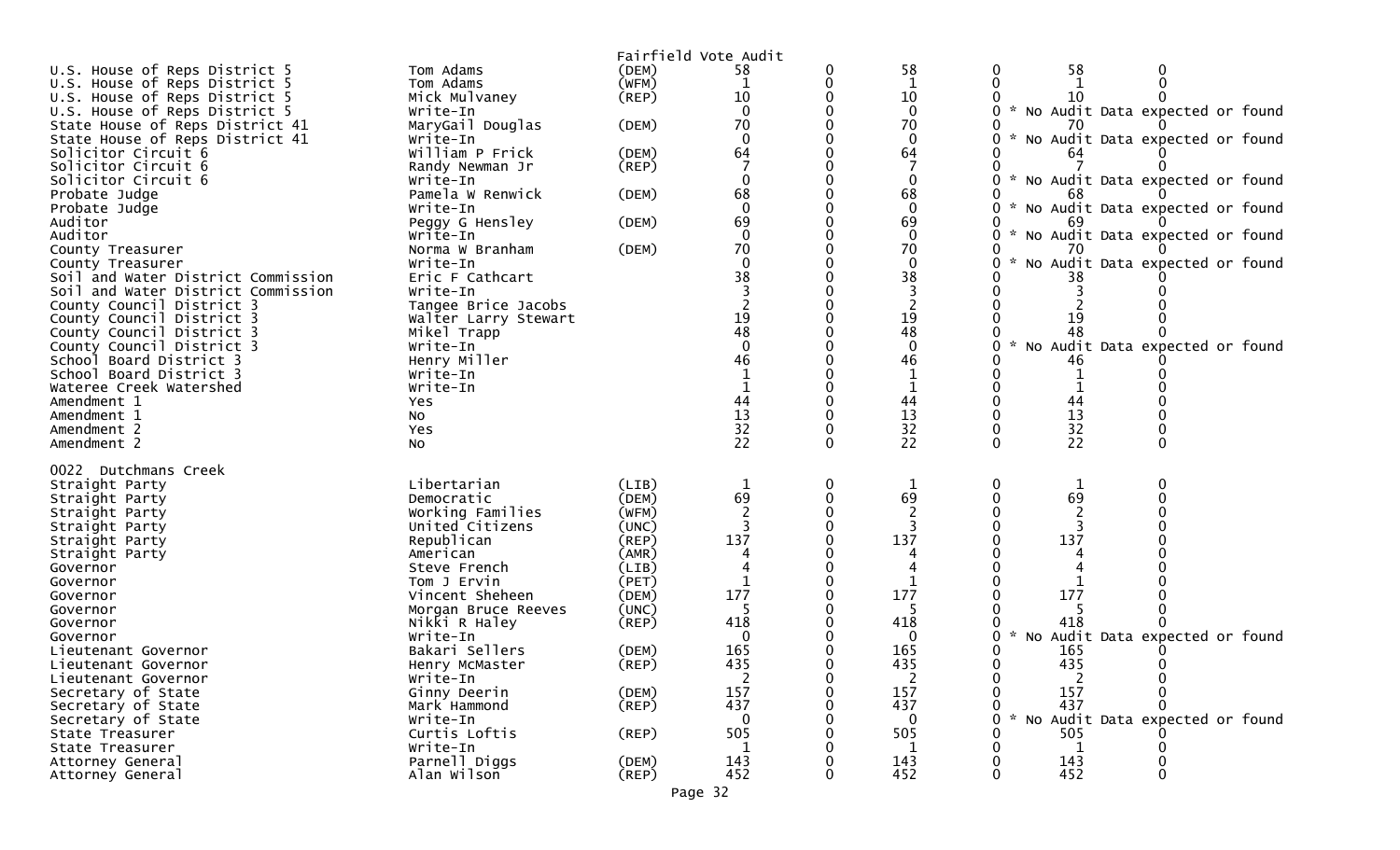Fairfield Vote Audit

| | | | | | | | | |
|---|---|---|---|---|---|---|---|---|
| U.S. House of Reps District 5 | Tom Adams | (DEM) | 58 | 0 | 58 | 0 | 58 | 0 |
| U.S. House of Reps District 5 | Tom Adams | (WFM) | 1 | 0 | 1 | 0 | 1 | 0 |
| U.S. House of Reps District 5 | Mick Mulvaney | (REP) | 10 | 0 | 10 | 0 | 10 | 0 |
| U.S. House of Reps District 5 | Write-In | | 0 | 0 | 0 | 0 | * No Audit Data expected or found | |
| State House of Reps District 41 | MaryGail Douglas | (DEM) | 70 | 0 | 70 | 0 | 70 | 0 |
| State House of Reps District 41 | Write-In | | 0 | 0 | 0 | 0 | * No Audit Data expected or found | |
| Solicitor Circuit 6 | William P Frick | (DEM) | 64 | 0 | 64 | 0 | 64 | 0 |
| Solicitor Circuit 6 | Randy Newman Jr | (REP) | 7 | 0 | 7 | 0 | 7 | 0 |
| Solicitor Circuit 6 | Write-In | | 0 | 0 | 0 | 0 | * No Audit Data expected or found | |
| Probate Judge | Pamela W Renwick | (DEM) | 68 | 0 | 68 | 0 | 68 | 0 |
| Probate Judge | Write-In | | 0 | 0 | 0 | 0 | * No Audit Data expected or found | |
| Auditor | Peggy G Hensley | (DEM) | 69 | 0 | 69 | 0 | 69 | 0 |
| Auditor | Write-In | | 0 | 0 | 0 | 0 | * No Audit Data expected or found | |
| County Treasurer | Norma W Branham | (DEM) | 70 | 0 | 70 | 0 | 70 | 0 |
| County Treasurer | Write-In | | 0 | 0 | 0 | 0 | * No Audit Data expected or found | |
| Soil and Water District Commission | Eric F Cathcart | | 38 | 0 | 38 | 0 | 38 | 0 |
| Soil and Water District Commission | Write-In | | 3 | 0 | 3 | 0 | 3 | 0 |
| County Council District 3 | Tangee Brice Jacobs | | 2 | 0 | 2 | 0 | 2 | 0 |
| County Council District 3 | Walter Larry Stewart | | 19 | 0 | 19 | 0 | 19 | 0 |
| County Council District 3 | Mikel Trapp | | 48 | 0 | 48 | 0 | 48 | 0 |
| County Council District 3 | Write-In | | 0 | 0 | 0 | 0 | * No Audit Data expected or found | |
| School Board District 3 | Henry Miller | | 46 | 0 | 46 | 0 | 46 | 0 |
| School Board District 3 | Write-In | | 1 | 0 | 1 | 0 | 1 | 0 |
| Wateree Creek Watershed | Write-In | | 1 | 0 | 1 | 0 | 1 | 0 |
| Amendment 1 | Yes | | 44 | 0 | 44 | 0 | 44 | 0 |
| Amendment 1 | No | | 13 | 0 | 13 | 0 | 13 | 0 |
| Amendment 2 | Yes | | 32 | 0 | 32 | 0 | 32 | 0 |
| Amendment 2 | No | | 22 | 0 | 22 | 0 | 22 | 0 |

0022 Dutchmans Creek

| | | | | | | | | |
|---|---|---|---|---|---|---|---|---|
| Straight Party | Libertarian | (LIB) | 1 | 0 | 1 | 0 | 1 | 0 |
| Straight Party | Democratic | (DEM) | 69 | 0 | 69 | 0 | 69 | 0 |
| Straight Party | Working Families | (WFM) | 2 | 0 | 2 | 0 | 2 | 0 |
| Straight Party | United Citizens | (UNC) | 3 | 0 | 3 | 0 | 3 | 0 |
| Straight Party | Republican | (REP) | 137 | 0 | 137 | 0 | 137 | 0 |
| Straight Party | American | (AMR) | 4 | 0 | 4 | 0 | 4 | 0 |
| Governor | Steve French | (LIB) | 4 | 0 | 4 | 0 | 4 | 0 |
| Governor | Tom J Ervin | (PET) | 1 | 0 | 1 | 0 | 1 | 0 |
| Governor | Vincent Sheheen | (DEM) | 177 | 0 | 177 | 0 | 177 | 0 |
| Governor | Morgan Bruce Reeves | (UNC) | 5 | 0 | 5 | 0 | 5 | 0 |
| Governor | Nikki R Haley | (REP) | 418 | 0 | 418 | 0 | 418 | 0 |
| Governor | Write-In | | 0 | 0 | 0 | 0 | * No Audit Data expected or found | |
| Lieutenant Governor | Bakari Sellers | (DEM) | 165 | 0 | 165 | 0 | 165 | 0 |
| Lieutenant Governor | Henry McMaster | (REP) | 435 | 0 | 435 | 0 | 435 | 0 |
| Lieutenant Governor | Write-In | | 2 | 0 | 2 | 0 | 2 | 0 |
| Secretary of State | Ginny Deerin | (DEM) | 157 | 0 | 157 | 0 | 157 | 0 |
| Secretary of State | Mark Hammond | (REP) | 437 | 0 | 437 | 0 | 437 | 0 |
| Secretary of State | Write-In | | 0 | 0 | 0 | 0 | * No Audit Data expected or found | |
| State Treasurer | Curtis Loftis | (REP) | 505 | 0 | 505 | 0 | 505 | 0 |
| State Treasurer | Write-In | | 1 | 0 | 1 | 0 | 1 | 0 |
| Attorney General | Parnell Diggs | (DEM) | 143 | 0 | 143 | 0 | 143 | 0 |
| Attorney General | Alan Wilson | (REP) | 452 | 0 | 452 | 0 | 452 | 0 |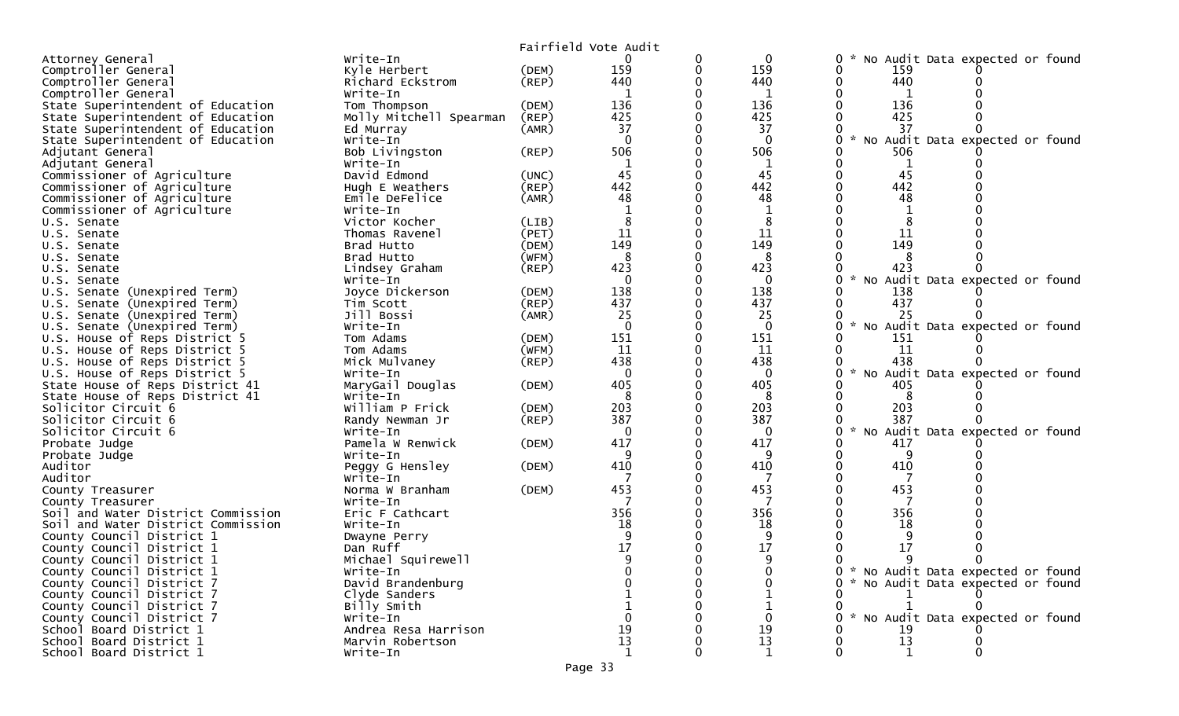Fairfield Vote Audit

| Office | Candidate | Party | | | | | | |
|---|---|---|---|---|---|---|---|---|
| Attorney General | Write-In | | 0 | 0 | 0 | 0 | * No Audit Data expected or found | |
| Comptroller General | Kyle Herbert | (DEM) | 159 | 0 | 159 | 0 | 159 | 0 |
| Comptroller General | Richard Eckstrom | (REP) | 440 | 0 | 440 | 0 | 440 | 0 |
| Comptroller General | Write-In | | 1 | 0 | 1 | 0 | 1 | 0 |
| State Superintendent of Education | Tom Thompson | (DEM) | 136 | 0 | 136 | 0 | 136 | 0 |
| State Superintendent of Education | Molly Mitchell Spearman | (REP) | 425 | 0 | 425 | 0 | 425 | 0 |
| State Superintendent of Education | Ed Murray | (AMR) | 37 | 0 | 37 | 0 | 37 | 0 |
| State Superintendent of Education | Write-In | | 0 | 0 | 0 | 0 | * No Audit Data expected or found | |
| Adjutant General | Bob Livingston | (REP) | 506 | 0 | 506 | 0 | 506 | 0 |
| Adjutant General | Write-In | | 1 | 0 | 1 | 0 | 1 | 0 |
| Commissioner of Agriculture | David Edmond | (UNC) | 45 | 0 | 45 | 0 | 45 | 0 |
| Commissioner of Agriculture | Hugh E Weathers | (REP) | 442 | 0 | 442 | 0 | 442 | 0 |
| Commissioner of Agriculture | Emile DeFelice | (AMR) | 48 | 0 | 48 | 0 | 48 | 0 |
| Commissioner of Agriculture | Write-In | | 1 | 0 | 1 | 0 | 1 | 0 |
| U.S. Senate | Victor Kocher | (LIB) | 8 | 0 | 8 | 0 | 8 | 0 |
| U.S. Senate | Thomas Ravenel | (PET) | 11 | 0 | 11 | 0 | 11 | 0 |
| U.S. Senate | Brad Hutto | (DEM) | 149 | 0 | 149 | 0 | 149 | 0 |
| U.S. Senate | Brad Hutto | (WFM) | 8 | 0 | 8 | 0 | 8 | 0 |
| U.S. Senate | Lindsey Graham | (REP) | 423 | 0 | 423 | 0 | 423 | 0 |
| U.S. Senate | Write-In | | 0 | 0 | 0 | 0 | * No Audit Data expected or found | |
| U.S. Senate (Unexpired Term) | Joyce Dickerson | (DEM) | 138 | 0 | 138 | 0 | 138 | 0 |
| U.S. Senate (Unexpired Term) | Tim Scott | (REP) | 437 | 0 | 437 | 0 | 437 | 0 |
| U.S. Senate (Unexpired Term) | Jill Bossi | (AMR) | 25 | 0 | 25 | 0 | 25 | 0 |
| U.S. Senate (Unexpired Term) | Write-In | | 0 | 0 | 0 | 0 | * No Audit Data expected or found | |
| U.S. House of Reps District 5 | Tom Adams | (DEM) | 151 | 0 | 151 | 0 | 151 | 0 |
| U.S. House of Reps District 5 | Tom Adams | (WFM) | 11 | 0 | 11 | 0 | 11 | 0 |
| U.S. House of Reps District 5 | Mick Mulvaney | (REP) | 438 | 0 | 438 | 0 | 438 | 0 |
| U.S. House of Reps District 5 | Write-In | | 0 | 0 | 0 | 0 | * No Audit Data expected or found | |
| State House of Reps District 41 | MaryGail Douglas | (DEM) | 405 | 0 | 405 | 0 | 405 | 0 |
| State House of Reps District 41 | Write-In | | 8 | 0 | 8 | 0 | 8 | 0 |
| Solicitor Circuit 6 | William P Frick | (DEM) | 203 | 0 | 203 | 0 | 203 | 0 |
| Solicitor Circuit 6 | Randy Newman Jr | (REP) | 387 | 0 | 387 | 0 | 387 | 0 |
| Solicitor Circuit 6 | Write-In | | 0 | 0 | 0 | 0 | * No Audit Data expected or found | |
| Probate Judge | Pamela W Renwick | (DEM) | 417 | 0 | 417 | 0 | 417 | 0 |
| Probate Judge | Write-In | | 9 | 0 | 9 | 0 | 9 | 0 |
| Auditor | Peggy G Hensley | (DEM) | 410 | 0 | 410 | 0 | 410 | 0 |
| Auditor | Write-In | | 7 | 0 | 7 | 0 | 7 | 0 |
| County Treasurer | Norma W Branham | (DEM) | 453 | 0 | 453 | 0 | 453 | 0 |
| County Treasurer | Write-In | | 7 | 0 | 7 | 0 | 7 | 0 |
| Soil and Water District Commission | Eric F Cathcart | | 356 | 0 | 356 | 0 | 356 | 0 |
| Soil and Water District Commission | Write-In | | 18 | 0 | 18 | 0 | 18 | 0 |
| County Council District 1 | Dwayne Perry | | 9 | 0 | 9 | 0 | 9 | 0 |
| County Council District 1 | Dan Ruff | | 17 | 0 | 17 | 0 | 17 | 0 |
| County Council District 1 | Michael Squirewell | | 9 | 0 | 9 | 0 | 9 | 0 |
| County Council District 1 | Write-In | | 0 | 0 | 0 | 0 | * No Audit Data expected or found | |
| County Council District 7 | David Brandenburg | | 0 | 0 | 0 | 0 | * No Audit Data expected or found | |
| County Council District 7 | Clyde Sanders | | 1 | 0 | 1 | 0 | 1 | 0 |
| County Council District 7 | Billy Smith | | 1 | 0 | 1 | 0 | 1 | 0 |
| County Council District 7 | Write-In | | 0 | 0 | 0 | 0 | * No Audit Data expected or found | |
| School Board District 1 | Andrea Resa Harrison | | 19 | 0 | 19 | 0 | 19 | 0 |
| School Board District 1 | Marvin Robertson | | 13 | 0 | 13 | 0 | 13 | 0 |
| School Board District 1 | Write-In | | 1 | 0 | 1 | 0 | 1 | 0 |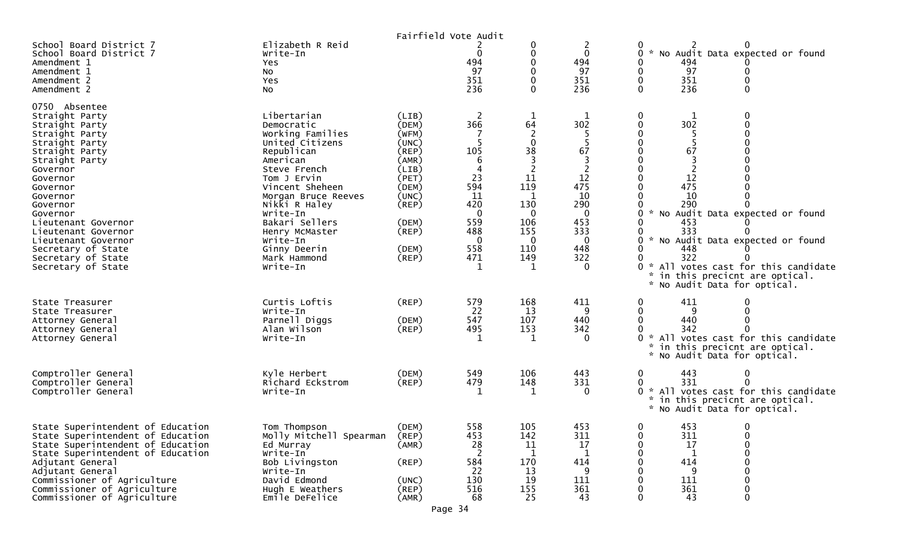Fairfield Vote Audit

| Contest | Candidate | Party | Col 1 | Col 2 | Col 3 | Col 4 | Col 5 | Col 6 |
|---|---|---|---|---|---|---|---|---|
| School Board District 7 | Elizabeth R Reid | | 2 | 0 | 2 | 0 | 2 | 0 |
| School Board District 7 | Write-In | | 0 | 0 | 0 | 0 * No Audit Data expected or found | | |
| Amendment 1 | Yes | | 494 | 0 | 494 | 0 | 494 | 0 |
| Amendment 1 | No | | 97 | 0 | 97 | 0 | 97 | 0 |
| Amendment 2 | Yes | | 351 | 0 | 351 | 0 | 351 | 0 |
| Amendment 2 | No | | 236 | 0 | 236 | 0 | 236 | 0 |

| Contest | Candidate | Party | Col 1 | Col 2 | Col 3 | Col 4 | Col 5 | Col 6 |
|---|---|---|---|---|---|---|---|---|
| **0750 Absentee** | | | | | | | | |
| Straight Party | Libertarian | (LIB) | 2 | 1 | 1 | 0 | 1 | 0 |
| Straight Party | Democratic | (DEM) | 366 | 64 | 302 | 0 | 302 | 0 |
| Straight Party | Working Families | (WFM) | 7 | 2 | 5 | 0 | 5 | 0 |
| Straight Party | United Citizens | (UNC) | 5 | 0 | 5 | 0 | 5 | 0 |
| Straight Party | Republican | (REP) | 105 | 38 | 67 | 0 | 67 | 0 |
| Straight Party | American | (AMR) | 6 | 3 | 3 | 0 | 3 | 0 |
| Governor | Steve French | (LIB) | 4 | 2 | 2 | 0 | 2 | 0 |
| Governor | Tom J Ervin | (PET) | 23 | 11 | 12 | 0 | 12 | 0 |
| Governor | Vincent Sheheen | (DEM) | 594 | 119 | 475 | 0 | 475 | 0 |
| Governor | Morgan Bruce Reeves | (UNC) | 11 | 1 | 10 | 0 | 10 | 0 |
| Governor | Nikki R Haley | (REP) | 420 | 130 | 290 | 0 | 290 | 0 |
| Governor | Write-In | | 0 | 0 | 0 | 0 * No Audit Data expected or found | | |
| Lieutenant Governor | Bakari Sellers | (DEM) | 559 | 106 | 453 | 0 | 453 | 0 |
| Lieutenant Governor | Henry McMaster | (REP) | 488 | 155 | 333 | 0 | 333 | 0 |
| Lieutenant Governor | Write-In | | 0 | 0 | 0 | 0 * No Audit Data expected or found | | |
| Secretary of State | Ginny Deerin | (DEM) | 558 | 110 | 448 | 0 | 448 | 0 |
| Secretary of State | Mark Hammond | (REP) | 471 | 149 | 322 | 0 | 322 | 0 |
| Secretary of State | Write-In | | 1 | 1 | 0 | 0 * All votes cast for this candidate * in this precicnt are optical. * No Audit Data for optical. | | |
| State Treasurer | Curtis Loftis | (REP) | 579 | 168 | 411 | 0 | 411 | 0 |
| State Treasurer | Write-In | | 22 | 13 | 9 | 0 | 9 | 0 |
| Attorney General | Parnell Diggs | (DEM) | 547 | 107 | 440 | 0 | 440 | 0 |
| Attorney General | Alan Wilson | (REP) | 495 | 153 | 342 | 0 | 342 | 0 |
| Attorney General | Write-In | | 1 | 1 | 0 | 0 * All votes cast for this candidate * in this precicnt are optical. * No Audit Data for optical. | | |
| Comptroller General | Kyle Herbert | (DEM) | 549 | 106 | 443 | 0 | 443 | 0 |
| Comptroller General | Richard Eckstrom | (REP) | 479 | 148 | 331 | 0 | 331 | 0 |
| Comptroller General | Write-In | | 1 | 1 | 0 | 0 * All votes cast for this candidate * in this precicnt are optical. * No Audit Data for optical. | | |
| State Superintendent of Education | Tom Thompson | (DEM) | 558 | 105 | 453 | 0 | 453 | 0 |
| State Superintendent of Education | Molly Mitchell Spearman | (REP) | 453 | 142 | 311 | 0 | 311 | 0 |
| State Superintendent of Education | Ed Murray | (AMR) | 28 | 11 | 17 | 0 | 17 | 0 |
| State Superintendent of Education | Write-In | | 2 | 1 | 1 | 0 | 1 | 0 |
| Adjutant General | Bob Livingston | (REP) | 584 | 170 | 414 | 0 | 414 | 0 |
| Adjutant General | Write-In | | 22 | 13 | 9 | 0 | 9 | 0 |
| Commissioner of Agriculture | David Edmond | (UNC) | 130 | 19 | 111 | 0 | 111 | 0 |
| Commissioner of Agriculture | Hugh E Weathers | (REP) | 516 | 155 | 361 | 0 | 361 | 0 |
| Commissioner of Agriculture | Emile DeFelice | (AMR) | 68 | 25 | 43 | 0 | 43 | 0 |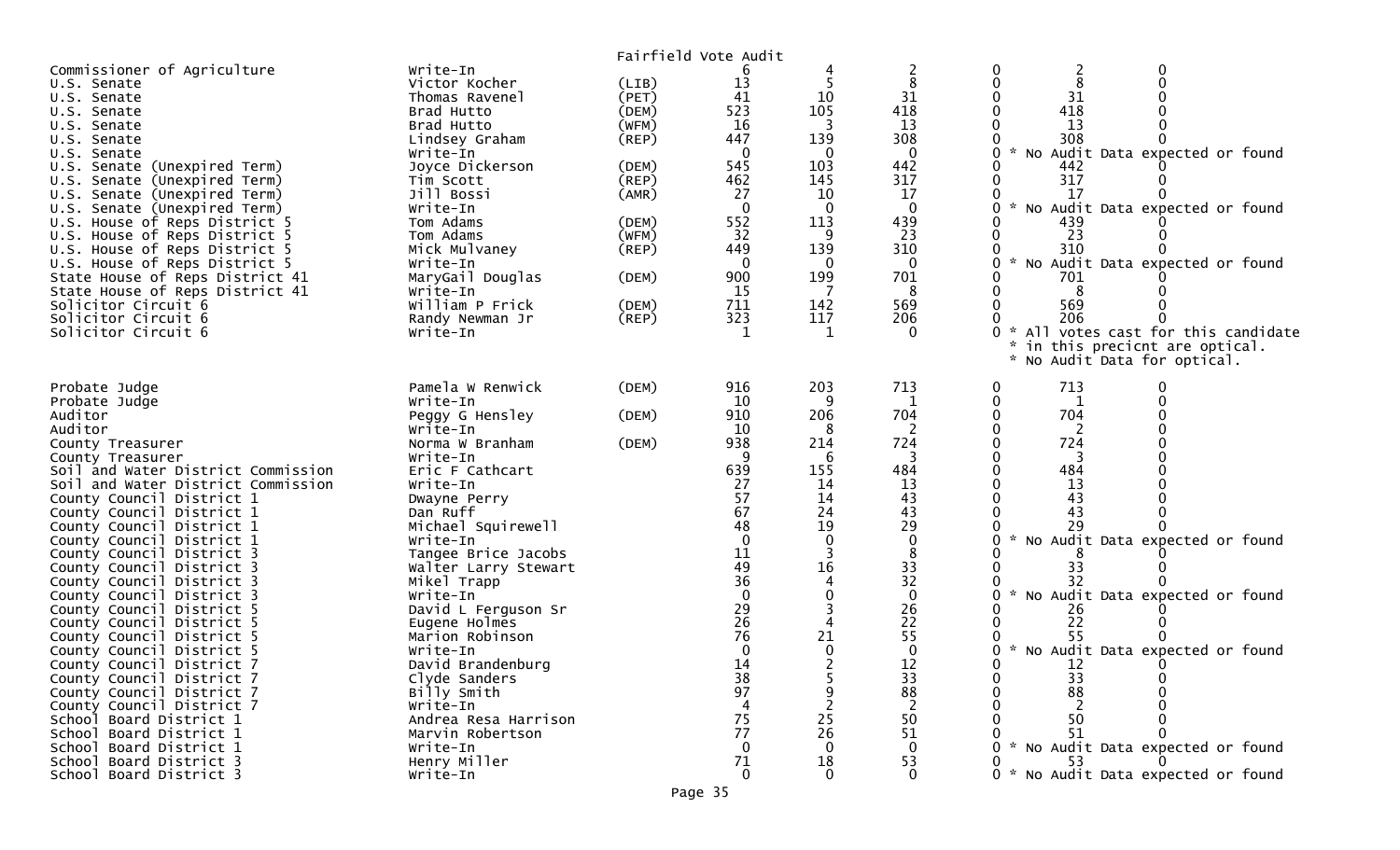Fairfield Vote Audit

| | | | | | | | | |
|---|---|---|---|---|---|---|---|---|
| Commissioner of Agriculture | Write-In | | 6 | 4 | 2 | 0 | 2 | 0 |
| U.S. Senate | Victor Kocher | (LIB) | 13 | 5 | 8 | 0 | 8 | 0 |
| U.S. Senate | Thomas Ravenel | (PET) | 41 | 10 | 31 | 0 | 31 | 0 |
| U.S. Senate | Brad Hutto | (DEM) | 523 | 105 | 418 | 0 | 418 | 0 |
| U.S. Senate | Brad Hutto | (WFM) | 16 | 3 | 13 | 0 | 13 | 0 |
| U.S. Senate | Lindsey Graham | (REP) | 447 | 139 | 308 | 0 | 308 | 0 |
| U.S. Senate | Write-In | | 0 | 0 | 0 | 0 | * No Audit Data expected or found | |
| U.S. Senate (Unexpired Term) | Joyce Dickerson | (DEM) | 545 | 103 | 442 | 0 | 442 | 0 |
| U.S. Senate (Unexpired Term) | Tim Scott | (REP) | 462 | 145 | 317 | 0 | 317 | 0 |
| U.S. Senate (Unexpired Term) | Jill Bossi | (AMR) | 27 | 10 | 17 | 0 | 17 | 0 |
| U.S. Senate (Unexpired Term) | Write-In | | 0 | 0 | 0 | 0 | * No Audit Data expected or found | |
| U.S. House of Reps District 5 | Tom Adams | (DEM) | 552 | 113 | 439 | 0 | 439 | 0 |
| U.S. House of Reps District 5 | Tom Adams | (WFM) | 32 | 9 | 23 | 0 | 23 | 0 |
| U.S. House of Reps District 5 | Mick Mulvaney | (REP) | 449 | 139 | 310 | 0 | 310 | 0 |
| U.S. House of Reps District 5 | Write-In | | 0 | 0 | 0 | 0 | * No Audit Data expected or found | |
| State House of Reps District 41 | MaryGail Douglas | (DEM) | 900 | 199 | 701 | 0 | 701 | 0 |
| State House of Reps District 41 | Write-In | | 15 | 7 | 8 | 0 | 8 | 0 |
| Solicitor Circuit 6 | William P Frick | (DEM) | 711 | 142 | 569 | 0 | 569 | 0 |
| Solicitor Circuit 6 | Randy Newman Jr | (REP) | 323 | 117 | 206 | 0 | 206 | 0 |
| Solicitor Circuit 6 | Write-In | | 1 | 1 | 0 | 0 | * All votes cast for this candidate * in this precicnt are optical. * No Audit Data for optical. | |
| Probate Judge | Pamela W Renwick | (DEM) | 916 | 203 | 713 | 0 | 713 | 0 |
| Probate Judge | Write-In | | 10 | 9 | 1 | 0 | 1 | 0 |
| Auditor | Peggy G Hensley | (DEM) | 910 | 206 | 704 | 0 | 704 | 0 |
| Auditor | Write-In | | 10 | 8 | 2 | 0 | 2 | 0 |
| County Treasurer | Norma W Branham | (DEM) | 938 | 214 | 724 | 0 | 724 | 0 |
| County Treasurer | Write-In | | 9 | 6 | 3 | 0 | 3 | 0 |
| Soil and Water District Commission | Eric F Cathcart | | 639 | 155 | 484 | 0 | 484 | 0 |
| Soil and Water District Commission | Write-In | | 27 | 14 | 13 | 0 | 13 | 0 |
| County Council District 1 | Dwayne Perry | | 57 | 14 | 43 | 0 | 43 | 0 |
| County Council District 1 | Dan Ruff | | 67 | 24 | 43 | 0 | 43 | 0 |
| County Council District 1 | Michael Squirewell | | 48 | 19 | 29 | 0 | 29 | 0 |
| County Council District 1 | Write-In | | 0 | 0 | 0 | 0 | * No Audit Data expected or found | |
| County Council District 3 | Tangee Brice Jacobs | | 11 | 3 | 8 | 0 | 8 | 0 |
| County Council District 3 | Walter Larry Stewart | | 49 | 16 | 33 | 0 | 33 | 0 |
| County Council District 3 | Mikel Trapp | | 36 | 4 | 32 | 0 | 32 | 0 |
| County Council District 3 | Write-In | | 0 | 0 | 0 | 0 | * No Audit Data expected or found | |
| County Council District 5 | David L Ferguson Sr | | 29 | 3 | 26 | 0 | 26 | 0 |
| County Council District 5 | Eugene Holmes | | 26 | 4 | 22 | 0 | 22 | 0 |
| County Council District 5 | Marion Robinson | | 76 | 21 | 55 | 0 | 55 | 0 |
| County Council District 5 | Write-In | | 0 | 0 | 0 | 0 | * No Audit Data expected or found | |
| County Council District 7 | David Brandenburg | | 14 | 2 | 12 | 0 | 12 | 0 |
| County Council District 7 | Clyde Sanders | | 38 | 5 | 33 | 0 | 33 | 0 |
| County Council District 7 | Billy Smith | | 97 | 9 | 88 | 0 | 88 | 0 |
| County Council District 7 | Write-In | | 4 | 2 | 2 | 0 | 2 | 0 |
| School Board District 1 | Andrea Resa Harrison | | 75 | 25 | 50 | 0 | 50 | 0 |
| School Board District 1 | Marvin Robertson | | 77 | 26 | 51 | 0 | 51 | 0 |
| School Board District 1 | Write-In | | 0 | 0 | 0 | 0 | * No Audit Data expected or found | |
| School Board District 3 | Henry Miller | | 71 | 18 | 53 | 0 | 53 | 0 |
| School Board District 3 | Write-In | | 0 | 0 | 0 | 0 | * No Audit Data expected or found | |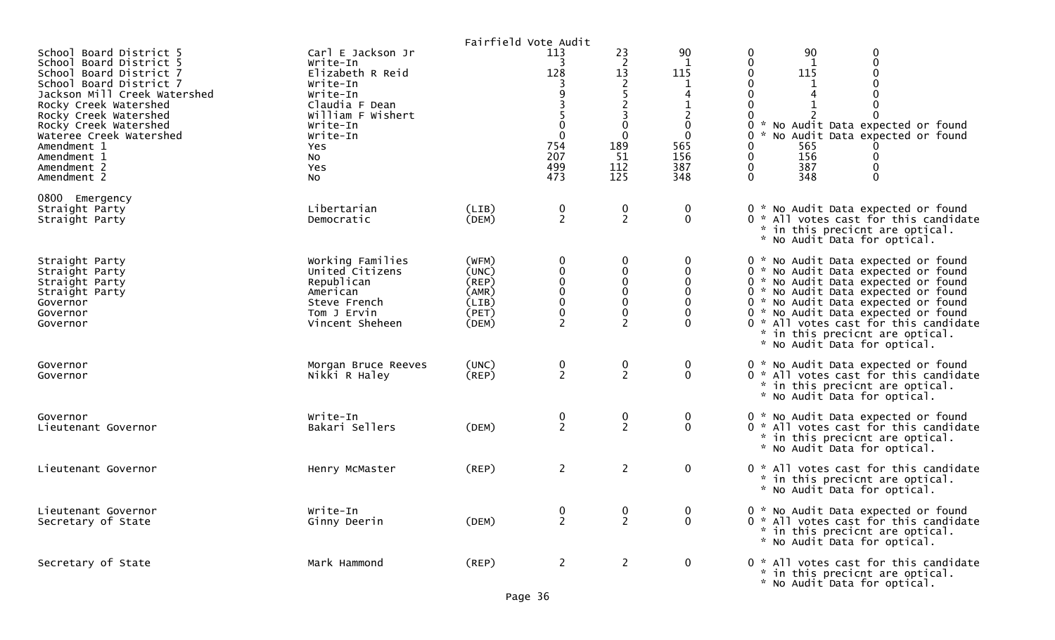Fairfield Vote Audit

| | | | | | | | | |
|---|---|---|---|---|---|---|---|---|
| School Board District 5 | Carl E Jackson Jr | | 113 | 23 | 90 | 0 | 90 | 0 |
| School Board District 5 | Write-In | | 3 | 2 | 1 | 0 | 1 | 0 |
| School Board District 7 | Elizabeth R Reid | | 128 | 13 | 115 | 0 | 115 | 0 |
| School Board District 7 | Write-In | | 3 | 2 | 1 | 0 | 1 | 0 |
| Jackson Mill Creek Watershed | Write-In | | 9 | 5 | 4 | 0 | 4 | 0 |
| Rocky Creek Watershed | Claudia F Dean | | 3 | 2 | 1 | 0 | 1 | 0 |
| Rocky Creek Watershed | William F Wishert | | 5 | 3 | 2 | 0 | 2 | 0 |
| Rocky Creek Watershed | Write-In | | 0 | 0 | 0 | 0 * No Audit Data expected or found | | |
| Wateree Creek Watershed | Write-In | | 0 | 0 | 0 | 0 * No Audit Data expected or found | | |
| Amendment 1 | Yes | | 754 | 189 | 565 | 0 | 565 | 0 |
| Amendment 1 | No | | 207 | 51 | 156 | 0 | 156 | 0 |
| Amendment 2 | Yes | | 499 | 112 | 387 | 0 | 387 | 0 |
| Amendment 2 | No | | 473 | 125 | 348 | 0 | 348 | 0 |
| **0800 Emergency** | | | | | | | | |
| Straight Party | Libertarian | (LIB) | 0 | 0 | 0 | 0 * No Audit Data expected or found | | |
| Straight Party | Democratic | (DEM) | 2 | 2 | 0 | 0 * All votes cast for this candidate * in this precicnt are optical. * No Audit Data for optical. | | |
| Straight Party | Working Families | (WFM) | 0 | 0 | 0 | 0 * No Audit Data expected or found | | |
| Straight Party | United Citizens | (UNC) | 0 | 0 | 0 | 0 * No Audit Data expected or found | | |
| Straight Party | Republican | (REP) | 0 | 0 | 0 | 0 * No Audit Data expected or found | | |
| Straight Party | American | (AMR) | 0 | 0 | 0 | 0 * No Audit Data expected or found | | |
| Governor | Steve French | (LIB) | 0 | 0 | 0 | 0 * No Audit Data expected or found | | |
| Governor | Tom J Ervin | (PET) | 0 | 0 | 0 | 0 * No Audit Data expected or found | | |
| Governor | Vincent Sheheen | (DEM) | 2 | 2 | 0 | 0 * All votes cast for this candidate * in this precicnt are optical. * No Audit Data for optical. | | |
| Governor | Morgan Bruce Reeves | (UNC) | 0 | 0 | 0 | 0 * No Audit Data expected or found | | |
| Governor | Nikki R Haley | (REP) | 2 | 2 | 0 | 0 * All votes cast for this candidate * in this precicnt are optical. * No Audit Data for optical. | | |
| Governor | Write-In | | 0 | 0 | 0 | 0 * No Audit Data expected or found | | |
| Lieutenant Governor | Bakari Sellers | (DEM) | 2 | 2 | 0 | 0 * All votes cast for this candidate * in this precicnt are optical. * No Audit Data for optical. | | |
| Lieutenant Governor | Henry McMaster | (REP) | 2 | 2 | 0 | 0 * All votes cast for this candidate * in this precicnt are optical. * No Audit Data for optical. | | |
| Lieutenant Governor | Write-In | | 0 | 0 | 0 | 0 * No Audit Data expected or found | | |
| Secretary of State | Ginny Deerin | (DEM) | 2 | 2 | 0 | 0 * All votes cast for this candidate * in this precicnt are optical. * No Audit Data for optical. | | |
| Secretary of State | Mark Hammond | (REP) | 2 | 2 | 0 | 0 * All votes cast for this candidate * in this precicnt are optical. * No Audit Data for optical. | | |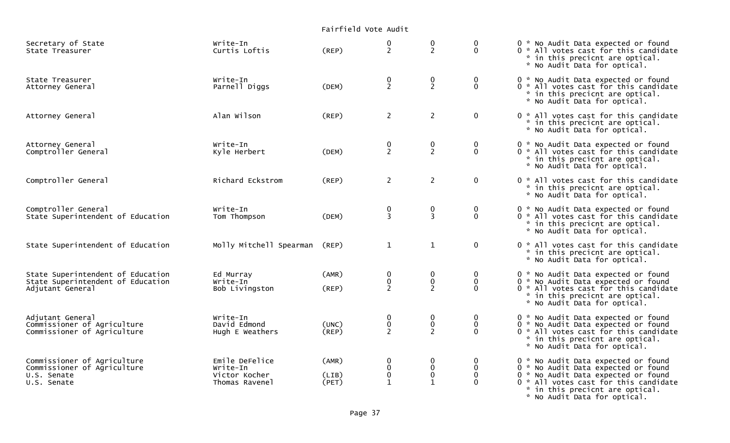# Fairfield Vote Audit

| Office | Candidate | Party | | | | | Notes |
|---|---|---|---|---|---|---|---|
| Secretary of State | Write-In | | 0 | 0 | 0 | 0 | * No Audit Data expected or found |
| State Treasurer | Curtis Loftis | (REP) | 2 | 2 | 0 | 0 | * All votes cast for this candidate * in this precicnt are optical. * No Audit Data for optical. |
| State Treasurer | Write-In | | 0 | 0 | 0 | 0 | * No Audit Data expected or found |
| Attorney General | Parnell Diggs | (DEM) | 2 | 2 | 0 | 0 | * All votes cast for this candidate * in this precicnt are optical. * No Audit Data for optical. |
| Attorney General | Alan Wilson | (REP) | 2 | 2 | 0 | 0 | * All votes cast for this candidate * in this precicnt are optical. * No Audit Data for optical. |
| Attorney General | Write-In | | 0 | 0 | 0 | 0 | * No Audit Data expected or found |
| Comptroller General | Kyle Herbert | (DEM) | 2 | 2 | 0 | 0 | * All votes cast for this candidate * in this precicnt are optical. * No Audit Data for optical. |
| Comptroller General | Richard Eckstrom | (REP) | 2 | 2 | 0 | 0 | * All votes cast for this candidate * in this precicnt are optical. * No Audit Data for optical. |
| Comptroller General | Write-In | | 0 | 0 | 0 | 0 | * No Audit Data expected or found |
| State Superintendent of Education | Tom Thompson | (DEM) | 3 | 3 | 0 | 0 | * All votes cast for this candidate * in this precicnt are optical. * No Audit Data for optical. |
| State Superintendent of Education | Molly Mitchell Spearman | (REP) | 1 | 1 | 0 | 0 | * All votes cast for this candidate * in this precicnt are optical. * No Audit Data for optical. |
| State Superintendent of Education | Ed Murray | (AMR) | 0 | 0 | 0 | 0 | * No Audit Data expected or found |
| State Superintendent of Education | Write-In | | 0 | 0 | 0 | 0 | * No Audit Data expected or found |
| Adjutant General | Bob Livingston | (REP) | 2 | 2 | 0 | 0 | * All votes cast for this candidate * in this precicnt are optical. * No Audit Data for optical. |
| Adjutant General | Write-In | | 0 | 0 | 0 | 0 | * No Audit Data expected or found |
| Commissioner of Agriculture | David Edmond | (UNC) | 0 | 0 | 0 | 0 | * No Audit Data expected or found |
| Commissioner of Agriculture | Hugh E Weathers | (REP) | 2 | 2 | 0 | 0 | * All votes cast for this candidate * in this precicnt are optical. * No Audit Data for optical. |
| Commissioner of Agriculture | Emile DeFelice | (AMR) | 0 | 0 | 0 | 0 | * No Audit Data expected or found |
| Commissioner of Agriculture | Write-In | | 0 | 0 | 0 | 0 | * No Audit Data expected or found |
| U.S. Senate | Victor Kocher | (LIB) | 0 | 0 | 0 | 0 | * No Audit Data expected or found |
| U.S. Senate | Thomas Ravenel | (PET) | 1 | 1 | 0 | 0 | * All votes cast for this candidate * in this precicnt are optical. * No Audit Data for optical. |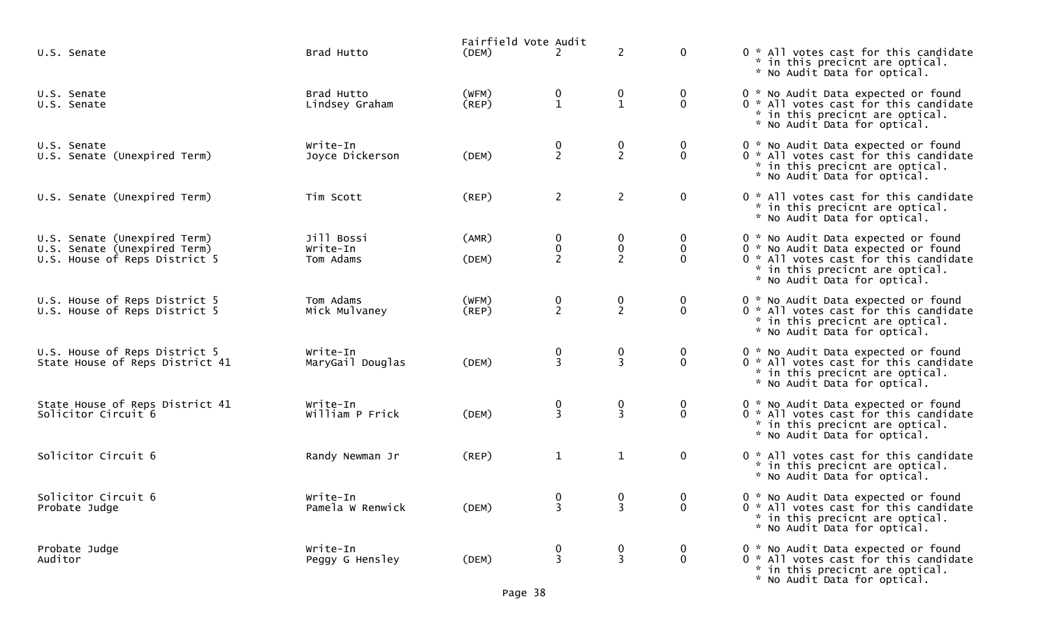Fairfield Vote Audit

| Office | Candidate | Party | | | | | Notes |
|---|---|---|---|---|---|---|---|
| U.S. Senate | Brad Hutto | (DEM) | 2 | 2 | 0 | 0 | * All votes cast for this candidate * in this precicnt are optical. * No Audit Data for optical. |
| U.S. Senate | Brad Hutto | (WFM) | 0 | 0 | 0 | 0 | * No Audit Data expected or found |
| U.S. Senate | Lindsey Graham | (REP) | 1 | 1 | 0 | 0 | * All votes cast for this candidate * in this precicnt are optical. * No Audit Data for optical. |
| U.S. Senate | Write-In | | 0 | 0 | 0 | 0 | * No Audit Data expected or found |
| U.S. Senate (Unexpired Term) | Joyce Dickerson | (DEM) | 2 | 2 | 0 | 0 | * All votes cast for this candidate * in this precicnt are optical. * No Audit Data for optical. |
| U.S. Senate (Unexpired Term) | Tim Scott | (REP) | 2 | 2 | 0 | 0 | * All votes cast for this candidate * in this precicnt are optical. * No Audit Data for optical. |
| U.S. Senate (Unexpired Term) | Jill Bossi | (AMR) | 0 | 0 | 0 | 0 | * No Audit Data expected or found |
| U.S. Senate (Unexpired Term) | Write-In | | 0 | 0 | 0 | 0 | * No Audit Data expected or found |
| U.S. House of Reps District 5 | Tom Adams | (DEM) | 2 | 2 | 0 | 0 | * All votes cast for this candidate * in this precicnt are optical. * No Audit Data for optical. |
| U.S. House of Reps District 5 | Tom Adams | (WFM) | 0 | 0 | 0 | 0 | * No Audit Data expected or found |
| U.S. House of Reps District 5 | Mick Mulvaney | (REP) | 2 | 2 | 0 | 0 | * All votes cast for this candidate * in this precicnt are optical. * No Audit Data for optical. |
| U.S. House of Reps District 5 | Write-In | | 0 | 0 | 0 | 0 | * No Audit Data expected or found |
| State House of Reps District 41 | MaryGail Douglas | (DEM) | 3 | 3 | 0 | 0 | * All votes cast for this candidate * in this precicnt are optical. * No Audit Data for optical. |
| State House of Reps District 41 | Write-In | | 0 | 0 | 0 | 0 | * No Audit Data expected or found |
| Solicitor Circuit 6 | William P Frick | (DEM) | 3 | 3 | 0 | 0 | * All votes cast for this candidate * in this precicnt are optical. * No Audit Data for optical. |
| Solicitor Circuit 6 | Randy Newman Jr | (REP) | 1 | 1 | 0 | 0 | * All votes cast for this candidate * in this precicnt are optical. * No Audit Data for optical. |
| Solicitor Circuit 6 | Write-In | | 0 | 0 | 0 | 0 | * No Audit Data expected or found |
| Probate Judge | Pamela W Renwick | (DEM) | 3 | 3 | 0 | 0 | * All votes cast for this candidate * in this precicnt are optical. * No Audit Data for optical. |
| Probate Judge | Write-In | | 0 | 0 | 0 | 0 | * No Audit Data expected or found |
| Auditor | Peggy G Hensley | (DEM) | 3 | 3 | 0 | 0 | * All votes cast for this candidate * in this precicnt are optical. * No Audit Data for optical. |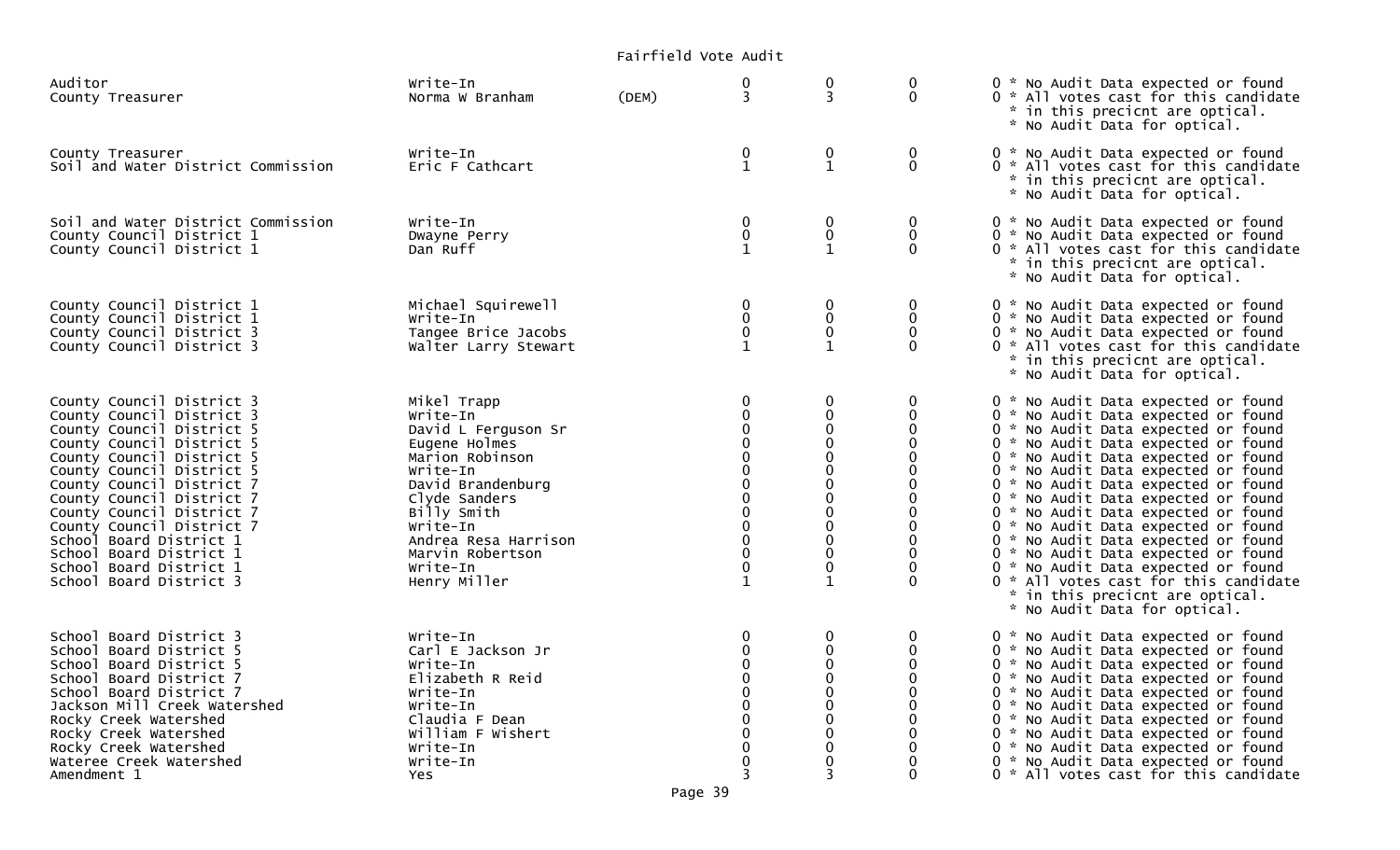# Fairfield Vote Audit

| Contest | Candidate | Party | | | | | Notes |
|---|---|---|---|---|---|---|---|
| Auditor | Write-In | | 0 | 0 | 0 | 0 | * No Audit Data expected or found |
| County Treasurer | Norma W Branham | (DEM) | 3 | 3 | 0 | 0 | * All votes cast for this candidate * in this precicnt are optical. * No Audit Data for optical. |
| County Treasurer | Write-In | | 0 | 0 | 0 | 0 | * No Audit Data expected or found |
| Soil and Water District Commission | Eric F Cathcart | | 1 | 1 | 0 | 0 | * All votes cast for this candidate * in this precicnt are optical. * No Audit Data for optical. |
| Soil and Water District Commission | Write-In | | 0 | 0 | 0 | 0 | * No Audit Data expected or found |
| County Council District 1 | Dwayne Perry | | 0 | 0 | 0 | 0 | * No Audit Data expected or found |
| County Council District 1 | Dan Ruff | | 1 | 1 | 0 | 0 | * All votes cast for this candidate * in this precicnt are optical. * No Audit Data for optical. |
| County Council District 1 | Michael Squirewell | | 0 | 0 | 0 | 0 | * No Audit Data expected or found |
| County Council District 1 | Write-In | | 0 | 0 | 0 | 0 | * No Audit Data expected or found |
| County Council District 3 | Tangee Brice Jacobs | | 0 | 0 | 0 | 0 | * No Audit Data expected or found |
| County Council District 3 | Walter Larry Stewart | | 1 | 1 | 0 | 0 | * All votes cast for this candidate * in this precicnt are optical. * No Audit Data for optical. |
| County Council District 3 | Mikel Trapp | | 0 | 0 | 0 | 0 | * No Audit Data expected or found |
| County Council District 3 | Write-In | | 0 | 0 | 0 | 0 | * No Audit Data expected or found |
| County Council District 5 | David L Ferguson Sr | | 0 | 0 | 0 | 0 | * No Audit Data expected or found |
| County Council District 5 | Eugene Holmes | | 0 | 0 | 0 | 0 | * No Audit Data expected or found |
| County Council District 5 | Marion Robinson | | 0 | 0 | 0 | 0 | * No Audit Data expected or found |
| County Council District 5 | Write-In | | 0 | 0 | 0 | 0 | * No Audit Data expected or found |
| County Council District 7 | David Brandenburg | | 0 | 0 | 0 | 0 | * No Audit Data expected or found |
| County Council District 7 | Clyde Sanders | | 0 | 0 | 0 | 0 | * No Audit Data expected or found |
| County Council District 7 | Billy Smith | | 0 | 0 | 0 | 0 | * No Audit Data expected or found |
| County Council District 7 | Write-In | | 0 | 0 | 0 | 0 | * No Audit Data expected or found |
| School Board District 1 | Andrea Resa Harrison | | 0 | 0 | 0 | 0 | * No Audit Data expected or found |
| School Board District 1 | Marvin Robertson | | 0 | 0 | 0 | 0 | * No Audit Data expected or found |
| School Board District 1 | Write-In | | 0 | 0 | 0 | 0 | * No Audit Data expected or found |
| School Board District 3 | Henry Miller | | 1 | 1 | 0 | 0 | * All votes cast for this candidate * in this precicnt are optical. * No Audit Data for optical. |
| School Board District 3 | Write-In | | 0 | 0 | 0 | 0 | * No Audit Data expected or found |
| School Board District 5 | Carl E Jackson Jr | | 0 | 0 | 0 | 0 | * No Audit Data expected or found |
| School Board District 5 | Write-In | | 0 | 0 | 0 | 0 | * No Audit Data expected or found |
| School Board District 7 | Elizabeth R Reid | | 0 | 0 | 0 | 0 | * No Audit Data expected or found |
| School Board District 7 | Write-In | | 0 | 0 | 0 | 0 | * No Audit Data expected or found |
| Jackson Mill Creek Watershed | Write-In | | 0 | 0 | 0 | 0 | * No Audit Data expected or found |
| Rocky Creek Watershed | Claudia F Dean | | 0 | 0 | 0 | 0 | * No Audit Data expected or found |
| Rocky Creek Watershed | William F Wishert | | 0 | 0 | 0 | 0 | * No Audit Data expected or found |
| Rocky Creek Watershed | Write-In | | 0 | 0 | 0 | 0 | * No Audit Data expected or found |
| Wateree Creek Watershed | Write-In | | 0 | 0 | 0 | 0 | * No Audit Data expected or found |
| Amendment 1 | Yes | | 3 | 3 | 0 | 0 | * All votes cast for this candidate |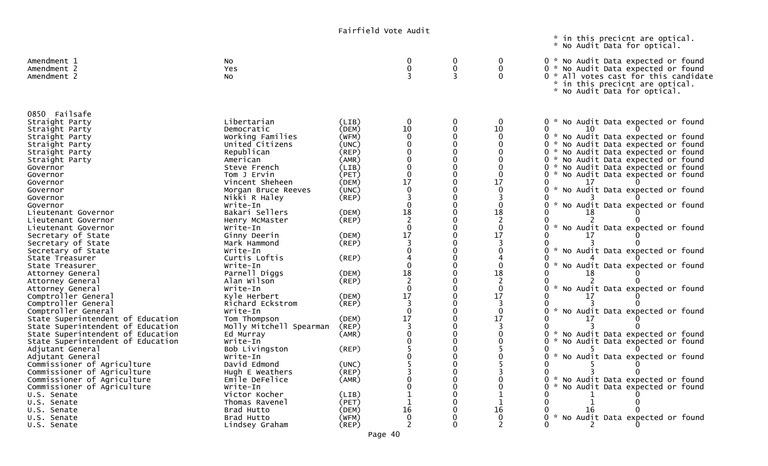Fairfield Vote Audit

| | | | | | | |
|---|---|---|---|---|---|---|
| | | | | | | * in this precicnt are optical.<br>* No Audit Data for optical. |
| Amendment 1 | No | | 0 | 0 | 0 | 0 * No Audit Data expected or found |
| Amendment 2 | Yes | | 0 | 0 | 0 | 0 * No Audit Data expected or found |
| Amendment 2 | No | | 3 | 3 | 0 | 0 * All votes cast for this candidate<br>* in this precicnt are optical.<br>* No Audit Data for optical. |

0850 Failsafe

| | | | | | | | | |
|---|---|---|---|---|---|---|---|---|
| Straight Party | Libertarian | (LIB) | 0 | 0 | 0 | 0 * No Audit Data expected or found | | |
| Straight Party | Democratic | (DEM) | 10 | 0 | 10 | 0 | 10 | 0 |
| Straight Party | Working Families | (WFM) | 0 | 0 | 0 | 0 * No Audit Data expected or found | | |
| Straight Party | United Citizens | (UNC) | 0 | 0 | 0 | 0 * No Audit Data expected or found | | |
| Straight Party | Republican | (REP) | 0 | 0 | 0 | 0 * No Audit Data expected or found | | |
| Straight Party | American | (AMR) | 0 | 0 | 0 | 0 * No Audit Data expected or found | | |
| Governor | Steve French | (LIB) | 0 | 0 | 0 | 0 * No Audit Data expected or found | | |
| Governor | Tom J Ervin | (PET) | 0 | 0 | 0 | 0 * No Audit Data expected or found | | |
| Governor | Vincent Sheheen | (DEM) | 17 | 0 | 17 | 0 | 17 | 0 |
| Governor | Morgan Bruce Reeves | (UNC) | 0 | 0 | 0 | 0 * No Audit Data expected or found | | |
| Governor | Nikki R Haley | (REP) | 3 | 0 | 3 | 0 | 3 | 0 |
| Governor | Write-In | | 0 | 0 | 0 | 0 * No Audit Data expected or found | | |
| Lieutenant Governor | Bakari Sellers | (DEM) | 18 | 0 | 18 | 0 | 18 | 0 |
| Lieutenant Governor | Henry McMaster | (REP) | 2 | 0 | 2 | 0 | 2 | 0 |
| Lieutenant Governor | Write-In | | 0 | 0 | 0 | 0 * No Audit Data expected or found | | |
| Secretary of State | Ginny Deerin | (DEM) | 17 | 0 | 17 | 0 | 17 | 0 |
| Secretary of State | Mark Hammond | (REP) | 3 | 0 | 3 | 0 | 3 | 0 |
| Secretary of State | Write-In | | 0 | 0 | 0 | 0 * No Audit Data expected or found | | |
| State Treasurer | Curtis Loftis | (REP) | 4 | 0 | 4 | 0 | 4 | 0 |
| State Treasurer | Write-In | | 0 | 0 | 0 | 0 * No Audit Data expected or found | | |
| Attorney General | Parnell Diggs | (DEM) | 18 | 0 | 18 | 0 | 18 | 0 |
| Attorney General | Alan Wilson | (REP) | 2 | 0 | 2 | 0 | 2 | 0 |
| Attorney General | Write-In | | 0 | 0 | 0 | 0 * No Audit Data expected or found | | |
| Comptroller General | Kyle Herbert | (DEM) | 17 | 0 | 17 | 0 | 17 | 0 |
| Comptroller General | Richard Eckstrom | (REP) | 3 | 0 | 3 | 0 | 3 | 0 |
| Comptroller General | Write-In | | 0 | 0 | 0 | 0 * No Audit Data expected or found | | |
| State Superintendent of Education | Tom Thompson | (DEM) | 17 | 0 | 17 | 0 | 17 | 0 |
| State Superintendent of Education | Molly Mitchell Spearman | (REP) | 3 | 0 | 3 | 0 | 3 | 0 |
| State Superintendent of Education | Ed Murray | (AMR) | 0 | 0 | 0 | 0 * No Audit Data expected or found | | |
| State Superintendent of Education | Write-In | | 0 | 0 | 0 | 0 * No Audit Data expected or found | | |
| Adjutant General | Bob Livingston | (REP) | 5 | 0 | 5 | 0 | 5 | 0 |
| Adjutant General | Write-In | | 0 | 0 | 0 | 0 * No Audit Data expected or found | | |
| Commissioner of Agriculture | David Edmond | (UNC) | 5 | 0 | 5 | 0 | 5 | 0 |
| Commissioner of Agriculture | Hugh E Weathers | (REP) | 3 | 0 | 3 | 0 | 3 | 0 |
| Commissioner of Agriculture | Emile DeFelice | (AMR) | 0 | 0 | 0 | 0 * No Audit Data expected or found | | |
| Commissioner of Agriculture | Write-In | | 0 | 0 | 0 | 0 * No Audit Data expected or found | | |
| U.S. Senate | Victor Kocher | (LIB) | 1 | 0 | 1 | 0 | 1 | 0 |
| U.S. Senate | Thomas Ravenel | (PET) | 1 | 0 | 1 | 0 | 1 | 0 |
| U.S. Senate | Brad Hutto | (DEM) | 16 | 0 | 16 | 0 | 16 | 0 |
| U.S. Senate | Brad Hutto | (WFM) | 0 | 0 | 0 | 0 * No Audit Data expected or found | | |
| U.S. Senate | Lindsey Graham | (REP) | 2 | 0 | 2 | 0 | 2 | 0 |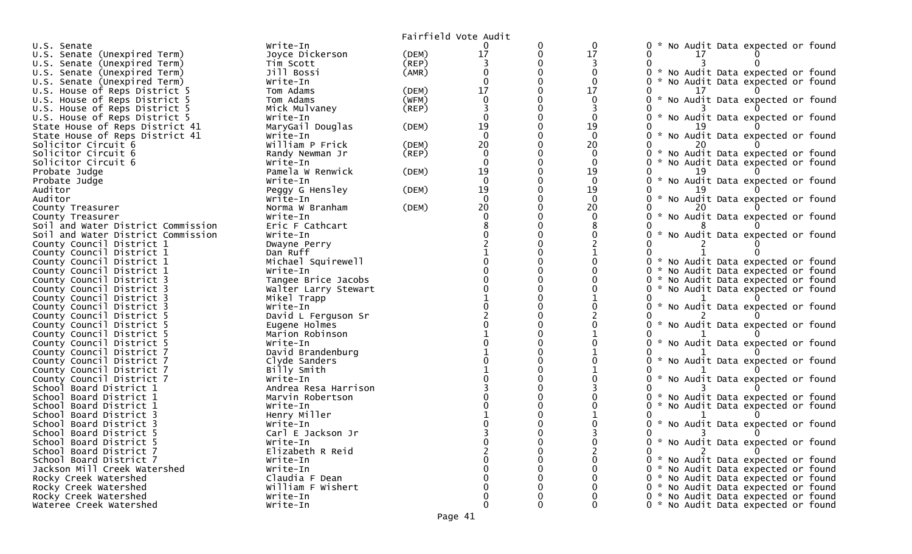Fairfield Vote Audit

| Contest | Candidate | Party | | | | | | | |
|---|---|---|---|---|---|---|---|---|---|
| U.S. Senate | Write-In | | 0 | 0 | 0 | 0 | * No Audit Data expected or found | | |
| U.S. Senate (Unexpired Term) | Joyce Dickerson | (DEM) | 17 | 0 | 17 | 0 | 17 | 0 | |
| U.S. Senate (Unexpired Term) | Tim Scott | (REP) | 3 | 0 | 3 | 0 | 3 | 0 | |
| U.S. Senate (Unexpired Term) | Jill Bossi | (AMR) | 0 | 0 | 0 | 0 | * No Audit Data expected or found | | |
| U.S. Senate (Unexpired Term) | Write-In | | 0 | 0 | 0 | 0 | * No Audit Data expected or found | | |
| U.S. House of Reps District 5 | Tom Adams | (DEM) | 17 | 0 | 17 | 0 | 17 | 0 | |
| U.S. House of Reps District 5 | Tom Adams | (WFM) | 0 | 0 | 0 | 0 | * No Audit Data expected or found | | |
| U.S. House of Reps District 5 | Mick Mulvaney | (REP) | 3 | 0 | 3 | 0 | 3 | 0 | |
| U.S. House of Reps District 5 | Write-In | | 0 | 0 | 0 | 0 | * No Audit Data expected or found | | |
| State House of Reps District 41 | MaryGail Douglas | (DEM) | 19 | 0 | 19 | 0 | 19 | 0 | |
| State House of Reps District 41 | Write-In | | 0 | 0 | 0 | 0 | * No Audit Data expected or found | | |
| Solicitor Circuit 6 | William P Frick | (DEM) | 20 | 0 | 20 | 0 | 20 | 0 | |
| Solicitor Circuit 6 | Randy Newman Jr | (REP) | 0 | 0 | 0 | 0 | * No Audit Data expected or found | | |
| Solicitor Circuit 6 | Write-In | | 0 | 0 | 0 | 0 | * No Audit Data expected or found | | |
| Probate Judge | Pamela W Renwick | (DEM) | 19 | 0 | 19 | 0 | 19 | 0 | |
| Probate Judge | Write-In | | 0 | 0 | 0 | 0 | * No Audit Data expected or found | | |
| Auditor | Peggy G Hensley | (DEM) | 19 | 0 | 19 | 0 | 19 | 0 | |
| Auditor | Write-In | | 0 | 0 | 0 | 0 | * No Audit Data expected or found | | |
| County Treasurer | Norma W Branham | (DEM) | 20 | 0 | 20 | 0 | 20 | 0 | |
| County Treasurer | Write-In | | 0 | 0 | 0 | 0 | * No Audit Data expected or found | | |
| Soil and Water District Commission | Eric F Cathcart | | 8 | 0 | 8 | 0 | 8 | 0 | |
| Soil and Water District Commission | Write-In | | 0 | 0 | 0 | 0 | * No Audit Data expected or found | | |
| County Council District 1 | Dwayne Perry | | 2 | 0 | 2 | 0 | 2 | 0 | |
| County Council District 1 | Dan Ruff | | 1 | 0 | 1 | 0 | 1 | 0 | |
| County Council District 1 | Michael Squirewell | | 0 | 0 | 0 | 0 | * No Audit Data expected or found | | |
| County Council District 1 | Write-In | | 0 | 0 | 0 | 0 | * No Audit Data expected or found | | |
| County Council District 3 | Tangee Brice Jacobs | | 0 | 0 | 0 | 0 | * No Audit Data expected or found | | |
| County Council District 3 | Walter Larry Stewart | | 0 | 0 | 0 | 0 | * No Audit Data expected or found | | |
| County Council District 3 | Mikel Trapp | | 1 | 0 | 1 | 0 | 1 | 0 | |
| County Council District 3 | Write-In | | 0 | 0 | 0 | 0 | * No Audit Data expected or found | | |
| County Council District 5 | David L Ferguson Sr | | 2 | 0 | 2 | 0 | 2 | 0 | |
| County Council District 5 | Eugene Holmes | | 0 | 0 | 0 | 0 | * No Audit Data expected or found | | |
| County Council District 5 | Marion Robinson | | 1 | 0 | 1 | 0 | 1 | 0 | |
| County Council District 5 | Write-In | | 0 | 0 | 0 | 0 | * No Audit Data expected or found | | |
| County Council District 7 | David Brandenburg | | 1 | 0 | 1 | 0 | 1 | 0 | |
| County Council District 7 | Clyde Sanders | | 0 | 0 | 0 | 0 | * No Audit Data expected or found | | |
| County Council District 7 | Billy Smith | | 1 | 0 | 1 | 0 | 1 | 0 | |
| County Council District 7 | Write-In | | 0 | 0 | 0 | 0 | * No Audit Data expected or found | | |
| School Board District 1 | Andrea Resa Harrison | | 3 | 0 | 3 | 0 | 3 | 0 | |
| School Board District 1 | Marvin Robertson | | 0 | 0 | 0 | 0 | * No Audit Data expected or found | | |
| School Board District 1 | Write-In | | 0 | 0 | 0 | 0 | * No Audit Data expected or found | | |
| School Board District 3 | Henry Miller | | 1 | 0 | 1 | 0 | 1 | 0 | |
| School Board District 3 | Write-In | | 0 | 0 | 0 | 0 | * No Audit Data expected or found | | |
| School Board District 5 | Carl E Jackson Jr | | 3 | 0 | 3 | 0 | 3 | 0 | |
| School Board District 5 | Write-In | | 0 | 0 | 0 | 0 | * No Audit Data expected or found | | |
| School Board District 7 | Elizabeth R Reid | | 2 | 0 | 2 | 0 | 2 | 0 | |
| School Board District 7 | Write-In | | 0 | 0 | 0 | 0 | * No Audit Data expected or found | | |
| Jackson Mill Creek Watershed | Write-In | | 0 | 0 | 0 | 0 | * No Audit Data expected or found | | |
| Rocky Creek Watershed | Claudia F Dean | | 0 | 0 | 0 | 0 | * No Audit Data expected or found | | |
| Rocky Creek Watershed | William F Wishert | | 0 | 0 | 0 | 0 | * No Audit Data expected or found | | |
| Rocky Creek Watershed | Write-In | | 0 | 0 | 0 | 0 | * No Audit Data expected or found | | |
| Wateree Creek Watershed | Write-In | | 0 | 0 | 0 | 0 | * No Audit Data expected or found | | |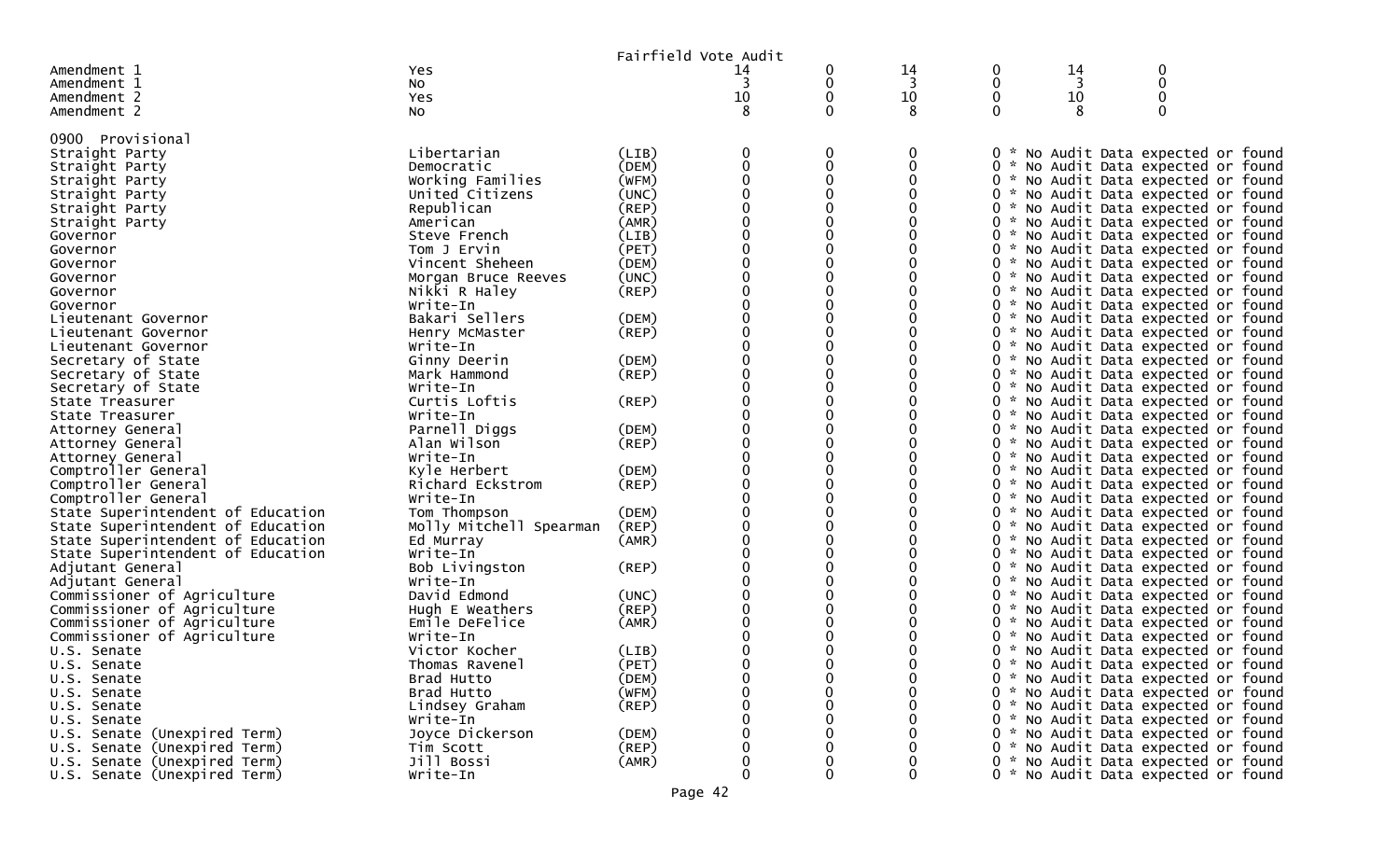Fairfield Vote Audit

| | | | | | | | | |
|---|---|---|---|---|---|---|---|---|
| Amendment 1 | Yes | | 14 | 0 | 14 | 0 | 14 | 0 |
| Amendment 1 | No | | 3 | 0 | 3 | 0 | 3 | 0 |
| Amendment 2 | Yes | | 10 | 0 | 10 | 0 | 10 | 0 |
| Amendment 2 | No | | 8 | 0 | 8 | 0 | 8 | 0 |

0900 Provisional

| | | | | | | | |
|---|---|---|---|---|---|---|---|
| Straight Party | Libertarian | (LIB) | 0 | 0 | 0 | 0 | * No Audit Data expected or found |
| Straight Party | Democratic | (DEM) | 0 | 0 | 0 | 0 | * No Audit Data expected or found |
| Straight Party | Working Families | (WFM) | 0 | 0 | 0 | 0 | * No Audit Data expected or found |
| Straight Party | United Citizens | (UNC) | 0 | 0 | 0 | 0 | * No Audit Data expected or found |
| Straight Party | Republican | (REP) | 0 | 0 | 0 | 0 | * No Audit Data expected or found |
| Straight Party | American | (AMR) | 0 | 0 | 0 | 0 | * No Audit Data expected or found |
| Governor | Steve French | (LIB) | 0 | 0 | 0 | 0 | * No Audit Data expected or found |
| Governor | Tom J Ervin | (PET) | 0 | 0 | 0 | 0 | * No Audit Data expected or found |
| Governor | Vincent Sheheen | (DEM) | 0 | 0 | 0 | 0 | * No Audit Data expected or found |
| Governor | Morgan Bruce Reeves | (UNC) | 0 | 0 | 0 | 0 | * No Audit Data expected or found |
| Governor | Nikki R Haley | (REP) | 0 | 0 | 0 | 0 | * No Audit Data expected or found |
| Governor | Write-In | | 0 | 0 | 0 | 0 | * No Audit Data expected or found |
| Lieutenant Governor | Bakari Sellers | (DEM) | 0 | 0 | 0 | 0 | * No Audit Data expected or found |
| Lieutenant Governor | Henry McMaster | (REP) | 0 | 0 | 0 | 0 | * No Audit Data expected or found |
| Lieutenant Governor | Write-In | | 0 | 0 | 0 | 0 | * No Audit Data expected or found |
| Secretary of State | Ginny Deerin | (DEM) | 0 | 0 | 0 | 0 | * No Audit Data expected or found |
| Secretary of State | Mark Hammond | (REP) | 0 | 0 | 0 | 0 | * No Audit Data expected or found |
| Secretary of State | Write-In | | 0 | 0 | 0 | 0 | * No Audit Data expected or found |
| State Treasurer | Curtis Loftis | (REP) | 0 | 0 | 0 | 0 | * No Audit Data expected or found |
| State Treasurer | Write-In | | 0 | 0 | 0 | 0 | * No Audit Data expected or found |
| Attorney General | Parnell Diggs | (DEM) | 0 | 0 | 0 | 0 | * No Audit Data expected or found |
| Attorney General | Alan Wilson | (REP) | 0 | 0 | 0 | 0 | * No Audit Data expected or found |
| Attorney General | Write-In | | 0 | 0 | 0 | 0 | * No Audit Data expected or found |
| Comptroller General | Kyle Herbert | (DEM) | 0 | 0 | 0 | 0 | * No Audit Data expected or found |
| Comptroller General | Richard Eckstrom | (REP) | 0 | 0 | 0 | 0 | * No Audit Data expected or found |
| Comptroller General | Write-In | | 0 | 0 | 0 | 0 | * No Audit Data expected or found |
| State Superintendent of Education | Tom Thompson | (DEM) | 0 | 0 | 0 | 0 | * No Audit Data expected or found |
| State Superintendent of Education | Molly Mitchell Spearman | (REP) | 0 | 0 | 0 | 0 | * No Audit Data expected or found |
| State Superintendent of Education | Ed Murray | (AMR) | 0 | 0 | 0 | 0 | * No Audit Data expected or found |
| State Superintendent of Education | Write-In | | 0 | 0 | 0 | 0 | * No Audit Data expected or found |
| Adjutant General | Bob Livingston | (REP) | 0 | 0 | 0 | 0 | * No Audit Data expected or found |
| Adjutant General | Write-In | | 0 | 0 | 0 | 0 | * No Audit Data expected or found |
| Commissioner of Agriculture | David Edmond | (UNC) | 0 | 0 | 0 | 0 | * No Audit Data expected or found |
| Commissioner of Agriculture | Hugh E Weathers | (REP) | 0 | 0 | 0 | 0 | * No Audit Data expected or found |
| Commissioner of Agriculture | Emile DeFelice | (AMR) | 0 | 0 | 0 | 0 | * No Audit Data expected or found |
| Commissioner of Agriculture | Write-In | | 0 | 0 | 0 | 0 | * No Audit Data expected or found |
| U.S. Senate | Victor Kocher | (LIB) | 0 | 0 | 0 | 0 | * No Audit Data expected or found |
| U.S. Senate | Thomas Ravenel | (PET) | 0 | 0 | 0 | 0 | * No Audit Data expected or found |
| U.S. Senate | Brad Hutto | (DEM) | 0 | 0 | 0 | 0 | * No Audit Data expected or found |
| U.S. Senate | Brad Hutto | (WFM) | 0 | 0 | 0 | 0 | * No Audit Data expected or found |
| U.S. Senate | Lindsey Graham | (REP) | 0 | 0 | 0 | 0 | * No Audit Data expected or found |
| U.S. Senate | Write-In | | 0 | 0 | 0 | 0 | * No Audit Data expected or found |
| U.S. Senate (Unexpired Term) | Joyce Dickerson | (DEM) | 0 | 0 | 0 | 0 | * No Audit Data expected or found |
| U.S. Senate (Unexpired Term) | Tim Scott | (REP) | 0 | 0 | 0 | 0 | * No Audit Data expected or found |
| U.S. Senate (Unexpired Term) | Jill Bossi | (AMR) | 0 | 0 | 0 | 0 | * No Audit Data expected or found |
| U.S. Senate (Unexpired Term) | Write-In | | 0 | 0 | 0 | 0 | * No Audit Data expected or found |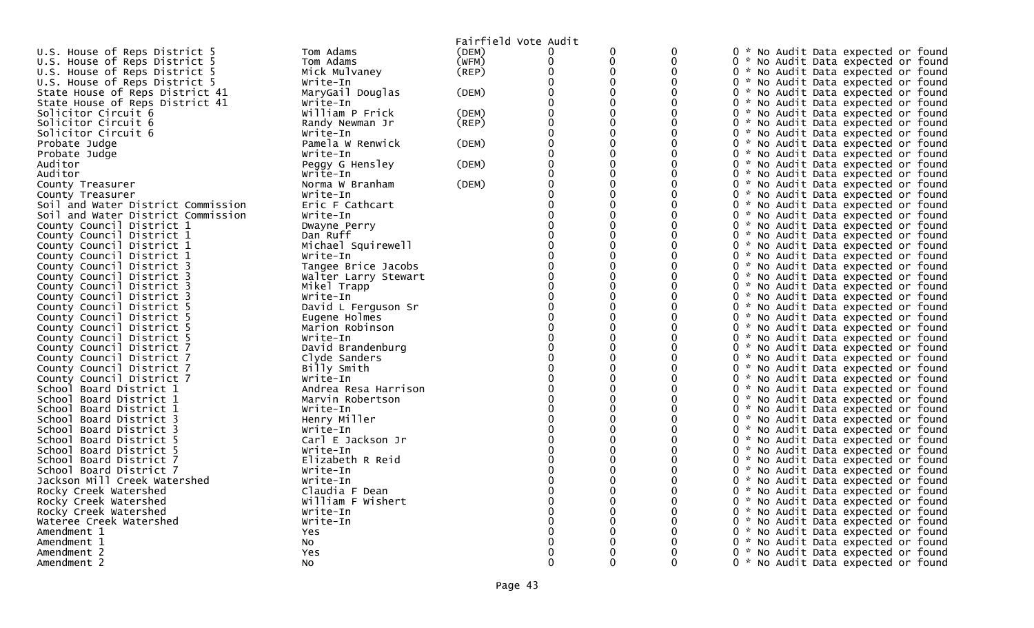Fairfield Vote Audit

| Contest | Candidate | Party | | | | |
|---|---|---|---|---|---|---|
| U.S. House of Reps District 5 | Tom Adams | (DEM) | 0 | 0 | 0 | 0 * No Audit Data expected or found |
| U.S. House of Reps District 5 | Tom Adams | (WFM) | 0 | 0 | 0 | 0 * No Audit Data expected or found |
| U.S. House of Reps District 5 | Mick Mulvaney | (REP) | 0 | 0 | 0 | 0 * No Audit Data expected or found |
| U.S. House of Reps District 5 | Write-In | | 0 | 0 | 0 | 0 * No Audit Data expected or found |
| State House of Reps District 41 | MaryGail Douglas | (DEM) | 0 | 0 | 0 | 0 * No Audit Data expected or found |
| State House of Reps District 41 | Write-In | | 0 | 0 | 0 | 0 * No Audit Data expected or found |
| Solicitor Circuit 6 | William P Frick | (DEM) | 0 | 0 | 0 | 0 * No Audit Data expected or found |
| Solicitor Circuit 6 | Randy Newman Jr | (REP) | 0 | 0 | 0 | 0 * No Audit Data expected or found |
| Solicitor Circuit 6 | Write-In | | 0 | 0 | 0 | 0 * No Audit Data expected or found |
| Probate Judge | Pamela W Renwick | (DEM) | 0 | 0 | 0 | 0 * No Audit Data expected or found |
| Probate Judge | Write-In | | 0 | 0 | 0 | 0 * No Audit Data expected or found |
| Auditor | Peggy G Hensley | (DEM) | 0 | 0 | 0 | 0 * No Audit Data expected or found |
| Auditor | Write-In | | 0 | 0 | 0 | 0 * No Audit Data expected or found |
| County Treasurer | Norma W Branham | (DEM) | 0 | 0 | 0 | 0 * No Audit Data expected or found |
| County Treasurer | Write-In | | 0 | 0 | 0 | 0 * No Audit Data expected or found |
| Soil and Water District Commission | Eric F Cathcart | | 0 | 0 | 0 | 0 * No Audit Data expected or found |
| Soil and Water District Commission | Write-In | | 0 | 0 | 0 | 0 * No Audit Data expected or found |
| County Council District 1 | Dwayne Perry | | 0 | 0 | 0 | 0 * No Audit Data expected or found |
| County Council District 1 | Dan Ruff | | 0 | 0 | 0 | 0 * No Audit Data expected or found |
| County Council District 1 | Michael Squirewell | | 0 | 0 | 0 | 0 * No Audit Data expected or found |
| County Council District 1 | Write-In | | 0 | 0 | 0 | 0 * No Audit Data expected or found |
| County Council District 3 | Tangee Brice Jacobs | | 0 | 0 | 0 | 0 * No Audit Data expected or found |
| County Council District 3 | Walter Larry Stewart | | 0 | 0 | 0 | 0 * No Audit Data expected or found |
| County Council District 3 | Mikel Trapp | | 0 | 0 | 0 | 0 * No Audit Data expected or found |
| County Council District 3 | Write-In | | 0 | 0 | 0 | 0 * No Audit Data expected or found |
| County Council District 5 | David L Ferguson Sr | | 0 | 0 | 0 | 0 * No Audit Data expected or found |
| County Council District 5 | Eugene Holmes | | 0 | 0 | 0 | 0 * No Audit Data expected or found |
| County Council District 5 | Marion Robinson | | 0 | 0 | 0 | 0 * No Audit Data expected or found |
| County Council District 5 | Write-In | | 0 | 0 | 0 | 0 * No Audit Data expected or found |
| County Council District 7 | David Brandenburg | | 0 | 0 | 0 | 0 * No Audit Data expected or found |
| County Council District 7 | Clyde Sanders | | 0 | 0 | 0 | 0 * No Audit Data expected or found |
| County Council District 7 | Billy Smith | | 0 | 0 | 0 | 0 * No Audit Data expected or found |
| County Council District 7 | Write-In | | 0 | 0 | 0 | 0 * No Audit Data expected or found |
| School Board District 1 | Andrea Resa Harrison | | 0 | 0 | 0 | 0 * No Audit Data expected or found |
| School Board District 1 | Marvin Robertson | | 0 | 0 | 0 | 0 * No Audit Data expected or found |
| School Board District 1 | Write-In | | 0 | 0 | 0 | 0 * No Audit Data expected or found |
| School Board District 3 | Henry Miller | | 0 | 0 | 0 | 0 * No Audit Data expected or found |
| School Board District 3 | Write-In | | 0 | 0 | 0 | 0 * No Audit Data expected or found |
| School Board District 5 | Carl E Jackson Jr | | 0 | 0 | 0 | 0 * No Audit Data expected or found |
| School Board District 5 | Write-In | | 0 | 0 | 0 | 0 * No Audit Data expected or found |
| School Board District 7 | Elizabeth R Reid | | 0 | 0 | 0 | 0 * No Audit Data expected or found |
| School Board District 7 | Write-In | | 0 | 0 | 0 | 0 * No Audit Data expected or found |
| Jackson Mill Creek Watershed | Write-In | | 0 | 0 | 0 | 0 * No Audit Data expected or found |
| Rocky Creek Watershed | Claudia F Dean | | 0 | 0 | 0 | 0 * No Audit Data expected or found |
| Rocky Creek Watershed | William F Wishert | | 0 | 0 | 0 | 0 * No Audit Data expected or found |
| Rocky Creek Watershed | Write-In | | 0 | 0 | 0 | 0 * No Audit Data expected or found |
| Wateree Creek Watershed | Write-In | | 0 | 0 | 0 | 0 * No Audit Data expected or found |
| Amendment 1 | Yes | | 0 | 0 | 0 | 0 * No Audit Data expected or found |
| Amendment 1 | No | | 0 | 0 | 0 | 0 * No Audit Data expected or found |
| Amendment 2 | Yes | | 0 | 0 | 0 | 0 * No Audit Data expected or found |
| Amendment 2 | No | | 0 | 0 | 0 | 0 * No Audit Data expected or found |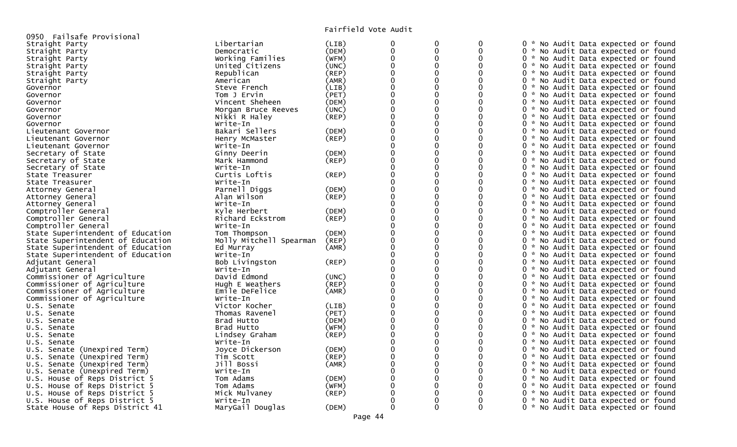# Fairfield Vote Audit

## 0950 Failsafe Provisional

| Contest | Candidate | Party | | | | | |
|---|---|---|---|---|---|---|---|
| Straight Party | Libertarian | (LIB) | 0 | 0 | 0 | 0 | * No Audit Data expected or found |
| Straight Party | Democratic | (DEM) | 0 | 0 | 0 | 0 | * No Audit Data expected or found |
| Straight Party | Working Families | (WFM) | 0 | 0 | 0 | 0 | * No Audit Data expected or found |
| Straight Party | United Citizens | (UNC) | 0 | 0 | 0 | 0 | * No Audit Data expected or found |
| Straight Party | Republican | (REP) | 0 | 0 | 0 | 0 | * No Audit Data expected or found |
| Straight Party | American | (AMR) | 0 | 0 | 0 | 0 | * No Audit Data expected or found |
| Governor | Steve French | (LIB) | 0 | 0 | 0 | 0 | * No Audit Data expected or found |
| Governor | Tom J Ervin | (PET) | 0 | 0 | 0 | 0 | * No Audit Data expected or found |
| Governor | Vincent Sheheen | (DEM) | 0 | 0 | 0 | 0 | * No Audit Data expected or found |
| Governor | Morgan Bruce Reeves | (UNC) | 0 | 0 | 0 | 0 | * No Audit Data expected or found |
| Governor | Nikki R Haley | (REP) | 0 | 0 | 0 | 0 | * No Audit Data expected or found |
| Governor | Write-In | | 0 | 0 | 0 | 0 | * No Audit Data expected or found |
| Lieutenant Governor | Bakari Sellers | (DEM) | 0 | 0 | 0 | 0 | * No Audit Data expected or found |
| Lieutenant Governor | Henry McMaster | (REP) | 0 | 0 | 0 | 0 | * No Audit Data expected or found |
| Lieutenant Governor | Write-In | | 0 | 0 | 0 | 0 | * No Audit Data expected or found |
| Secretary of State | Ginny Deerin | (DEM) | 0 | 0 | 0 | 0 | * No Audit Data expected or found |
| Secretary of State | Mark Hammond | (REP) | 0 | 0 | 0 | 0 | * No Audit Data expected or found |
| Secretary of State | Write-In | | 0 | 0 | 0 | 0 | * No Audit Data expected or found |
| State Treasurer | Curtis Loftis | (REP) | 0 | 0 | 0 | 0 | * No Audit Data expected or found |
| State Treasurer | Write-In | | 0 | 0 | 0 | 0 | * No Audit Data expected or found |
| Attorney General | Parnell Diggs | (DEM) | 0 | 0 | 0 | 0 | * No Audit Data expected or found |
| Attorney General | Alan Wilson | (REP) | 0 | 0 | 0 | 0 | * No Audit Data expected or found |
| Attorney General | Write-In | | 0 | 0 | 0 | 0 | * No Audit Data expected or found |
| Comptroller General | Kyle Herbert | (DEM) | 0 | 0 | 0 | 0 | * No Audit Data expected or found |
| Comptroller General | Richard Eckstrom | (REP) | 0 | 0 | 0 | 0 | * No Audit Data expected or found |
| Comptroller General | Write-In | | 0 | 0 | 0 | 0 | * No Audit Data expected or found |
| State Superintendent of Education | Tom Thompson | (DEM) | 0 | 0 | 0 | 0 | * No Audit Data expected or found |
| State Superintendent of Education | Molly Mitchell Spearman | (REP) | 0 | 0 | 0 | 0 | * No Audit Data expected or found |
| State Superintendent of Education | Ed Murray | (AMR) | 0 | 0 | 0 | 0 | * No Audit Data expected or found |
| State Superintendent of Education | Write-In | | 0 | 0 | 0 | 0 | * No Audit Data expected or found |
| Adjutant General | Bob Livingston | (REP) | 0 | 0 | 0 | 0 | * No Audit Data expected or found |
| Adjutant General | Write-In | | 0 | 0 | 0 | 0 | * No Audit Data expected or found |
| Commissioner of Agriculture | David Edmond | (UNC) | 0 | 0 | 0 | 0 | * No Audit Data expected or found |
| Commissioner of Agriculture | Hugh E Weathers | (REP) | 0 | 0 | 0 | 0 | * No Audit Data expected or found |
| Commissioner of Agriculture | Emile DeFelice | (AMR) | 0 | 0 | 0 | 0 | * No Audit Data expected or found |
| Commissioner of Agriculture | Write-In | | 0 | 0 | 0 | 0 | * No Audit Data expected or found |
| U.S. Senate | Victor Kocher | (LIB) | 0 | 0 | 0 | 0 | * No Audit Data expected or found |
| U.S. Senate | Thomas Ravenel | (PET) | 0 | 0 | 0 | 0 | * No Audit Data expected or found |
| U.S. Senate | Brad Hutto | (DEM) | 0 | 0 | 0 | 0 | * No Audit Data expected or found |
| U.S. Senate | Brad Hutto | (WFM) | 0 | 0 | 0 | 0 | * No Audit Data expected or found |
| U.S. Senate | Lindsey Graham | (REP) | 0 | 0 | 0 | 0 | * No Audit Data expected or found |
| U.S. Senate | Write-In | | 0 | 0 | 0 | 0 | * No Audit Data expected or found |
| U.S. Senate (Unexpired Term) | Joyce Dickerson | (DEM) | 0 | 0 | 0 | 0 | * No Audit Data expected or found |
| U.S. Senate (Unexpired Term) | Tim Scott | (REP) | 0 | 0 | 0 | 0 | * No Audit Data expected or found |
| U.S. Senate (Unexpired Term) | Jill Bossi | (AMR) | 0 | 0 | 0 | 0 | * No Audit Data expected or found |
| U.S. Senate (Unexpired Term) | Write-In | | 0 | 0 | 0 | 0 | * No Audit Data expected or found |
| U.S. House of Reps District 5 | Tom Adams | (DEM) | 0 | 0 | 0 | 0 | * No Audit Data expected or found |
| U.S. House of Reps District 5 | Tom Adams | (WFM) | 0 | 0 | 0 | 0 | * No Audit Data expected or found |
| U.S. House of Reps District 5 | Mick Mulvaney | (REP) | 0 | 0 | 0 | 0 | * No Audit Data expected or found |
| U.S. House of Reps District 5 | Write-In | | 0 | 0 | 0 | 0 | * No Audit Data expected or found |
| State House of Reps District 41 | MaryGail Douglas | (DEM) | 0 | 0 | 0 | 0 | * No Audit Data expected or found |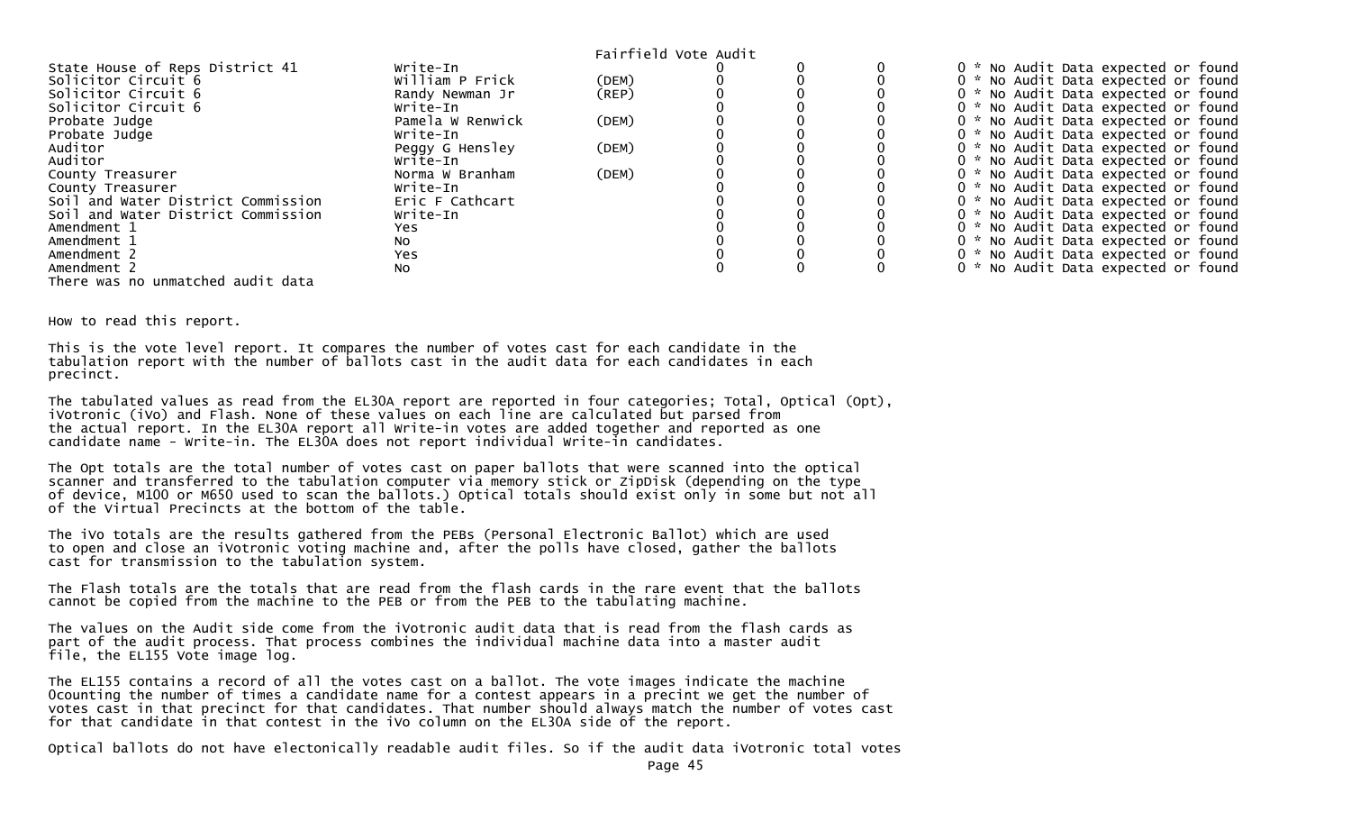Fairfield Vote Audit

| Contest | Candidate | Party | | | | |
|---|---|---|---|---|---|---|
| State House of Reps District 41 | Write-In | | 0 | 0 | 0 | 0 * No Audit Data expected or found |
| Solicitor Circuit 6 | William P Frick | (DEM) | 0 | 0 | 0 | 0 * No Audit Data expected or found |
| Solicitor Circuit 6 | Randy Newman Jr | (REP) | 0 | 0 | 0 | 0 * No Audit Data expected or found |
| Solicitor Circuit 6 | Write-In | | 0 | 0 | 0 | 0 * No Audit Data expected or found |
| Probate Judge | Pamela W Renwick | (DEM) | 0 | 0 | 0 | 0 * No Audit Data expected or found |
| Probate Judge | Write-In | | 0 | 0 | 0 | 0 * No Audit Data expected or found |
| Auditor | Peggy G Hensley | (DEM) | 0 | 0 | 0 | 0 * No Audit Data expected or found |
| Auditor | Write-In | | 0 | 0 | 0 | 0 * No Audit Data expected or found |
| County Treasurer | Norma W Branham | (DEM) | 0 | 0 | 0 | 0 * No Audit Data expected or found |
| County Treasurer | Write-In | | 0 | 0 | 0 | 0 * No Audit Data expected or found |
| Soil and Water District Commission | Eric F Cathcart | | 0 | 0 | 0 | 0 * No Audit Data expected or found |
| Soil and Water District Commission | Write-In | | 0 | 0 | 0 | 0 * No Audit Data expected or found |
| Amendment 1 | Yes | | 0 | 0 | 0 | 0 * No Audit Data expected or found |
| Amendment 1 | No | | 0 | 0 | 0 | 0 * No Audit Data expected or found |
| Amendment 2 | Yes | | 0 | 0 | 0 | 0 * No Audit Data expected or found |
| Amendment 2 | No | | 0 | 0 | 0 | 0 * No Audit Data expected or found |

There was no unmatched audit data

How to read this report.

This is the vote level report. It compares the number of votes cast for each candidate in the tabulation report with the number of ballots cast in the audit data for each candidates in each precinct.

The tabulated values as read from the EL30A report are reported in four categories; Total, Optical (Opt), iVotronic (iVo) and Flash. None of these values on each line are calculated but parsed from the actual report. In the EL30A report all Write-in votes are added together and reported as one candidate name - Write-in. The EL30A does not report individual Write-in candidates.

The Opt totals are the total number of votes cast on paper ballots that were scanned into the optical scanner and transferred to the tabulation computer via memory stick or ZipDisk (depending on the type of device, M100 or M650 used to scan the ballots.) Optical totals should exist only in some but not all of the Virtual Precincts at the bottom of the table.

The iVo totals are the results gathered from the PEBs (Personal Electronic Ballot) which are used to open and close an iVotronic voting machine and, after the polls have closed, gather the ballots cast for transmission to the tabulation system.

The Flash totals are the totals that are read from the flash cards in the rare event that the ballots cannot be copied from the machine to the PEB or from the PEB to the tabulating machine.

The values on the Audit side come from the iVotronic audit data that is read from the flash cards as part of the audit process. That process combines the individual machine data into a master audit file, the EL155 Vote image log.

The EL155 contains a record of all the votes cast on a ballot. The vote images indicate the machine 0counting the number of times a candidate name for a contest appears in a precint we get the number of votes cast in that precinct for that candidates. That number should always match the number of votes cast for that candidate in that contest in the iVo column on the EL30A side of the report.

Optical ballots do not have electonically readable audit files. So if the audit data iVotronic total votes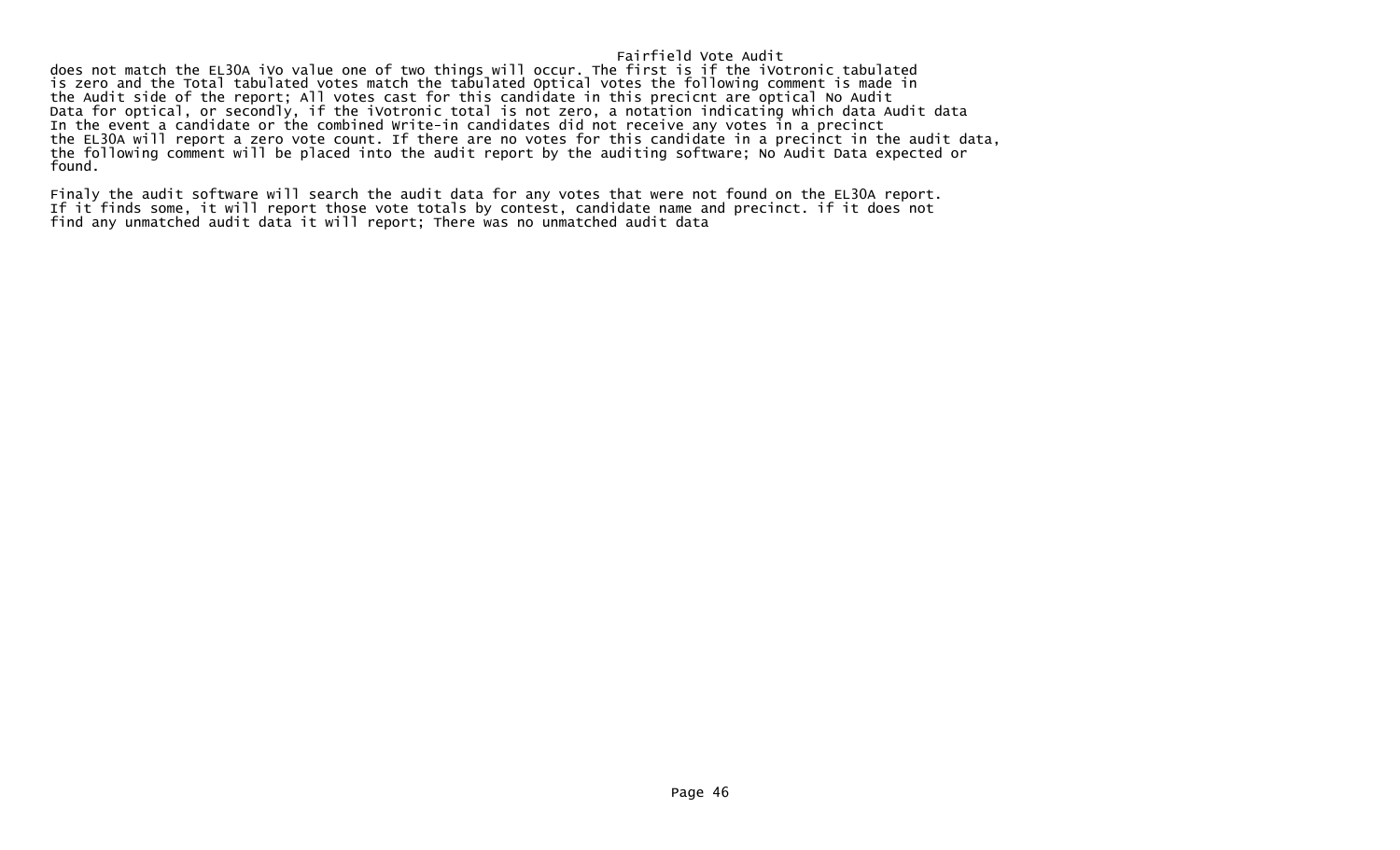does not match the EL30A iVo value one of two things will occur. The first is if the iVotronic tabulated is zero and the Total tabulated votes match the tabulated Optical votes the following comment is made in the Audit side of the report; All votes cast for this candidate in this precicnt are optical No Audit Data for optical, or secondly, if the iVotronic total is not zero, a notation indicating which data Audit data In the event a candidate or the combined Write-in candidates did not receive any votes in a precinct the EL30A will report a zero vote count. If there are no votes for this candidate in a precinct in the audit data, the following comment will be placed into the audit report by the auditing software; No Audit Data expected or found.

Finaly the audit software will search the audit data for any votes that were not found on the EL30A report. If it finds some, it will report those vote totals by contest, candidate name and precinct. if it does not find any unmatched audit data it will report; There was no unmatched audit data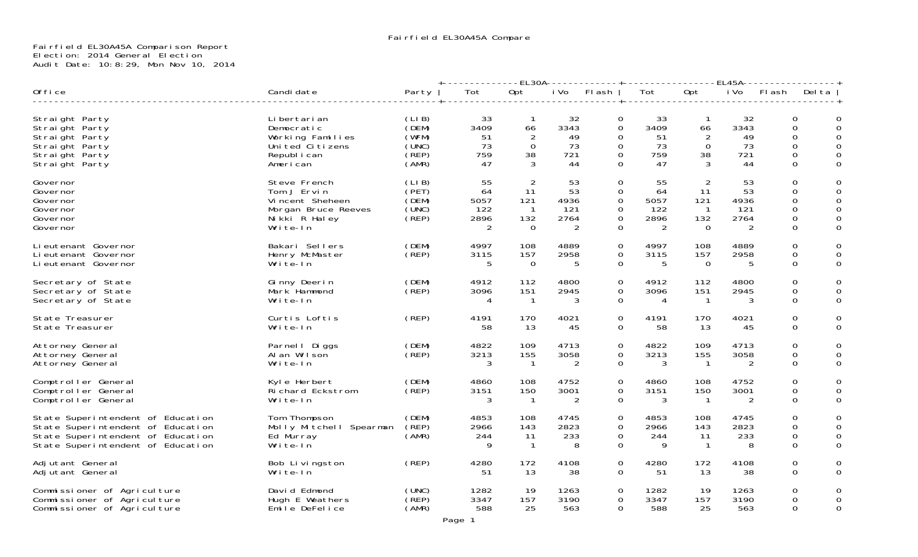Fairfield EL30A45A Compare

Fairfield EL30A45A Comparison Report
Election: 2014 General Election
Audit Date: 10:8:29, Mon Nov 10, 2014

| Office | Candidate | Party | EL30A Tot | EL30A Opt | EL30A iVo | EL30A Flash | EL45A Tot | EL45A Opt | EL45A iVo | EL45A Flash | Delta |
|---|---|---|---|---|---|---|---|---|---|---|---|
| Straight Party | Libertarian | (LIB) | 33 | 1 | 32 | 0 | 33 | 1 | 32 | 0 | 0 |
| Straight Party | Democratic | (DEM) | 3409 | 66 | 3343 | 0 | 3409 | 66 | 3343 | 0 | 0 |
| Straight Party | Working Families | (WFM) | 51 | 2 | 49 | 0 | 51 | 2 | 49 | 0 | 0 |
| Straight Party | United Citizens | (UNC) | 73 | 0 | 73 | 0 | 73 | 0 | 73 | 0 | 0 |
| Straight Party | Republican | (REP) | 759 | 38 | 721 | 0 | 759 | 38 | 721 | 0 | 0 |
| Straight Party | American | (AMR) | 47 | 3 | 44 | 0 | 47 | 3 | 44 | 0 | 0 |
| Governor | Steve French | (LIB) | 55 | 2 | 53 | 0 | 55 | 2 | 53 | 0 | 0 |
| Governor | Tom J Ervin | (PET) | 64 | 11 | 53 | 0 | 64 | 11 | 53 | 0 | 0 |
| Governor | Vincent Sheheen | (DEM) | 5057 | 121 | 4936 | 0 | 5057 | 121 | 4936 | 0 | 0 |
| Governor | Morgan Bruce Reeves | (UNC) | 122 | 1 | 121 | 0 | 122 | 1 | 121 | 0 | 0 |
| Governor | Nikki R Haley | (REP) | 2896 | 132 | 2764 | 0 | 2896 | 132 | 2764 | 0 | 0 |
| Governor | Write-In | | 2 | 0 | 2 | 0 | 2 | 0 | 2 | 0 | 0 |
| Lieutenant Governor | Bakari Sellers | (DEM) | 4997 | 108 | 4889 | 0 | 4997 | 108 | 4889 | 0 | 0 |
| Lieutenant Governor | Henry McMaster | (REP) | 3115 | 157 | 2958 | 0 | 3115 | 157 | 2958 | 0 | 0 |
| Lieutenant Governor | Write-In | | 5 | 0 | 5 | 0 | 5 | 0 | 5 | 0 | 0 |
| Secretary of State | Ginny Deerin | (DEM) | 4912 | 112 | 4800 | 0 | 4912 | 112 | 4800 | 0 | 0 |
| Secretary of State | Mark Hammond | (REP) | 3096 | 151 | 2945 | 0 | 3096 | 151 | 2945 | 0 | 0 |
| Secretary of State | Write-In | | 4 | 1 | 3 | 0 | 4 | 1 | 3 | 0 | 0 |
| State Treasurer | Curtis Loftis | (REP) | 4191 | 170 | 4021 | 0 | 4191 | 170 | 4021 | 0 | 0 |
| State Treasurer | Write-In | | 58 | 13 | 45 | 0 | 58 | 13 | 45 | 0 | 0 |
| Attorney General | Parnell Diggs | (DEM) | 4822 | 109 | 4713 | 0 | 4822 | 109 | 4713 | 0 | 0 |
| Attorney General | Alan Wilson | (REP) | 3213 | 155 | 3058 | 0 | 3213 | 155 | 3058 | 0 | 0 |
| Attorney General | Write-In | | 3 | 1 | 2 | 0 | 3 | 1 | 2 | 0 | 0 |
| Comptroller General | Kyle Herbert | (DEM) | 4860 | 108 | 4752 | 0 | 4860 | 108 | 4752 | 0 | 0 |
| Comptroller General | Richard Eckstrom | (REP) | 3151 | 150 | 3001 | 0 | 3151 | 150 | 3001 | 0 | 0 |
| Comptroller General | Write-In | | 3 | 1 | 2 | 0 | 3 | 1 | 2 | 0 | 0 |
| State Superintendent of Education | Tom Thompson | (DEM) | 4853 | 108 | 4745 | 0 | 4853 | 108 | 4745 | 0 | 0 |
| State Superintendent of Education | Molly Mitchell Spearman | (REP) | 2966 | 143 | 2823 | 0 | 2966 | 143 | 2823 | 0 | 0 |
| State Superintendent of Education | Ed Murray | (AMR) | 244 | 11 | 233 | 0 | 244 | 11 | 233 | 0 | 0 |
| State Superintendent of Education | Write-In | | 9 | 1 | 8 | 0 | 9 | 1 | 8 | 0 | 0 |
| Adjutant General | Bob Livingston | (REP) | 4280 | 172 | 4108 | 0 | 4280 | 172 | 4108 | 0 | 0 |
| Adjutant General | Write-In | | 51 | 13 | 38 | 0 | 51 | 13 | 38 | 0 | 0 |
| Commissioner of Agriculture | David Edmond | (UNC) | 1282 | 19 | 1263 | 0 | 1282 | 19 | 1263 | 0 | 0 |
| Commissioner of Agriculture | Hugh E Weathers | (REP) | 3347 | 157 | 3190 | 0 | 3347 | 157 | 3190 | 0 | 0 |
| Commissioner of Agriculture | Emile DeFelice | (AMR) | 588 | 25 | 563 | 0 | 588 | 25 | 563 | 0 | 0 |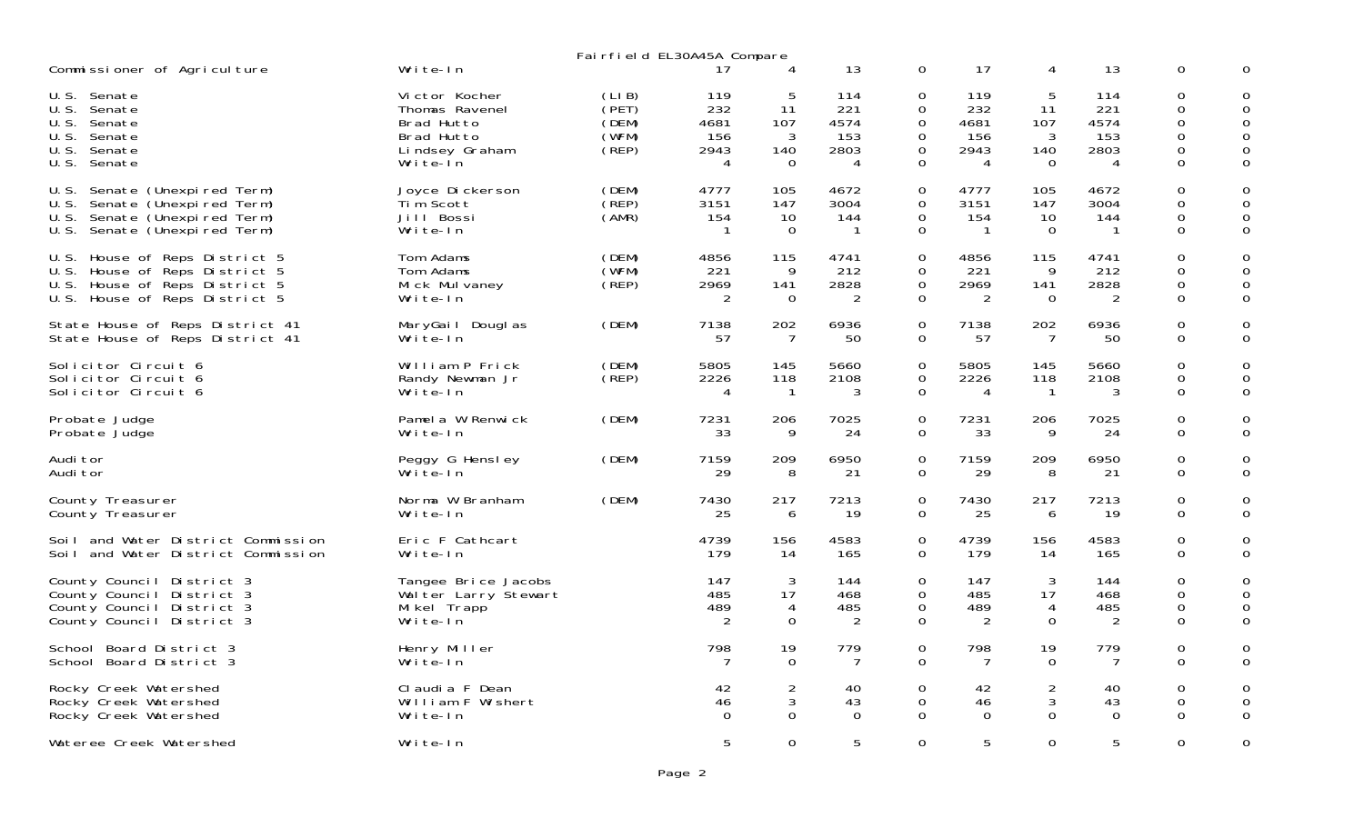Fairfield EL30A45A Compare

| Office | Candidate | Party | | | | | | | | | |
|---|---|---|---|---|---|---|---|---|---|---|---|
| Commissioner of Agriculture | Write-In | | 17 | 4 | 13 | 0 | 17 | 4 | 13 | 0 | 0 |
| U.S. Senate | Victor Kocher | (LIB) | 119 | 5 | 114 | 0 | 119 | 5 | 114 | 0 | 0 |
| U.S. Senate | Thomas Ravenel | (PET) | 232 | 11 | 221 | 0 | 232 | 11 | 221 | 0 | 0 |
| U.S. Senate | Brad Hutto | (DEM) | 4681 | 107 | 4574 | 0 | 4681 | 107 | 4574 | 0 | 0 |
| U.S. Senate | Brad Hutto | (WFM) | 156 | 3 | 153 | 0 | 156 | 3 | 153 | 0 | 0 |
| U.S. Senate | Lindsey Graham | (REP) | 2943 | 140 | 2803 | 0 | 2943 | 140 | 2803 | 0 | 0 |
| U.S. Senate | Write-In | | 4 | 0 | 4 | 0 | 4 | 0 | 4 | 0 | 0 |
| U.S. Senate (Unexpired Term) | Joyce Dickerson | (DEM) | 4777 | 105 | 4672 | 0 | 4777 | 105 | 4672 | 0 | 0 |
| U.S. Senate (Unexpired Term) | Tim Scott | (REP) | 3151 | 147 | 3004 | 0 | 3151 | 147 | 3004 | 0 | 0 |
| U.S. Senate (Unexpired Term) | Jill Bossi | (AMR) | 154 | 10 | 144 | 0 | 154 | 10 | 144 | 0 | 0 |
| U.S. Senate (Unexpired Term) | Write-In | | 1 | 0 | 1 | 0 | 1 | 0 | 1 | 0 | 0 |
| U.S. House of Reps District 5 | Tom Adams | (DEM) | 4856 | 115 | 4741 | 0 | 4856 | 115 | 4741 | 0 | 0 |
| U.S. House of Reps District 5 | Tom Adams | (WFM) | 221 | 9 | 212 | 0 | 221 | 9 | 212 | 0 | 0 |
| U.S. House of Reps District 5 | Mick Mulvaney | (REP) | 2969 | 141 | 2828 | 0 | 2969 | 141 | 2828 | 0 | 0 |
| U.S. House of Reps District 5 | Write-In | | 2 | 0 | 2 | 0 | 2 | 0 | 2 | 0 | 0 |
| State House of Reps District 41 | MaryGail Douglas | (DEM) | 7138 | 202 | 6936 | 0 | 7138 | 202 | 6936 | 0 | 0 |
| State House of Reps District 41 | Write-In | | 57 | 7 | 50 | 0 | 57 | 7 | 50 | 0 | 0 |
| Solicitor Circuit 6 | William P Frick | (DEM) | 5805 | 145 | 5660 | 0 | 5805 | 145 | 5660 | 0 | 0 |
| Solicitor Circuit 6 | Randy Newman Jr | (REP) | 2226 | 118 | 2108 | 0 | 2226 | 118 | 2108 | 0 | 0 |
| Solicitor Circuit 6 | Write-In | | 4 | 1 | 3 | 0 | 4 | 1 | 3 | 0 | 0 |
| Probate Judge | Pamela W Renwick | (DEM) | 7231 | 206 | 7025 | 0 | 7231 | 206 | 7025 | 0 | 0 |
| Probate Judge | Write-In | | 33 | 9 | 24 | 0 | 33 | 9 | 24 | 0 | 0 |
| Auditor | Peggy G Hensley | (DEM) | 7159 | 209 | 6950 | 0 | 7159 | 209 | 6950 | 0 | 0 |
| Auditor | Write-In | | 29 | 8 | 21 | 0 | 29 | 8 | 21 | 0 | 0 |
| County Treasurer | Norma W Branham | (DEM) | 7430 | 217 | 7213 | 0 | 7430 | 217 | 7213 | 0 | 0 |
| County Treasurer | Write-In | | 25 | 6 | 19 | 0 | 25 | 6 | 19 | 0 | 0 |
| Soil and Water District Commission | Eric F Cathcart | | 4739 | 156 | 4583 | 0 | 4739 | 156 | 4583 | 0 | 0 |
| Soil and Water District Commission | Write-In | | 179 | 14 | 165 | 0 | 179 | 14 | 165 | 0 | 0 |
| County Council District 3 | Tangee Brice Jacobs | | 147 | 3 | 144 | 0 | 147 | 3 | 144 | 0 | 0 |
| County Council District 3 | Walter Larry Stewart | | 485 | 17 | 468 | 0 | 485 | 17 | 468 | 0 | 0 |
| County Council District 3 | Mikel Trapp | | 489 | 4 | 485 | 0 | 489 | 4 | 485 | 0 | 0 |
| County Council District 3 | Write-In | | 2 | 0 | 2 | 0 | 2 | 0 | 2 | 0 | 0 |
| School Board District 3 | Henry Miller | | 798 | 19 | 779 | 0 | 798 | 19 | 779 | 0 | 0 |
| School Board District 3 | Write-In | | 7 | 0 | 7 | 0 | 7 | 0 | 7 | 0 | 0 |
| Rocky Creek Watershed | Claudia F Dean | | 42 | 2 | 40 | 0 | 42 | 2 | 40 | 0 | 0 |
| Rocky Creek Watershed | William F Wishert | | 46 | 3 | 43 | 0 | 46 | 3 | 43 | 0 | 0 |
| Rocky Creek Watershed | Write-In | | 0 | 0 | 0 | 0 | 0 | 0 | 0 | 0 | 0 |
| Wateree Creek Watershed | Write-In | | 5 | 0 | 5 | 0 | 5 | 0 | 5 | 0 | 0 |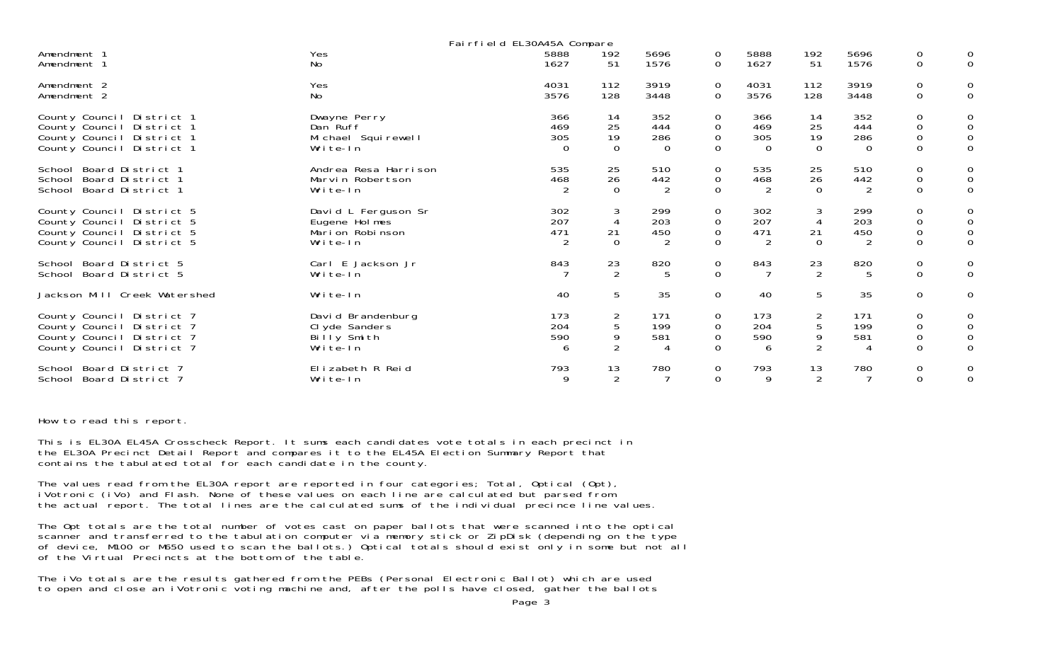Fairfield EL30A45A Compare

| | | | | | | | | | | |
|---|---|---|---|---|---|---|---|---|---|---|
| Amendment 1 | Yes | 5888 | 192 | 5696 | 0 | 5888 | 192 | 5696 | 0 | 0 |
| Amendment 1 | No | 1627 | 51 | 1576 | 0 | 1627 | 51 | 1576 | 0 | 0 |
| Amendment 2 | Yes | 4031 | 112 | 3919 | 0 | 4031 | 112 | 3919 | 0 | 0 |
| Amendment 2 | No | 3576 | 128 | 3448 | 0 | 3576 | 128 | 3448 | 0 | 0 |
| County Council District 1 | Dwayne Perry | 366 | 14 | 352 | 0 | 366 | 14 | 352 | 0 | 0 |
| County Council District 1 | Dan Ruff | 469 | 25 | 444 | 0 | 469 | 25 | 444 | 0 | 0 |
| County Council District 1 | Michael Squirewell | 305 | 19 | 286 | 0 | 305 | 19 | 286 | 0 | 0 |
| County Council District 1 | Write-In | 0 | 0 | 0 | 0 | 0 | 0 | 0 | 0 | 0 |
| School Board District 1 | Andrea Resa Harrison | 535 | 25 | 510 | 0 | 535 | 25 | 510 | 0 | 0 |
| School Board District 1 | Marvin Robertson | 468 | 26 | 442 | 0 | 468 | 26 | 442 | 0 | 0 |
| School Board District 1 | Write-In | 2 | 0 | 2 | 0 | 2 | 0 | 2 | 0 | 0 |
| County Council District 5 | David L Ferguson Sr | 302 | 3 | 299 | 0 | 302 | 3 | 299 | 0 | 0 |
| County Council District 5 | Eugene Holmes | 207 | 4 | 203 | 0 | 207 | 4 | 203 | 0 | 0 |
| County Council District 5 | Marion Robinson | 471 | 21 | 450 | 0 | 471 | 21 | 450 | 0 | 0 |
| County Council District 5 | Write-In | 2 | 0 | 2 | 0 | 2 | 0 | 2 | 0 | 0 |
| School Board District 5 | Carl E Jackson Jr | 843 | 23 | 820 | 0 | 843 | 23 | 820 | 0 | 0 |
| School Board District 5 | Write-In | 7 | 2 | 5 | 0 | 7 | 2 | 5 | 0 | 0 |
| Jackson Mill Creek Watershed | Write-In | 40 | 5 | 35 | 0 | 40 | 5 | 35 | 0 | 0 |
| County Council District 7 | David Brandenburg | 173 | 2 | 171 | 0 | 173 | 2 | 171 | 0 | 0 |
| County Council District 7 | Clyde Sanders | 204 | 5 | 199 | 0 | 204 | 5 | 199 | 0 | 0 |
| County Council District 7 | Billy Smith | 590 | 9 | 581 | 0 | 590 | 9 | 581 | 0 | 0 |
| County Council District 7 | Write-In | 6 | 2 | 4 | 0 | 6 | 2 | 4 | 0 | 0 |
| School Board District 7 | Elizabeth R Reid | 793 | 13 | 780 | 0 | 793 | 13 | 780 | 0 | 0 |
| School Board District 7 | Write-In | 9 | 2 | 7 | 0 | 9 | 2 | 7 | 0 | 0 |

How to read this report.

This is EL30A EL45A Crosscheck Report. It sums each candidates vote totals in each precinct in the EL30A Precinct Detail Report and compares it to the EL45A Election Summary Report that contains the tabulated total for each candidate in the county.

The values read from the EL30A report are reported in four categories; Total, Optical (Opt), iVotronic (iVo) and Flash. None of these values on each line are calculated but parsed from the actual report. The total lines are the calculated sums of the individual precince line values.

The Opt totals are the total number of votes cast on paper ballots that were scanned into the optical scanner and transferred to the tabulation computer via memory stick or ZipDisk (depending on the type of device, M100 or M650 used to scan the ballots.) Optical totals should exist only in some but not all of the Virtual Precincts at the bottom of the table.

The iVo totals are the results gathered from the PEBs (Personal Electronic Ballot) which are used to open and close an iVotronic voting machine and, after the polls have closed, gather the ballots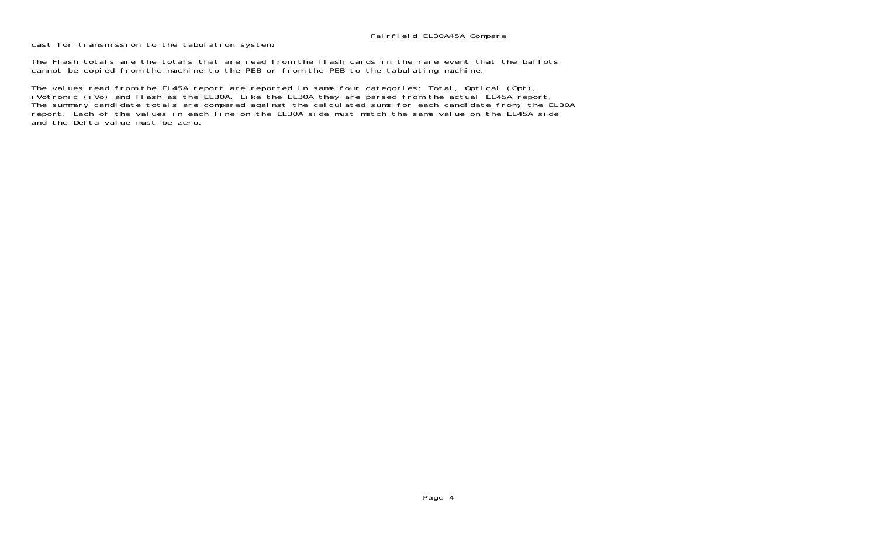cast for transmission to the tabulation system.

The Flash totals are the totals that are read from the flash cards in the rare event that the ballots cannot be copied from the machine to the PEB or from the PEB to the tabulating machine.

The values read from the EL45A report are reported in same four categories; Total, Optical (Opt), iVotronic (iVo) and Flash as the EL30A. Like the EL30A they are parsed from the actual EL45A report. The summary candidate totals are compared against the calculated sums for each candidate from, the EL30A report. Each of the values in each line on the EL30A side must match the same value on the EL45A side and the Delta value must be zero.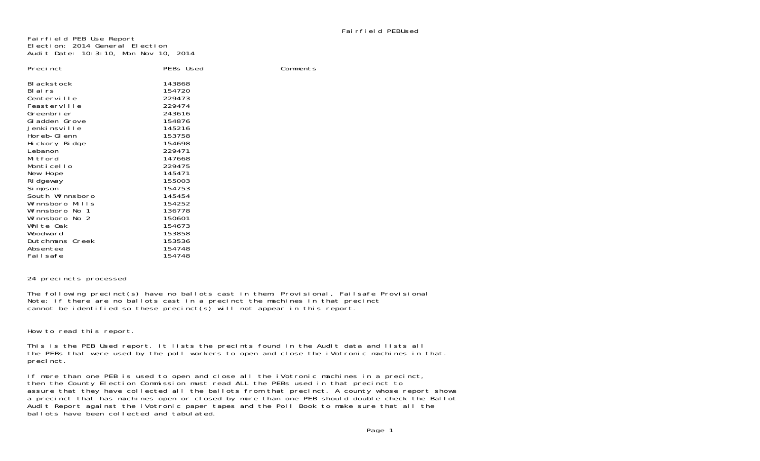Fairfield PEBUsed

Fairfield PEB Use Report
Election: 2014 General Election
Audit Date: 10:3:10, Mon Nov 10, 2014

| Precinct | PEBs Used | Comments |
|---|---|---|
| Blackstock | 143868 | |
| Blairs | 154720 | |
| Centerville | 229473 | |
| Feasterville | 229474 | |
| Greenbrier | 243616 | |
| Gladden Grove | 154876 | |
| Jenkinsville | 145216 | |
| Horeb-Glenn | 153758 | |
| Hickory Ridge | 154698 | |
| Lebanon | 229471 | |
| Mitford | 147668 | |
| Monticello | 229475 | |
| New Hope | 145471 | |
| Ridgeway | 155003 | |
| Simpson | 154753 | |
| South Winnsboro | 145454 | |
| Winnsboro Mills | 154252 | |
| Winnsboro No 1 | 136778 | |
| Winnsboro No 2 | 150601 | |
| White Oak | 154673 | |
| Woodward | 153858 | |
| Dutchmans Creek | 153536 | |
| Absentee | 154748 | |
| Failsafe | 154748 | |

24 precincts processed

The following precinct(s) have no ballots cast in them: Provisional, Failsafe Provisional
Note: if there are no ballots cast in a precinct the machines in that precinct cannot be identified so these precinct(s) will not appear in this report.

How to read this report.

This is the PEB Used report. It lists the precints found in the Audit data and lists all the PEBs that were used by the poll workers to open and close the iVotronic machines in that. precinct.

If more than one PEB is used to open and close all the iVotronic machines in a precinct, then the County Election Commission must read ALL the PEBs used in that precinct to assure that they have collected all the ballots from that precinct. A county whose report shows a precinct that has machines open or closed by more than one PEB should double check the Ballot Audit Report against the iVotronic paper tapes and the Poll Book to make sure that all the ballots have been collected and tabulated.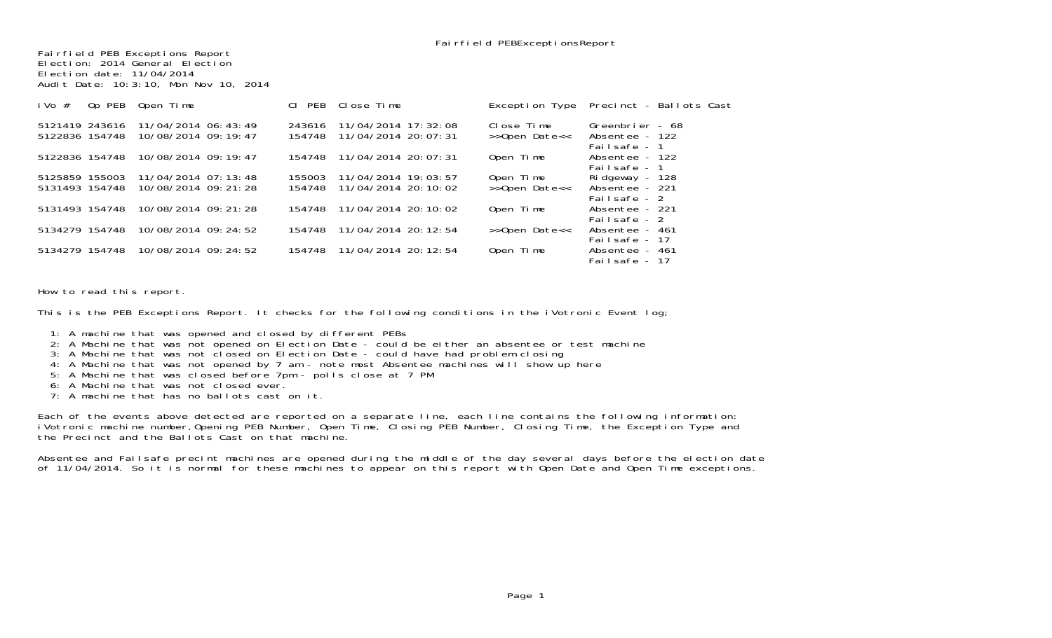Fairfield PEB Exceptions Report
Election: 2014 General Election
Election date: 11/04/2014
Audit Date: 10:3:10, Mon Nov 10, 2014

| iVo # | Op PEB | Open Time | Cl PEB | Close Time | Exception Type | Precinct - Ballots Cast |
|---|---|---|---|---|---|---|
| 5121419 | 243616 | 11/04/2014 06:43:49 | 243616 | 11/04/2014 17:32:08 | Close Time | Greenbrier - 68 |
| 5122836 | 154748 | 10/08/2014 09:19:47 | 154748 | 11/04/2014 20:07:31 | >>Open Date<< | Absentee - 122<br>Failsafe - 1 |
| 5122836 | 154748 | 10/08/2014 09:19:47 | 154748 | 11/04/2014 20:07:31 | Open Time | Absentee - 122<br>Failsafe - 1 |
| 5125859 | 155003 | 11/04/2014 07:13:48 | 155003 | 11/04/2014 19:03:57 | Open Time | Ridgeway - 128 |
| 5131493 | 154748 | 10/08/2014 09:21:28 | 154748 | 11/04/2014 20:10:02 | >>Open Date<< | Absentee - 221<br>Failsafe - 2 |
| 5131493 | 154748 | 10/08/2014 09:21:28 | 154748 | 11/04/2014 20:10:02 | Open Time | Absentee - 221<br>Failsafe - 2 |
| 5134279 | 154748 | 10/08/2014 09:24:52 | 154748 | 11/04/2014 20:12:54 | >>Open Date<< | Absentee - 461<br>Failsafe - 17 |
| 5134279 | 154748 | 10/08/2014 09:24:52 | 154748 | 11/04/2014 20:12:54 | Open Time | Absentee - 461<br>Failsafe - 17 |

How to read this report.

This is the PEB Exceptions Report. It checks for the following conditions in the iVotronic Event log;

1: A machine that was opened and closed by different PEBs
2: A Machine that was not opened on Election Date - could be either an absentee or test machine
3: A Machine that was not closed on Election Date - could have had problem closing
4: A Machine that was not opened by 7 am - note most Absentee machines will show up here
5: A Machine that was closed before 7pm - polls close at 7 PM
6: A Machine that was not closed ever.
7: A machine that has no ballots cast on it.

Each of the events above detected are reported on a separate line, each line contains the following information: iVotronic machine number, Opening PEB Number, Open Time, Closing PEB Number, Closing Time, the Exception Type and the Precinct and the Ballots Cast on that machine.

Absentee and Failsafe precint machines are opened during the middle of the day several days before the election date of 11/04/2014. So it is normal for these machines to appear on this report with Open Date and Open Time exceptions.